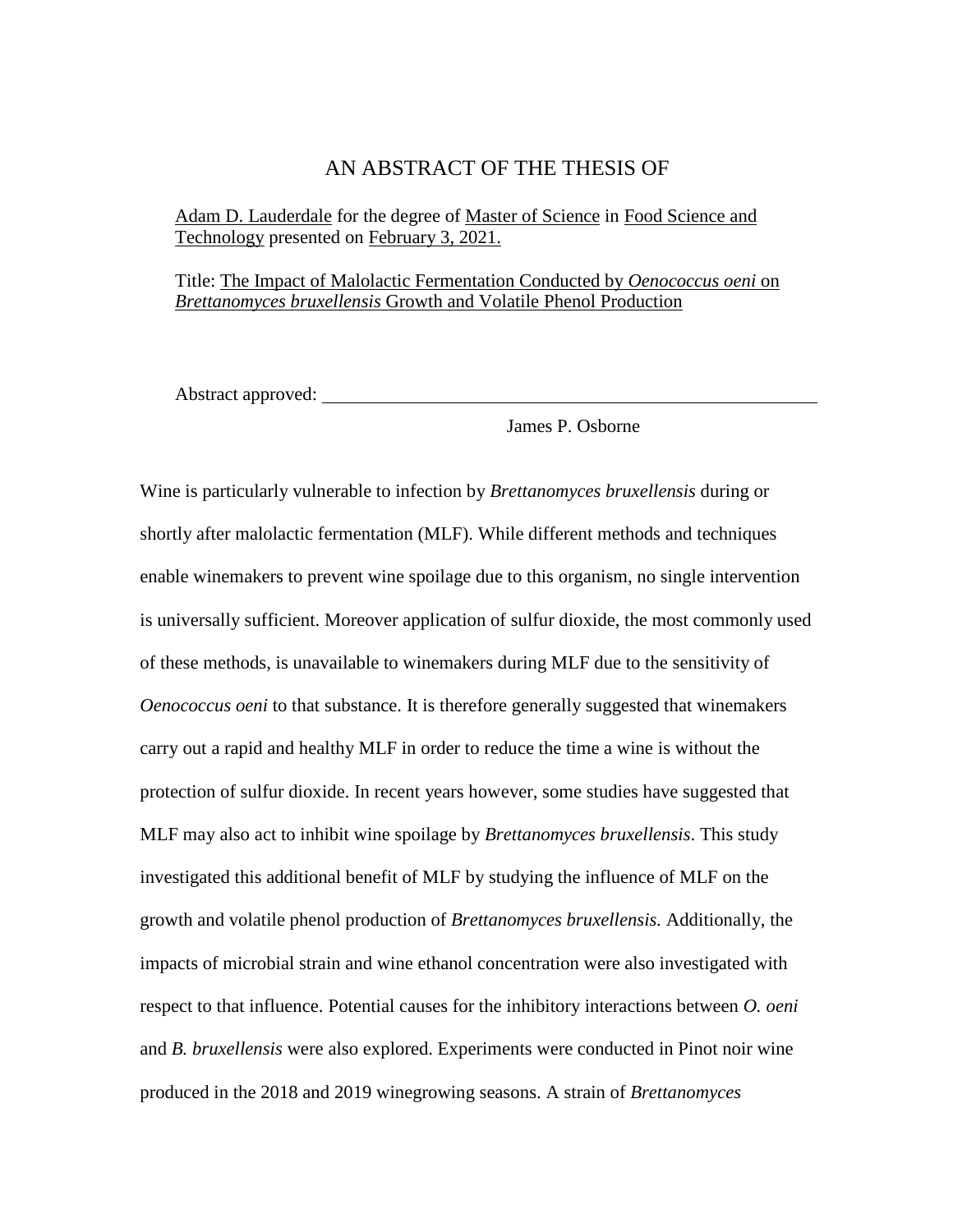# AN ABSTRACT OF THE THESIS OF

Adam D. Lauderdale for the degree of Master of Science in Food Science and Technology presented on February 3, 2021.

Title: The Impact of Malolactic Fermentation Conducted by *Oenococcus oeni* on *Brettanomyces bruxellensis* Growth and Volatile Phenol Production

Abstract approved: ______________________________________________________

James P. Osborne

Wine is particularly vulnerable to infection by *Brettanomyces bruxellensis* during or shortly after malolactic fermentation (MLF). While different methods and techniques enable winemakers to prevent wine spoilage due to this organism, no single intervention is universally sufficient. Moreover application of sulfur dioxide, the most commonly used of these methods, is unavailable to winemakers during MLF due to the sensitivity of *Oenococcus oeni* to that substance. It is therefore generally suggested that winemakers carry out a rapid and healthy MLF in order to reduce the time a wine is without the protection of sulfur dioxide. In recent years however, some studies have suggested that MLF may also act to inhibit wine spoilage by *Brettanomyces bruxellensis*. This study investigated this additional benefit of MLF by studying the influence of MLF on the growth and volatile phenol production of *Brettanomyces bruxellensis.* Additionally, the impacts of microbial strain and wine ethanol concentration were also investigated with respect to that influence. Potential causes for the inhibitory interactions between *O. oeni* and *B. bruxellensis* were also explored. Experiments were conducted in Pinot noir wine produced in the 2018 and 2019 winegrowing seasons. A strain of *Brettanomyces*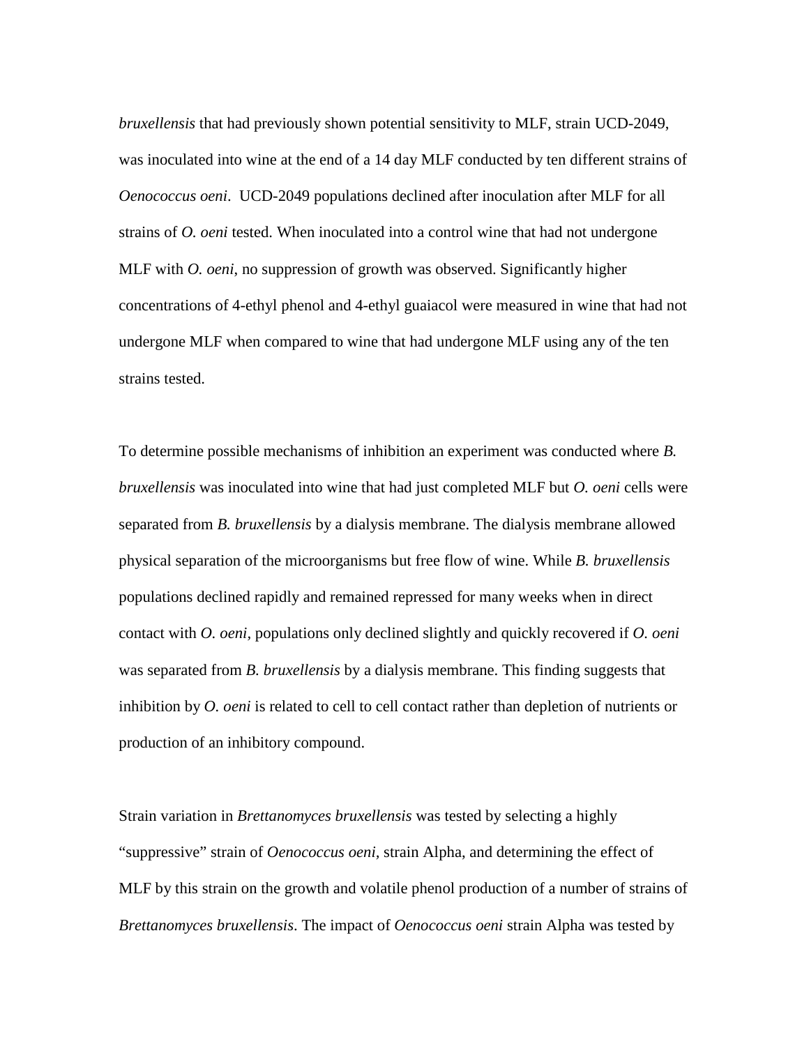*bruxellensis* that had previously shown potential sensitivity to MLF, strain UCD-2049, was inoculated into wine at the end of a 14 day MLF conducted by ten different strains of *Oenococcus oeni*. UCD-2049 populations declined after inoculation after MLF for all strains of *O. oeni* tested. When inoculated into a control wine that had not undergone MLF with *O. oeni*, no suppression of growth was observed. Significantly higher concentrations of 4-ethyl phenol and 4-ethyl guaiacol were measured in wine that had not undergone MLF when compared to wine that had undergone MLF using any of the ten strains tested.

To determine possible mechanisms of inhibition an experiment was conducted where *B. bruxellensis* was inoculated into wine that had just completed MLF but *O. oeni* cells were separated from *B. bruxellensis* by a dialysis membrane. The dialysis membrane allowed physical separation of the microorganisms but free flow of wine. While *B. bruxellensis* populations declined rapidly and remained repressed for many weeks when in direct contact with *O. oeni*, populations only declined slightly and quickly recovered if *O. oeni* was separated from *B. bruxellensis* by a dialysis membrane. This finding suggests that inhibition by *O. oeni* is related to cell to cell contact rather than depletion of nutrients or production of an inhibitory compound.

Strain variation in *Brettanomyces bruxellensis* was tested by selecting a highly "suppressive" strain of *Oenococcus oeni*, strain Alpha, and determining the effect of MLF by this strain on the growth and volatile phenol production of a number of strains of *Brettanomyces bruxellensis*. The impact of *Oenococcus oeni* strain Alpha was tested by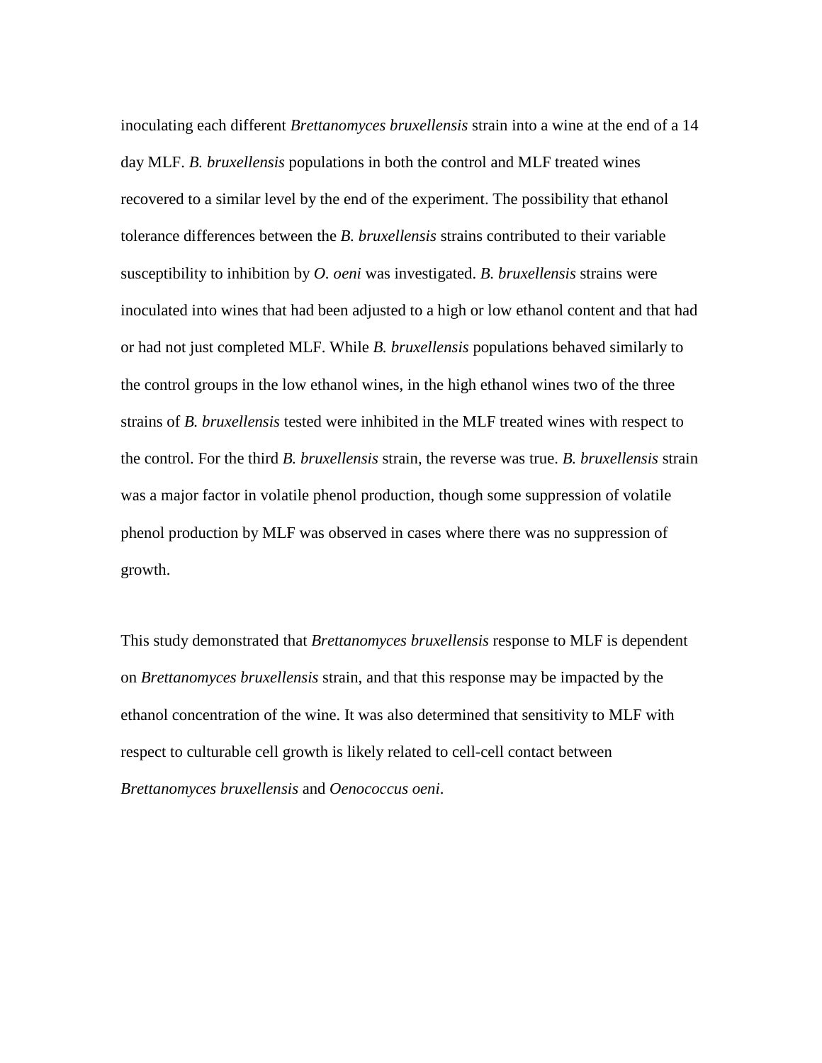inoculating each different *Brettanomyces bruxellensis* strain into a wine at the end of a 14 day MLF. *B. bruxellensis* populations in both the control and MLF treated wines recovered to a similar level by the end of the experiment. The possibility that ethanol tolerance differences between the *B. bruxellensis* strains contributed to their variable susceptibility to inhibition by *O. oeni* was investigated. *B. bruxellensis* strains were inoculated into wines that had been adjusted to a high or low ethanol content and that had or had not just completed MLF. While *B. bruxellensis* populations behaved similarly to the control groups in the low ethanol wines, in the high ethanol wines two of the three strains of *B. bruxellensis* tested were inhibited in the MLF treated wines with respect to the control. For the third *B. bruxellensis* strain, the reverse was true. *B. bruxellensis* strain was a major factor in volatile phenol production, though some suppression of volatile phenol production by MLF was observed in cases where there was no suppression of growth.

This study demonstrated that *Brettanomyces bruxellensis* response to MLF is dependent on *Brettanomyces bruxellensis* strain, and that this response may be impacted by the ethanol concentration of the wine. It was also determined that sensitivity to MLF with respect to culturable cell growth is likely related to cell-cell contact between *Brettanomyces bruxellensis* and *Oenococcus oeni*.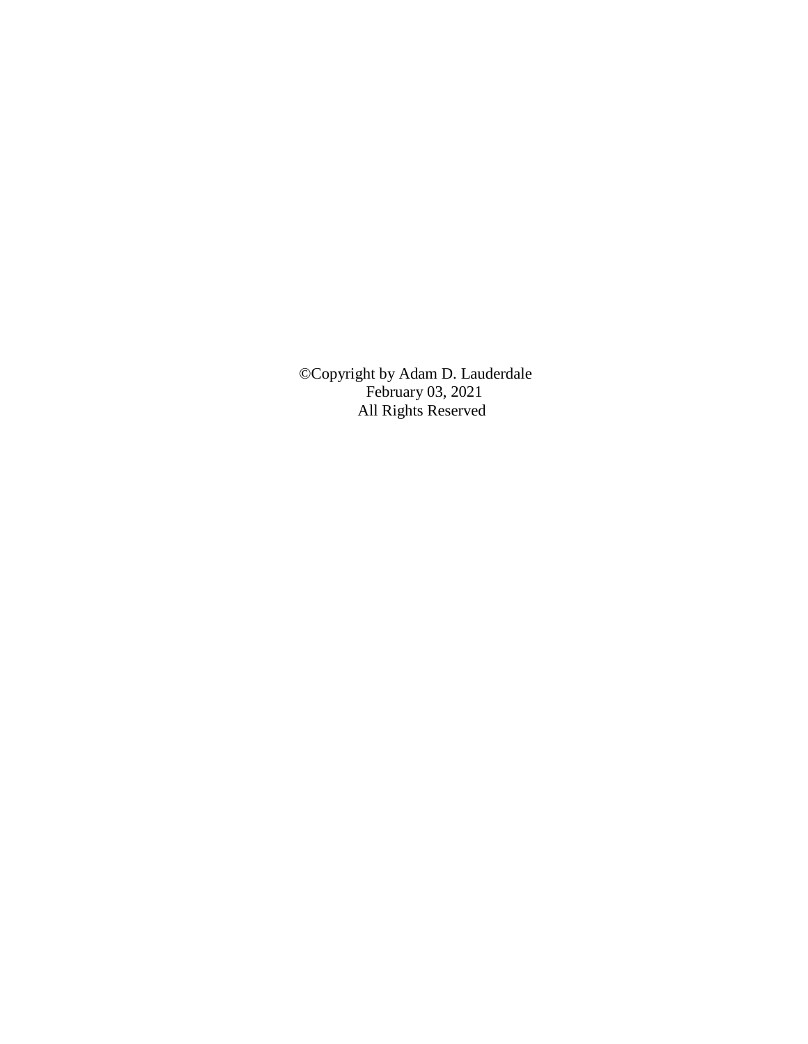©Copyright by Adam D. Lauderdale
February 03, 2021
All Rights Reserved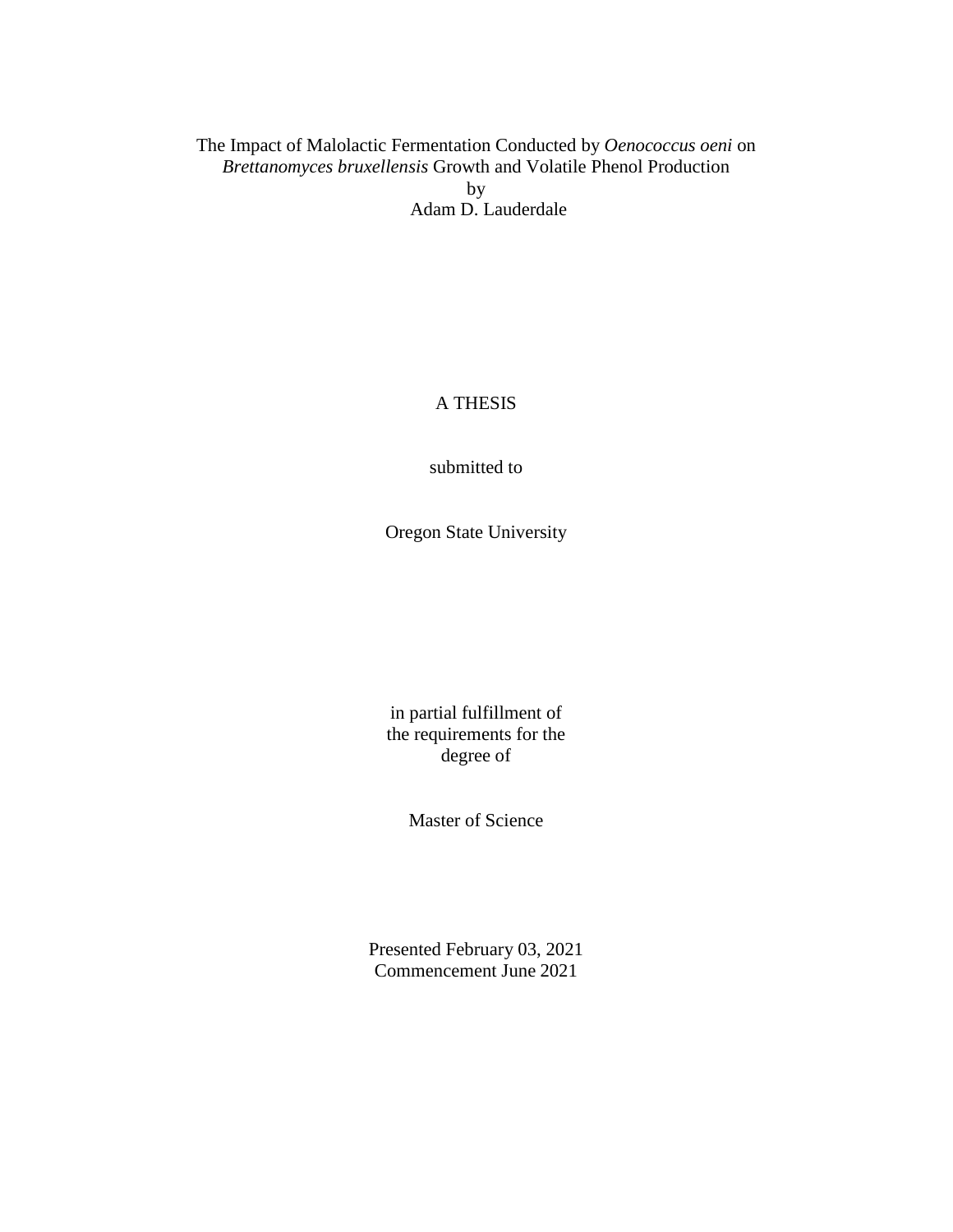The Impact of Malolactic Fermentation Conducted by *Oenococcus oeni* on *Brettanomyces bruxellensis* Growth and Volatile Phenol Production
by
Adam D. Lauderdale

A THESIS

submitted to

Oregon State University

in partial fulfillment of
the requirements for the
degree of

Master of Science

Presented February 03, 2021
Commencement June 2021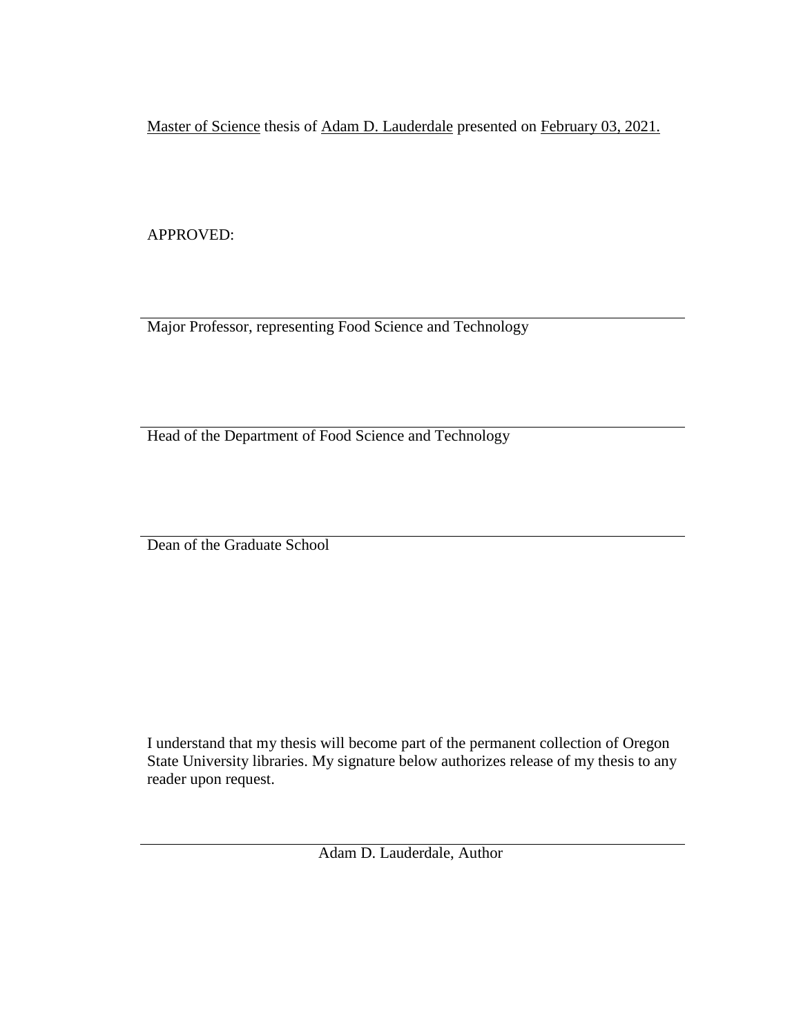Master of Science thesis of Adam D. Lauderdale presented on February 03, 2021.

APPROVED:

---

Major Professor, representing Food Science and Technology

---

Head of the Department of Food Science and Technology

---

Dean of the Graduate School

I understand that my thesis will become part of the permanent collection of Oregon State University libraries. My signature below authorizes release of my thesis to any reader upon request.

---

Adam D. Lauderdale, Author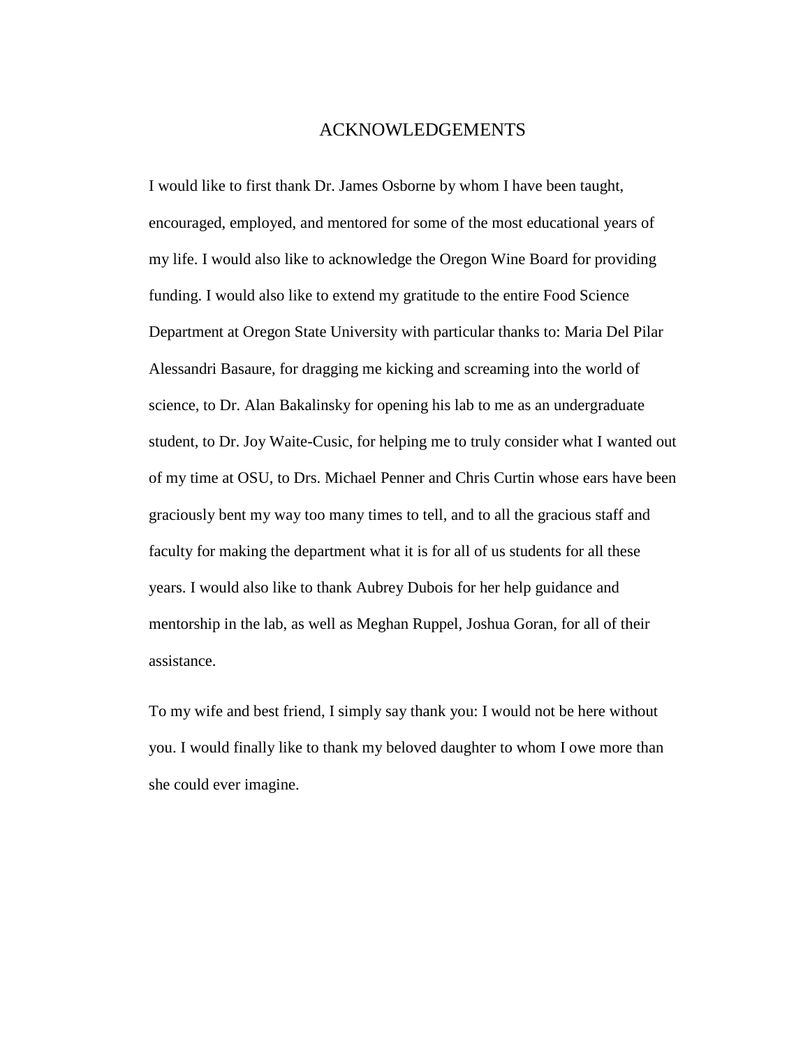# ACKNOWLEDGEMENTS

I would like to first thank Dr. James Osborne by whom I have been taught, encouraged, employed, and mentored for some of the most educational years of my life. I would also like to acknowledge the Oregon Wine Board for providing funding. I would also like to extend my gratitude to the entire Food Science Department at Oregon State University with particular thanks to: Maria Del Pilar Alessandri Basaure, for dragging me kicking and screaming into the world of science, to Dr. Alan Bakalinsky for opening his lab to me as an undergraduate student, to Dr. Joy Waite-Cusic, for helping me to truly consider what I wanted out of my time at OSU, to Drs. Michael Penner and Chris Curtin whose ears have been graciously bent my way too many times to tell, and to all the gracious staff and faculty for making the department what it is for all of us students for all these years. I would also like to thank Aubrey Dubois for her help guidance and mentorship in the lab, as well as Meghan Ruppel, Joshua Goran, for all of their assistance.

To my wife and best friend, I simply say thank you: I would not be here without you. I would finally like to thank my beloved daughter to whom I owe more than she could ever imagine.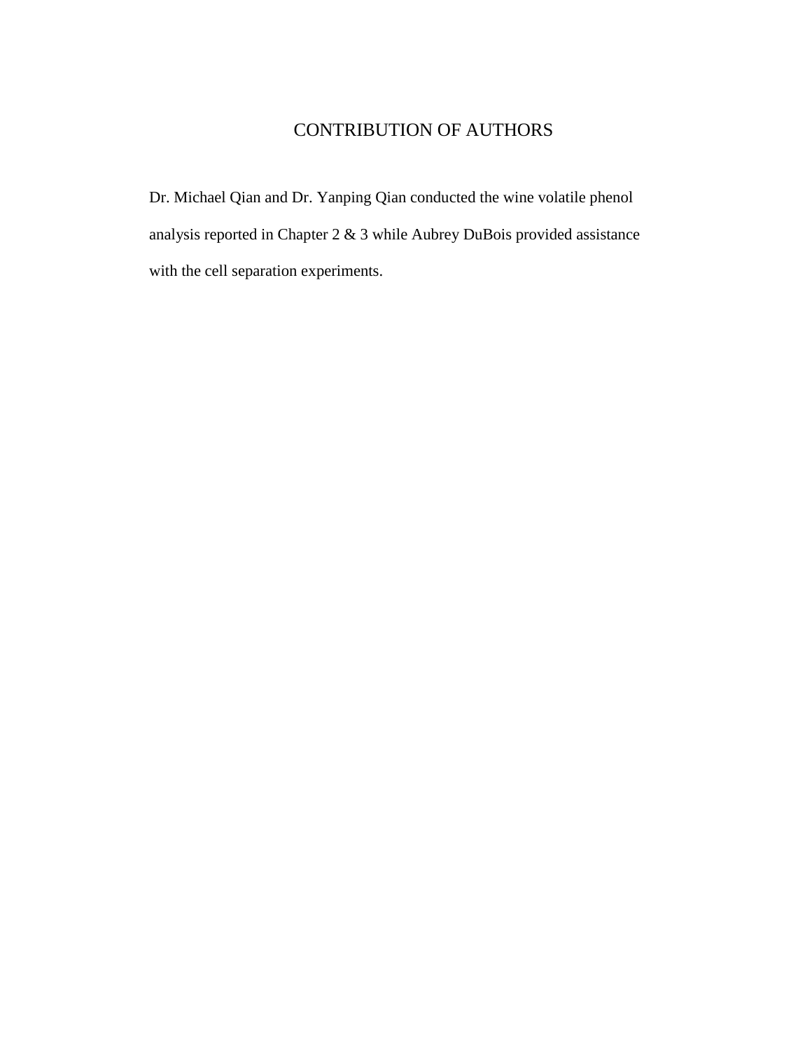# CONTRIBUTION OF AUTHORS

Dr. Michael Qian and Dr. Yanping Qian conducted the wine volatile phenol analysis reported in Chapter 2 & 3 while Aubrey DuBois provided assistance with the cell separation experiments.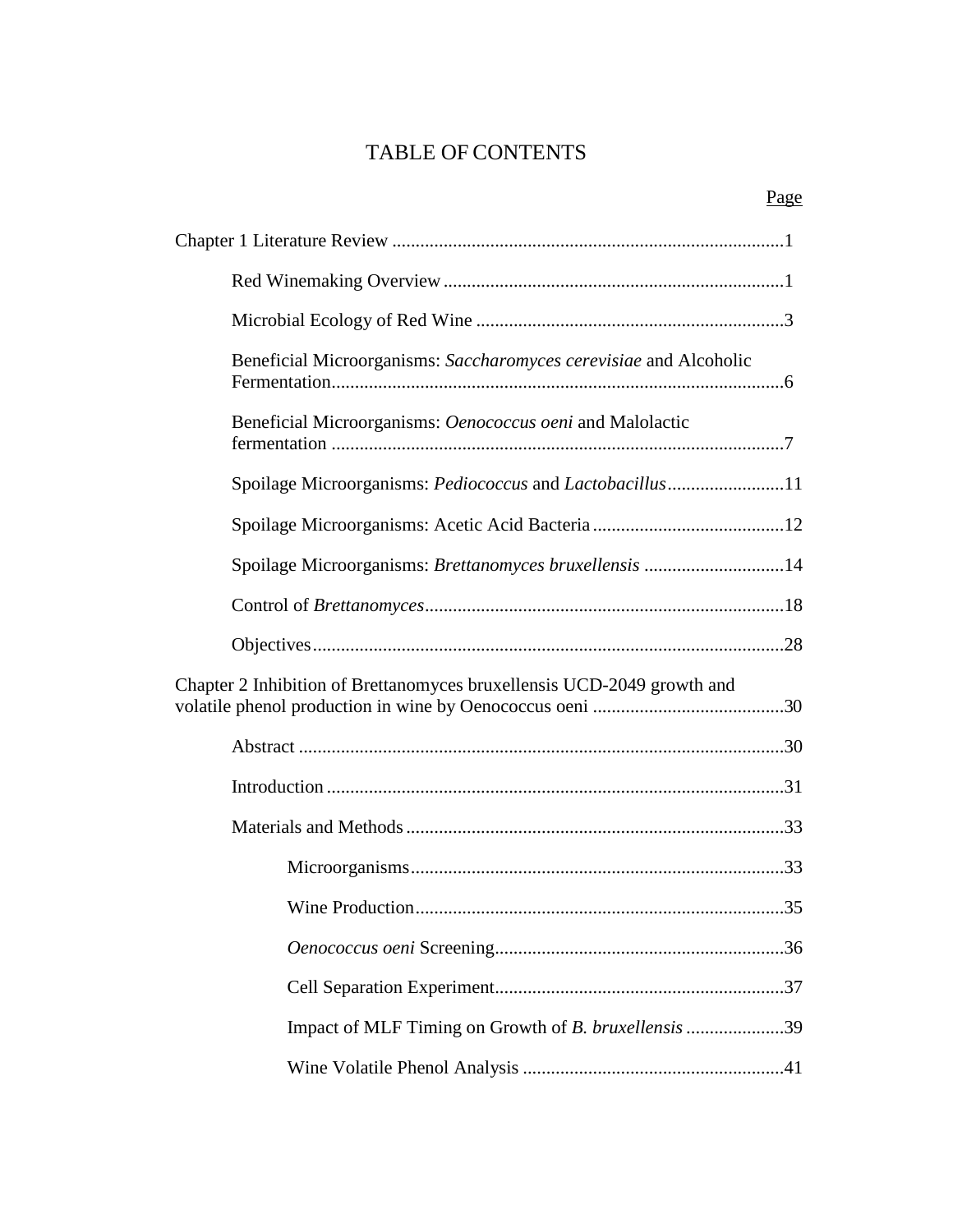# TABLE OF CONTENTS

Page

Chapter 1 Literature Review ....................................................................................1

Red Winemaking Overview .........................................................................1

Microbial Ecology of Red Wine ..................................................................3

Beneficial Microorganisms: *Saccharomyces cerevisiae* and Alcoholic Fermentation.................................................................................................6

Beneficial Microorganisms: *Oenococcus oeni* and Malolactic fermentation .................................................................................................7

Spoilage Microorganisms: *Pediococcus* and *Lactobacillus*.........................11

Spoilage Microorganisms: Acetic Acid Bacteria.........................................12

Spoilage Microorganisms: *Brettanomyces bruxellensis* ..............................14

Control of *Brettanomyces*.............................................................................18

Objectives.....................................................................................................28

Chapter 2 Inhibition of Brettanomyces bruxellensis UCD-2049 growth and volatile phenol production in wine by Oenococcus oeni .........................................30

Abstract ........................................................................................................30

Introduction ..................................................................................................31

Materials and Methods .................................................................................33

Microorganisms.................................................................................33

Wine Production...............................................................................35

*Oenococcus oeni* Screening..............................................................36

Cell Separation Experiment..............................................................37

Impact of MLF Timing on Growth of *B. bruxellensis* .....................39

Wine Volatile Phenol Analysis ........................................................41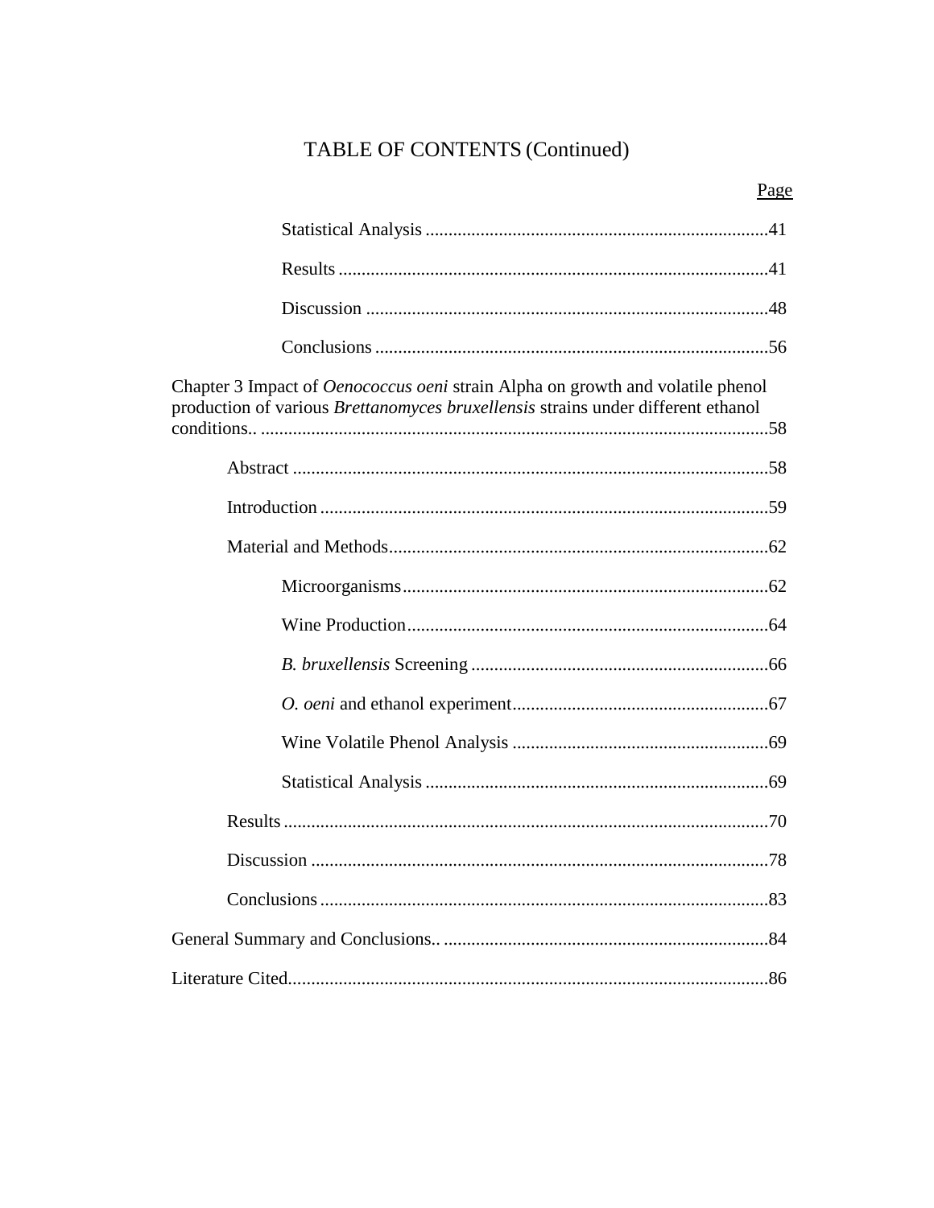# TABLE OF CONTENTS (Continued)

Page

Statistical Analysis ..........................................................................41

Results .............................................................................................41

Discussion .......................................................................................48

Conclusions .....................................................................................56

Chapter 3 Impact of *Oenococcus oeni* strain Alpha on growth and volatile phenol production of various *Brettanomyces bruxellensis* strains under different ethanol conditions.. ...............................................................................................................58

Abstract ........................................................................................................58

Introduction .................................................................................................59

Material and Methods..................................................................................62

Microorganisms...............................................................................62

Wine Production..............................................................................64

*B. bruxellensis* Screening ................................................................66

*O. oeni* and ethanol experiment........................................................67

Wine Volatile Phenol Analysis ........................................................69

Statistical Analysis ..........................................................................69

Results .........................................................................................................70

Discussion ...................................................................................................78

Conclusions .................................................................................................83

General Summary and Conclusions.. .......................................................................84

Literature Cited.........................................................................................................86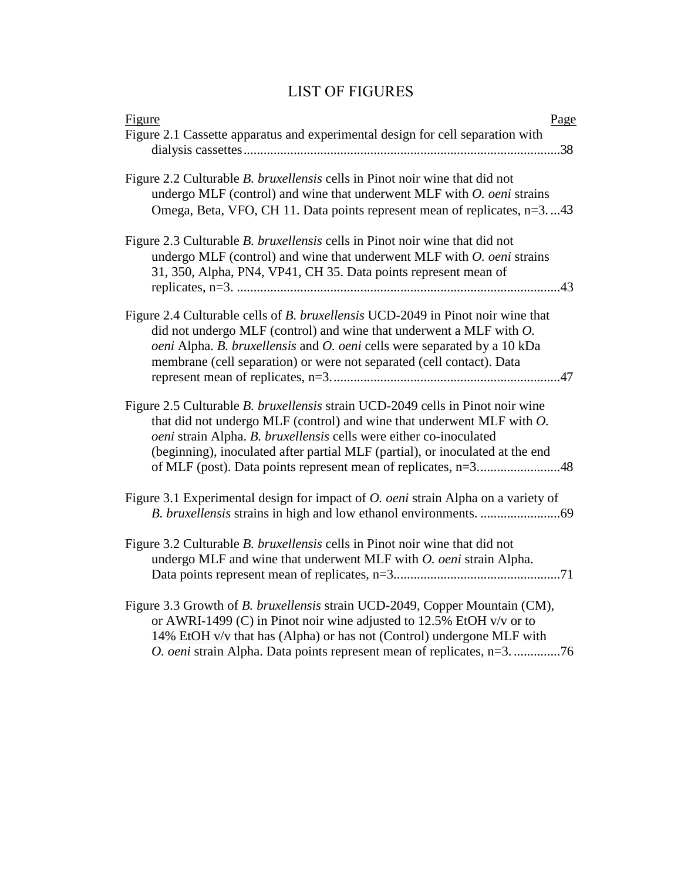# LIST OF FIGURES

| Figure | Page |
|---|---|
| Figure 2.1 Cassette apparatus and experimental design for cell separation with dialysis cassettes | 38 |
| Figure 2.2 Culturable *B. bruxellensis* cells in Pinot noir wine that did not undergo MLF (control) and wine that underwent MLF with *O. oeni* strains Omega, Beta, VFO, CH 11. Data points represent mean of replicates, n=3. | 43 |
| Figure 2.3 Culturable *B. bruxellensis* cells in Pinot noir wine that did not undergo MLF (control) and wine that underwent MLF with *O. oeni* strains 31, 350, Alpha, PN4, VP41, CH 35. Data points represent mean of replicates, n=3. | 43 |
| Figure 2.4 Culturable cells of *B. bruxellensis* UCD-2049 in Pinot noir wine that did not undergo MLF (control) and wine that underwent a MLF with *O. oeni* Alpha. *B. bruxellensis* and *O. oeni* cells were separated by a 10 kDa membrane (cell separation) or were not separated (cell contact). Data represent mean of replicates, n=3. | 47 |
| Figure 2.5 Culturable *B. bruxellensis* strain UCD-2049 cells in Pinot noir wine that did not undergo MLF (control) and wine that underwent MLF with *O. oeni* strain Alpha. *B. bruxellensis* cells were either co-inoculated (beginning), inoculated after partial MLF (partial), or inoculated at the end of MLF (post). Data points represent mean of replicates, n=3. | 48 |
| Figure 3.1 Experimental design for impact of *O. oeni* strain Alpha on a variety of *B. bruxellensis* strains in high and low ethanol environments. | 69 |
| Figure 3.2 Culturable *B. bruxellensis* cells in Pinot noir wine that did not undergo MLF and wine that underwent MLF with *O. oeni* strain Alpha. Data points represent mean of replicates, n=3. | 71 |
| Figure 3.3 Growth of *B. bruxellensis* strain UCD-2049, Copper Mountain (CM), or AWRI-1499 (C) in Pinot noir wine adjusted to 12.5% EtOH v/v or to 14% EtOH v/v that has (Alpha) or has not (Control) undergone MLF with *O. oeni* strain Alpha. Data points represent mean of replicates, n=3. | 76 |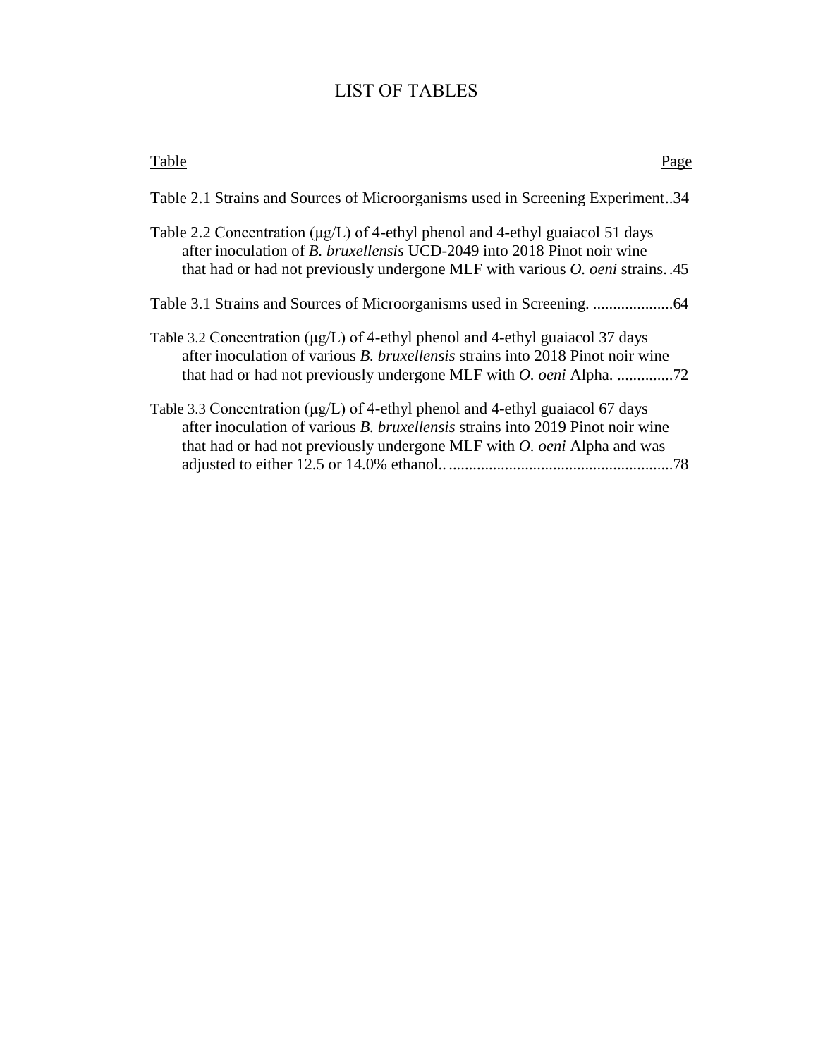# LIST OF TABLES

Table | Page

Table 2.1 Strains and Sources of Microorganisms used in Screening Experiment..34

Table 2.2 Concentration (μg/L) of 4-ethyl phenol and 4-ethyl guaiacol 51 days after inoculation of *B. bruxellensis* UCD-2049 into 2018 Pinot noir wine that had or had not previously undergone MLF with various *O. oeni* strains. .45

Table 3.1 Strains and Sources of Microorganisms used in Screening. ....................64

Table 3.2 Concentration (μg/L) of 4-ethyl phenol and 4-ethyl guaiacol 37 days after inoculation of various *B. bruxellensis* strains into 2018 Pinot noir wine that had or had not previously undergone MLF with *O. oeni* Alpha. ..............72

Table 3.3 Concentration (μg/L) of 4-ethyl phenol and 4-ethyl guaiacol 67 days after inoculation of various *B. bruxellensis* strains into 2019 Pinot noir wine that had or had not previously undergone MLF with *O. oeni* Alpha and was adjusted to either 12.5 or 14.0% ethanol.. .......................................................78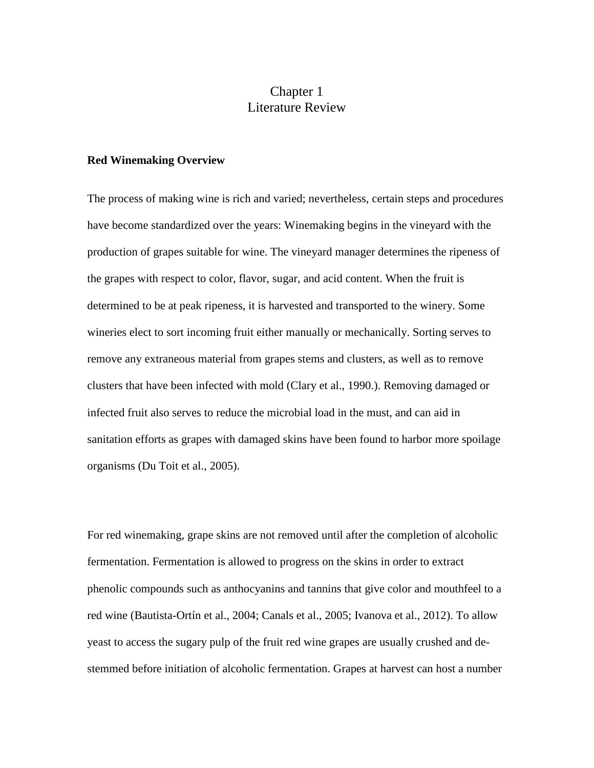# Chapter 1
# Literature Review

**Red Winemaking Overview**

The process of making wine is rich and varied; nevertheless, certain steps and procedures have become standardized over the years: Winemaking begins in the vineyard with the production of grapes suitable for wine. The vineyard manager determines the ripeness of the grapes with respect to color, flavor, sugar, and acid content. When the fruit is determined to be at peak ripeness, it is harvested and transported to the winery. Some wineries elect to sort incoming fruit either manually or mechanically. Sorting serves to remove any extraneous material from grapes stems and clusters, as well as to remove clusters that have been infected with mold (Clary et al., 1990.). Removing damaged or infected fruit also serves to reduce the microbial load in the must, and can aid in sanitation efforts as grapes with damaged skins have been found to harbor more spoilage organisms (Du Toit et al., 2005).

For red winemaking, grape skins are not removed until after the completion of alcoholic fermentation. Fermentation is allowed to progress on the skins in order to extract phenolic compounds such as anthocyanins and tannins that give color and mouthfeel to a red wine (Bautista-Ortín et al., 2004; Canals et al., 2005; Ivanova et al., 2012). To allow yeast to access the sugary pulp of the fruit red wine grapes are usually crushed and de-stemmed before initiation of alcoholic fermentation. Grapes at harvest can host a number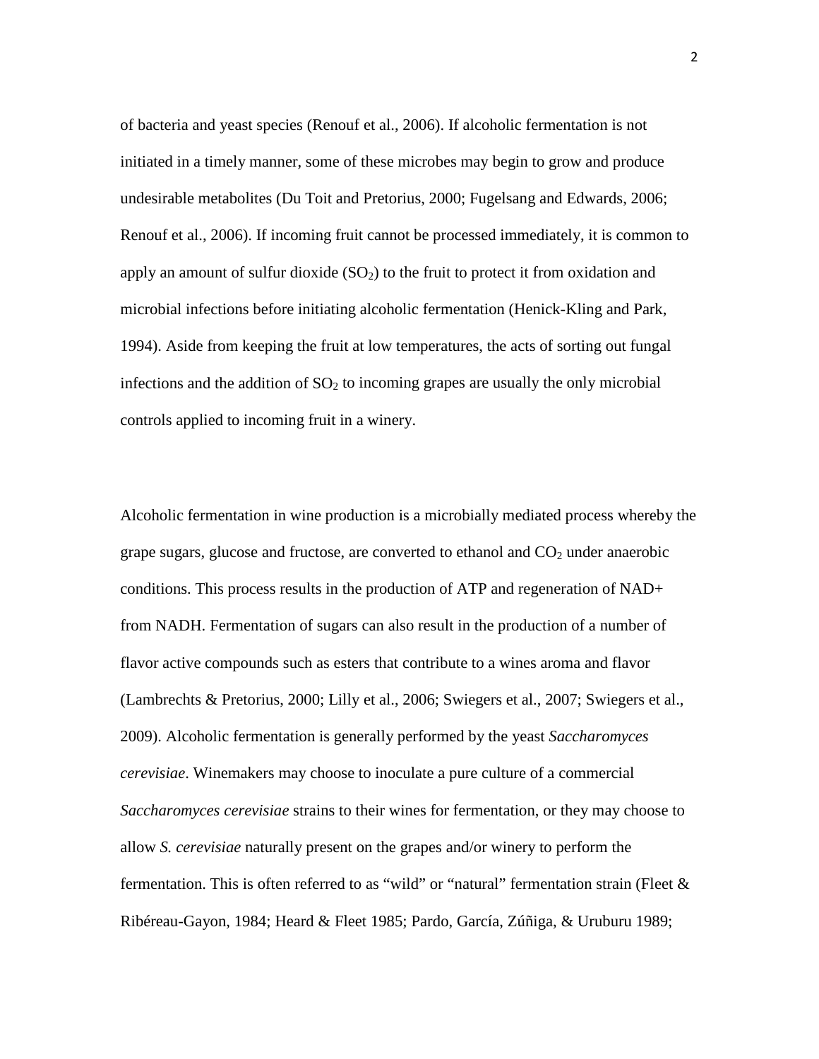of bacteria and yeast species (Renouf et al., 2006). If alcoholic fermentation is not initiated in a timely manner, some of these microbes may begin to grow and produce undesirable metabolites (Du Toit and Pretorius, 2000; Fugelsang and Edwards, 2006; Renouf et al., 2006). If incoming fruit cannot be processed immediately, it is common to apply an amount of sulfur dioxide ($SO_2$) to the fruit to protect it from oxidation and microbial infections before initiating alcoholic fermentation (Henick-Kling and Park, 1994). Aside from keeping the fruit at low temperatures, the acts of sorting out fungal infections and the addition of $SO_2$ to incoming grapes are usually the only microbial controls applied to incoming fruit in a winery.

Alcoholic fermentation in wine production is a microbially mediated process whereby the grape sugars, glucose and fructose, are converted to ethanol and $CO_2$ under anaerobic conditions. This process results in the production of ATP and regeneration of NAD+ from NADH. Fermentation of sugars can also result in the production of a number of flavor active compounds such as esters that contribute to a wines aroma and flavor (Lambrechts & Pretorius, 2000; Lilly et al., 2006; Swiegers et al., 2007; Swiegers et al., 2009). Alcoholic fermentation is generally performed by the yeast *Saccharomyces cerevisiae*. Winemakers may choose to inoculate a pure culture of a commercial *Saccharomyces cerevisiae* strains to their wines for fermentation, or they may choose to allow *S. cerevisiae* naturally present on the grapes and/or winery to perform the fermentation. This is often referred to as "wild" or "natural" fermentation strain (Fleet & Ribéreau-Gayon, 1984; Heard & Fleet 1985; Pardo, García, Zúñiga, & Uruburu 1989;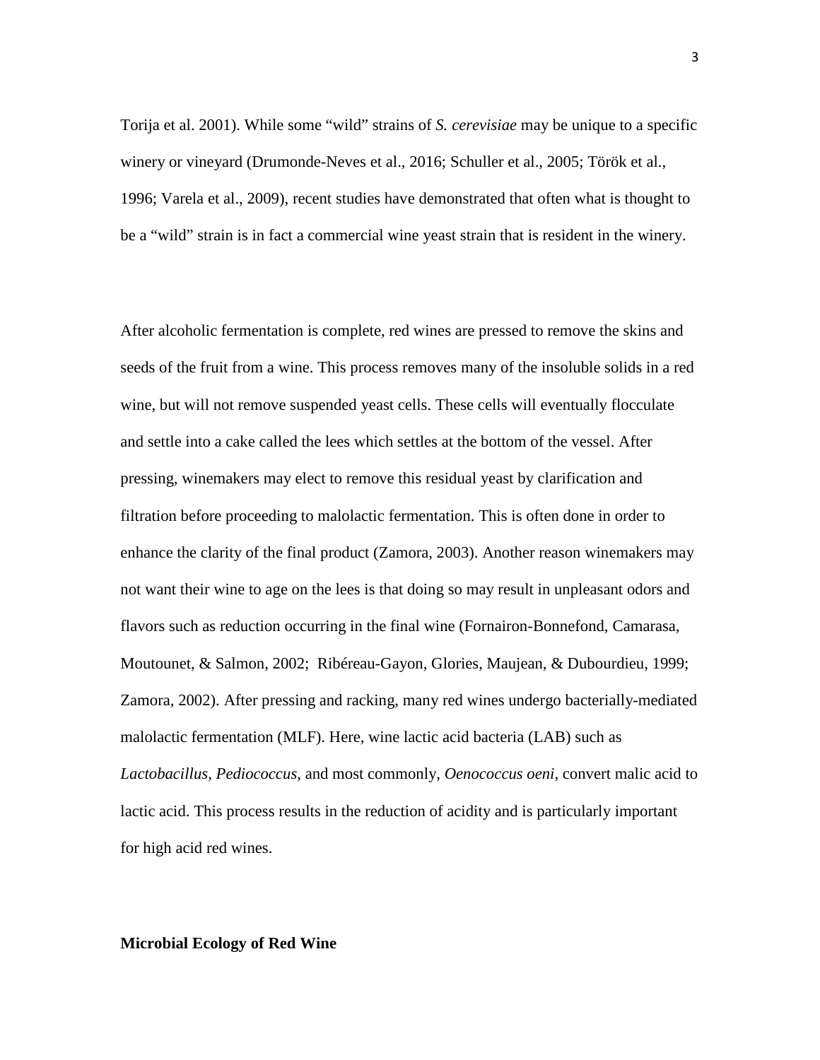Torija et al. 2001). While some “wild” strains of *S. cerevisiae* may be unique to a specific winery or vineyard (Drumonde-Neves et al., 2016; Schuller et al., 2005; Török et al., 1996; Varela et al., 2009), recent studies have demonstrated that often what is thought to be a “wild” strain is in fact a commercial wine yeast strain that is resident in the winery.

After alcoholic fermentation is complete, red wines are pressed to remove the skins and seeds of the fruit from a wine. This process removes many of the insoluble solids in a red wine, but will not remove suspended yeast cells. These cells will eventually flocculate and settle into a cake called the lees which settles at the bottom of the vessel. After pressing, winemakers may elect to remove this residual yeast by clarification and filtration before proceeding to malolactic fermentation. This is often done in order to enhance the clarity of the final product (Zamora, 2003). Another reason winemakers may not want their wine to age on the lees is that doing so may result in unpleasant odors and flavors such as reduction occurring in the final wine (Fornairon-Bonnefond, Camarasa, Moutounet, & Salmon, 2002; Ribéreau-Gayon, Glories, Maujean, & Dubourdieu, 1999; Zamora, 2002). After pressing and racking, many red wines undergo bacterially-mediated malolactic fermentation (MLF). Here, wine lactic acid bacteria (LAB) such as *Lactobacillus, Pediococcus,* and most commonly, *Oenococcus oeni*, convert malic acid to lactic acid. This process results in the reduction of acidity and is particularly important for high acid red wines.

**Microbial Ecology of Red Wine**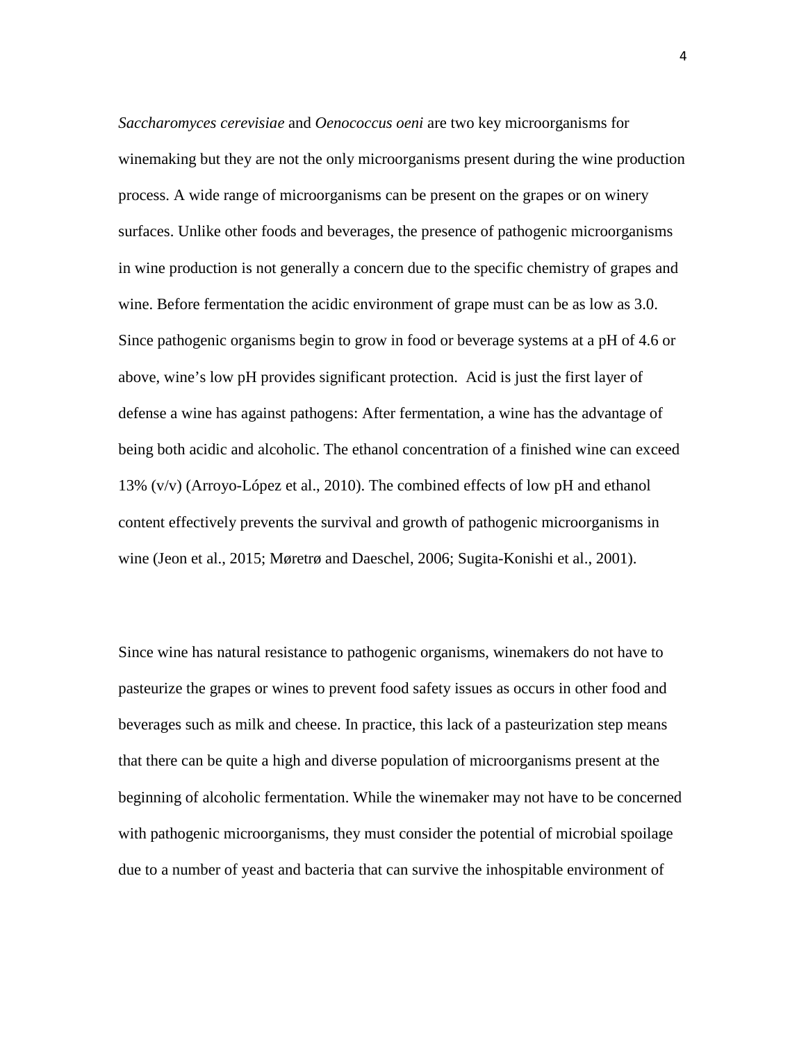*Saccharomyces cerevisiae* and *Oenococcus oeni* are two key microorganisms for winemaking but they are not the only microorganisms present during the wine production process. A wide range of microorganisms can be present on the grapes or on winery surfaces. Unlike other foods and beverages, the presence of pathogenic microorganisms in wine production is not generally a concern due to the specific chemistry of grapes and wine. Before fermentation the acidic environment of grape must can be as low as 3.0. Since pathogenic organisms begin to grow in food or beverage systems at a pH of 4.6 or above, wine's low pH provides significant protection. Acid is just the first layer of defense a wine has against pathogens: After fermentation, a wine has the advantage of being both acidic and alcoholic. The ethanol concentration of a finished wine can exceed 13% (v/v) (Arroyo-López et al., 2010). The combined effects of low pH and ethanol content effectively prevents the survival and growth of pathogenic microorganisms in wine (Jeon et al., 2015; Møretrø and Daeschel, 2006; Sugita-Konishi et al., 2001).

Since wine has natural resistance to pathogenic organisms, winemakers do not have to pasteurize the grapes or wines to prevent food safety issues as occurs in other food and beverages such as milk and cheese. In practice, this lack of a pasteurization step means that there can be quite a high and diverse population of microorganisms present at the beginning of alcoholic fermentation. While the winemaker may not have to be concerned with pathogenic microorganisms, they must consider the potential of microbial spoilage due to a number of yeast and bacteria that can survive the inhospitable environment of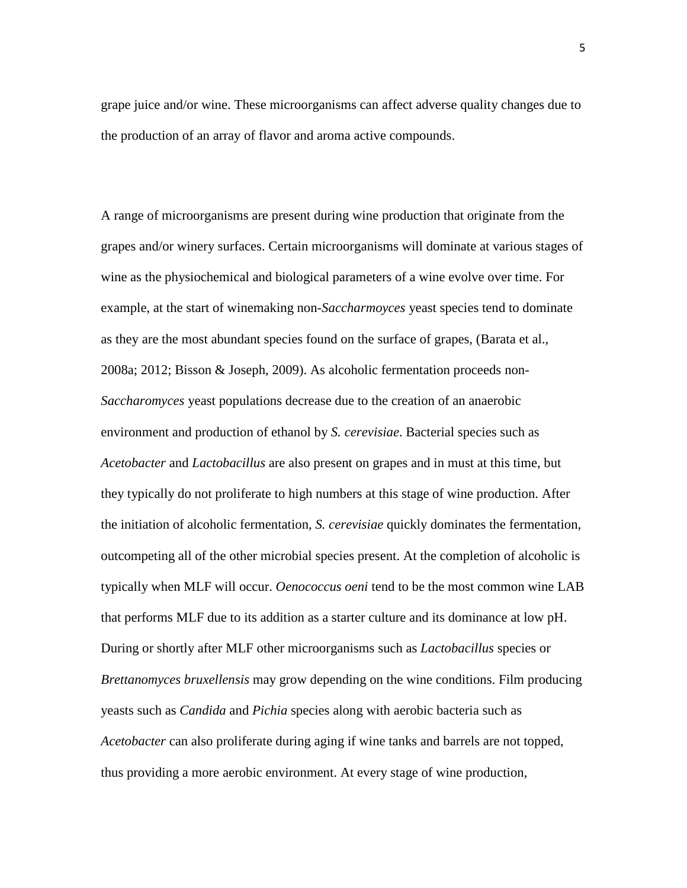grape juice and/or wine. These microorganisms can affect adverse quality changes due to the production of an array of flavor and aroma active compounds.

A range of microorganisms are present during wine production that originate from the grapes and/or winery surfaces. Certain microorganisms will dominate at various stages of wine as the physiochemical and biological parameters of a wine evolve over time. For example, at the start of winemaking non-*Saccharmoyces* yeast species tend to dominate as they are the most abundant species found on the surface of grapes, (Barata et al., 2008a; 2012; Bisson & Joseph, 2009). As alcoholic fermentation proceeds non-*Saccharomyces* yeast populations decrease due to the creation of an anaerobic environment and production of ethanol by *S. cerevisiae*. Bacterial species such as *Acetobacter* and *Lactobacillus* are also present on grapes and in must at this time, but they typically do not proliferate to high numbers at this stage of wine production. After the initiation of alcoholic fermentation, *S. cerevisiae* quickly dominates the fermentation, outcompeting all of the other microbial species present. At the completion of alcoholic is typically when MLF will occur. *Oenococcus oeni* tend to be the most common wine LAB that performs MLF due to its addition as a starter culture and its dominance at low pH. During or shortly after MLF other microorganisms such as *Lactobacillus* species or *Brettanomyces bruxellensis* may grow depending on the wine conditions. Film producing yeasts such as *Candida* and *Pichia* species along with aerobic bacteria such as *Acetobacter* can also proliferate during aging if wine tanks and barrels are not topped, thus providing a more aerobic environment. At every stage of wine production,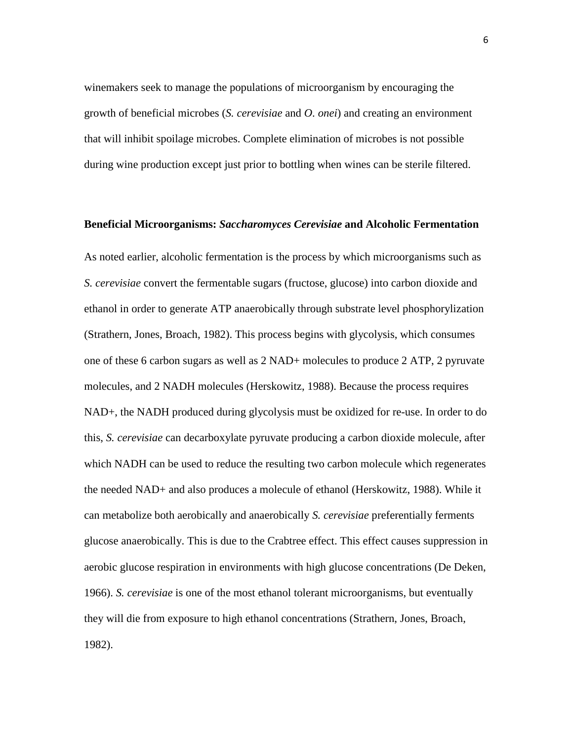winemakers seek to manage the populations of microorganism by encouraging the growth of beneficial microbes (*S. cerevisiae* and *O. onei*) and creating an environment that will inhibit spoilage microbes. Complete elimination of microbes is not possible during wine production except just prior to bottling when wines can be sterile filtered.

**Beneficial Microorganisms: *Saccharomyces Cerevisiae* and Alcoholic Fermentation**

As noted earlier, alcoholic fermentation is the process by which microorganisms such as *S. cerevisiae* convert the fermentable sugars (fructose, glucose) into carbon dioxide and ethanol in order to generate ATP anaerobically through substrate level phosphorylization (Strathern, Jones, Broach, 1982). This process begins with glycolysis, which consumes one of these 6 carbon sugars as well as 2 NAD+ molecules to produce 2 ATP, 2 pyruvate molecules, and 2 NADH molecules (Herskowitz, 1988). Because the process requires NAD+, the NADH produced during glycolysis must be oxidized for re-use. In order to do this, *S. cerevisiae* can decarboxylate pyruvate producing a carbon dioxide molecule, after which NADH can be used to reduce the resulting two carbon molecule which regenerates the needed NAD+ and also produces a molecule of ethanol (Herskowitz, 1988). While it can metabolize both aerobically and anaerobically *S. cerevisiae* preferentially ferments glucose anaerobically. This is due to the Crabtree effect. This effect causes suppression in aerobic glucose respiration in environments with high glucose concentrations (De Deken, 1966). *S. cerevisiae* is one of the most ethanol tolerant microorganisms, but eventually they will die from exposure to high ethanol concentrations (Strathern, Jones, Broach, 1982).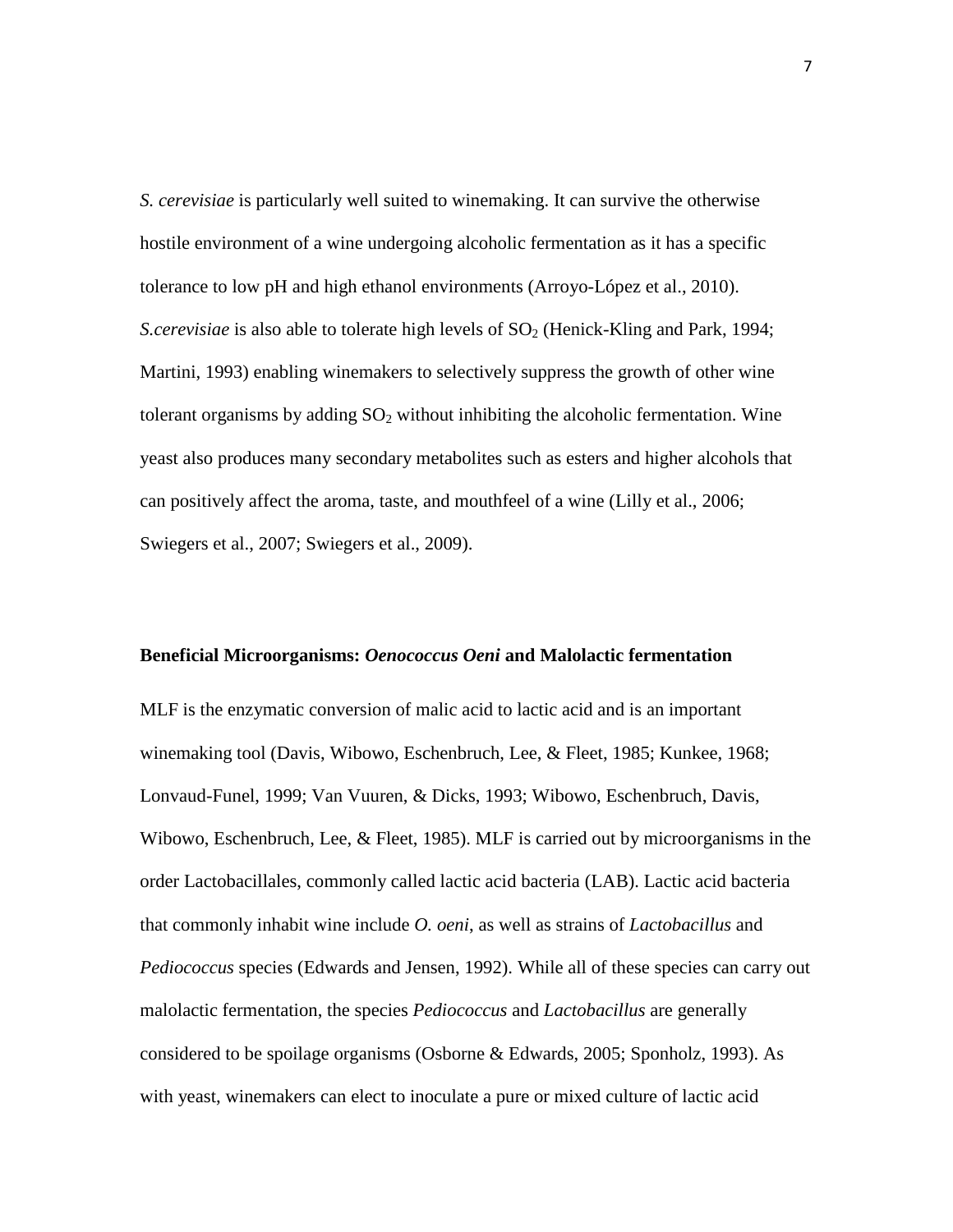*S. cerevisiae* is particularly well suited to winemaking. It can survive the otherwise hostile environment of a wine undergoing alcoholic fermentation as it has a specific tolerance to low pH and high ethanol environments (Arroyo-López et al., 2010). *S.cerevisiae* is also able to tolerate high levels of $SO_2$ (Henick-Kling and Park, 1994; Martini, 1993) enabling winemakers to selectively suppress the growth of other wine tolerant organisms by adding $SO_2$ without inhibiting the alcoholic fermentation. Wine yeast also produces many secondary metabolites such as esters and higher alcohols that can positively affect the aroma, taste, and mouthfeel of a wine (Lilly et al., 2006; Swiegers et al., 2007; Swiegers et al., 2009).

**Beneficial Microorganisms: *Oenococcus Oeni* and Malolactic fermentation**

MLF is the enzymatic conversion of malic acid to lactic acid and is an important winemaking tool (Davis, Wibowo, Eschenbruch, Lee, & Fleet, 1985; Kunkee, 1968; Lonvaud-Funel, 1999; Van Vuuren, & Dicks, 1993; Wibowo, Eschenbruch, Davis, Wibowo, Eschenbruch, Lee, & Fleet, 1985). MLF is carried out by microorganisms in the order Lactobacillales, commonly called lactic acid bacteria (LAB). Lactic acid bacteria that commonly inhabit wine include *O. oeni*, as well as strains of *Lactobacillus* and *Pediococcus* species (Edwards and Jensen, 1992). While all of these species can carry out malolactic fermentation, the species *Pediococcus* and *Lactobacillus* are generally considered to be spoilage organisms (Osborne & Edwards, 2005; Sponholz, 1993). As with yeast, winemakers can elect to inoculate a pure or mixed culture of lactic acid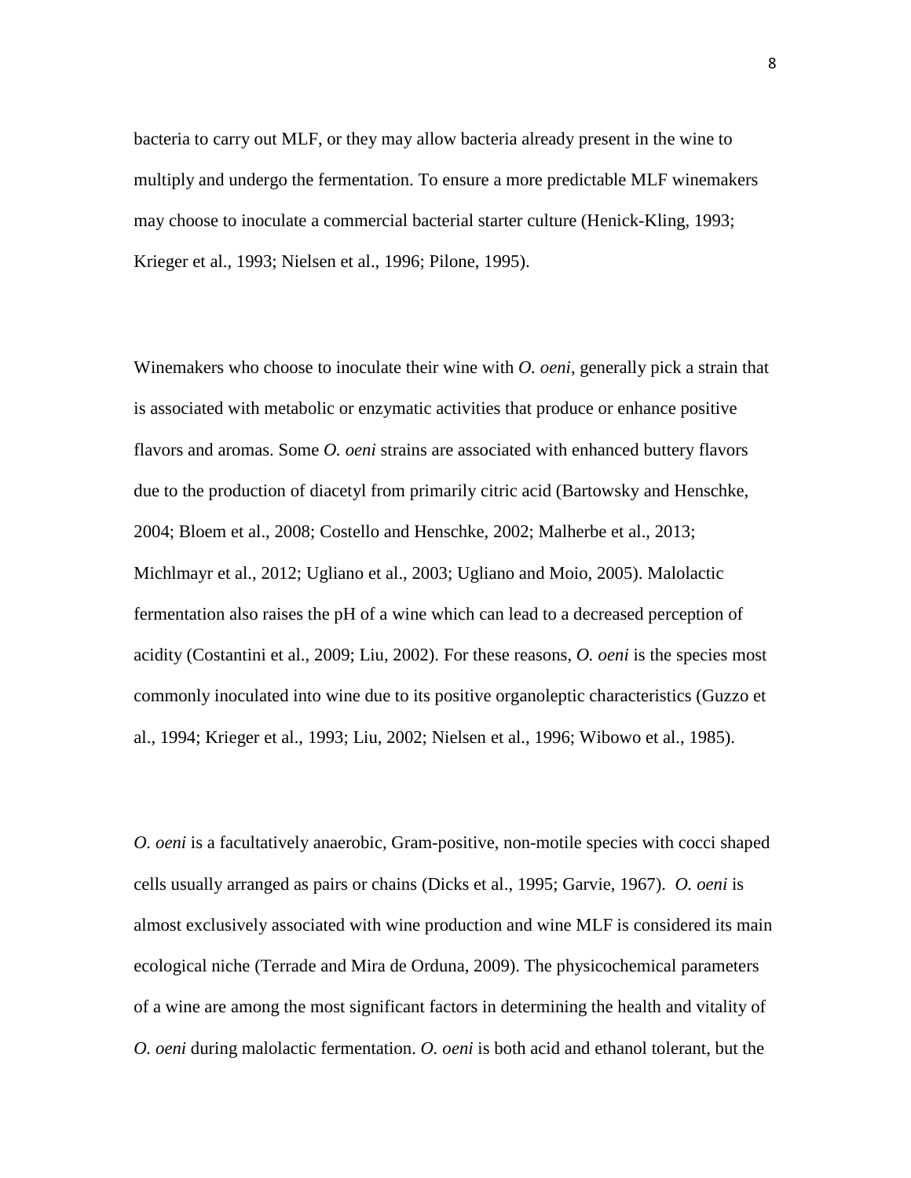bacteria to carry out MLF, or they may allow bacteria already present in the wine to multiply and undergo the fermentation. To ensure a more predictable MLF winemakers may choose to inoculate a commercial bacterial starter culture (Henick-Kling, 1993; Krieger et al., 1993; Nielsen et al., 1996; Pilone, 1995).

Winemakers who choose to inoculate their wine with *O. oeni*, generally pick a strain that is associated with metabolic or enzymatic activities that produce or enhance positive flavors and aromas. Some *O. oeni* strains are associated with enhanced buttery flavors due to the production of diacetyl from primarily citric acid (Bartowsky and Henschke, 2004; Bloem et al., 2008; Costello and Henschke, 2002; Malherbe et al., 2013; Michlmayr et al., 2012; Ugliano et al., 2003; Ugliano and Moio, 2005). Malolactic fermentation also raises the pH of a wine which can lead to a decreased perception of acidity (Costantini et al., 2009; Liu, 2002). For these reasons, *O. oeni* is the species most commonly inoculated into wine due to its positive organoleptic characteristics (Guzzo et al., 1994; Krieger et al., 1993; Liu, 2002; Nielsen et al., 1996; Wibowo et al., 1985).

*O. oeni* is a facultatively anaerobic, Gram-positive, non-motile species with cocci shaped cells usually arranged as pairs or chains (Dicks et al., 1995; Garvie, 1967). *O. oeni* is almost exclusively associated with wine production and wine MLF is considered its main ecological niche (Terrade and Mira de Orduna, 2009). The physicochemical parameters of a wine are among the most significant factors in determining the health and vitality of *O. oeni* during malolactic fermentation. *O. oeni* is both acid and ethanol tolerant, but the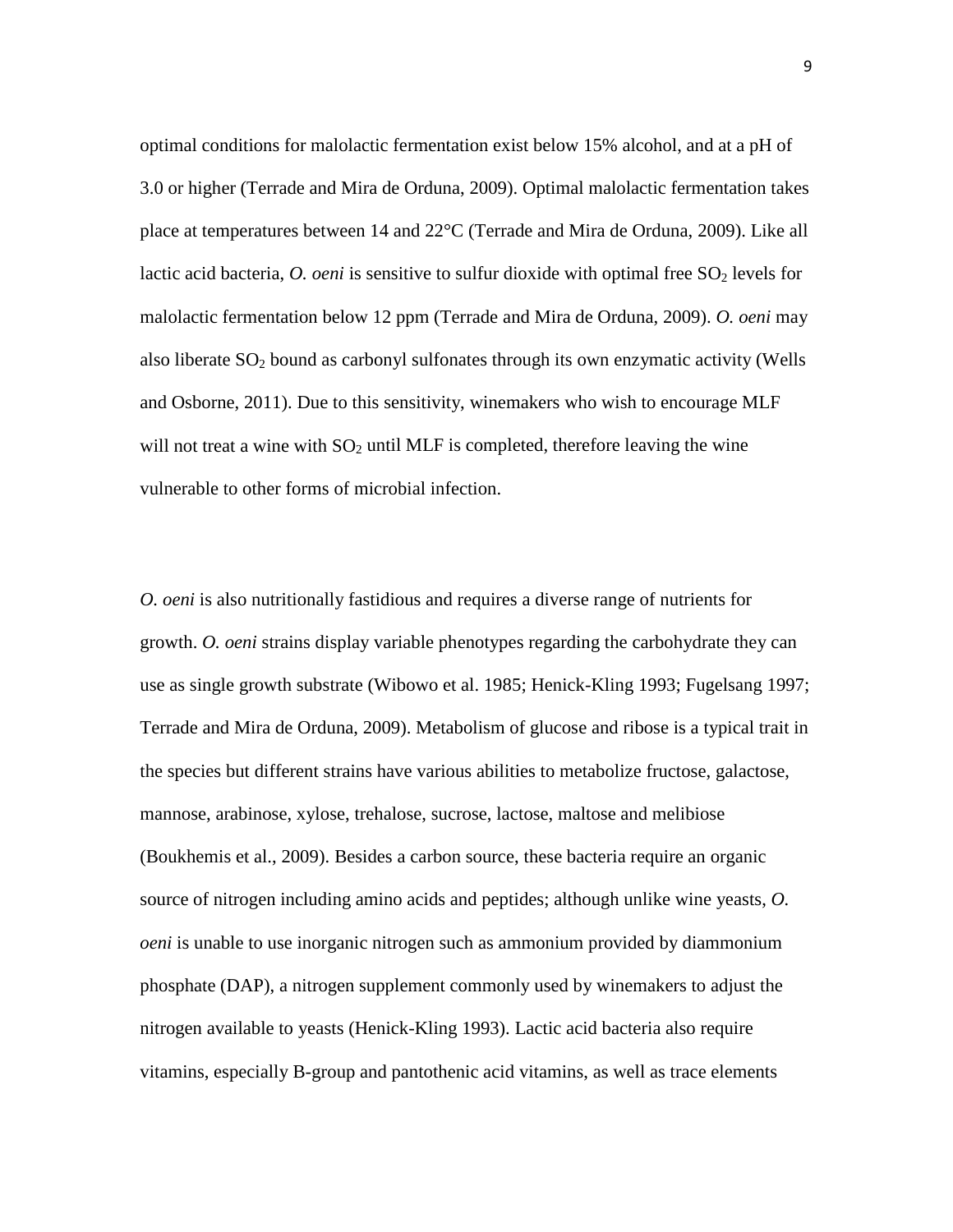optimal conditions for malolactic fermentation exist below 15% alcohol, and at a pH of 3.0 or higher (Terrade and Mira de Orduna, 2009). Optimal malolactic fermentation takes place at temperatures between 14 and 22°C (Terrade and Mira de Orduna, 2009). Like all lactic acid bacteria, *O. oeni* is sensitive to sulfur dioxide with optimal free $SO_2$ levels for malolactic fermentation below 12 ppm (Terrade and Mira de Orduna, 2009). *O. oeni* may also liberate $SO_2$ bound as carbonyl sulfonates through its own enzymatic activity (Wells and Osborne, 2011). Due to this sensitivity, winemakers who wish to encourage MLF will not treat a wine with $SO_2$ until MLF is completed, therefore leaving the wine vulnerable to other forms of microbial infection.

*O. oeni* is also nutritionally fastidious and requires a diverse range of nutrients for growth. *O. oeni* strains display variable phenotypes regarding the carbohydrate they can use as single growth substrate (Wibowo et al. 1985; Henick-Kling 1993; Fugelsang 1997; Terrade and Mira de Orduna, 2009). Metabolism of glucose and ribose is a typical trait in the species but different strains have various abilities to metabolize fructose, galactose, mannose, arabinose, xylose, trehalose, sucrose, lactose, maltose and melibiose (Boukhemis et al., 2009). Besides a carbon source, these bacteria require an organic source of nitrogen including amino acids and peptides; although unlike wine yeasts, *O. oeni* is unable to use inorganic nitrogen such as ammonium provided by diammonium phosphate (DAP), a nitrogen supplement commonly used by winemakers to adjust the nitrogen available to yeasts (Henick-Kling 1993). Lactic acid bacteria also require vitamins, especially B-group and pantothenic acid vitamins, as well as trace elements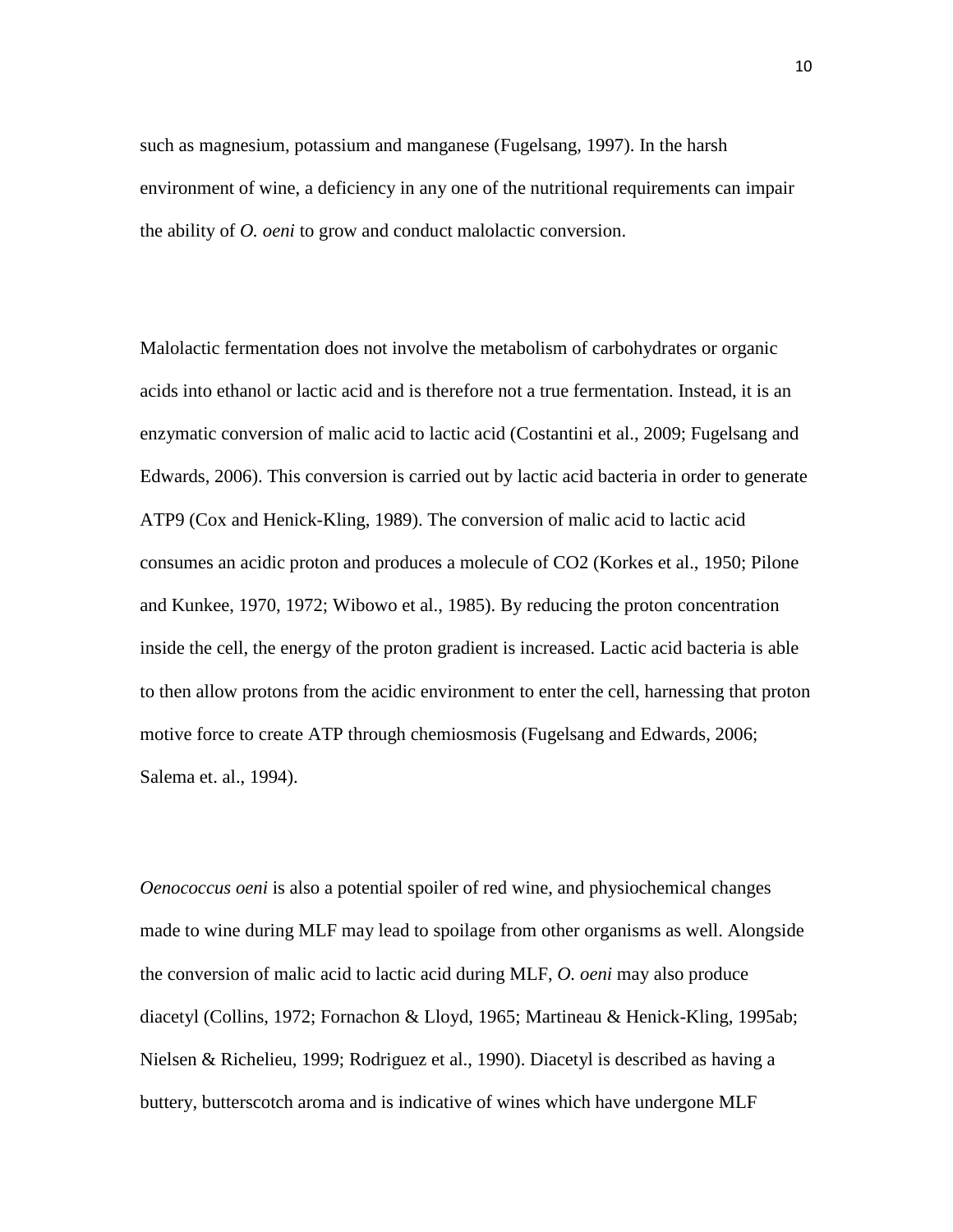such as magnesium, potassium and manganese (Fugelsang, 1997). In the harsh environment of wine, a deficiency in any one of the nutritional requirements can impair the ability of *O. oeni* to grow and conduct malolactic conversion.

Malolactic fermentation does not involve the metabolism of carbohydrates or organic acids into ethanol or lactic acid and is therefore not a true fermentation. Instead, it is an enzymatic conversion of malic acid to lactic acid (Costantini et al., 2009; Fugelsang and Edwards, 2006). This conversion is carried out by lactic acid bacteria in order to generate ATP9 (Cox and Henick-Kling, 1989). The conversion of malic acid to lactic acid consumes an acidic proton and produces a molecule of $CO_2$ (Korkes et al., 1950; Pilone and Kunkee, 1970, 1972; Wibowo et al., 1985). By reducing the proton concentration inside the cell, the energy of the proton gradient is increased. Lactic acid bacteria is able to then allow protons from the acidic environment to enter the cell, harnessing that proton motive force to create ATP through chemiosmosis (Fugelsang and Edwards, 2006; Salema et. al., 1994).

*Oenococcus oeni* is also a potential spoiler of red wine, and physiochemical changes made to wine during MLF may lead to spoilage from other organisms as well. Alongside the conversion of malic acid to lactic acid during MLF, *O. oeni* may also produce diacetyl (Collins, 1972; Fornachon & Lloyd, 1965; Martineau & Henick-Kling, 1995ab; Nielsen & Richelieu, 1999; Rodriguez et al., 1990). Diacetyl is described as having a buttery, butterscotch aroma and is indicative of wines which have undergone MLF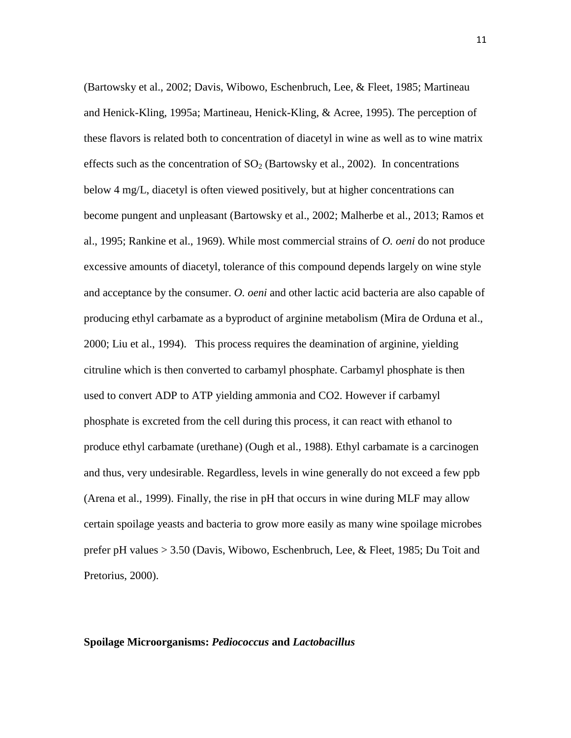(Bartowsky et al., 2002; Davis, Wibowo, Eschenbruch, Lee, & Fleet, 1985; Martineau and Henick-Kling, 1995a; Martineau, Henick-Kling, & Acree, 1995). The perception of these flavors is related both to concentration of diacetyl in wine as well as to wine matrix effects such as the concentration of $SO_2$ (Bartowsky et al., 2002). In concentrations below 4 mg/L, diacetyl is often viewed positively, but at higher concentrations can become pungent and unpleasant (Bartowsky et al., 2002; Malherbe et al., 2013; Ramos et al., 1995; Rankine et al., 1969). While most commercial strains of *O. oeni* do not produce excessive amounts of diacetyl, tolerance of this compound depends largely on wine style and acceptance by the consumer. *O. oeni* and other lactic acid bacteria are also capable of producing ethyl carbamate as a byproduct of arginine metabolism (Mira de Orduna et al., 2000; Liu et al., 1994). This process requires the deamination of arginine, yielding citruline which is then converted to carbamyl phosphate. Carbamyl phosphate is then used to convert ADP to ATP yielding ammonia and CO2. However if carbamyl phosphate is excreted from the cell during this process, it can react with ethanol to produce ethyl carbamate (urethane) (Ough et al., 1988). Ethyl carbamate is a carcinogen and thus, very undesirable. Regardless, levels in wine generally do not exceed a few ppb (Arena et al., 1999). Finally, the rise in pH that occurs in wine during MLF may allow certain spoilage yeasts and bacteria to grow more easily as many wine spoilage microbes prefer pH values > 3.50 (Davis, Wibowo, Eschenbruch, Lee, & Fleet, 1985; Du Toit and Pretorius, 2000).

## Spoilage Microorganisms: *Pediococcus* and *Lactobacillus*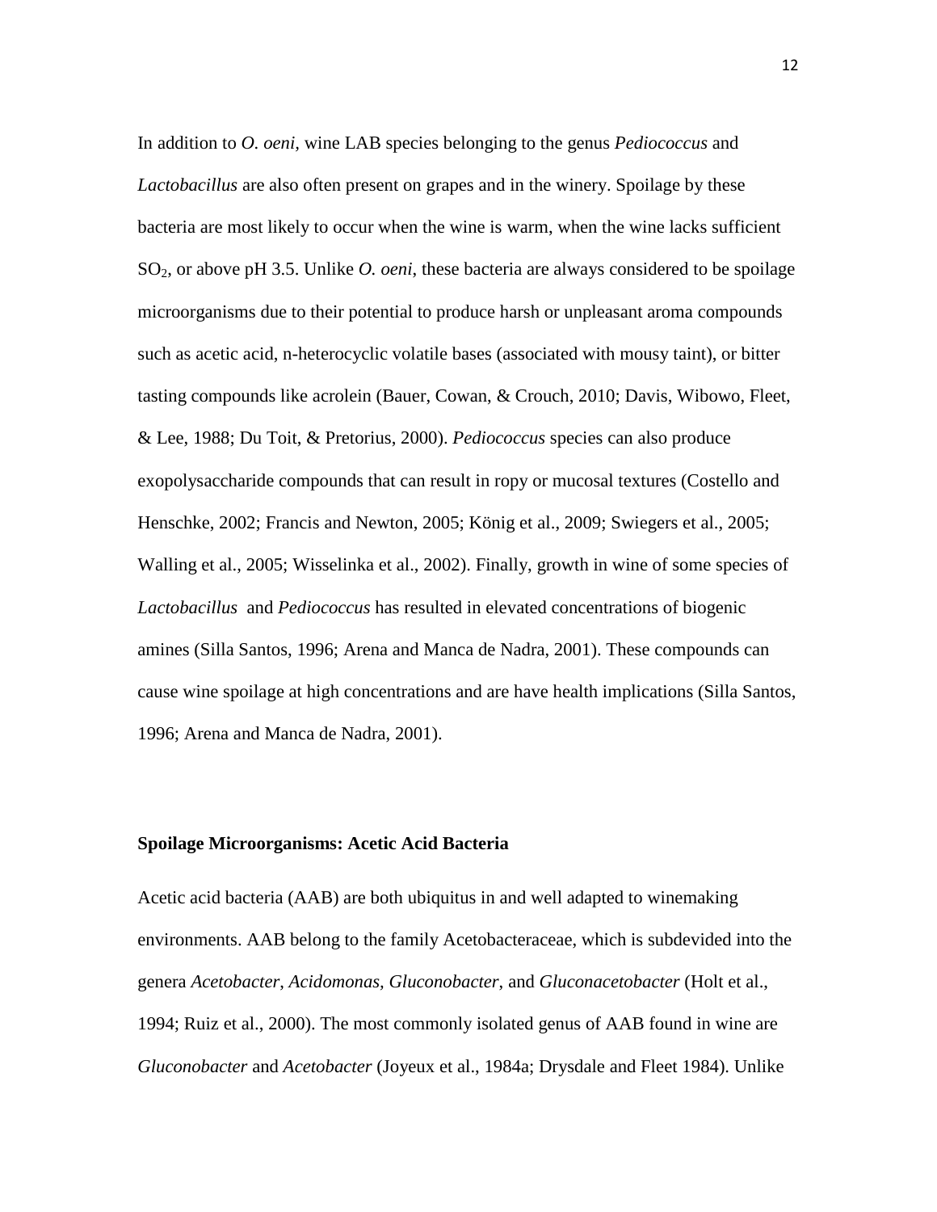In addition to *O. oeni,* wine LAB species belonging to the genus *Pediococcus* and *Lactobacillus* are also often present on grapes and in the winery. Spoilage by these bacteria are most likely to occur when the wine is warm, when the wine lacks sufficient $SO_2$, or above pH 3.5. Unlike *O. oeni*, these bacteria are always considered to be spoilage microorganisms due to their potential to produce harsh or unpleasant aroma compounds such as acetic acid, n-heterocyclic volatile bases (associated with mousy taint), or bitter tasting compounds like acrolein (Bauer, Cowan, & Crouch, 2010; Davis, Wibowo, Fleet, & Lee, 1988; Du Toit, & Pretorius, 2000). *Pediococcus* species can also produce exopolysaccharide compounds that can result in ropy or mucosal textures (Costello and Henschke, 2002; Francis and Newton, 2005; König et al., 2009; Swiegers et al., 2005; Walling et al., 2005; Wisselinka et al., 2002). Finally, growth in wine of some species of *Lactobacillus* and *Pediococcus* has resulted in elevated concentrations of biogenic amines (Silla Santos, 1996; Arena and Manca de Nadra, 2001). These compounds can cause wine spoilage at high concentrations and are have health implications (Silla Santos, 1996; Arena and Manca de Nadra, 2001).

### Spoilage Microorganisms: Acetic Acid Bacteria

Acetic acid bacteria (AAB) are both ubiquitus in and well adapted to winemaking environments. AAB belong to the family Acetobacteraceae, which is subdevided into the genera *Acetobacter*, *Acidomonas*, *Gluconobacter*, and *Gluconacetobacter* (Holt et al., 1994; Ruiz et al., 2000). The most commonly isolated genus of AAB found in wine are *Gluconobacter* and *Acetobacter* (Joyeux et al., 1984a; Drysdale and Fleet 1984). Unlike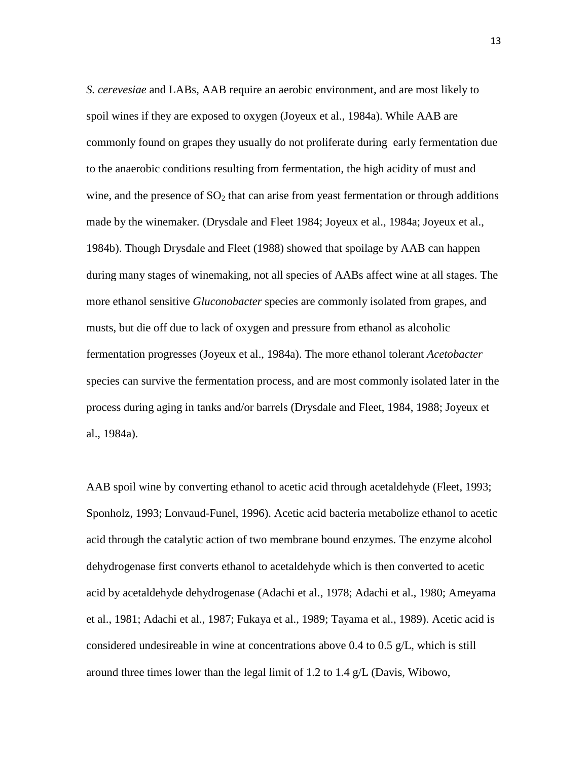*S. cerevesiae* and LABs, AAB require an aerobic environment, and are most likely to spoil wines if they are exposed to oxygen (Joyeux et al., 1984a). While AAB are commonly found on grapes they usually do not proliferate during early fermentation due to the anaerobic conditions resulting from fermentation, the high acidity of must and wine, and the presence of $SO_2$ that can arise from yeast fermentation or through additions made by the winemaker. (Drysdale and Fleet 1984; Joyeux et al., 1984a; Joyeux et al., 1984b). Though Drysdale and Fleet (1988) showed that spoilage by AAB can happen during many stages of winemaking, not all species of AABs affect wine at all stages. The more ethanol sensitive *Gluconobacter* species are commonly isolated from grapes, and musts, but die off due to lack of oxygen and pressure from ethanol as alcoholic fermentation progresses (Joyeux et al., 1984a). The more ethanol tolerant *Acetobacter* species can survive the fermentation process, and are most commonly isolated later in the process during aging in tanks and/or barrels (Drysdale and Fleet, 1984, 1988; Joyeux et al., 1984a).

AAB spoil wine by converting ethanol to acetic acid through acetaldehyde (Fleet, 1993; Sponholz, 1993; Lonvaud-Funel, 1996). Acetic acid bacteria metabolize ethanol to acetic acid through the catalytic action of two membrane bound enzymes. The enzyme alcohol dehydrogenase first converts ethanol to acetaldehyde which is then converted to acetic acid by acetaldehyde dehydrogenase (Adachi et al., 1978; Adachi et al., 1980; Ameyama et al., 1981; Adachi et al., 1987; Fukaya et al., 1989; Tayama et al., 1989). Acetic acid is considered undesireable in wine at concentrations above 0.4 to 0.5 g/L, which is still around three times lower than the legal limit of 1.2 to 1.4 g/L (Davis, Wibowo,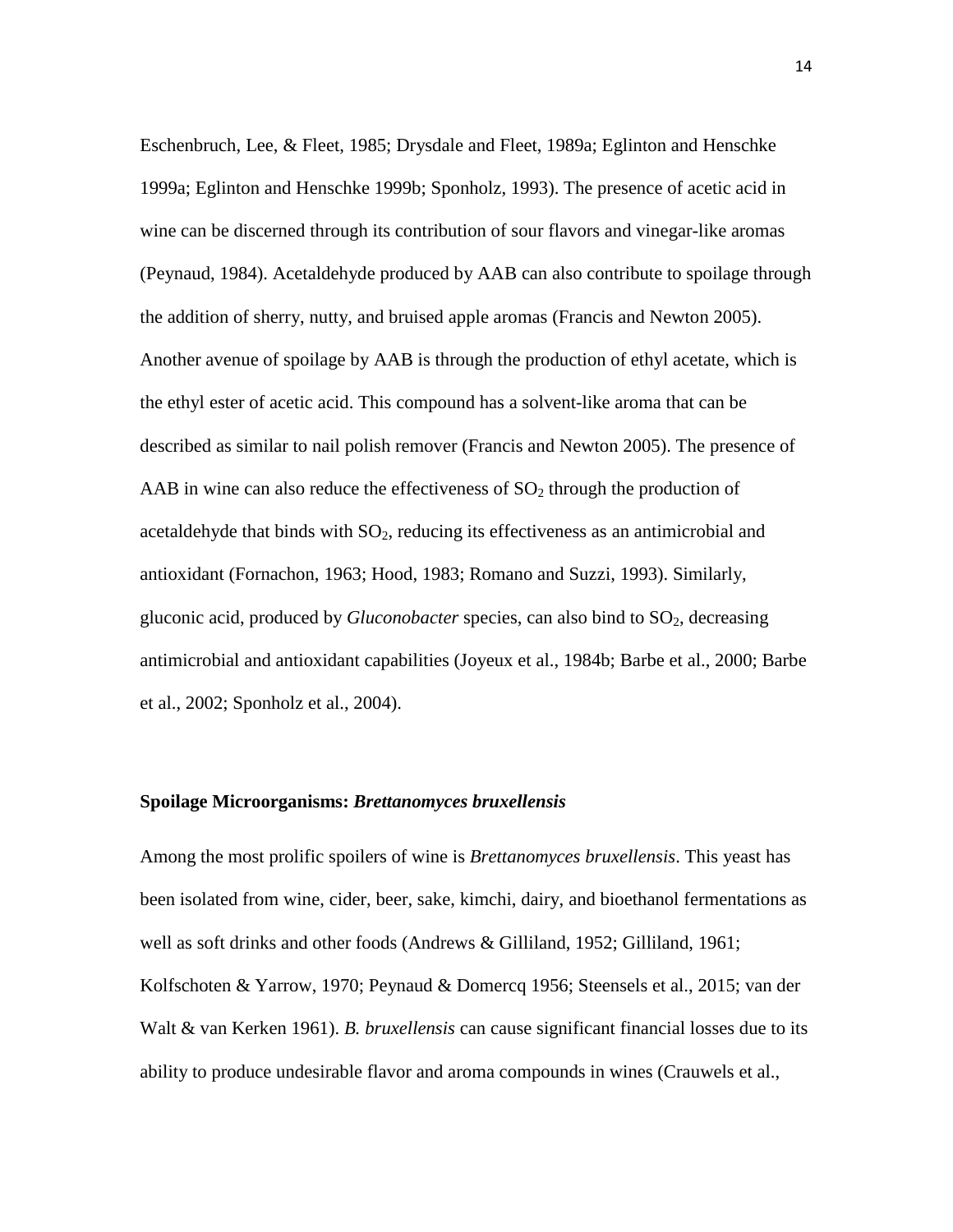Eschenbruch, Lee, & Fleet, 1985; Drysdale and Fleet, 1989a; Eglinton and Henschke 1999a; Eglinton and Henschke 1999b; Sponholz, 1993). The presence of acetic acid in wine can be discerned through its contribution of sour flavors and vinegar-like aromas (Peynaud, 1984). Acetaldehyde produced by AAB can also contribute to spoilage through the addition of sherry, nutty, and bruised apple aromas (Francis and Newton 2005). Another avenue of spoilage by AAB is through the production of ethyl acetate, which is the ethyl ester of acetic acid. This compound has a solvent-like aroma that can be described as similar to nail polish remover (Francis and Newton 2005). The presence of AAB in wine can also reduce the effectiveness of $SO_2$ through the production of acetaldehyde that binds with $SO_2$, reducing its effectiveness as an antimicrobial and antioxidant (Fornachon, 1963; Hood, 1983; Romano and Suzzi, 1993). Similarly, gluconic acid, produced by *Gluconobacter* species, can also bind to $SO_2$, decreasing antimicrobial and antioxidant capabilities (Joyeux et al., 1984b; Barbe et al., 2000; Barbe et al., 2002; Sponholz et al., 2004).

### Spoilage Microorganisms: *Brettanomyces bruxellensis*

Among the most prolific spoilers of wine is *Brettanomyces bruxellensis*. This yeast has been isolated from wine, cider, beer, sake, kimchi, dairy, and bioethanol fermentations as well as soft drinks and other foods (Andrews & Gilliland, 1952; Gilliland, 1961; Kolfschoten & Yarrow, 1970; Peynaud & Domercq 1956; Steensels et al., 2015; van der Walt & van Kerken 1961). *B. bruxellensis* can cause significant financial losses due to its ability to produce undesirable flavor and aroma compounds in wines (Crauwels et al.,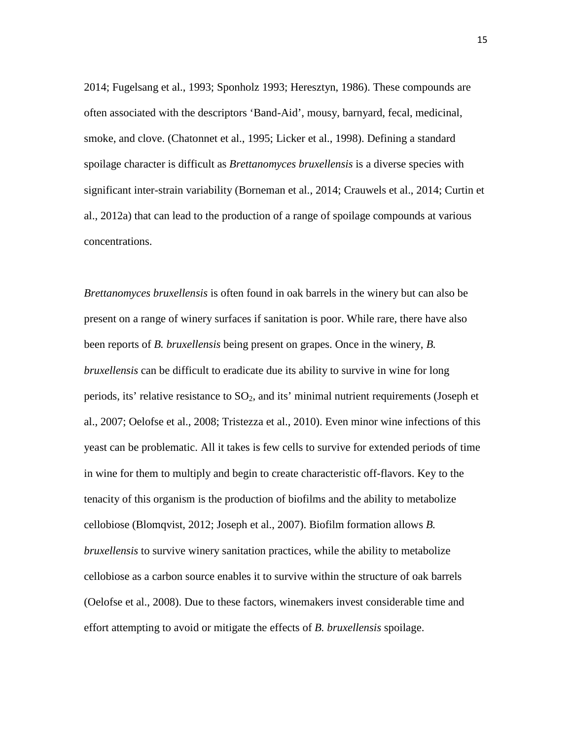2014; Fugelsang et al., 1993; Sponholz 1993; Heresztyn, 1986). These compounds are often associated with the descriptors 'Band-Aid', mousy, barnyard, fecal, medicinal, smoke, and clove. (Chatonnet et al., 1995; Licker et al., 1998). Defining a standard spoilage character is difficult as *Brettanomyces bruxellensis* is a diverse species with significant inter-strain variability (Borneman et al., 2014; Crauwels et al., 2014; Curtin et al., 2012a) that can lead to the production of a range of spoilage compounds at various concentrations.

*Brettanomyces bruxellensis* is often found in oak barrels in the winery but can also be present on a range of winery surfaces if sanitation is poor. While rare, there have also been reports of *B. bruxellensis* being present on grapes. Once in the winery, *B. bruxellensis* can be difficult to eradicate due its ability to survive in wine for long periods, its' relative resistance to $SO_2$, and its' minimal nutrient requirements (Joseph et al., 2007; Oelofse et al., 2008; Tristezza et al., 2010). Even minor wine infections of this yeast can be problematic. All it takes is few cells to survive for extended periods of time in wine for them to multiply and begin to create characteristic off-flavors. Key to the tenacity of this organism is the production of biofilms and the ability to metabolize cellobiose (Blomqvist, 2012; Joseph et al., 2007). Biofilm formation allows *B. bruxellensis* to survive winery sanitation practices, while the ability to metabolize cellobiose as a carbon source enables it to survive within the structure of oak barrels (Oelofse et al., 2008). Due to these factors, winemakers invest considerable time and effort attempting to avoid or mitigate the effects of *B. bruxellensis* spoilage.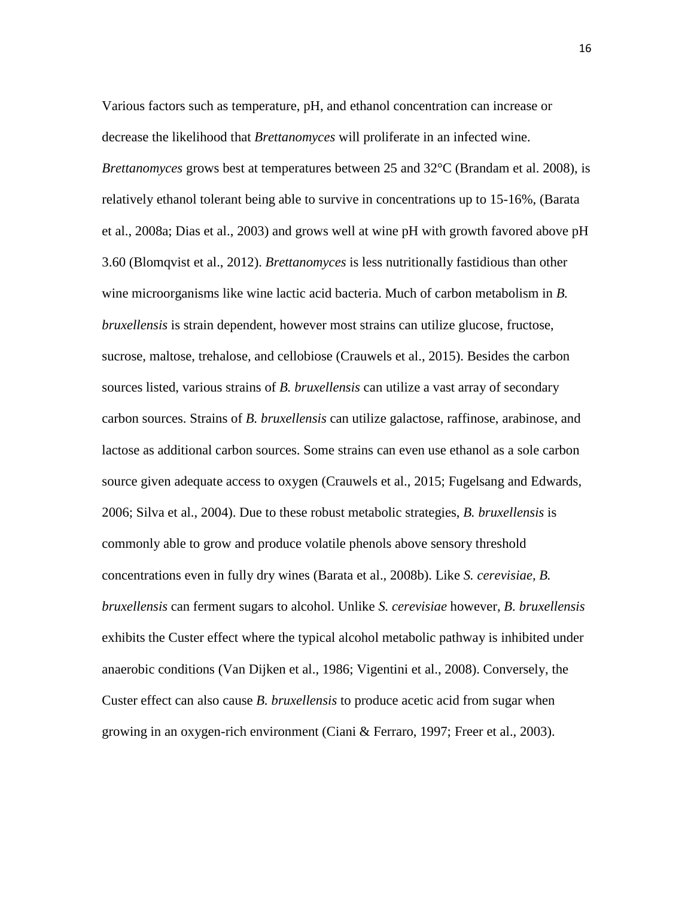Various factors such as temperature, pH, and ethanol concentration can increase or decrease the likelihood that *Brettanomyces* will proliferate in an infected wine. *Brettanomyces* grows best at temperatures between 25 and 32°C (Brandam et al. 2008), is relatively ethanol tolerant being able to survive in concentrations up to 15-16%, (Barata et al., 2008a; Dias et al., 2003) and grows well at wine pH with growth favored above pH 3.60 (Blomqvist et al., 2012). *Brettanomyces* is less nutritionally fastidious than other wine microorganisms like wine lactic acid bacteria. Much of carbon metabolism in *B. bruxellensis* is strain dependent, however most strains can utilize glucose, fructose, sucrose, maltose, trehalose, and cellobiose (Crauwels et al., 2015). Besides the carbon sources listed, various strains of *B. bruxellensis* can utilize a vast array of secondary carbon sources. Strains of *B. bruxellensis* can utilize galactose, raffinose, arabinose, and lactose as additional carbon sources. Some strains can even use ethanol as a sole carbon source given adequate access to oxygen (Crauwels et al., 2015; Fugelsang and Edwards, 2006; Silva et al., 2004). Due to these robust metabolic strategies, *B. bruxellensis* is commonly able to grow and produce volatile phenols above sensory threshold concentrations even in fully dry wines (Barata et al., 2008b). Like *S. cerevisiae, B. bruxellensis* can ferment sugars to alcohol. Unlike *S. cerevisiae* however, *B. bruxellensis* exhibits the Custer effect where the typical alcohol metabolic pathway is inhibited under anaerobic conditions (Van Dijken et al., 1986; Vigentini et al., 2008). Conversely, the Custer effect can also cause *B. bruxellensis* to produce acetic acid from sugar when growing in an oxygen-rich environment (Ciani & Ferraro, 1997; Freer et al., 2003).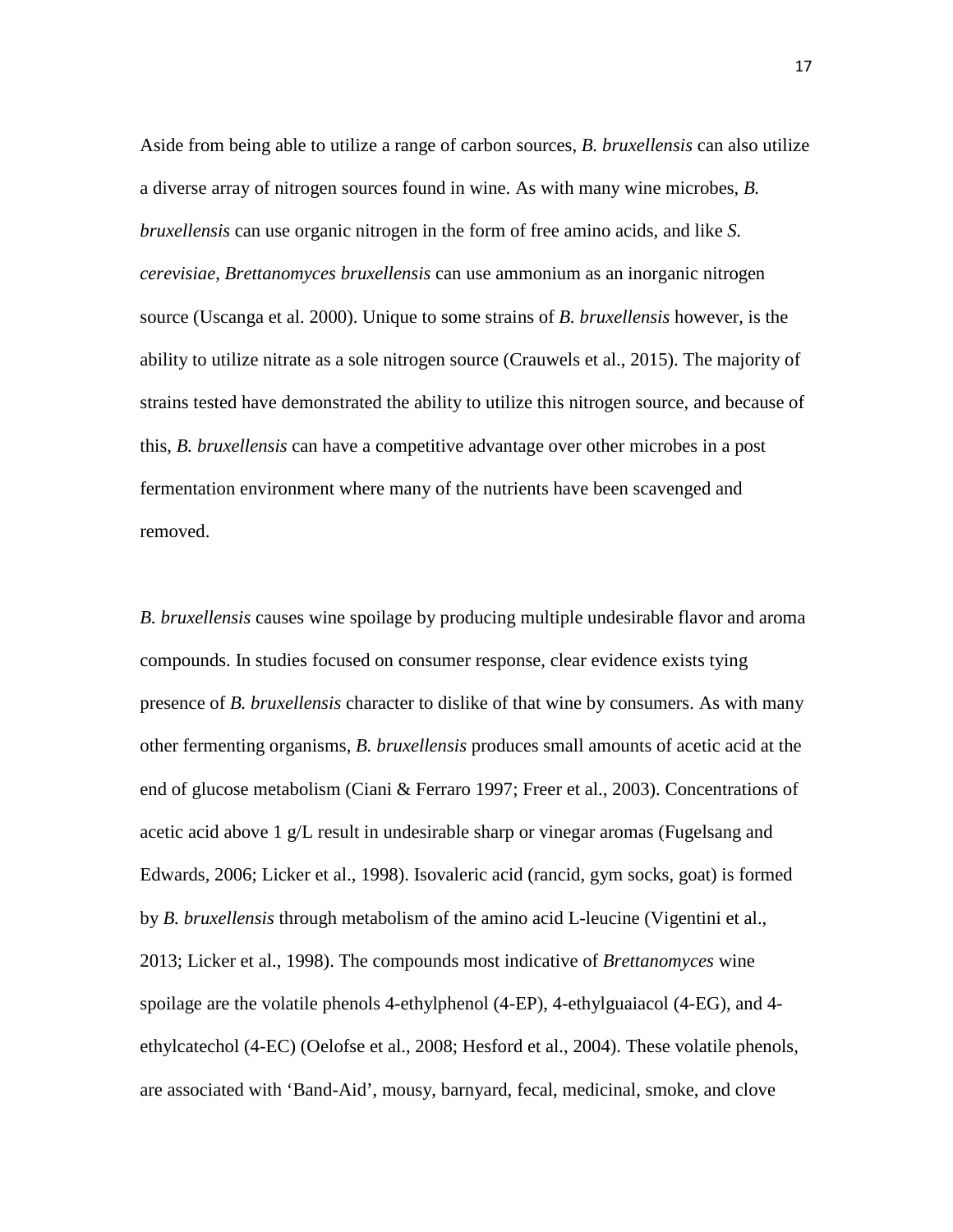Aside from being able to utilize a range of carbon sources, *B. bruxellensis* can also utilize a diverse array of nitrogen sources found in wine. As with many wine microbes, *B. bruxellensis* can use organic nitrogen in the form of free amino acids, and like *S. cerevisiae*, *Brettanomyces bruxellensis* can use ammonium as an inorganic nitrogen source (Uscanga et al. 2000). Unique to some strains of *B. bruxellensis* however, is the ability to utilize nitrate as a sole nitrogen source (Crauwels et al., 2015). The majority of strains tested have demonstrated the ability to utilize this nitrogen source, and because of this, *B. bruxellensis* can have a competitive advantage over other microbes in a post fermentation environment where many of the nutrients have been scavenged and removed.

*B. bruxellensis* causes wine spoilage by producing multiple undesirable flavor and aroma compounds. In studies focused on consumer response, clear evidence exists tying presence of *B. bruxellensis* character to dislike of that wine by consumers. As with many other fermenting organisms, *B. bruxellensis* produces small amounts of acetic acid at the end of glucose metabolism (Ciani & Ferraro 1997; Freer et al., 2003). Concentrations of acetic acid above 1 g/L result in undesirable sharp or vinegar aromas (Fugelsang and Edwards, 2006; Licker et al., 1998). Isovaleric acid (rancid, gym socks, goat) is formed by *B. bruxellensis* through metabolism of the amino acid L-leucine (Vigentini et al., 2013; Licker et al., 1998). The compounds most indicative of *Brettanomyces* wine spoilage are the volatile phenols 4-ethylphenol (4-EP), 4-ethylguaiacol (4-EG), and 4-ethylcatechol (4-EC) (Oelofse et al., 2008; Hesford et al., 2004). These volatile phenols, are associated with 'Band-Aid', mousy, barnyard, fecal, medicinal, smoke, and clove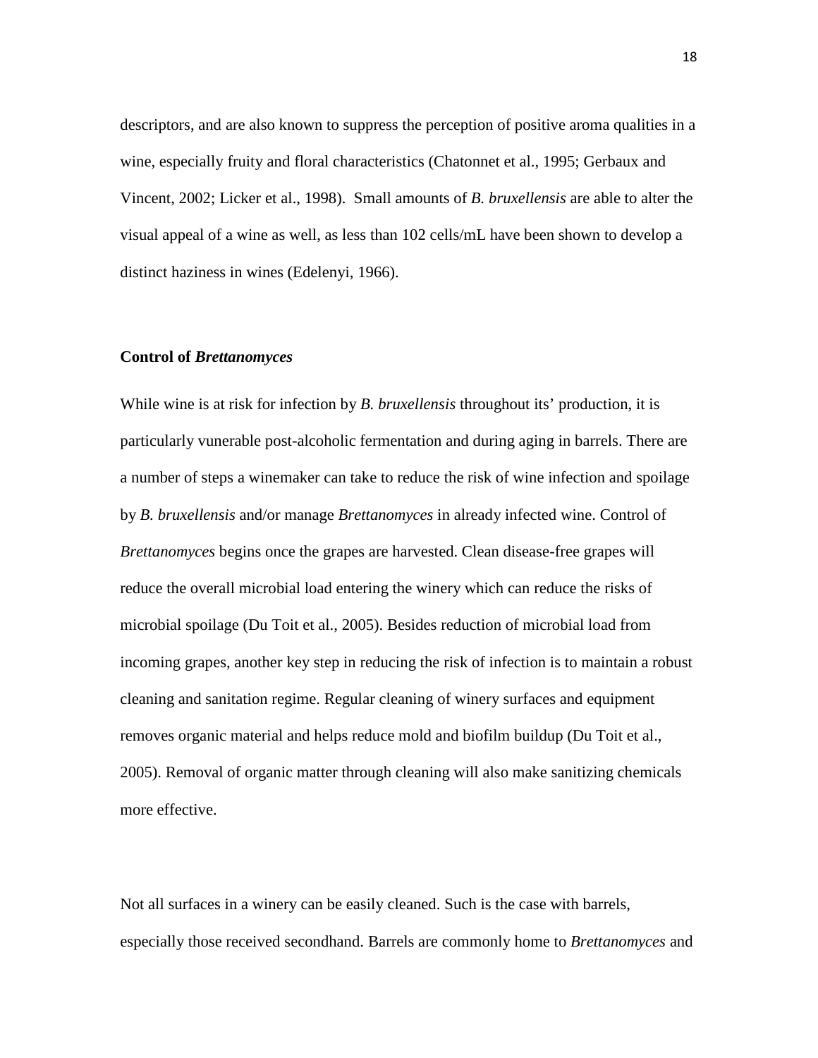descriptors, and are also known to suppress the perception of positive aroma qualities in a wine, especially fruity and floral characteristics (Chatonnet et al., 1995; Gerbaux and Vincent, 2002; Licker et al., 1998). Small amounts of *B. bruxellensis* are able to alter the visual appeal of a wine as well, as less than 102 cells/mL have been shown to develop a distinct haziness in wines (Edelenyi, 1966).

### Control of *Brettanomyces*

While wine is at risk for infection by *B. bruxellensis* throughout its' production, it is particularly vunerable post-alcoholic fermentation and during aging in barrels. There are a number of steps a winemaker can take to reduce the risk of wine infection and spoilage by *B. bruxellensis* and/or manage *Brettanomyces* in already infected wine. Control of *Brettanomyces* begins once the grapes are harvested. Clean disease-free grapes will reduce the overall microbial load entering the winery which can reduce the risks of microbial spoilage (Du Toit et al., 2005). Besides reduction of microbial load from incoming grapes, another key step in reducing the risk of infection is to maintain a robust cleaning and sanitation regime. Regular cleaning of winery surfaces and equipment removes organic material and helps reduce mold and biofilm buildup (Du Toit et al., 2005). Removal of organic matter through cleaning will also make sanitizing chemicals more effective.

Not all surfaces in a winery can be easily cleaned. Such is the case with barrels, especially those received secondhand. Barrels are commonly home to *Brettanomyces* and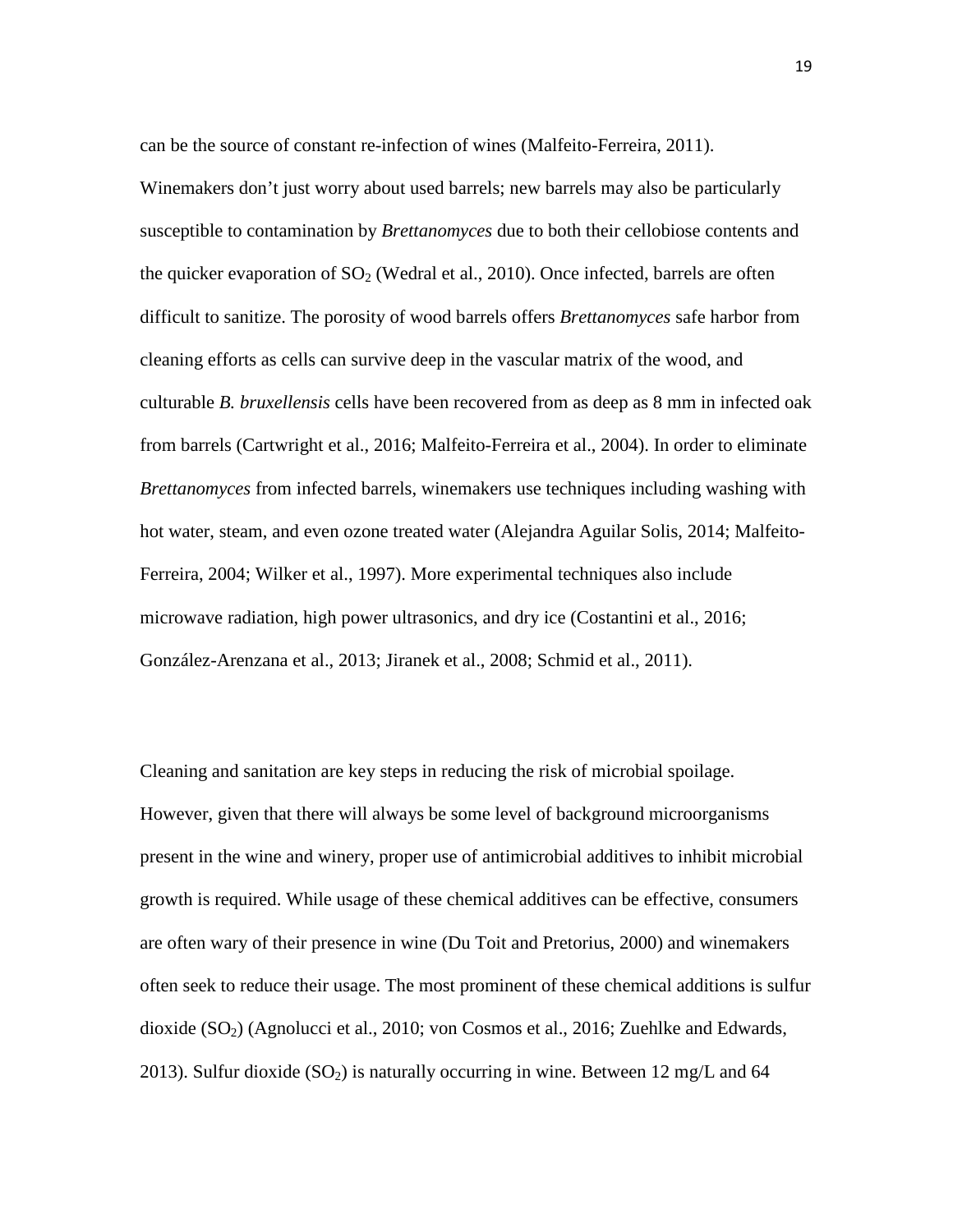can be the source of constant re-infection of wines (Malfeito-Ferreira, 2011). Winemakers don't just worry about used barrels; new barrels may also be particularly susceptible to contamination by *Brettanomyces* due to both their cellobiose contents and the quicker evaporation of $SO_2$ (Wedral et al., 2010). Once infected, barrels are often difficult to sanitize. The porosity of wood barrels offers *Brettanomyces* safe harbor from cleaning efforts as cells can survive deep in the vascular matrix of the wood, and culturable *B. bruxellensis* cells have been recovered from as deep as 8 mm in infected oak from barrels (Cartwright et al., 2016; Malfeito-Ferreira et al., 2004). In order to eliminate *Brettanomyces* from infected barrels, winemakers use techniques including washing with hot water, steam, and even ozone treated water (Alejandra Aguilar Solis, 2014; Malfeito-Ferreira, 2004; Wilker et al., 1997). More experimental techniques also include microwave radiation, high power ultrasonics, and dry ice (Costantini et al., 2016; González-Arenzana et al., 2013; Jiranek et al., 2008; Schmid et al., 2011).

Cleaning and sanitation are key steps in reducing the risk of microbial spoilage. However, given that there will always be some level of background microorganisms present in the wine and winery, proper use of antimicrobial additives to inhibit microbial growth is required. While usage of these chemical additives can be effective, consumers are often wary of their presence in wine (Du Toit and Pretorius, 2000) and winemakers often seek to reduce their usage. The most prominent of these chemical additions is sulfur dioxide ($SO_2$) (Agnolucci et al., 2010; von Cosmos et al., 2016; Zuehlke and Edwards, 2013). Sulfur dioxide ($SO_2$) is naturally occurring in wine. Between 12 mg/L and 64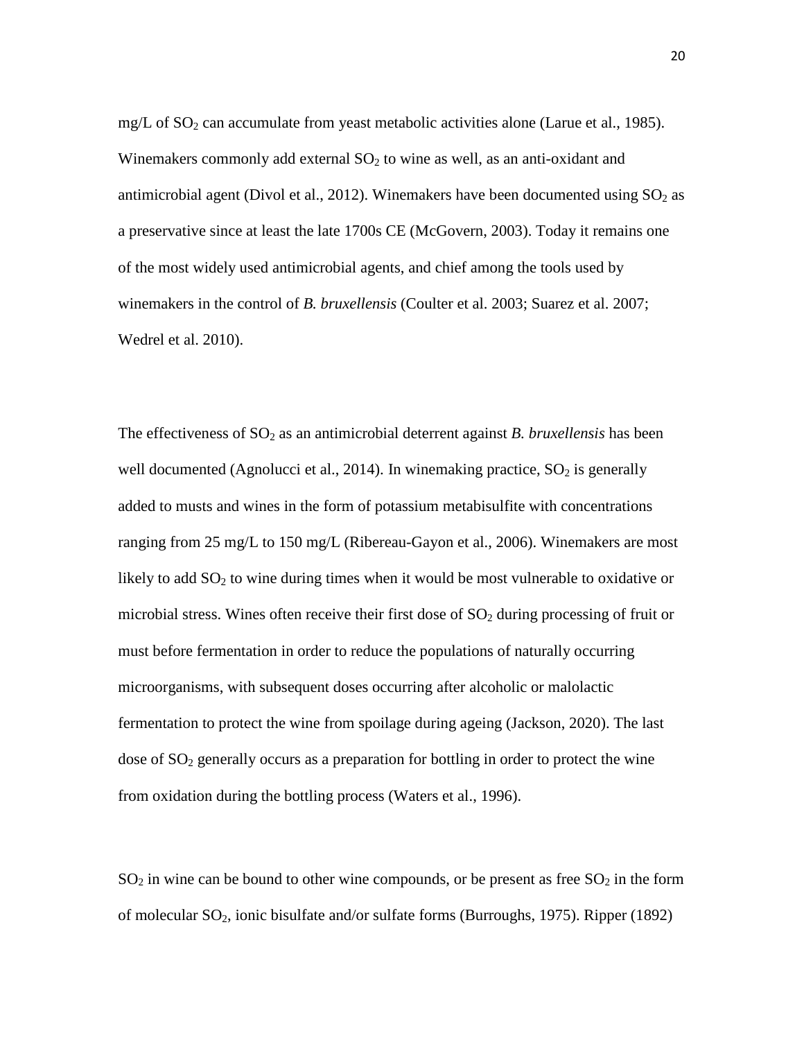mg/L of $SO_2$ can accumulate from yeast metabolic activities alone (Larue et al., 1985). Winemakers commonly add external $SO_2$ to wine as well, as an anti-oxidant and antimicrobial agent (Divol et al., 2012). Winemakers have been documented using $SO_2$ as a preservative since at least the late 1700s CE (McGovern, 2003). Today it remains one of the most widely used antimicrobial agents, and chief among the tools used by winemakers in the control of *B. bruxellensis* (Coulter et al. 2003; Suarez et al. 2007; Wedrel et al. 2010).

The effectiveness of $SO_2$ as an antimicrobial deterrent against *B. bruxellensis* has been well documented (Agnolucci et al., 2014). In winemaking practice, $SO_2$ is generally added to musts and wines in the form of potassium metabisulfite with concentrations ranging from 25 mg/L to 150 mg/L (Ribereau-Gayon et al., 2006). Winemakers are most likely to add $SO_2$ to wine during times when it would be most vulnerable to oxidative or microbial stress. Wines often receive their first dose of $SO_2$ during processing of fruit or must before fermentation in order to reduce the populations of naturally occurring microorganisms, with subsequent doses occurring after alcoholic or malolactic fermentation to protect the wine from spoilage during ageing (Jackson, 2020). The last dose of $SO_2$ generally occurs as a preparation for bottling in order to protect the wine from oxidation during the bottling process (Waters et al., 1996).

$SO_2$ in wine can be bound to other wine compounds, or be present as free $SO_2$ in the form of molecular $SO_2$, ionic bisulfate and/or sulfate forms (Burroughs, 1975). Ripper (1892)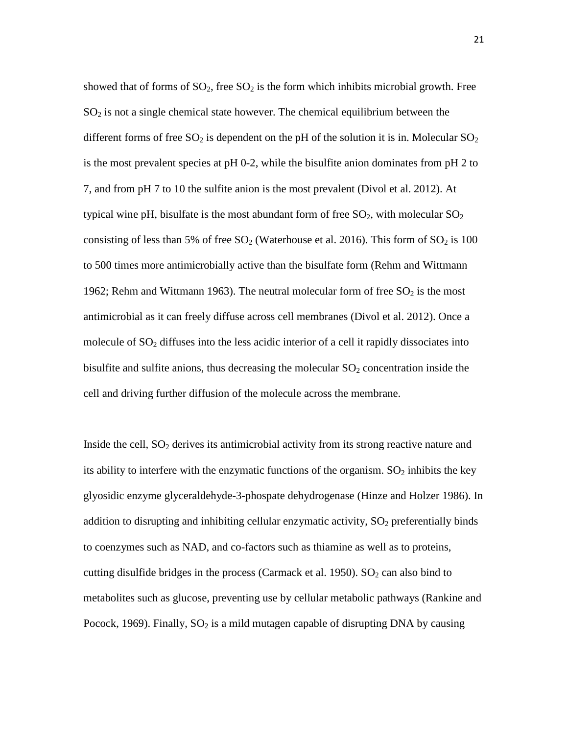showed that of forms of $SO_2$, free $SO_2$ is the form which inhibits microbial growth. Free $SO_2$ is not a single chemical state however. The chemical equilibrium between the different forms of free $SO_2$ is dependent on the pH of the solution it is in. Molecular $SO_2$ is the most prevalent species at pH 0-2, while the bisulfite anion dominates from pH 2 to 7, and from pH 7 to 10 the sulfite anion is the most prevalent (Divol et al. 2012). At typical wine pH, bisulfate is the most abundant form of free $SO_2$, with molecular $SO_2$ consisting of less than 5% of free $SO_2$ (Waterhouse et al. 2016). This form of $SO_2$ is 100 to 500 times more antimicrobially active than the bisulfate form (Rehm and Wittmann 1962; Rehm and Wittmann 1963). The neutral molecular form of free $SO_2$ is the most antimicrobial as it can freely diffuse across cell membranes (Divol et al. 2012). Once a molecule of $SO_2$ diffuses into the less acidic interior of a cell it rapidly dissociates into bisulfite and sulfite anions, thus decreasing the molecular $SO_2$ concentration inside the cell and driving further diffusion of the molecule across the membrane.

Inside the cell, $SO_2$ derives its antimicrobial activity from its strong reactive nature and its ability to interfere with the enzymatic functions of the organism. $SO_2$ inhibits the key glyosidic enzyme glyceraldehyde-3-phospate dehydrogenase (Hinze and Holzer 1986). In addition to disrupting and inhibiting cellular enzymatic activity, $SO_2$ preferentially binds to coenzymes such as NAD, and co-factors such as thiamine as well as to proteins, cutting disulfide bridges in the process (Carmack et al. 1950). $SO_2$ can also bind to metabolites such as glucose, preventing use by cellular metabolic pathways (Rankine and Pocock, 1969). Finally, $SO_2$ is a mild mutagen capable of disrupting DNA by causing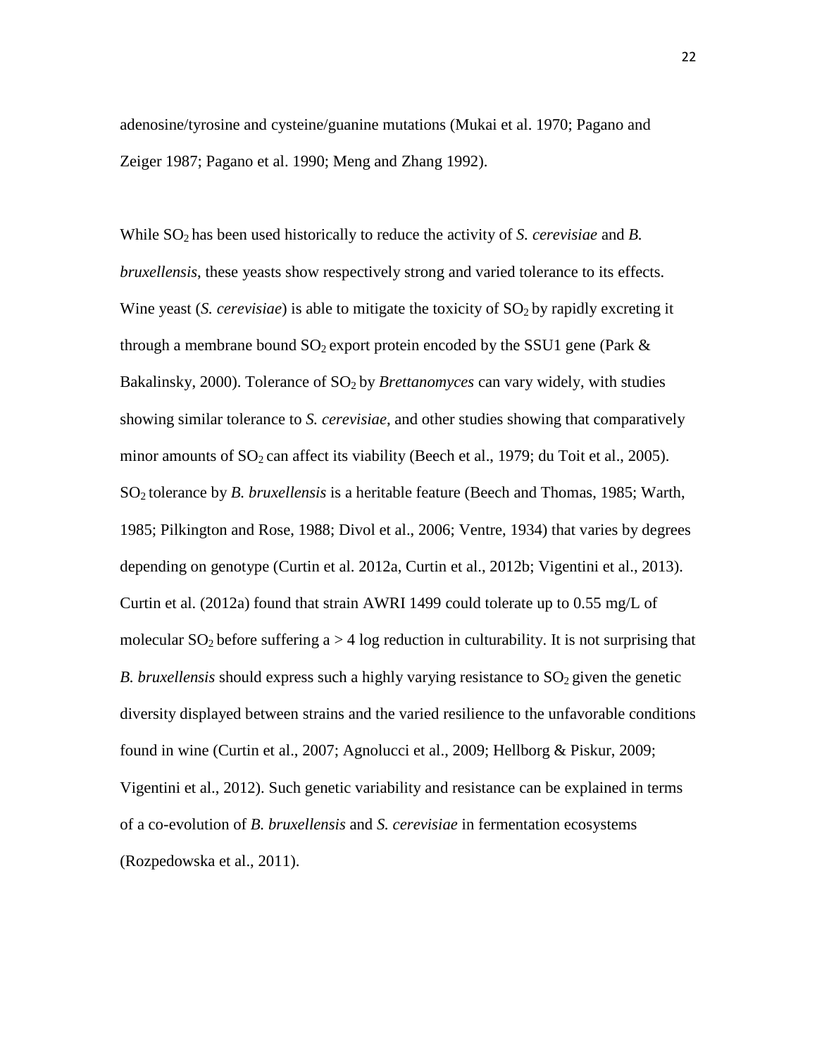adenosine/tyrosine and cysteine/guanine mutations (Mukai et al. 1970; Pagano and Zeiger 1987; Pagano et al. 1990; Meng and Zhang 1992).

While $SO_2$ has been used historically to reduce the activity of *S. cerevisiae* and *B. bruxellensis*, these yeasts show respectively strong and varied tolerance to its effects. Wine yeast (*S. cerevisiae*) is able to mitigate the toxicity of $SO_2$ by rapidly excreting it through a membrane bound $SO_2$ export protein encoded by the SSU1 gene (Park & Bakalinsky, 2000). Tolerance of $SO_2$ by *Brettanomyces* can vary widely, with studies showing similar tolerance to *S. cerevisiae*, and other studies showing that comparatively minor amounts of $SO_2$ can affect its viability (Beech et al., 1979; du Toit et al., 2005). $SO_2$ tolerance by *B. bruxellensis* is a heritable feature (Beech and Thomas, 1985; Warth, 1985; Pilkington and Rose, 1988; Divol et al., 2006; Ventre, 1934) that varies by degrees depending on genotype (Curtin et al. 2012a, Curtin et al., 2012b; Vigentini et al., 2013). Curtin et al. (2012a) found that strain AWRI 1499 could tolerate up to 0.55 mg/L of molecular $SO_2$ before suffering a $> 4$ log reduction in culturability. It is not surprising that *B. bruxellensis* should express such a highly varying resistance to $SO_2$ given the genetic diversity displayed between strains and the varied resilience to the unfavorable conditions found in wine (Curtin et al., 2007; Agnolucci et al., 2009; Hellborg & Piskur, 2009; Vigentini et al., 2012). Such genetic variability and resistance can be explained in terms of a co-evolution of *B. bruxellensis* and *S. cerevisiae* in fermentation ecosystems (Rozpedowska et al., 2011).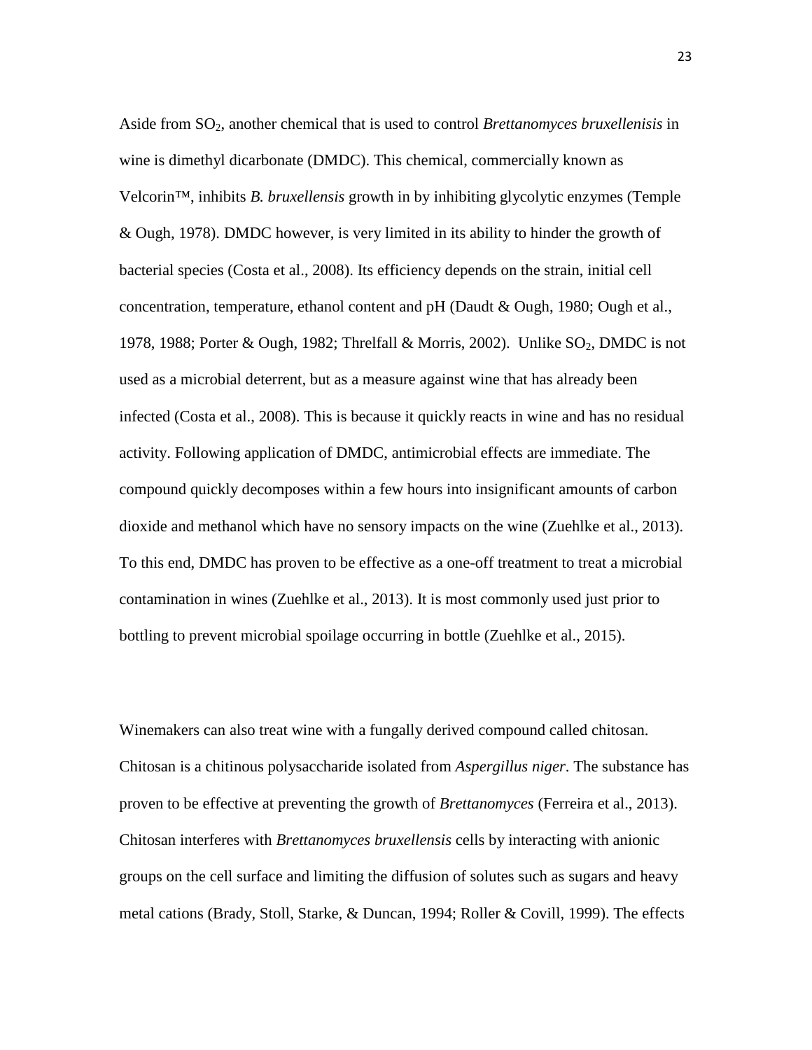Aside from $SO_2$, another chemical that is used to control *Brettanomyces bruxellenisis* in wine is dimethyl dicarbonate (DMDC). This chemical, commercially known as Velcorin™, inhibits *B. bruxellensis* growth in by inhibiting glycolytic enzymes (Temple & Ough, 1978). DMDC however, is very limited in its ability to hinder the growth of bacterial species (Costa et al., 2008). Its efficiency depends on the strain, initial cell concentration, temperature, ethanol content and pH (Daudt & Ough, 1980; Ough et al., 1978, 1988; Porter & Ough, 1982; Threlfall & Morris, 2002). Unlike $SO_2$, DMDC is not used as a microbial deterrent, but as a measure against wine that has already been infected (Costa et al., 2008). This is because it quickly reacts in wine and has no residual activity. Following application of DMDC, antimicrobial effects are immediate. The compound quickly decomposes within a few hours into insignificant amounts of carbon dioxide and methanol which have no sensory impacts on the wine (Zuehlke et al., 2013). To this end, DMDC has proven to be effective as a one-off treatment to treat a microbial contamination in wines (Zuehlke et al., 2013). It is most commonly used just prior to bottling to prevent microbial spoilage occurring in bottle (Zuehlke et al., 2015).

Winemakers can also treat wine with a fungally derived compound called chitosan. Chitosan is a chitinous polysaccharide isolated from *Aspergillus niger*. The substance has proven to be effective at preventing the growth of *Brettanomyces* (Ferreira et al., 2013). Chitosan interferes with *Brettanomyces bruxellensis* cells by interacting with anionic groups on the cell surface and limiting the diffusion of solutes such as sugars and heavy metal cations (Brady, Stoll, Starke, & Duncan, 1994; Roller & Covill, 1999). The effects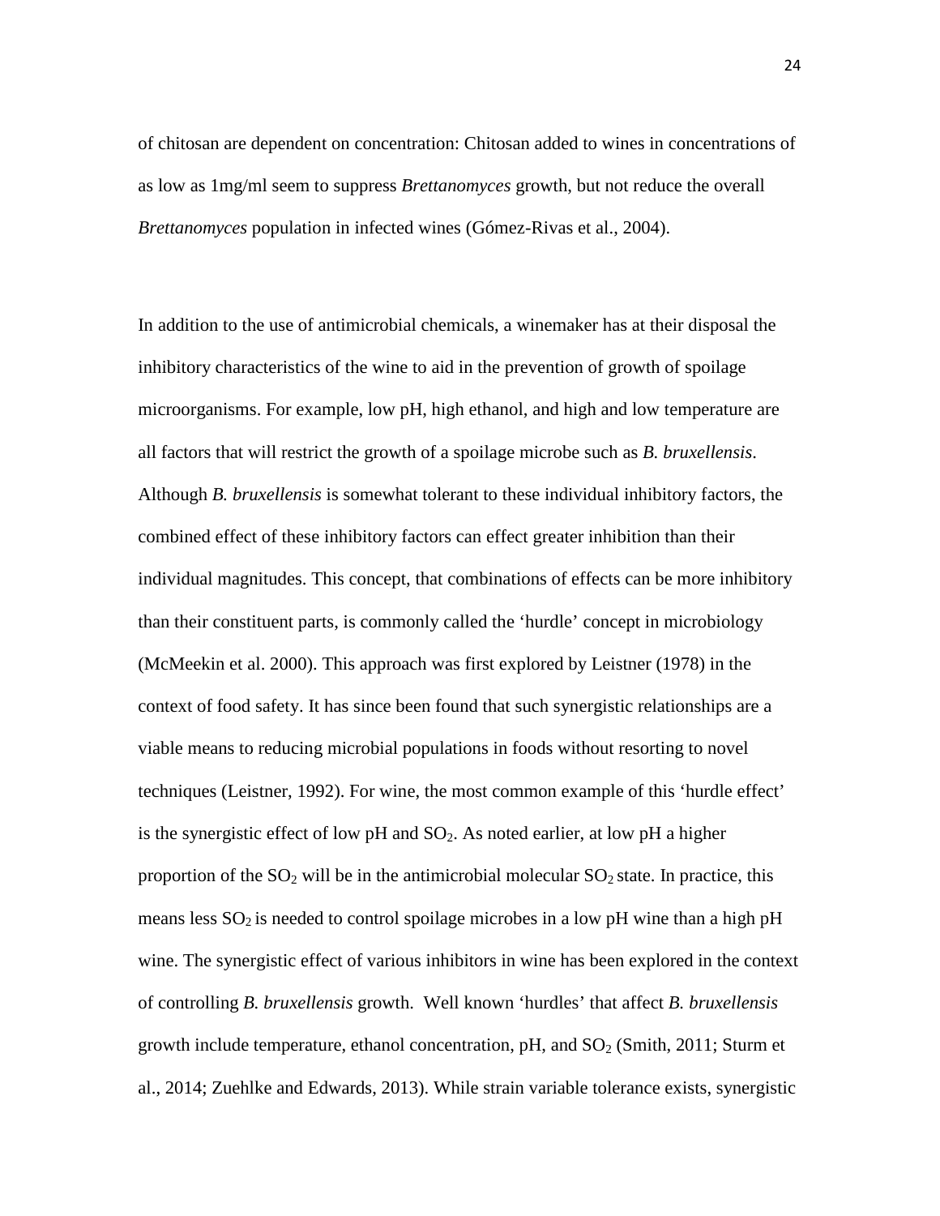of chitosan are dependent on concentration: Chitosan added to wines in concentrations of as low as 1mg/ml seem to suppress *Brettanomyces* growth, but not reduce the overall *Brettanomyces* population in infected wines (Gómez-Rivas et al., 2004).

In addition to the use of antimicrobial chemicals, a winemaker has at their disposal the inhibitory characteristics of the wine to aid in the prevention of growth of spoilage microorganisms. For example, low pH, high ethanol, and high and low temperature are all factors that will restrict the growth of a spoilage microbe such as *B. bruxellensis*. Although *B. bruxellensis* is somewhat tolerant to these individual inhibitory factors, the combined effect of these inhibitory factors can effect greater inhibition than their individual magnitudes. This concept, that combinations of effects can be more inhibitory than their constituent parts, is commonly called the 'hurdle' concept in microbiology (McMeekin et al. 2000). This approach was first explored by Leistner (1978) in the context of food safety. It has since been found that such synergistic relationships are a viable means to reducing microbial populations in foods without resorting to novel techniques (Leistner, 1992). For wine, the most common example of this 'hurdle effect' is the synergistic effect of low pH and $SO_2$. As noted earlier, at low pH a higher proportion of the $SO_2$ will be in the antimicrobial molecular $SO_2$ state. In practice, this means less $SO_2$ is needed to control spoilage microbes in a low pH wine than a high pH wine. The synergistic effect of various inhibitors in wine has been explored in the context of controlling *B. bruxellensis* growth. Well known 'hurdles' that affect *B. bruxellensis* growth include temperature, ethanol concentration, pH, and $SO_2$ (Smith, 2011; Sturm et al., 2014; Zuehlke and Edwards, 2013). While strain variable tolerance exists, synergistic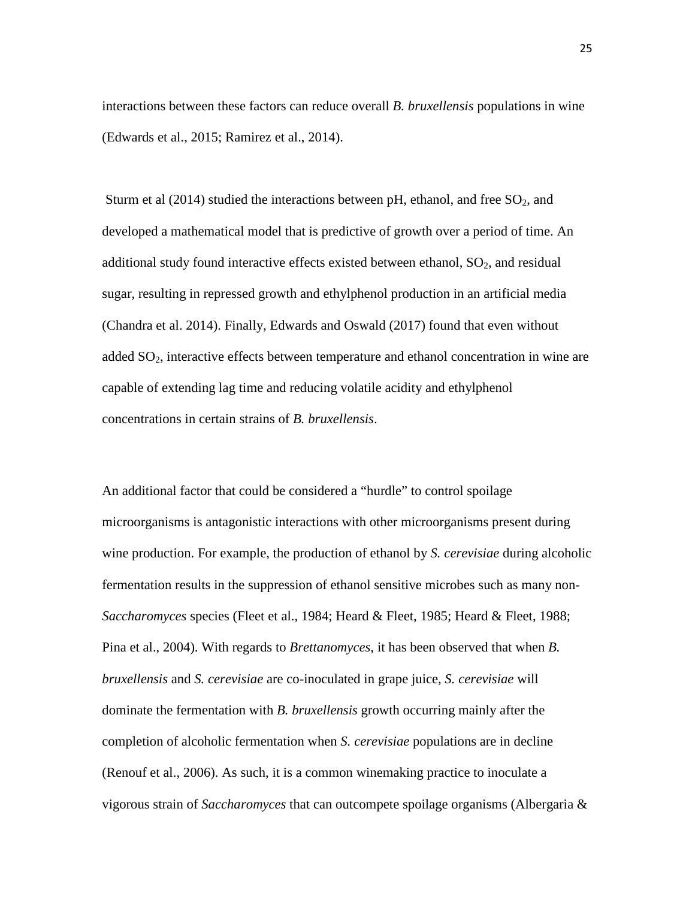interactions between these factors can reduce overall *B. bruxellensis* populations in wine (Edwards et al., 2015; Ramirez et al., 2014).

Sturm et al (2014) studied the interactions between pH, ethanol, and free $SO_2$, and developed a mathematical model that is predictive of growth over a period of time. An additional study found interactive effects existed between ethanol, $SO_2$, and residual sugar, resulting in repressed growth and ethylphenol production in an artificial media (Chandra et al. 2014). Finally, Edwards and Oswald (2017) found that even without added $SO_2$, interactive effects between temperature and ethanol concentration in wine are capable of extending lag time and reducing volatile acidity and ethylphenol concentrations in certain strains of *B. bruxellensis*.

An additional factor that could be considered a "hurdle" to control spoilage microorganisms is antagonistic interactions with other microorganisms present during wine production. For example, the production of ethanol by *S. cerevisiae* during alcoholic fermentation results in the suppression of ethanol sensitive microbes such as many non-*Saccharomyces* species (Fleet et al., 1984; Heard & Fleet, 1985; Heard & Fleet, 1988; Pina et al., 2004). With regards to *Brettanomyces*, it has been observed that when *B. bruxellensis* and *S. cerevisiae* are co-inoculated in grape juice, *S. cerevisiae* will dominate the fermentation with *B. bruxellensis* growth occurring mainly after the completion of alcoholic fermentation when *S. cerevisiae* populations are in decline (Renouf et al., 2006). As such, it is a common winemaking practice to inoculate a vigorous strain of *Saccharomyces* that can outcompete spoilage organisms (Albergaria &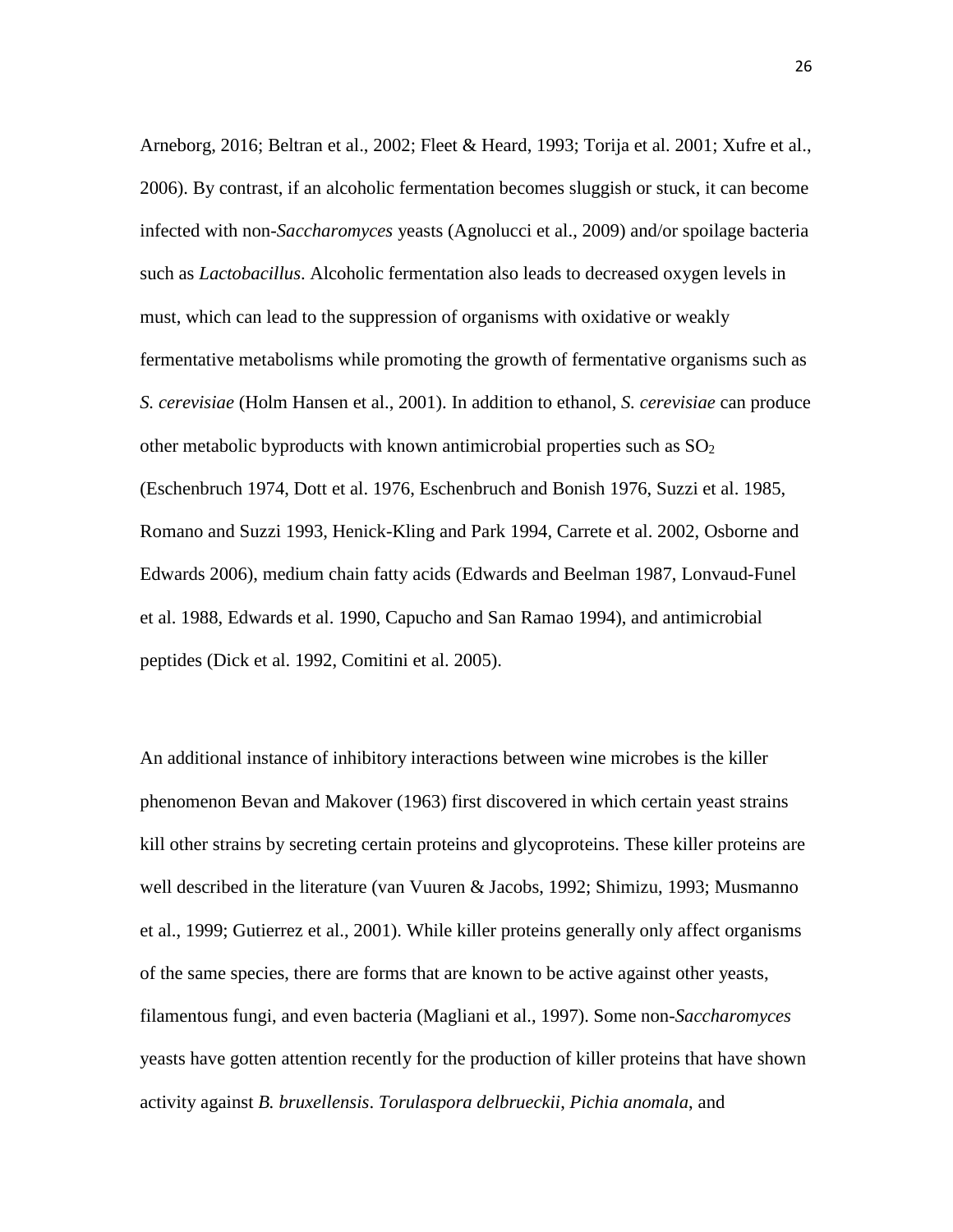Arneborg, 2016; Beltran et al., 2002; Fleet & Heard, 1993; Torija et al. 2001; Xufre et al., 2006). By contrast, if an alcoholic fermentation becomes sluggish or stuck, it can become infected with non-*Saccharomyces* yeasts (Agnolucci et al., 2009) and/or spoilage bacteria such as *Lactobacillus*. Alcoholic fermentation also leads to decreased oxygen levels in must, which can lead to the suppression of organisms with oxidative or weakly fermentative metabolisms while promoting the growth of fermentative organisms such as *S. cerevisiae* (Holm Hansen et al., 2001). In addition to ethanol, *S. cerevisiae* can produce other metabolic byproducts with known antimicrobial properties such as $SO_2$ (Eschenbruch 1974, Dott et al. 1976, Eschenbruch and Bonish 1976, Suzzi et al. 1985, Romano and Suzzi 1993, Henick-Kling and Park 1994, Carrete et al. 2002, Osborne and Edwards 2006), medium chain fatty acids (Edwards and Beelman 1987, Lonvaud-Funel et al. 1988, Edwards et al. 1990, Capucho and San Ramao 1994), and antimicrobial peptides (Dick et al. 1992, Comitini et al. 2005).

An additional instance of inhibitory interactions between wine microbes is the killer phenomenon Bevan and Makover (1963) first discovered in which certain yeast strains kill other strains by secreting certain proteins and glycoproteins. These killer proteins are well described in the literature (van Vuuren & Jacobs, 1992; Shimizu, 1993; Musmanno et al., 1999; Gutierrez et al., 2001). While killer proteins generally only affect organisms of the same species, there are forms that are known to be active against other yeasts, filamentous fungi, and even bacteria (Magliani et al., 1997). Some non-*Saccharomyces* yeasts have gotten attention recently for the production of killer proteins that have shown activity against *B. bruxellensis*. *Torulaspora delbrueckii*, *Pichia anomala,* and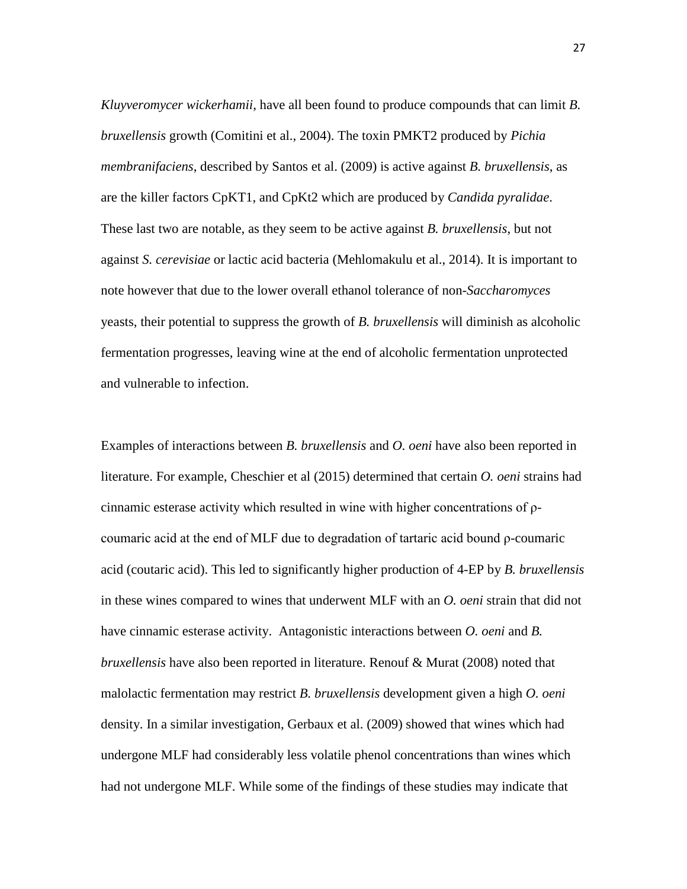*Kluyveromycer wickerhamii*, have all been found to produce compounds that can limit *B. bruxellensis* growth (Comitini et al., 2004). The toxin PMKT2 produced by *Pichia membranifaciens*, described by Santos et al. (2009) is active against *B. bruxellensis*, as are the killer factors CpKT1, and CpKt2 which are produced by *Candida pyralidae*. These last two are notable, as they seem to be active against *B. bruxellensis*, but not against *S. cerevisiae* or lactic acid bacteria (Mehlomakulu et al., 2014). It is important to note however that due to the lower overall ethanol tolerance of non-*Saccharomyces* yeasts, their potential to suppress the growth of *B. bruxellensis* will diminish as alcoholic fermentation progresses, leaving wine at the end of alcoholic fermentation unprotected and vulnerable to infection.

Examples of interactions between *B. bruxellensis* and *O. oeni* have also been reported in literature. For example, Cheschier et al (2015) determined that certain *O. oeni* strains had cinnamic esterase activity which resulted in wine with higher concentrations of ρ-coumaric acid at the end of MLF due to degradation of tartaric acid bound ρ-coumaric acid (coutaric acid). This led to significantly higher production of 4-EP by *B. bruxellensis* in these wines compared to wines that underwent MLF with an *O. oeni* strain that did not have cinnamic esterase activity. Antagonistic interactions between *O. oeni* and *B. bruxellensis* have also been reported in literature. Renouf & Murat (2008) noted that malolactic fermentation may restrict *B. bruxellensis* development given a high *O. oeni* density. In a similar investigation, Gerbaux et al. (2009) showed that wines which had undergone MLF had considerably less volatile phenol concentrations than wines which had not undergone MLF. While some of the findings of these studies may indicate that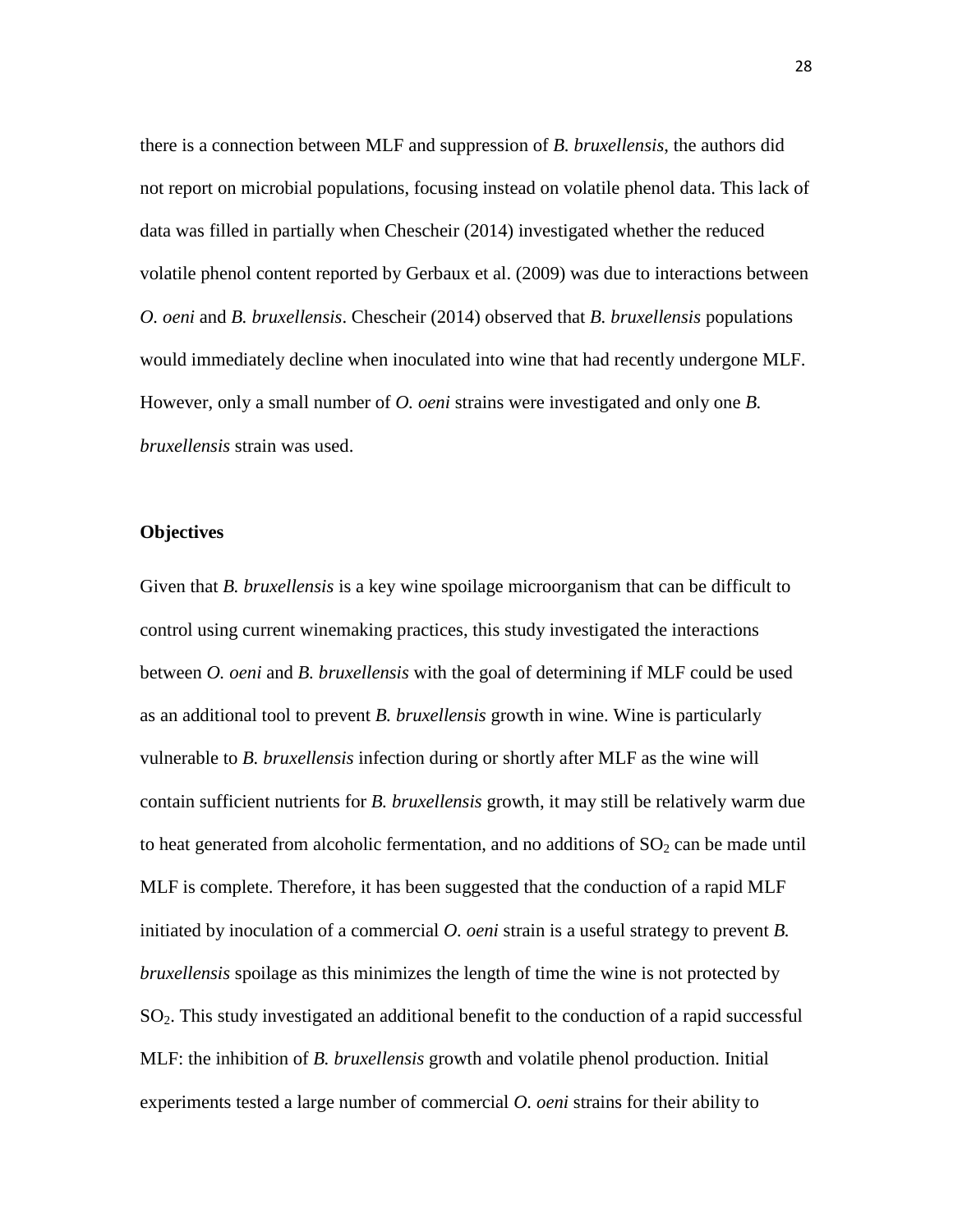there is a connection between MLF and suppression of *B. bruxellensis*, the authors did not report on microbial populations, focusing instead on volatile phenol data. This lack of data was filled in partially when Chescheir (2014) investigated whether the reduced volatile phenol content reported by Gerbaux et al. (2009) was due to interactions between *O. oeni* and *B. bruxellensis*. Chescheir (2014) observed that *B. bruxellensis* populations would immediately decline when inoculated into wine that had recently undergone MLF. However, only a small number of *O. oeni* strains were investigated and only one *B. bruxellensis* strain was used.

**Objectives**

Given that *B. bruxellensis* is a key wine spoilage microorganism that can be difficult to control using current winemaking practices, this study investigated the interactions between *O. oeni* and *B. bruxellensis* with the goal of determining if MLF could be used as an additional tool to prevent *B. bruxellensis* growth in wine. Wine is particularly vulnerable to *B. bruxellensis* infection during or shortly after MLF as the wine will contain sufficient nutrients for *B. bruxellensis* growth, it may still be relatively warm due to heat generated from alcoholic fermentation, and no additions of $SO_2$ can be made until MLF is complete. Therefore, it has been suggested that the conduction of a rapid MLF initiated by inoculation of a commercial *O. oeni* strain is a useful strategy to prevent *B. bruxellensis* spoilage as this minimizes the length of time the wine is not protected by $SO_2$. This study investigated an additional benefit to the conduction of a rapid successful MLF: the inhibition of *B. bruxellensis* growth and volatile phenol production. Initial experiments tested a large number of commercial *O. oeni* strains for their ability to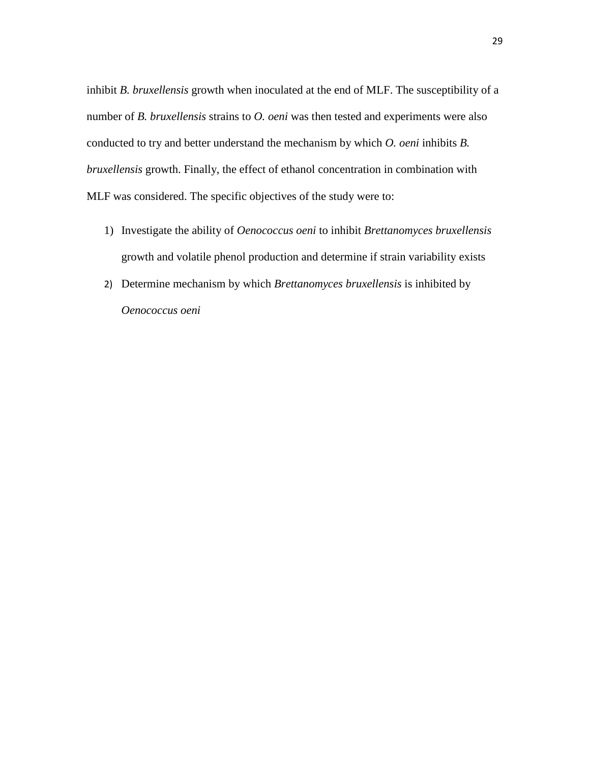inhibit *B. bruxellensis* growth when inoculated at the end of MLF. The susceptibility of a number of *B. bruxellensis* strains to *O. oeni* was then tested and experiments were also conducted to try and better understand the mechanism by which *O. oeni* inhibits *B. bruxellensis* growth. Finally, the effect of ethanol concentration in combination with MLF was considered. The specific objectives of the study were to:

1) Investigate the ability of *Oenococcus oeni* to inhibit *Brettanomyces bruxellensis* growth and volatile phenol production and determine if strain variability exists
2) Determine mechanism by which *Brettanomyces bruxellensis* is inhibited by *Oenococcus oeni*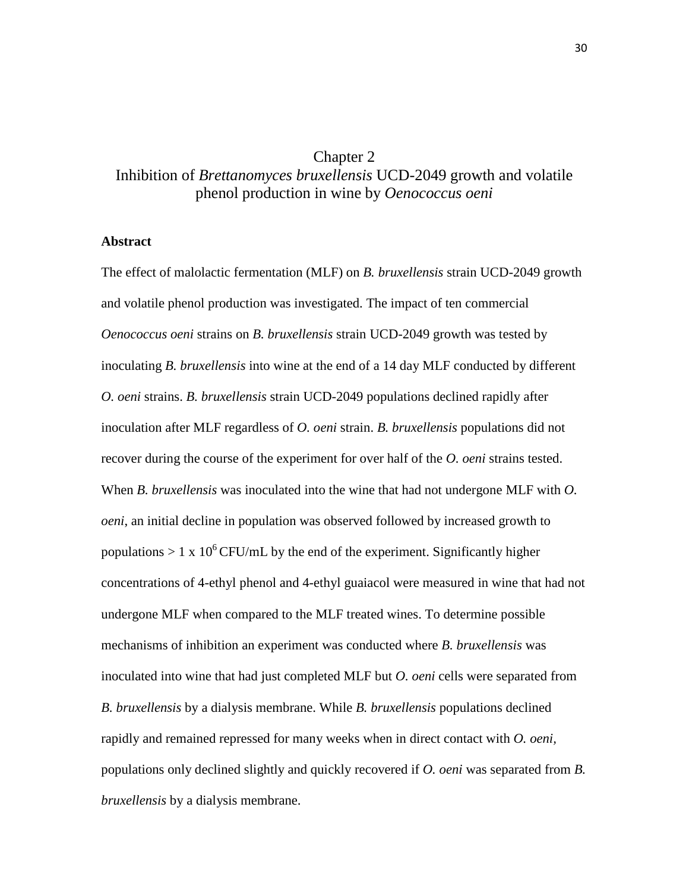# Chapter 2
# Inhibition of *Brettanomyces bruxellensis* UCD-2049 growth and volatile phenol production in wine by *Oenococcus oeni*

### Abstract

The effect of malolactic fermentation (MLF) on *B. bruxellensis* strain UCD-2049 growth and volatile phenol production was investigated. The impact of ten commercial *Oenococcus oeni* strains on *B. bruxellensis* strain UCD-2049 growth was tested by inoculating *B. bruxellensis* into wine at the end of a 14 day MLF conducted by different *O. oeni* strains. *B. bruxellensis* strain UCD-2049 populations declined rapidly after inoculation after MLF regardless of *O. oeni* strain. *B. bruxellensis* populations did not recover during the course of the experiment for over half of the *O. oeni* strains tested. When *B. bruxellensis* was inoculated into the wine that had not undergone MLF with *O. oeni*, an initial decline in population was observed followed by increased growth to populations > $1 \times 10^6$ CFU/mL by the end of the experiment. Significantly higher concentrations of 4-ethyl phenol and 4-ethyl guaiacol were measured in wine that had not undergone MLF when compared to the MLF treated wines. To determine possible mechanisms of inhibition an experiment was conducted where *B. bruxellensis* was inoculated into wine that had just completed MLF but *O. oeni* cells were separated from *B. bruxellensis* by a dialysis membrane. While *B. bruxellensis* populations declined rapidly and remained repressed for many weeks when in direct contact with *O. oeni*, populations only declined slightly and quickly recovered if *O. oeni* was separated from *B. bruxellensis* by a dialysis membrane.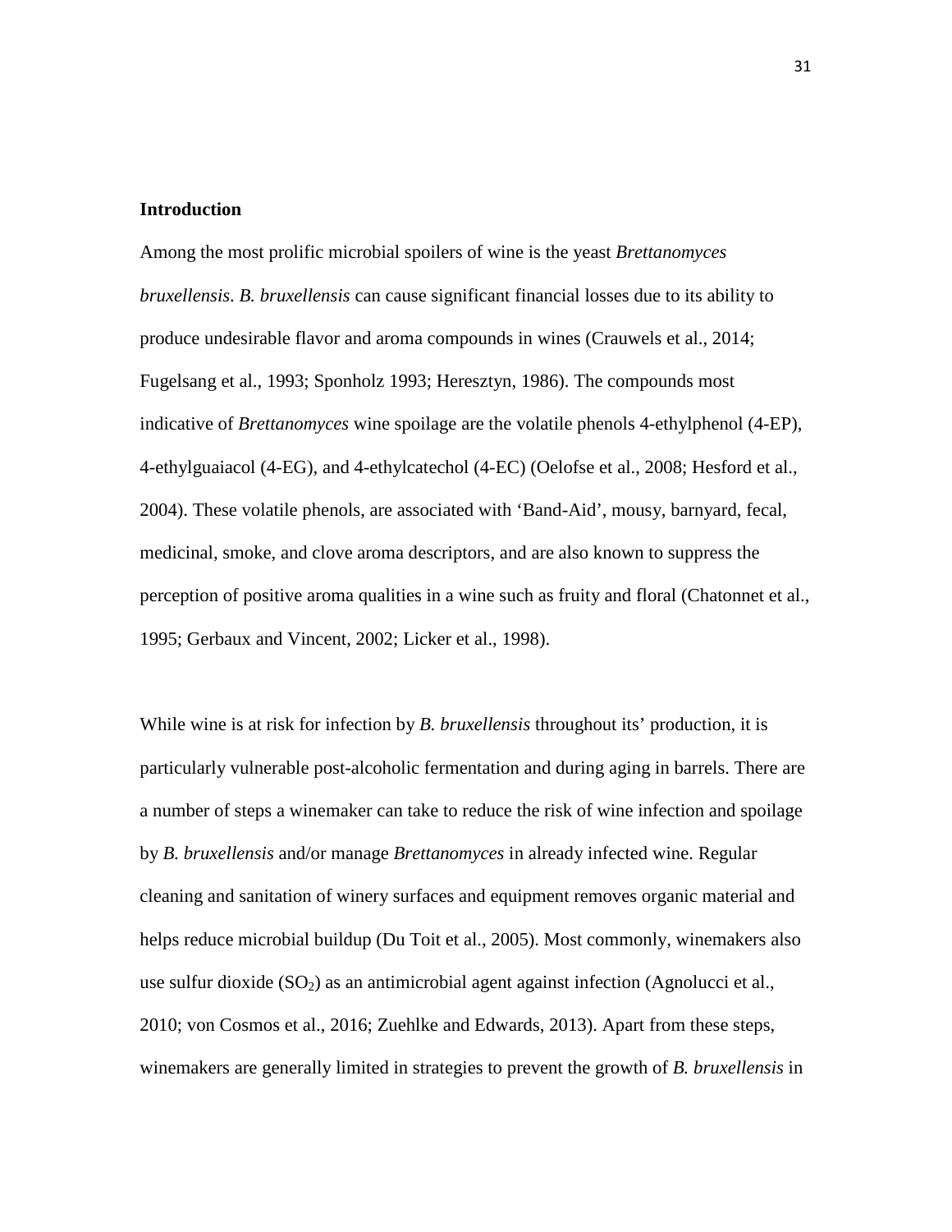## Introduction

Among the most prolific microbial spoilers of wine is the yeast *Brettanomyces bruxellensis*. *B. bruxellensis* can cause significant financial losses due to its ability to produce undesirable flavor and aroma compounds in wines (Crauwels et al., 2014; Fugelsang et al., 1993; Sponholz 1993; Heresztyn, 1986). The compounds most indicative of *Brettanomyces* wine spoilage are the volatile phenols 4-ethylphenol (4-EP), 4-ethylguaiacol (4-EG), and 4-ethylcatechol (4-EC) (Oelofse et al., 2008; Hesford et al., 2004). These volatile phenols, are associated with 'Band-Aid', mousy, barnyard, fecal, medicinal, smoke, and clove aroma descriptors, and are also known to suppress the perception of positive aroma qualities in a wine such as fruity and floral (Chatonnet et al., 1995; Gerbaux and Vincent, 2002; Licker et al., 1998).

While wine is at risk for infection by *B. bruxellensis* throughout its' production, it is particularly vulnerable post-alcoholic fermentation and during aging in barrels. There are a number of steps a winemaker can take to reduce the risk of wine infection and spoilage by *B. bruxellensis* and/or manage *Brettanomyces* in already infected wine. Regular cleaning and sanitation of winery surfaces and equipment removes organic material and helps reduce microbial buildup (Du Toit et al., 2005). Most commonly, winemakers also use sulfur dioxide ($SO_2$) as an antimicrobial agent against infection (Agnolucci et al., 2010; von Cosmos et al., 2016; Zuehlke and Edwards, 2013). Apart from these steps, winemakers are generally limited in strategies to prevent the growth of *B. bruxellensis* in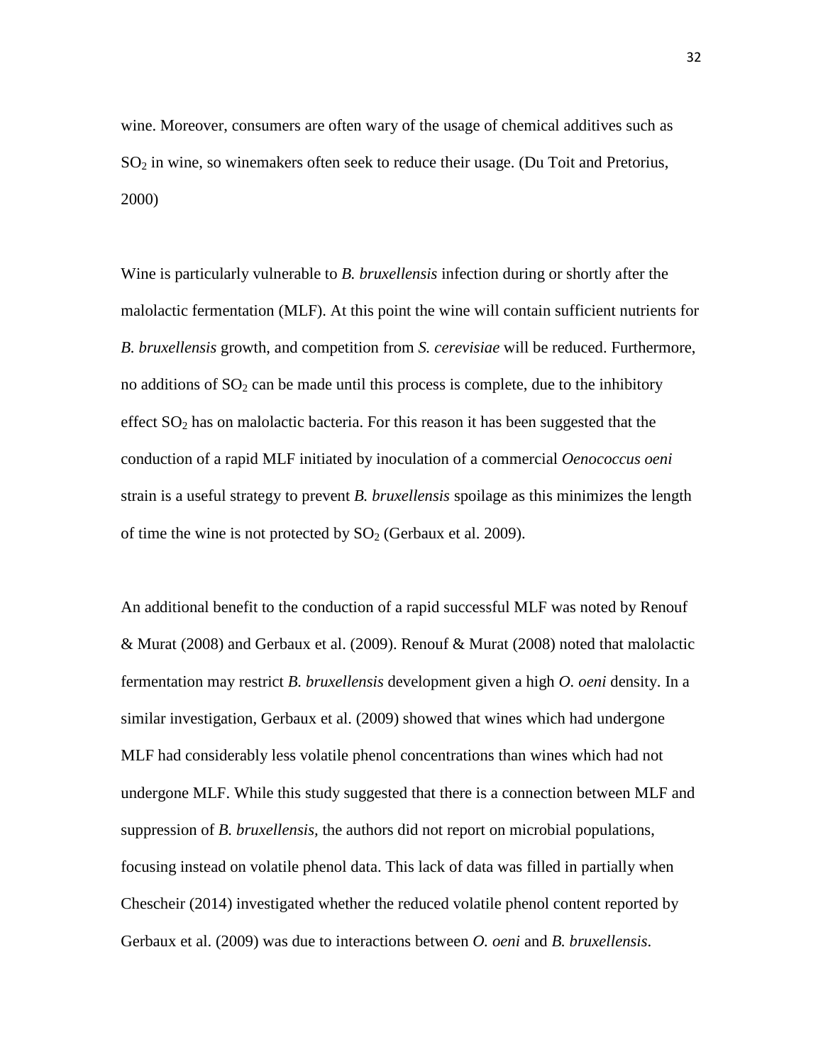wine. Moreover, consumers are often wary of the usage of chemical additives such as $SO_2$ in wine, so winemakers often seek to reduce their usage. (Du Toit and Pretorius, 2000)

Wine is particularly vulnerable to *B. bruxellensis* infection during or shortly after the malolactic fermentation (MLF). At this point the wine will contain sufficient nutrients for *B. bruxellensis* growth, and competition from *S. cerevisiae* will be reduced. Furthermore, no additions of $SO_2$ can be made until this process is complete, due to the inhibitory effect $SO_2$ has on malolactic bacteria. For this reason it has been suggested that the conduction of a rapid MLF initiated by inoculation of a commercial *Oenococcus oeni* strain is a useful strategy to prevent *B. bruxellensis* spoilage as this minimizes the length of time the wine is not protected by $SO_2$ (Gerbaux et al. 2009).

An additional benefit to the conduction of a rapid successful MLF was noted by Renouf & Murat (2008) and Gerbaux et al. (2009). Renouf & Murat (2008) noted that malolactic fermentation may restrict *B. bruxellensis* development given a high *O. oeni* density. In a similar investigation, Gerbaux et al. (2009) showed that wines which had undergone MLF had considerably less volatile phenol concentrations than wines which had not undergone MLF. While this study suggested that there is a connection between MLF and suppression of *B. bruxellensis*, the authors did not report on microbial populations, focusing instead on volatile phenol data. This lack of data was filled in partially when Chescheir (2014) investigated whether the reduced volatile phenol content reported by Gerbaux et al. (2009) was due to interactions between *O. oeni* and *B. bruxellensis*.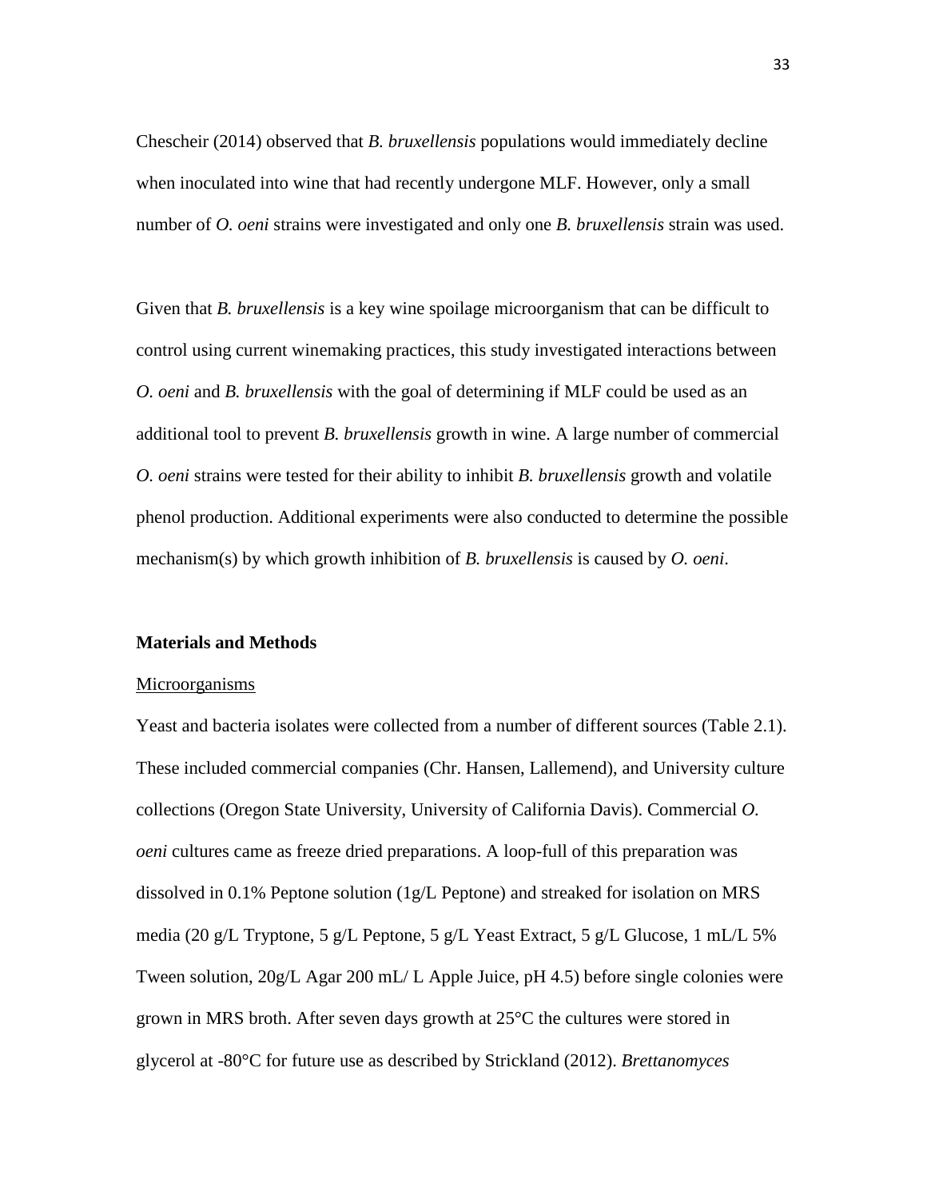Chescheir (2014) observed that *B. bruxellensis* populations would immediately decline when inoculated into wine that had recently undergone MLF. However, only a small number of *O. oeni* strains were investigated and only one *B. bruxellensis* strain was used.

Given that *B. bruxellensis* is a key wine spoilage microorganism that can be difficult to control using current winemaking practices, this study investigated interactions between *O. oeni* and *B. bruxellensis* with the goal of determining if MLF could be used as an additional tool to prevent *B. bruxellensis* growth in wine. A large number of commercial *O. oeni* strains were tested for their ability to inhibit *B. bruxellensis* growth and volatile phenol production. Additional experiments were also conducted to determine the possible mechanism(s) by which growth inhibition of *B. bruxellensis* is caused by *O. oeni*.

## Materials and Methods

### Microorganisms

Yeast and bacteria isolates were collected from a number of different sources (Table 2.1). These included commercial companies (Chr. Hansen, Lallemend), and University culture collections (Oregon State University, University of California Davis). Commercial *O. oeni* cultures came as freeze dried preparations. A loop-full of this preparation was dissolved in 0.1% Peptone solution (1g/L Peptone) and streaked for isolation on MRS media (20 g/L Tryptone, 5 g/L Peptone, 5 g/L Yeast Extract, 5 g/L Glucose, 1 mL/L 5% Tween solution, 20g/L Agar 200 mL/ L Apple Juice, pH 4.5) before single colonies were grown in MRS broth. After seven days growth at 25°C the cultures were stored in glycerol at -80°C for future use as described by Strickland (2012). *Brettanomyces*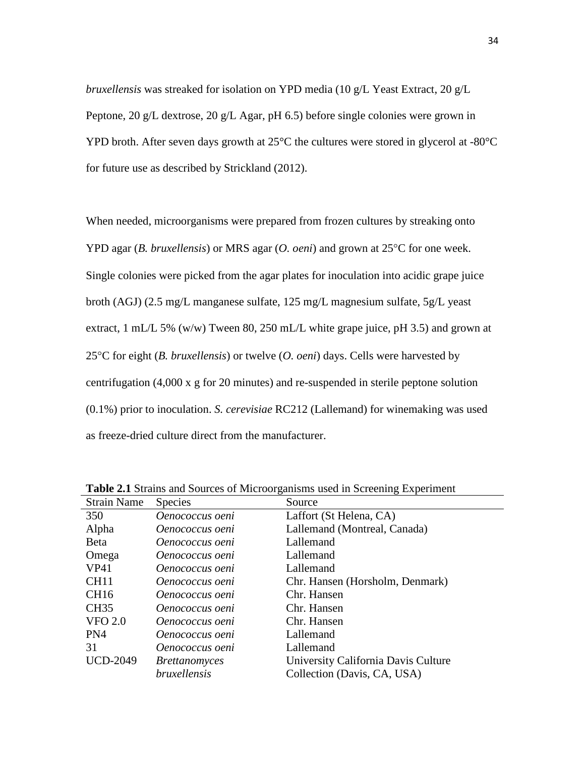*bruxellensis* was streaked for isolation on YPD media (10 g/L Yeast Extract, 20 g/L Peptone, 20 g/L dextrose, 20 g/L Agar, pH 6.5) before single colonies were grown in YPD broth. After seven days growth at 25°C the cultures were stored in glycerol at -80°C for future use as described by Strickland (2012).

When needed, microorganisms were prepared from frozen cultures by streaking onto YPD agar (*B. bruxellensis*) or MRS agar (*O. oeni*) and grown at 25°C for one week. Single colonies were picked from the agar plates for inoculation into acidic grape juice broth (AGJ) (2.5 mg/L manganese sulfate, 125 mg/L magnesium sulfate, 5g/L yeast extract, 1 mL/L 5% (w/w) Tween 80, 250 mL/L white grape juice, pH 3.5) and grown at 25°C for eight (*B. bruxellensis*) or twelve (*O. oeni*) days. Cells were harvested by centrifugation (4,000 x g for 20 minutes) and re-suspended in sterile peptone solution (0.1%) prior to inoculation. *S. cerevisiae* RC212 (Lallemand) for winemaking was used as freeze-dried culture direct from the manufacturer.

**Table 2.1** Strains and Sources of Microorganisms used in Screening Experiment

| Strain Name | Species | Source |
|---|---|---|
| 350 | *Oenococcus oeni* | Laffort (St Helena, CA) |
| Alpha | *Oenococcus oeni* | Lallemand (Montreal, Canada) |
| Beta | *Oenococcus oeni* | Lallemand |
| Omega | *Oenococcus oeni* | Lallemand |
| VP41 | *Oenococcus oeni* | Lallemand |
| CH11 | *Oenococcus oeni* | Chr. Hansen (Horsholm, Denmark) |
| CH16 | *Oenococcus oeni* | Chr. Hansen |
| CH35 | *Oenococcus oeni* | Chr. Hansen |
| VFO 2.0 | *Oenococcus oeni* | Chr. Hansen |
| PN4 | *Oenococcus oeni* | Lallemand |
| 31 | *Oenococcus oeni* | Lallemand |
| UCD-2049 | *Brettanomyces bruxellensis* | University California Davis Culture Collection (Davis, CA, USA) |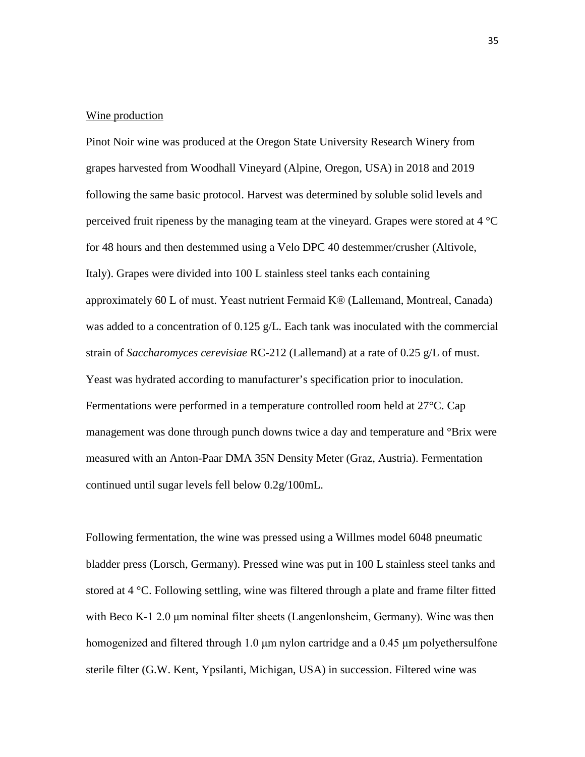Wine production

Pinot Noir wine was produced at the Oregon State University Research Winery from grapes harvested from Woodhall Vineyard (Alpine, Oregon, USA) in 2018 and 2019 following the same basic protocol. Harvest was determined by soluble solid levels and perceived fruit ripeness by the managing team at the vineyard. Grapes were stored at 4 °C for 48 hours and then destemmed using a Velo DPC 40 destemmer/crusher (Altivole, Italy). Grapes were divided into 100 L stainless steel tanks each containing approximately 60 L of must. Yeast nutrient Fermaid K® (Lallemand, Montreal, Canada) was added to a concentration of 0.125 g/L. Each tank was inoculated with the commercial strain of *Saccharomyces cerevisiae* RC-212 (Lallemand) at a rate of 0.25 g/L of must. Yeast was hydrated according to manufacturer's specification prior to inoculation. Fermentations were performed in a temperature controlled room held at 27°C. Cap management was done through punch downs twice a day and temperature and °Brix were measured with an Anton-Paar DMA 35N Density Meter (Graz, Austria). Fermentation continued until sugar levels fell below 0.2g/100mL.

Following fermentation, the wine was pressed using a Willmes model 6048 pneumatic bladder press (Lorsch, Germany). Pressed wine was put in 100 L stainless steel tanks and stored at 4 °C. Following settling, wine was filtered through a plate and frame filter fitted with Beco K-1 2.0 μm nominal filter sheets (Langenlonsheim, Germany). Wine was then homogenized and filtered through 1.0 μm nylon cartridge and a 0.45 μm polyethersulfone sterile filter (G.W. Kent, Ypsilanti, Michigan, USA) in succession. Filtered wine was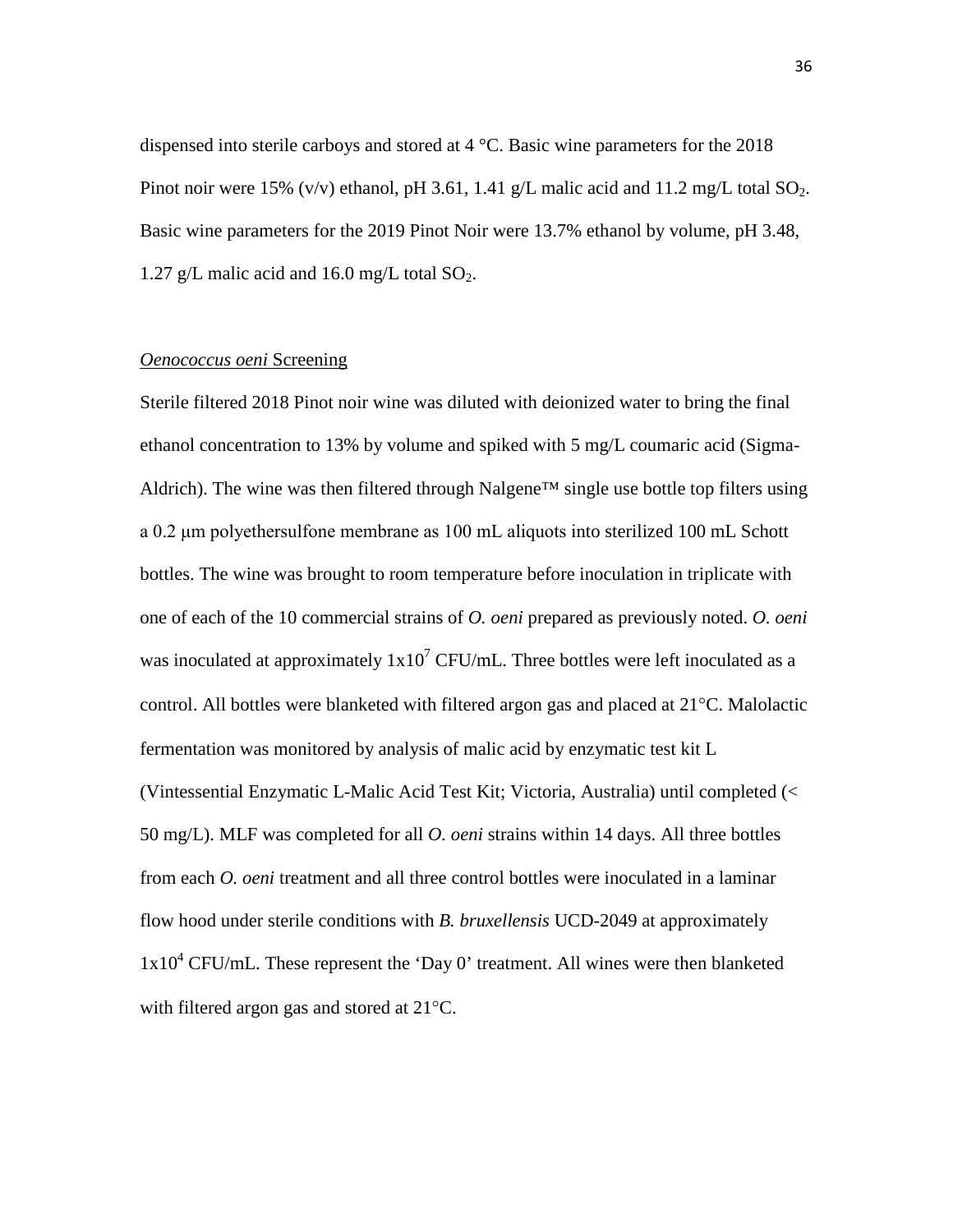dispensed into sterile carboys and stored at 4 °C. Basic wine parameters for the 2018 Pinot noir were 15% (v/v) ethanol, pH 3.61, 1.41 g/L malic acid and 11.2 mg/L total $SO_2$. Basic wine parameters for the 2019 Pinot Noir were 13.7% ethanol by volume, pH 3.48, 1.27 g/L malic acid and 16.0 mg/L total $SO_2$.

### *Oenococcus oeni* Screening

Sterile filtered 2018 Pinot noir wine was diluted with deionized water to bring the final ethanol concentration to 13% by volume and spiked with 5 mg/L coumaric acid (Sigma-Aldrich). The wine was then filtered through Nalgene™ single use bottle top filters using a 0.2 μm polyethersulfone membrane as 100 mL aliquots into sterilized 100 mL Schott bottles. The wine was brought to room temperature before inoculation in triplicate with one of each of the 10 commercial strains of *O. oeni* prepared as previously noted. *O. oeni* was inoculated at approximately $1x10^7$ CFU/mL. Three bottles were left inoculated as a control. All bottles were blanketed with filtered argon gas and placed at 21°C. Malolactic fermentation was monitored by analysis of malic acid by enzymatic test kit L (Vintessential Enzymatic L-Malic Acid Test Kit; Victoria, Australia) until completed (< 50 mg/L). MLF was completed for all *O. oeni* strains within 14 days. All three bottles from each *O. oeni* treatment and all three control bottles were inoculated in a laminar flow hood under sterile conditions with *B. bruxellensis* UCD-2049 at approximately $1x10^4$ CFU/mL. These represent the 'Day 0' treatment. All wines were then blanketed with filtered argon gas and stored at 21°C.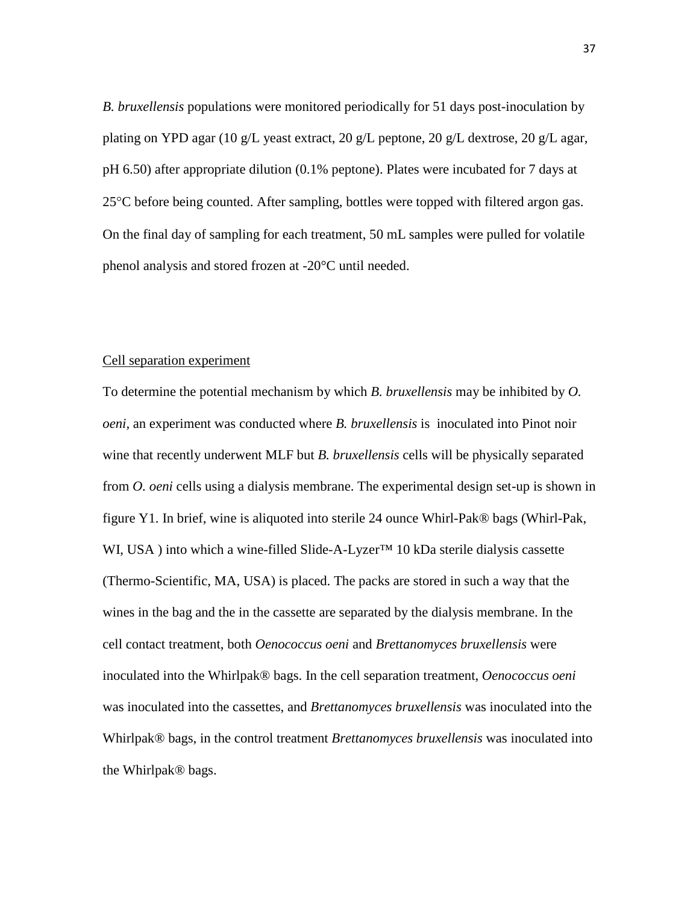*B. bruxellensis* populations were monitored periodically for 51 days post-inoculation by plating on YPD agar (10 g/L yeast extract, 20 g/L peptone, 20 g/L dextrose, 20 g/L agar, pH 6.50) after appropriate dilution (0.1% peptone). Plates were incubated for 7 days at 25°C before being counted. After sampling, bottles were topped with filtered argon gas. On the final day of sampling for each treatment, 50 mL samples were pulled for volatile phenol analysis and stored frozen at -20°C until needed.

Cell separation experiment

To determine the potential mechanism by which *B. bruxellensis* may be inhibited by *O. oeni*, an experiment was conducted where *B. bruxellensis* is inoculated into Pinot noir wine that recently underwent MLF but *B. bruxellensis* cells will be physically separated from *O. oeni* cells using a dialysis membrane. The experimental design set-up is shown in figure Y1. In brief, wine is aliquoted into sterile 24 ounce Whirl-Pak® bags (Whirl-Pak, WI, USA ) into which a wine-filled Slide-A-Lyzer™ 10 kDa sterile dialysis cassette (Thermo-Scientific, MA, USA) is placed. The packs are stored in such a way that the wines in the bag and the in the cassette are separated by the dialysis membrane. In the cell contact treatment, both *Oenococcus oeni* and *Brettanomyces bruxellensis* were inoculated into the Whirlpak® bags. In the cell separation treatment, *Oenococcus oeni* was inoculated into the cassettes, and *Brettanomyces bruxellensis* was inoculated into the Whirlpak® bags, in the control treatment *Brettanomyces bruxellensis* was inoculated into the Whirlpak® bags.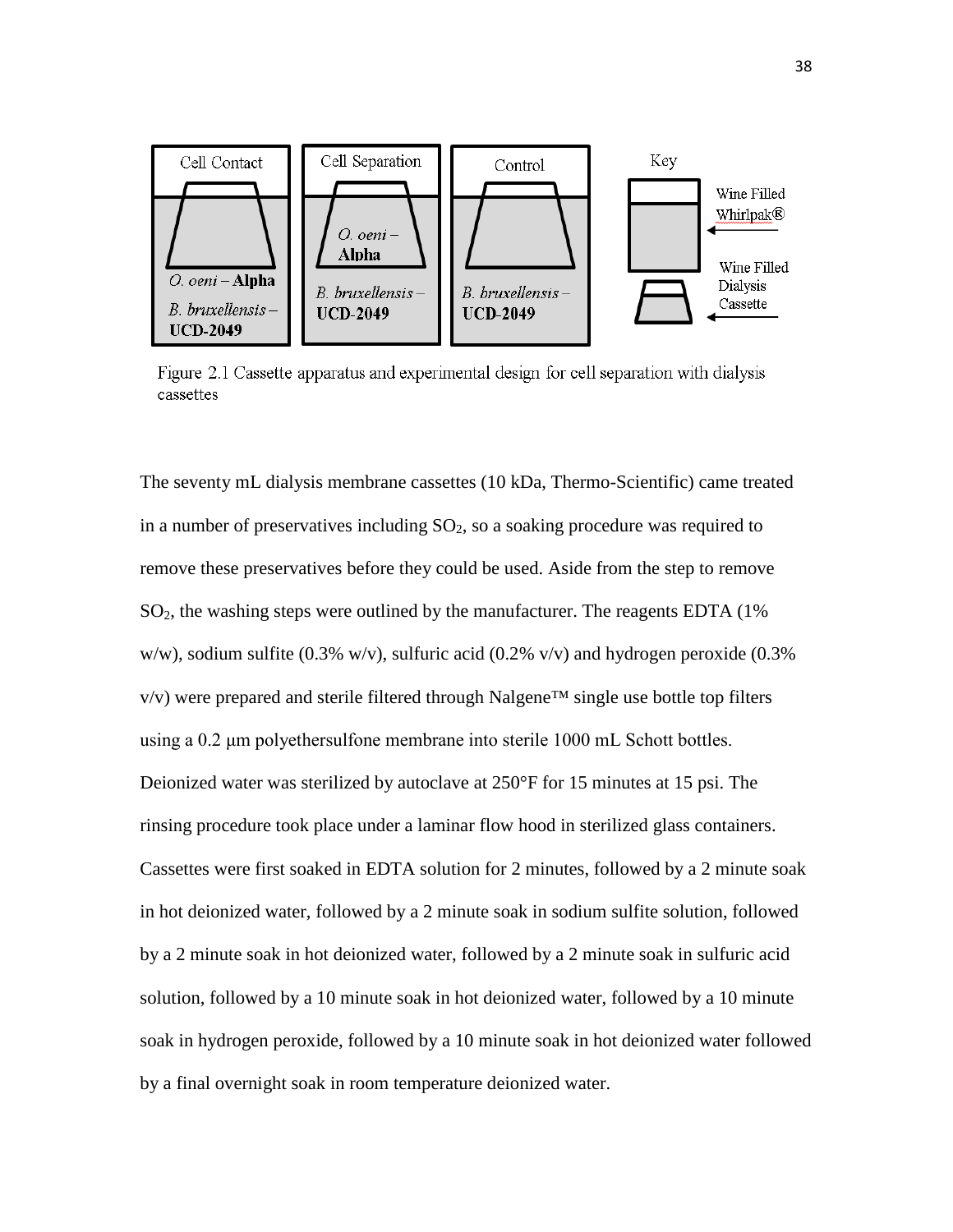Figure 2.1 Cassette apparatus and experimental design for cell separation with dialysis cassettes

The seventy mL dialysis membrane cassettes (10 kDa, Thermo-Scientific) came treated in a number of preservatives including $SO_2$, so a soaking procedure was required to remove these preservatives before they could be used. Aside from the step to remove $SO_2$, the washing steps were outlined by the manufacturer. The reagents EDTA (1% w/w), sodium sulfite (0.3% w/v), sulfuric acid (0.2% v/v) and hydrogen peroxide (0.3% v/v) were prepared and sterile filtered through Nalgene™ single use bottle top filters using a 0.2 μm polyethersulfone membrane into sterile 1000 mL Schott bottles. Deionized water was sterilized by autoclave at 250°F for 15 minutes at 15 psi. The rinsing procedure took place under a laminar flow hood in sterilized glass containers. Cassettes were first soaked in EDTA solution for 2 minutes, followed by a 2 minute soak in hot deionized water, followed by a 2 minute soak in sodium sulfite solution, followed by a 2 minute soak in hot deionized water, followed by a 2 minute soak in sulfuric acid solution, followed by a 10 minute soak in hot deionized water, followed by a 10 minute soak in hydrogen peroxide, followed by a 10 minute soak in hot deionized water followed by a final overnight soak in room temperature deionized water.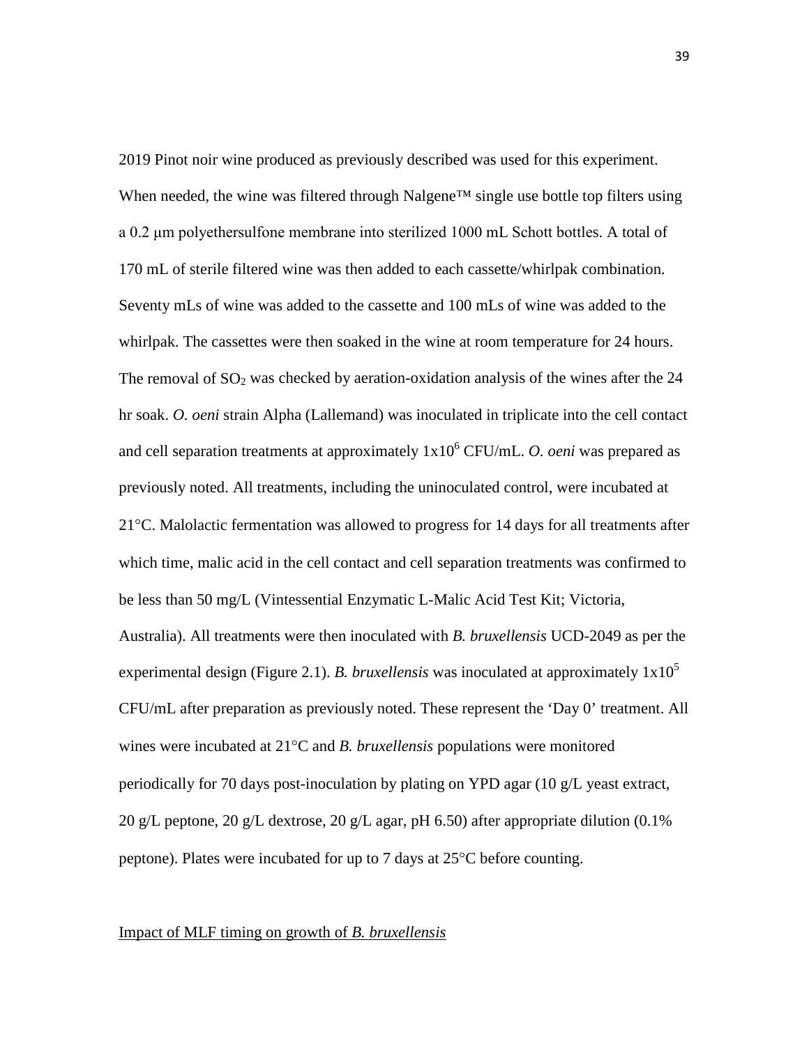2019 Pinot noir wine produced as previously described was used for this experiment. When needed, the wine was filtered through Nalgene™ single use bottle top filters using a 0.2 µm polyethersulfone membrane into sterilized 1000 mL Schott bottles. A total of 170 mL of sterile filtered wine was then added to each cassette/whirlpak combination. Seventy mLs of wine was added to the cassette and 100 mLs of wine was added to the whirlpak. The cassettes were then soaked in the wine at room temperature for 24 hours. The removal of $SO_2$ was checked by aeration-oxidation analysis of the wines after the 24 hr soak. *O. oeni* strain Alpha (Lallemand) was inoculated in triplicate into the cell contact and cell separation treatments at approximately $1x10^6$ CFU/mL. *O. oeni* was prepared as previously noted. All treatments, including the uninoculated control, were incubated at 21°C. Malolactic fermentation was allowed to progress for 14 days for all treatments after which time, malic acid in the cell contact and cell separation treatments was confirmed to be less than 50 mg/L (Vintessential Enzymatic L-Malic Acid Test Kit; Victoria, Australia). All treatments were then inoculated with *B. bruxellensis* UCD-2049 as per the experimental design (Figure 2.1). *B. bruxellensis* was inoculated at approximately $1x10^5$ CFU/mL after preparation as previously noted. These represent the 'Day 0' treatment. All wines were incubated at 21°C and *B. bruxellensis* populations were monitored periodically for 70 days post-inoculation by plating on YPD agar (10 g/L yeast extract, 20 g/L peptone, 20 g/L dextrose, 20 g/L agar, pH 6.50) after appropriate dilution (0.1% peptone). Plates were incubated for up to 7 days at 25°C before counting.

Impact of MLF timing on growth of *B. bruxellensis*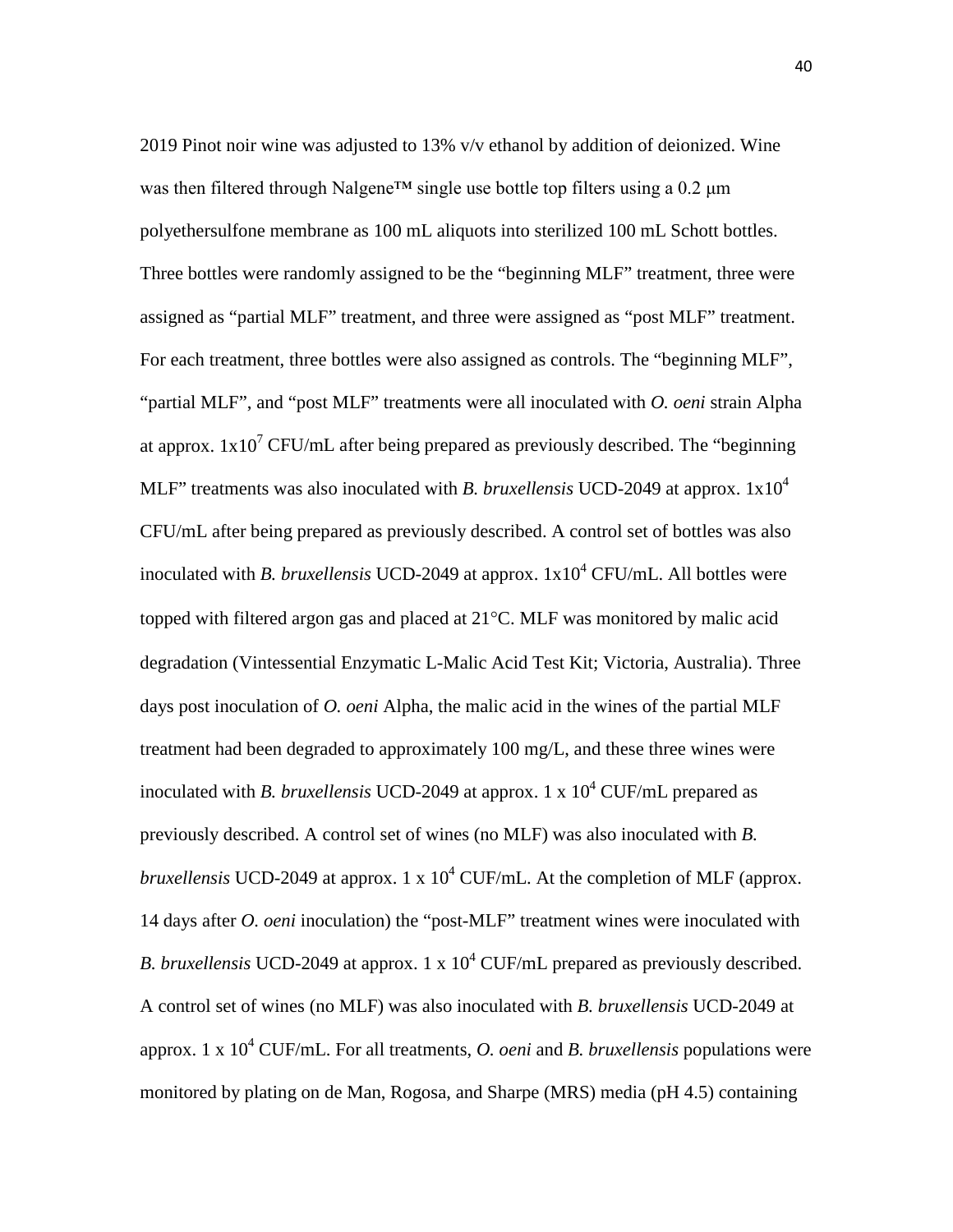2019 Pinot noir wine was adjusted to 13% v/v ethanol by addition of deionized. Wine was then filtered through Nalgene™ single use bottle top filters using a 0.2 μm polyethersulfone membrane as 100 mL aliquots into sterilized 100 mL Schott bottles. Three bottles were randomly assigned to be the "beginning MLF" treatment, three were assigned as "partial MLF" treatment, and three were assigned as "post MLF" treatment. For each treatment, three bottles were also assigned as controls. The "beginning MLF", "partial MLF", and "post MLF" treatments were all inoculated with *O. oeni* strain Alpha at approx. $1x10^7$ CFU/mL after being prepared as previously described. The "beginning MLF" treatments was also inoculated with *B. bruxellensis* UCD-2049 at approx. $1x10^4$ CFU/mL after being prepared as previously described. A control set of bottles was also inoculated with *B. bruxellensis* UCD-2049 at approx. $1x10^4$ CFU/mL. All bottles were topped with filtered argon gas and placed at 21°C. MLF was monitored by malic acid degradation (Vintessential Enzymatic L-Malic Acid Test Kit; Victoria, Australia). Three days post inoculation of *O. oeni* Alpha, the malic acid in the wines of the partial MLF treatment had been degraded to approximately 100 mg/L, and these three wines were inoculated with *B. bruxellensis* UCD-2049 at approx. $1 \times 10^4$ CUF/mL prepared as previously described. A control set of wines (no MLF) was also inoculated with *B. bruxellensis* UCD-2049 at approx. $1 \times 10^4$ CUF/mL. At the completion of MLF (approx. 14 days after *O. oeni* inoculation) the "post-MLF" treatment wines were inoculated with *B. bruxellensis* UCD-2049 at approx. $1 \times 10^4$ CUF/mL prepared as previously described. A control set of wines (no MLF) was also inoculated with *B. bruxellensis* UCD-2049 at approx. $1 \times 10^4$ CUF/mL. For all treatments, *O. oeni* and *B. bruxellensis* populations were monitored by plating on de Man, Rogosa, and Sharpe (MRS) media (pH 4.5) containing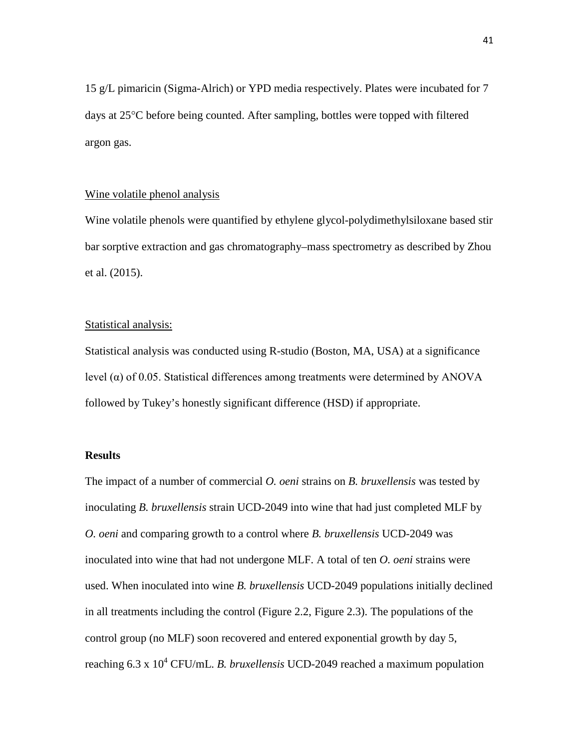15 g/L pimaricin (Sigma-Alrich) or YPD media respectively. Plates were incubated for 7 days at 25°C before being counted. After sampling, bottles were topped with filtered argon gas.

Wine volatile phenol analysis

Wine volatile phenols were quantified by ethylene glycol-polydimethylsiloxane based stir bar sorptive extraction and gas chromatography–mass spectrometry as described by Zhou et al. (2015).

Statistical analysis:

Statistical analysis was conducted using R-studio (Boston, MA, USA) at a significance level ($\alpha$) of 0.05. Statistical differences among treatments were determined by ANOVA followed by Tukey's honestly significant difference (HSD) if appropriate.

**Results**

The impact of a number of commercial *O. oeni* strains on *B. bruxellensis* was tested by inoculating *B. bruxellensis* strain UCD-2049 into wine that had just completed MLF by *O. oeni* and comparing growth to a control where *B. bruxellensis* UCD-2049 was inoculated into wine that had not undergone MLF. A total of ten *O. oeni* strains were used. When inoculated into wine *B. bruxellensis* UCD-2049 populations initially declined in all treatments including the control (Figure 2.2, Figure 2.3). The populations of the control group (no MLF) soon recovered and entered exponential growth by day 5, reaching $6.3 \times 10^4$ CFU/mL. *B. bruxellensis* UCD-2049 reached a maximum population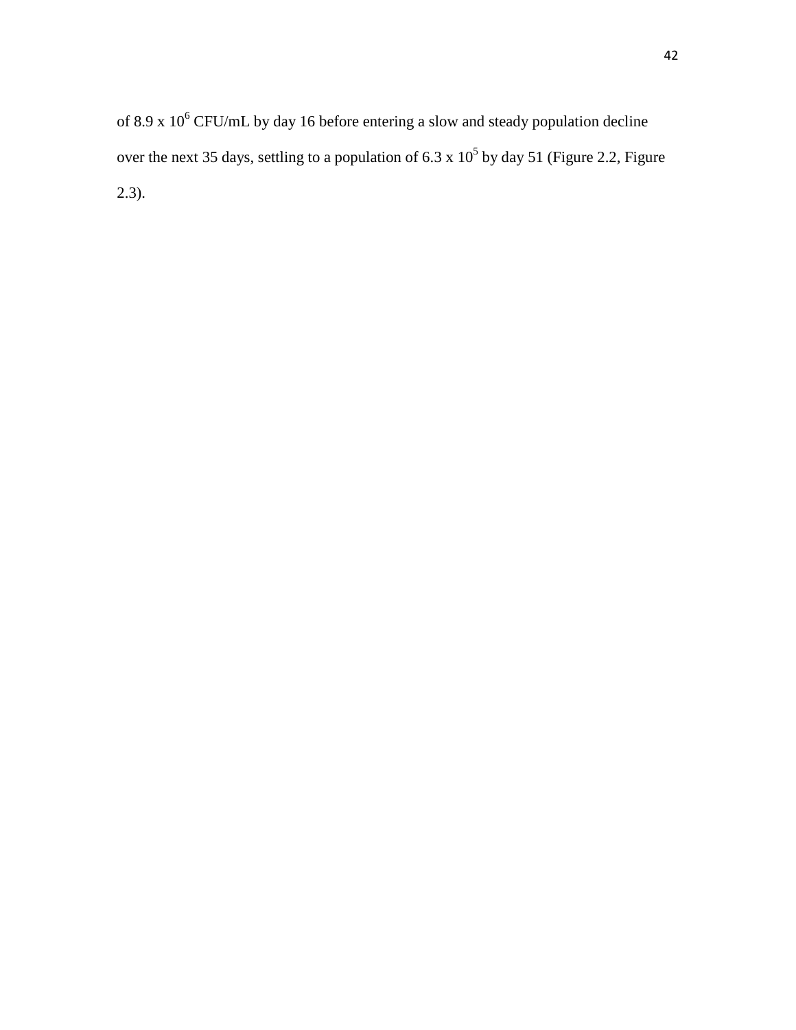of 8.9 x $10^6$ CFU/mL by day 16 before entering a slow and steady population decline over the next 35 days, settling to a population of 6.3 x $10^5$ by day 51 (Figure 2.2, Figure 2.3).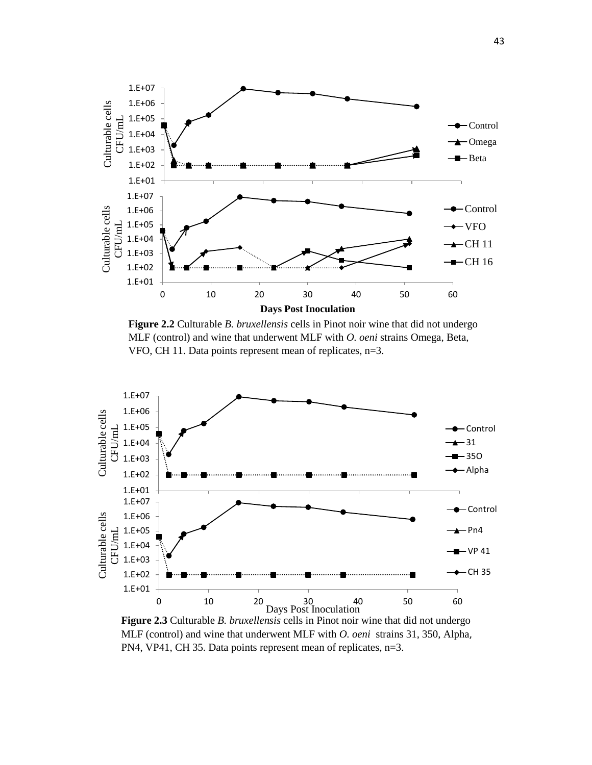**Figure 2.2** Culturable *B. bruxellensis* cells in Pinot noir wine that did not undergo MLF (control) and wine that underwent MLF with *O. oeni* strains Omega, Beta, VFO, CH 11. Data points represent mean of replicates, n=3.

**Figure 2.3** Culturable *B. bruxellensis* cells in Pinot noir wine that did not undergo MLF (control) and wine that underwent MLF with *O. oeni* strains 31, 350, Alpha, PN4, VP41, CH 35. Data points represent mean of replicates, n=3.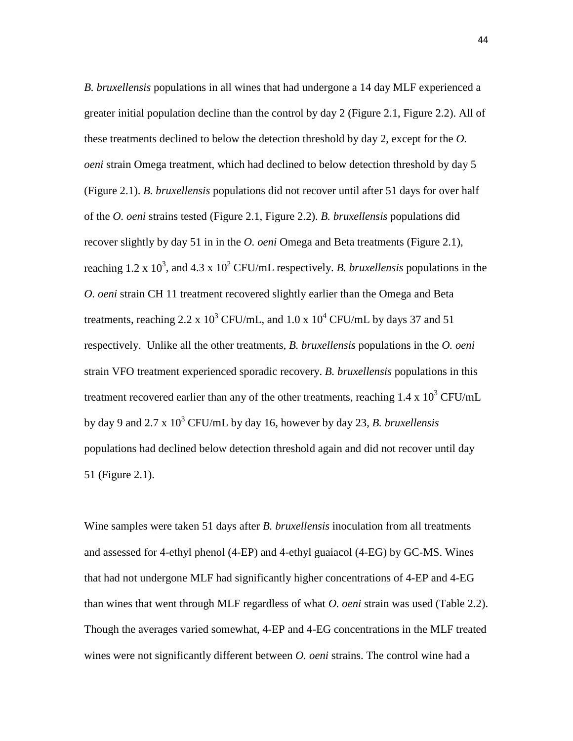*B. bruxellensis* populations in all wines that had undergone a 14 day MLF experienced a greater initial population decline than the control by day 2 (Figure 2.1, Figure 2.2). All of these treatments declined to below the detection threshold by day 2, except for the *O. oeni* strain Omega treatment, which had declined to below detection threshold by day 5 (Figure 2.1). *B. bruxellensis* populations did not recover until after 51 days for over half of the *O. oeni* strains tested (Figure 2.1, Figure 2.2). *B. bruxellensis* populations did recover slightly by day 51 in in the *O. oeni* Omega and Beta treatments (Figure 2.1), reaching $1.2 \times 10^3$, and $4.3 \times 10^2$ CFU/mL respectively. *B. bruxellensis* populations in the *O. oeni* strain CH 11 treatment recovered slightly earlier than the Omega and Beta treatments, reaching $2.2 \times 10^3$ CFU/mL, and $1.0 \times 10^4$ CFU/mL by days 37 and 51 respectively. Unlike all the other treatments, *B. bruxellensis* populations in the *O. oeni* strain VFO treatment experienced sporadic recovery. *B. bruxellensis* populations in this treatment recovered earlier than any of the other treatments, reaching $1.4 \times 10^3$ CFU/mL by day 9 and $2.7 \times 10^3$ CFU/mL by day 16, however by day 23, *B. bruxellensis* populations had declined below detection threshold again and did not recover until day 51 (Figure 2.1).

Wine samples were taken 51 days after *B. bruxellensis* inoculation from all treatments and assessed for 4-ethyl phenol (4-EP) and 4-ethyl guaiacol (4-EG) by GC-MS. Wines that had not undergone MLF had significantly higher concentrations of 4-EP and 4-EG than wines that went through MLF regardless of what *O. oeni* strain was used (Table 2.2). Though the averages varied somewhat, 4-EP and 4-EG concentrations in the MLF treated wines were not significantly different between *O. oeni* strains. The control wine had a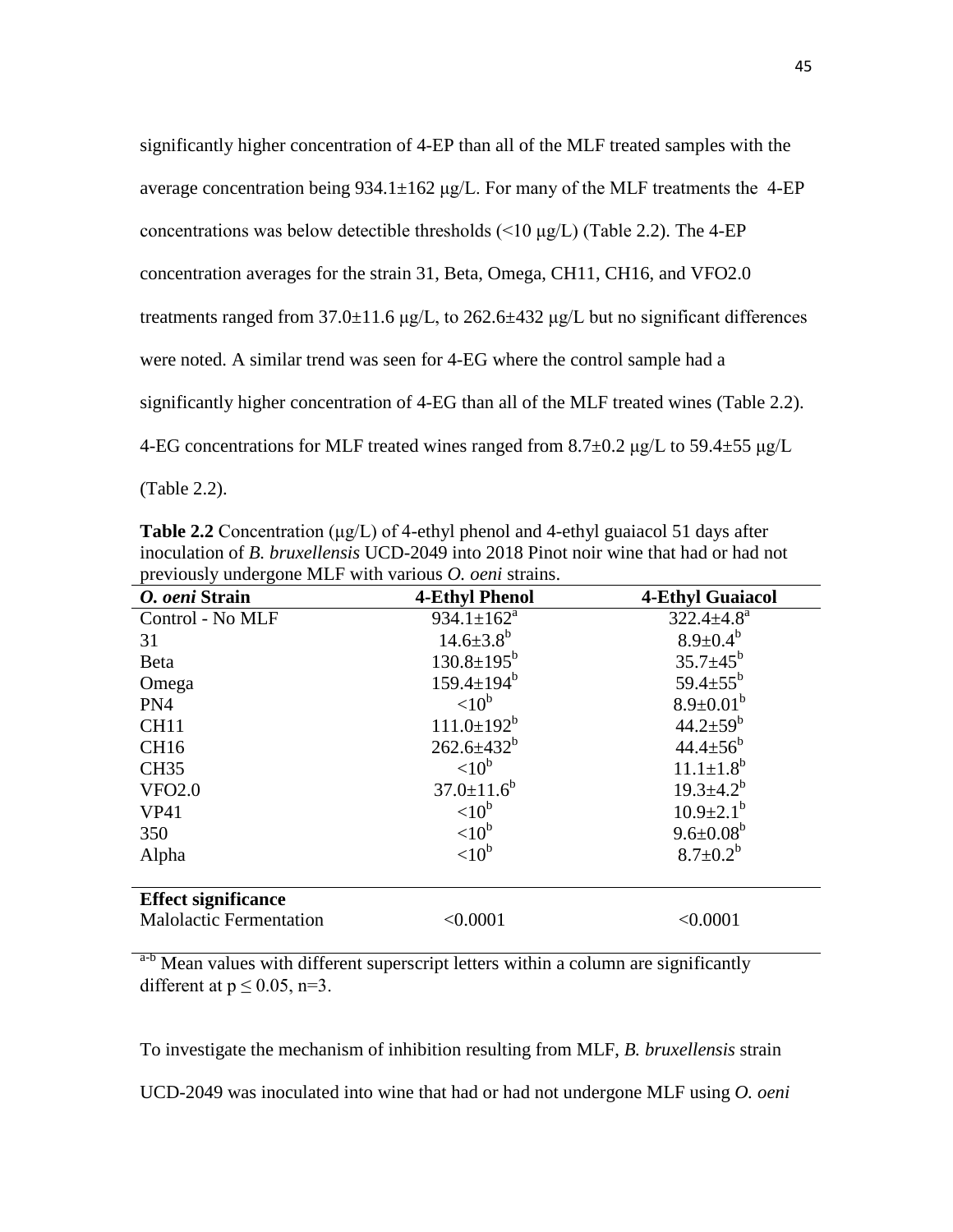significantly higher concentration of 4-EP than all of the MLF treated samples with the average concentration being 934.1±162 μg/L. For many of the MLF treatments the 4-EP concentrations was below detectible thresholds (<10 μg/L) (Table 2.2). The 4-EP concentration averages for the strain 31, Beta, Omega, CH11, CH16, and VFO2.0 treatments ranged from 37.0±11.6 μg/L, to 262.6±432 μg/L but no significant differences were noted. A similar trend was seen for 4-EG where the control sample had a significantly higher concentration of 4-EG than all of the MLF treated wines (Table 2.2). 4-EG concentrations for MLF treated wines ranged from 8.7±0.2 μg/L to 59.4±55 μg/L (Table 2.2).

**Table 2.2** Concentration (μg/L) of 4-ethyl phenol and 4-ethyl guaiacol 51 days after inoculation of *B. bruxellensis* UCD-2049 into 2018 Pinot noir wine that had or had not previously undergone MLF with various *O. oeni* strains.

| *O. oeni* Strain | 4-Ethyl Phenol | 4-Ethyl Guaiacol |
|---|---|---|
| Control - No MLF | 934.1±162[a] | 322.4±4.8[a] |
| 31 | 14.6±3.8[b] | 8.9±0.4[b] |
| Beta | 130.8±195[b] | 35.7±45[b] |
| Omega | 159.4±194[b] | 59.4±55[b] |
| PN4 | <10[b] | 8.9±0.01[b] |
| CH11 | 111.0±192[b] | 44.2±59[b] |
| CH16 | 262.6±432[b] | 44.4±56[b] |
| CH35 | <10[b] | 11.1±1.8[b] |
| VFO2.0 | 37.0±11.6[b] | 19.3±4.2[b] |
| VP41 | <10[b] | 10.9±2.1[b] |
| 350 | <10[b] | 9.6±0.08[b] |
| Alpha | <10[b] | 8.7±0.2[b] |
| **Effect significance** | | |
| Malolactic Fermentation | <0.0001 | <0.0001 |

[a-b] Mean values with different superscript letters within a column are significantly different at $p \leq 0.05$, n=3.

To investigate the mechanism of inhibition resulting from MLF, *B. bruxellensis* strain UCD-2049 was inoculated into wine that had or had not undergone MLF using *O. oeni*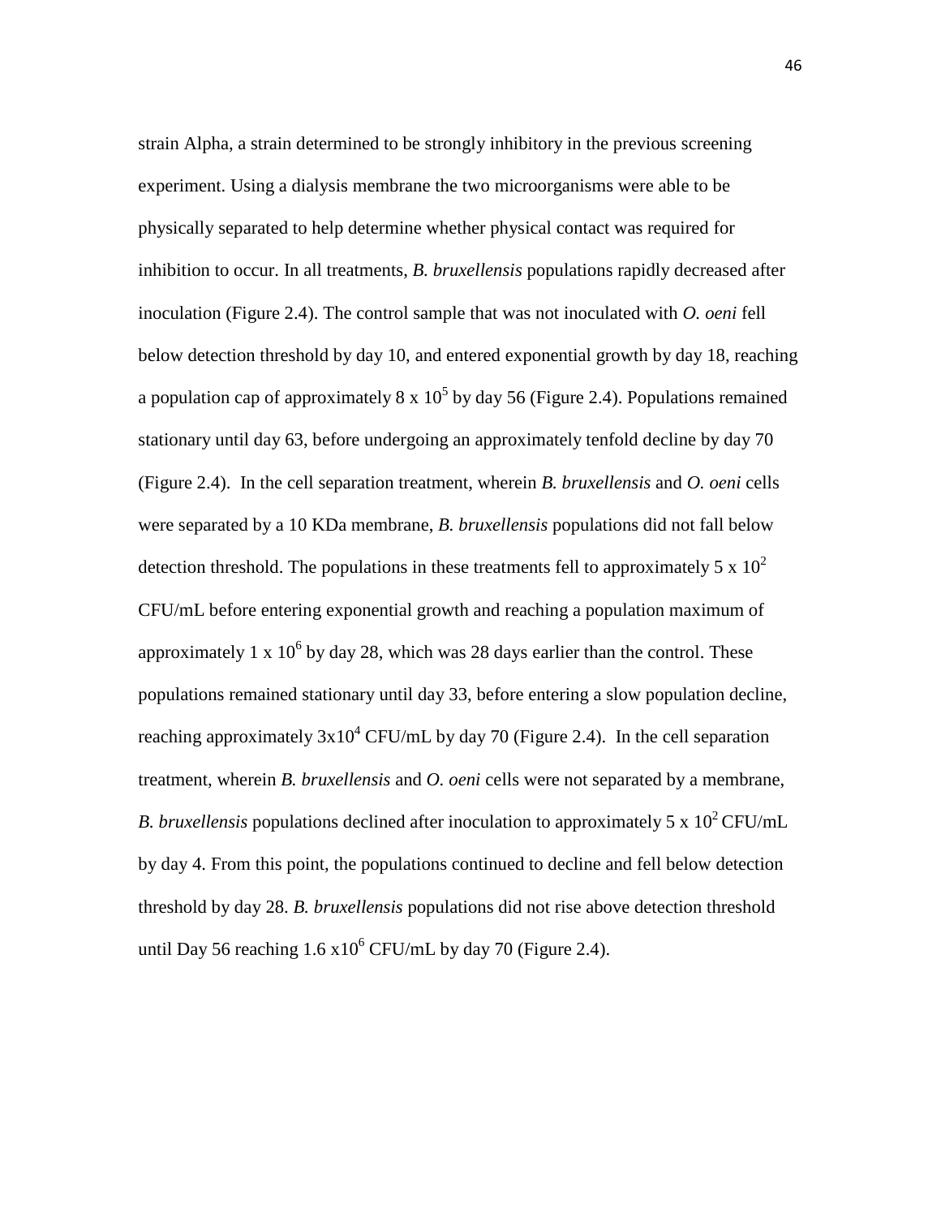strain Alpha, a strain determined to be strongly inhibitory in the previous screening experiment. Using a dialysis membrane the two microorganisms were able to be physically separated to help determine whether physical contact was required for inhibition to occur. In all treatments, *B. bruxellensis* populations rapidly decreased after inoculation (Figure 2.4). The control sample that was not inoculated with *O. oeni* fell below detection threshold by day 10, and entered exponential growth by day 18, reaching a population cap of approximately 8 x $10^5$ by day 56 (Figure 2.4). Populations remained stationary until day 63, before undergoing an approximately tenfold decline by day 70 (Figure 2.4). In the cell separation treatment, wherein *B. bruxellensis* and *O. oeni* cells were separated by a 10 KDa membrane, *B. bruxellensis* populations did not fall below detection threshold. The populations in these treatments fell to approximately 5 x $10^2$ CFU/mL before entering exponential growth and reaching a population maximum of approximately 1 x $10^6$ by day 28, which was 28 days earlier than the control. These populations remained stationary until day 33, before entering a slow population decline, reaching approximately 3x$10^4$ CFU/mL by day 70 (Figure 2.4). In the cell separation treatment, wherein *B. bruxellensis* and *O. oeni* cells were not separated by a membrane, *B. bruxellensis* populations declined after inoculation to approximately 5 x $10^2$ CFU/mL by day 4. From this point, the populations continued to decline and fell below detection threshold by day 28. *B. bruxellensis* populations did not rise above detection threshold until Day 56 reaching 1.6 x$10^6$ CFU/mL by day 70 (Figure 2.4).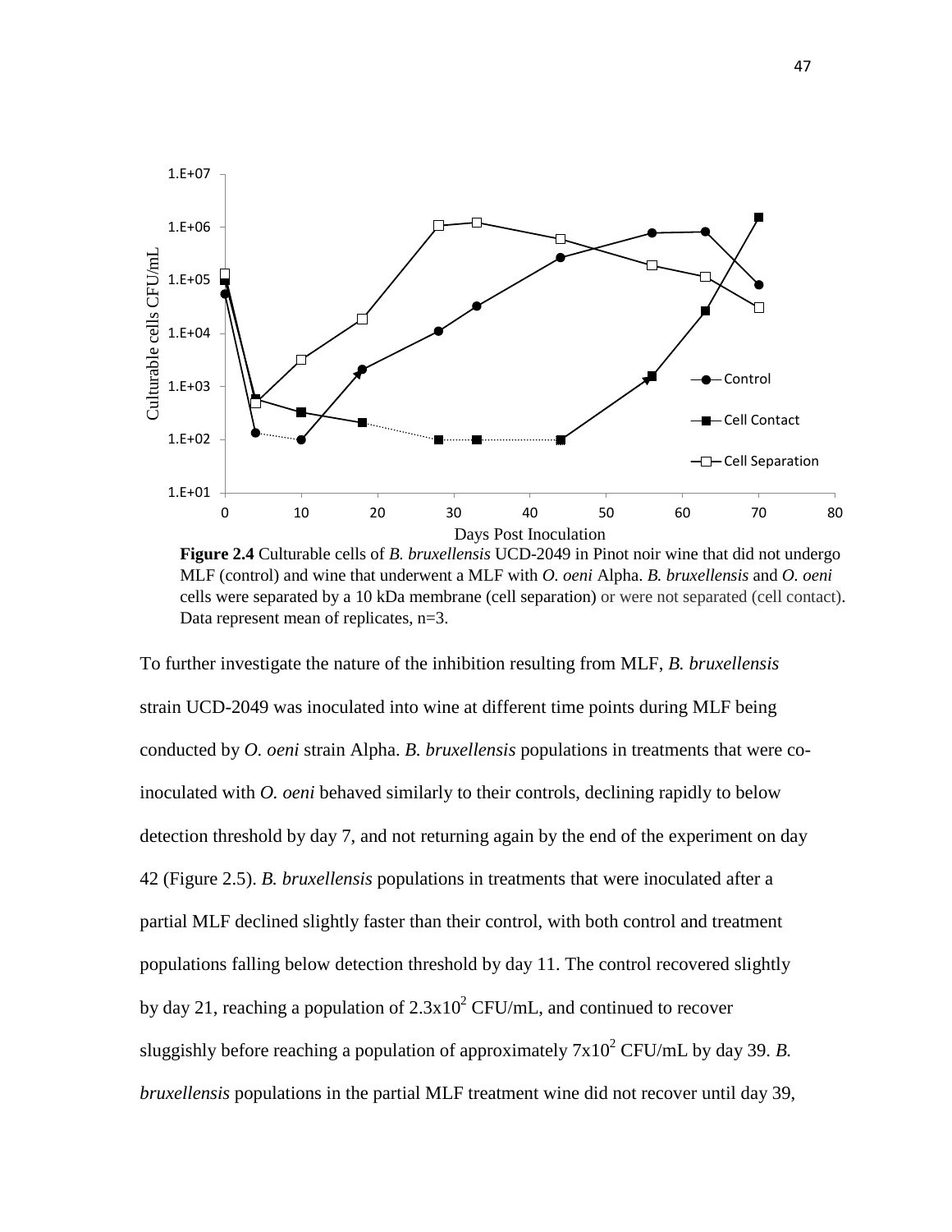**Figure 2.4** Culturable cells of *B. bruxellensis* UCD-2049 in Pinot noir wine that did not undergo MLF (control) and wine that underwent a MLF with *O. oeni* Alpha. *B. bruxellensis* and *O. oeni* cells were separated by a 10 kDa membrane (cell separation) or were not separated (cell contact). Data represent mean of replicates, n=3.

To further investigate the nature of the inhibition resulting from MLF, *B. bruxellensis* strain UCD-2049 was inoculated into wine at different time points during MLF being conducted by *O. oeni* strain Alpha. *B. bruxellensis* populations in treatments that were co-inoculated with *O. oeni* behaved similarly to their controls, declining rapidly to below detection threshold by day 7, and not returning again by the end of the experiment on day 42 (Figure 2.5). *B. bruxellensis* populations in treatments that were inoculated after a partial MLF declined slightly faster than their control, with both control and treatment populations falling below detection threshold by day 11. The control recovered slightly by day 21, reaching a population of $2.3x10^2$ CFU/mL, and continued to recover sluggishly before reaching a population of approximately $7x10^2$ CFU/mL by day 39. *B. bruxellensis* populations in the partial MLF treatment wine did not recover until day 39,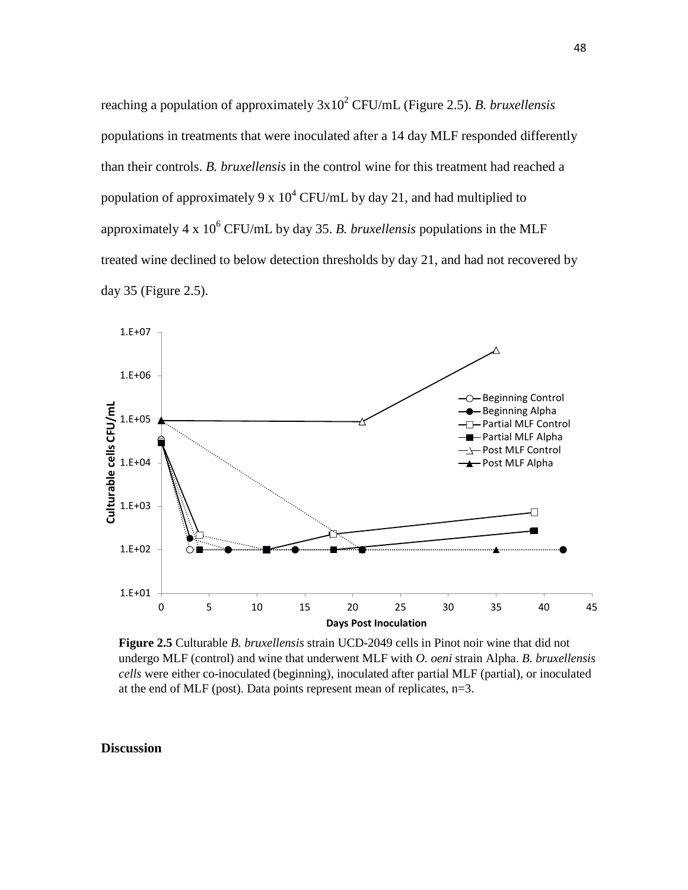reaching a population of approximately $3x10^2$ CFU/mL (Figure 2.5). *B. bruxellensis* populations in treatments that were inoculated after a 14 day MLF responded differently than their controls. *B. bruxellensis* in the control wine for this treatment had reached a population of approximately $9 \times 10^4$ CFU/mL by day 21, and had multiplied to approximately $4 \times 10^6$ CFU/mL by day 35. *B. bruxellensis* populations in the MLF treated wine declined to below detection thresholds by day 21, and had not recovered by day 35 (Figure 2.5).

**Figure 2.5** Culturable *B. bruxellensis* strain UCD-2049 cells in Pinot noir wine that did not undergo MLF (control) and wine that underwent MLF with *O. oeni* strain Alpha. *B. bruxellensis cells* were either co-inoculated (beginning), inoculated after partial MLF (partial), or inoculated at the end of MLF (post). Data points represent mean of replicates, n=3.

## Discussion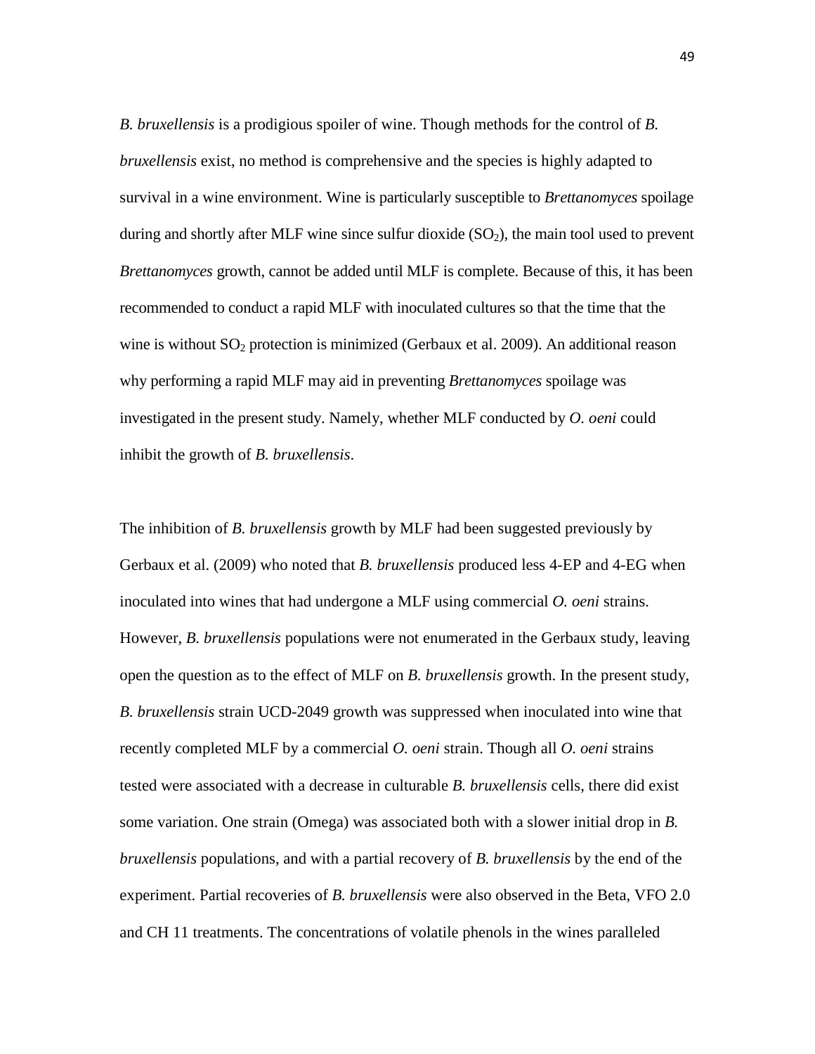*B. bruxellensis* is a prodigious spoiler of wine. Though methods for the control of *B. bruxellensis* exist, no method is comprehensive and the species is highly adapted to survival in a wine environment. Wine is particularly susceptible to *Brettanomyces* spoilage during and shortly after MLF wine since sulfur dioxide ($SO_2$), the main tool used to prevent *Brettanomyces* growth, cannot be added until MLF is complete. Because of this, it has been recommended to conduct a rapid MLF with inoculated cultures so that the time that the wine is without $SO_2$ protection is minimized (Gerbaux et al. 2009). An additional reason why performing a rapid MLF may aid in preventing *Brettanomyces* spoilage was investigated in the present study. Namely, whether MLF conducted by *O. oeni* could inhibit the growth of *B. bruxellensis*.

The inhibition of *B. bruxellensis* growth by MLF had been suggested previously by Gerbaux et al. (2009) who noted that *B. bruxellensis* produced less 4-EP and 4-EG when inoculated into wines that had undergone a MLF using commercial *O. oeni* strains. However, *B. bruxellensis* populations were not enumerated in the Gerbaux study, leaving open the question as to the effect of MLF on *B. bruxellensis* growth. In the present study, *B. bruxellensis* strain UCD-2049 growth was suppressed when inoculated into wine that recently completed MLF by a commercial *O. oeni* strain. Though all *O. oeni* strains tested were associated with a decrease in culturable *B. bruxellensis* cells, there did exist some variation. One strain (Omega) was associated both with a slower initial drop in *B. bruxellensis* populations, and with a partial recovery of *B. bruxellensis* by the end of the experiment. Partial recoveries of *B. bruxellensis* were also observed in the Beta, VFO 2.0 and CH 11 treatments. The concentrations of volatile phenols in the wines paralleled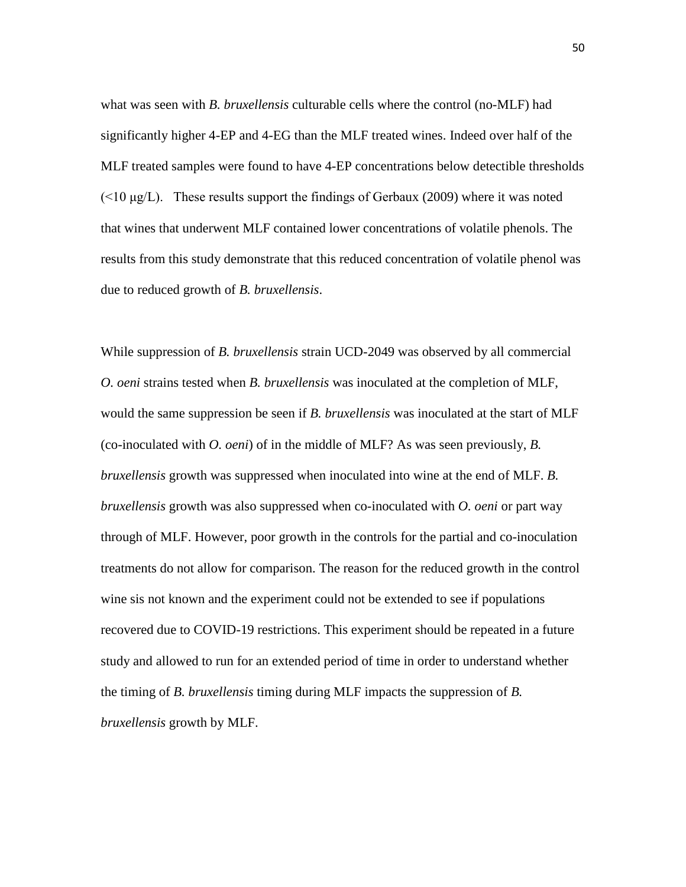what was seen with *B. bruxellensis* culturable cells where the control (no-MLF) had significantly higher 4-EP and 4-EG than the MLF treated wines. Indeed over half of the MLF treated samples were found to have 4-EP concentrations below detectible thresholds (<10 μg/L). These results support the findings of Gerbaux (2009) where it was noted that wines that underwent MLF contained lower concentrations of volatile phenols. The results from this study demonstrate that this reduced concentration of volatile phenol was due to reduced growth of *B. bruxellensis*.

While suppression of *B. bruxellensis* strain UCD-2049 was observed by all commercial *O. oeni* strains tested when *B. bruxellensis* was inoculated at the completion of MLF, would the same suppression be seen if *B. bruxellensis* was inoculated at the start of MLF (co-inoculated with *O. oeni*) of in the middle of MLF? As was seen previously, *B. bruxellensis* growth was suppressed when inoculated into wine at the end of MLF. *B. bruxellensis* growth was also suppressed when co-inoculated with *O. oeni* or part way through of MLF. However, poor growth in the controls for the partial and co-inoculation treatments do not allow for comparison. The reason for the reduced growth in the control wine sis not known and the experiment could not be extended to see if populations recovered due to COVID-19 restrictions. This experiment should be repeated in a future study and allowed to run for an extended period of time in order to understand whether the timing of *B. bruxellensis* timing during MLF impacts the suppression of *B. bruxellensis* growth by MLF.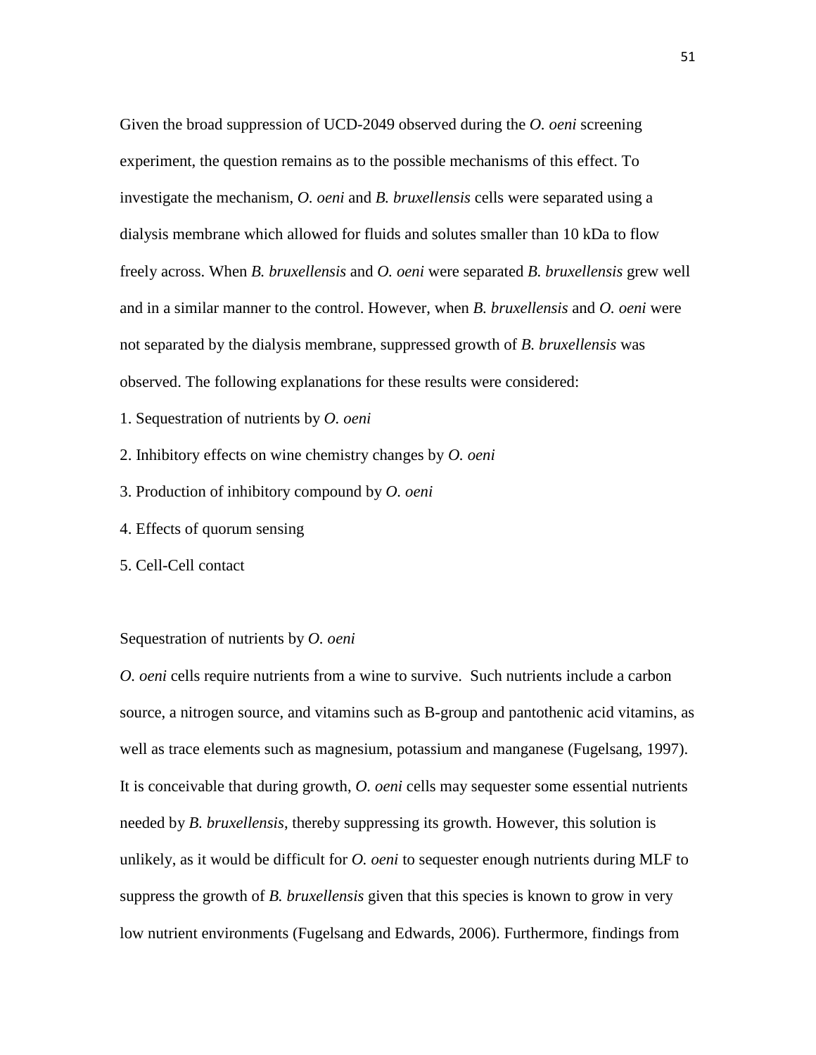Given the broad suppression of UCD-2049 observed during the *O. oeni* screening experiment, the question remains as to the possible mechanisms of this effect. To investigate the mechanism, *O. oeni* and *B. bruxellensis* cells were separated using a dialysis membrane which allowed for fluids and solutes smaller than 10 kDa to flow freely across. When *B. bruxellensis* and *O. oeni* were separated *B. bruxellensis* grew well and in a similar manner to the control. However, when *B. bruxellensis* and *O. oeni* were not separated by the dialysis membrane, suppressed growth of *B. bruxellensis* was observed. The following explanations for these results were considered:

1. Sequestration of nutrients by *O. oeni*
2. Inhibitory effects on wine chemistry changes by *O. oeni*
3. Production of inhibitory compound by *O. oeni*
4. Effects of quorum sensing
5. Cell-Cell contact

Sequestration of nutrients by *O. oeni*

*O. oeni* cells require nutrients from a wine to survive. Such nutrients include a carbon source, a nitrogen source, and vitamins such as B-group and pantothenic acid vitamins, as well as trace elements such as magnesium, potassium and manganese (Fugelsang, 1997). It is conceivable that during growth, *O. oeni* cells may sequester some essential nutrients needed by *B. bruxellensis*, thereby suppressing its growth. However, this solution is unlikely, as it would be difficult for *O. oeni* to sequester enough nutrients during MLF to suppress the growth of *B. bruxellensis* given that this species is known to grow in very low nutrient environments (Fugelsang and Edwards, 2006). Furthermore, findings from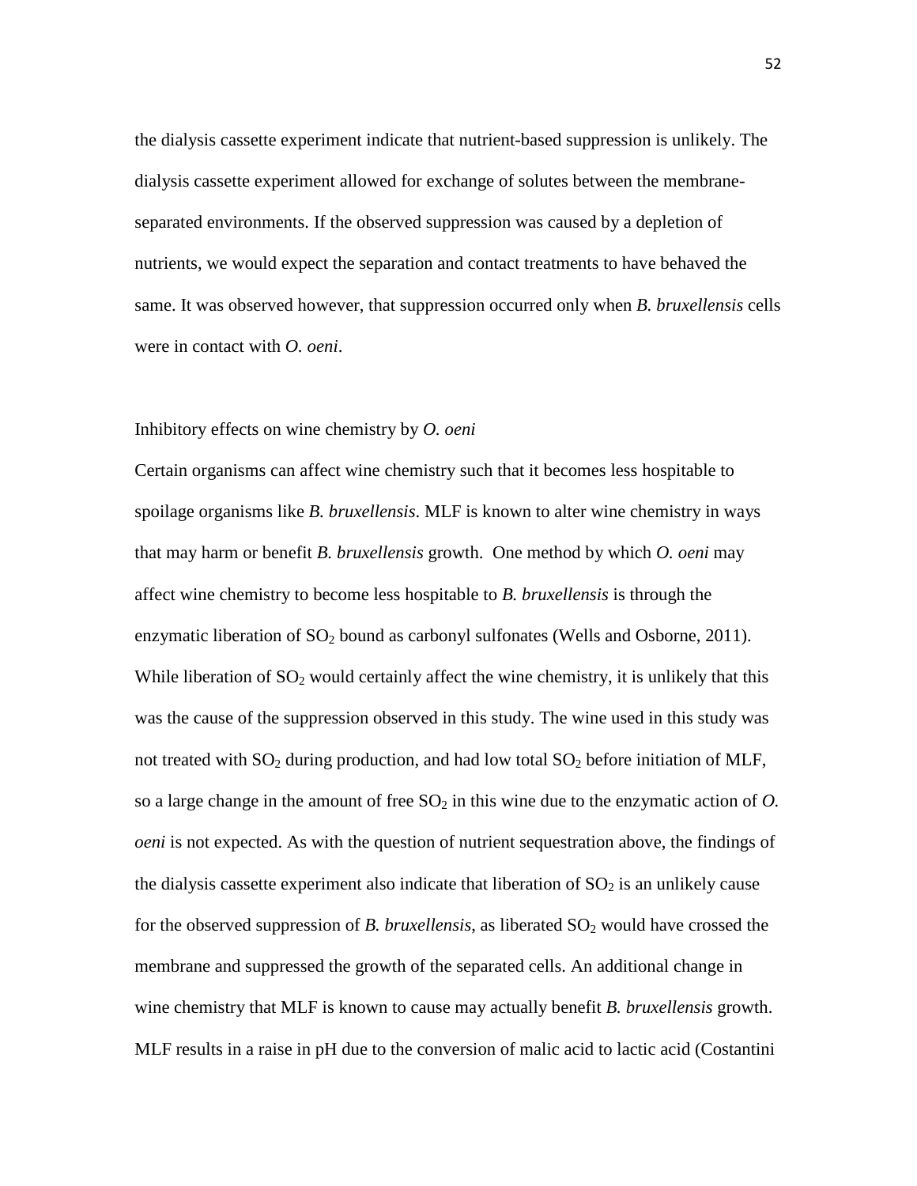the dialysis cassette experiment indicate that nutrient-based suppression is unlikely. The dialysis cassette experiment allowed for exchange of solutes between the membrane-separated environments. If the observed suppression was caused by a depletion of nutrients, we would expect the separation and contact treatments to have behaved the same. It was observed however, that suppression occurred only when *B. bruxellensis* cells were in contact with *O. oeni*.

### Inhibitory effects on wine chemistry by *O. oeni*

Certain organisms can affect wine chemistry such that it becomes less hospitable to spoilage organisms like *B. bruxellensis*. MLF is known to alter wine chemistry in ways that may harm or benefit *B. bruxellensis* growth. One method by which *O. oeni* may affect wine chemistry to become less hospitable to *B. bruxellensis* is through the enzymatic liberation of $SO_2$ bound as carbonyl sulfonates (Wells and Osborne, 2011). While liberation of $SO_2$ would certainly affect the wine chemistry, it is unlikely that this was the cause of the suppression observed in this study. The wine used in this study was not treated with $SO_2$ during production, and had low total $SO_2$ before initiation of MLF, so a large change in the amount of free $SO_2$ in this wine due to the enzymatic action of *O. oeni* is not expected. As with the question of nutrient sequestration above, the findings of the dialysis cassette experiment also indicate that liberation of $SO_2$ is an unlikely cause for the observed suppression of *B. bruxellensis*, as liberated $SO_2$ would have crossed the membrane and suppressed the growth of the separated cells. An additional change in wine chemistry that MLF is known to cause may actually benefit *B. bruxellensis* growth. MLF results in a raise in pH due to the conversion of malic acid to lactic acid (Costantini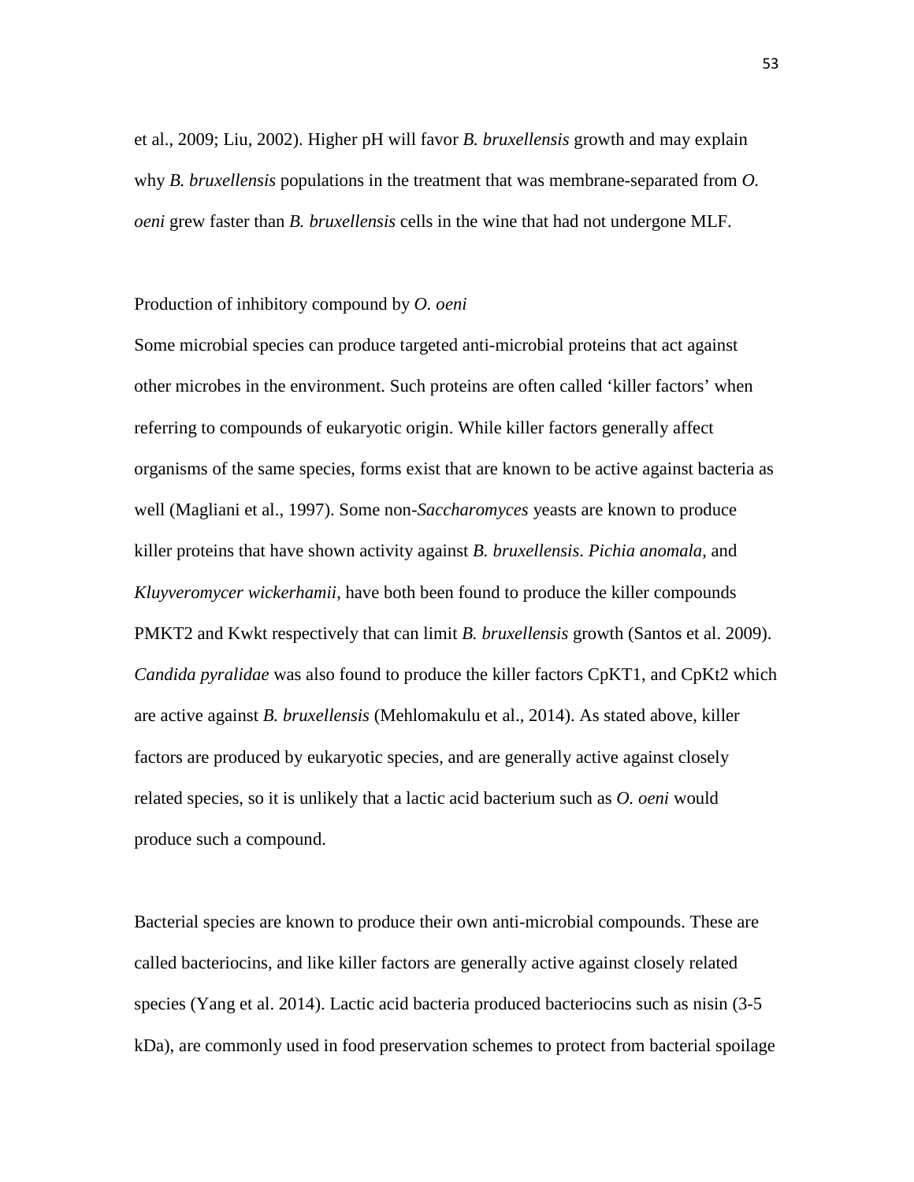et al., 2009; Liu, 2002). Higher pH will favor *B. bruxellensis* growth and may explain why *B. bruxellensis* populations in the treatment that was membrane-separated from *O. oeni* grew faster than *B. bruxellensis* cells in the wine that had not undergone MLF.

Production of inhibitory compound by *O. oeni*

Some microbial species can produce targeted anti-microbial proteins that act against other microbes in the environment. Such proteins are often called 'killer factors' when referring to compounds of eukaryotic origin. While killer factors generally affect organisms of the same species, forms exist that are known to be active against bacteria as well (Magliani et al., 1997). Some non-*Saccharomyces* yeasts are known to produce killer proteins that have shown activity against *B. bruxellensis*. *Pichia anomala*, and *Kluyveromycer wickerhamii*, have both been found to produce the killer compounds PMKT2 and Kwkt respectively that can limit *B. bruxellensis* growth (Santos et al. 2009). *Candida pyralidae* was also found to produce the killer factors CpKT1, and CpKt2 which are active against *B. bruxellensis* (Mehlomakulu et al., 2014). As stated above, killer factors are produced by eukaryotic species, and are generally active against closely related species, so it is unlikely that a lactic acid bacterium such as *O. oeni* would produce such a compound.

Bacterial species are known to produce their own anti-microbial compounds. These are called bacteriocins, and like killer factors are generally active against closely related species (Yang et al. 2014). Lactic acid bacteria produced bacteriocins such as nisin (3-5 kDa), are commonly used in food preservation schemes to protect from bacterial spoilage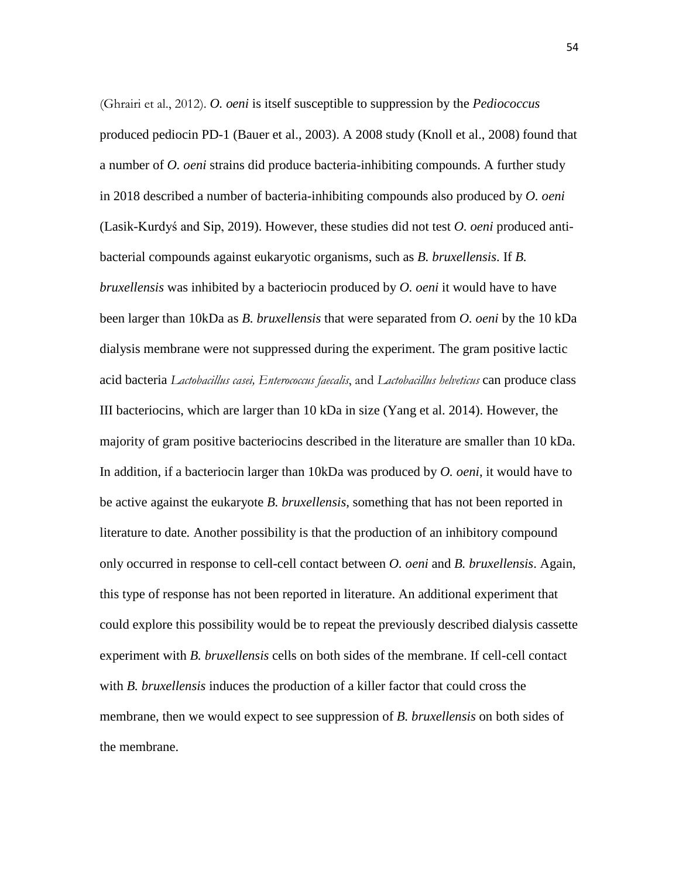(Ghrairi et al., 2012). *O. oeni* is itself susceptible to suppression by the *Pediococcus* produced pediocin PD-1 (Bauer et al., 2003). A 2008 study (Knoll et al., 2008) found that a number of *O. oeni* strains did produce bacteria-inhibiting compounds. A further study in 2018 described a number of bacteria-inhibiting compounds also produced by *O. oeni* (Lasik-Kurdyś and Sip, 2019). However, these studies did not test *O. oeni* produced anti-bacterial compounds against eukaryotic organisms, such as *B. bruxellensis*. If *B. bruxellensis* was inhibited by a bacteriocin produced by *O. oeni* it would have to have been larger than 10kDa as *B. bruxellensis* that were separated from *O. oeni* by the 10 kDa dialysis membrane were not suppressed during the experiment. The gram positive lactic acid bacteria *Lactobacillus casei, Enterococcus faecalis*, and *Lactobacillus helveticus* can produce class III bacteriocins, which are larger than 10 kDa in size (Yang et al. 2014). However, the majority of gram positive bacteriocins described in the literature are smaller than 10 kDa. In addition, if a bacteriocin larger than 10kDa was produced by *O. oeni*, it would have to be active against the eukaryote *B. bruxellensis*, something that has not been reported in literature to date. Another possibility is that the production of an inhibitory compound only occurred in response to cell-cell contact between *O. oeni* and *B. bruxellensis*. Again, this type of response has not been reported in literature. An additional experiment that could explore this possibility would be to repeat the previously described dialysis cassette experiment with *B. bruxellensis* cells on both sides of the membrane. If cell-cell contact with *B. bruxellensis* induces the production of a killer factor that could cross the membrane, then we would expect to see suppression of *B. bruxellensis* on both sides of the membrane.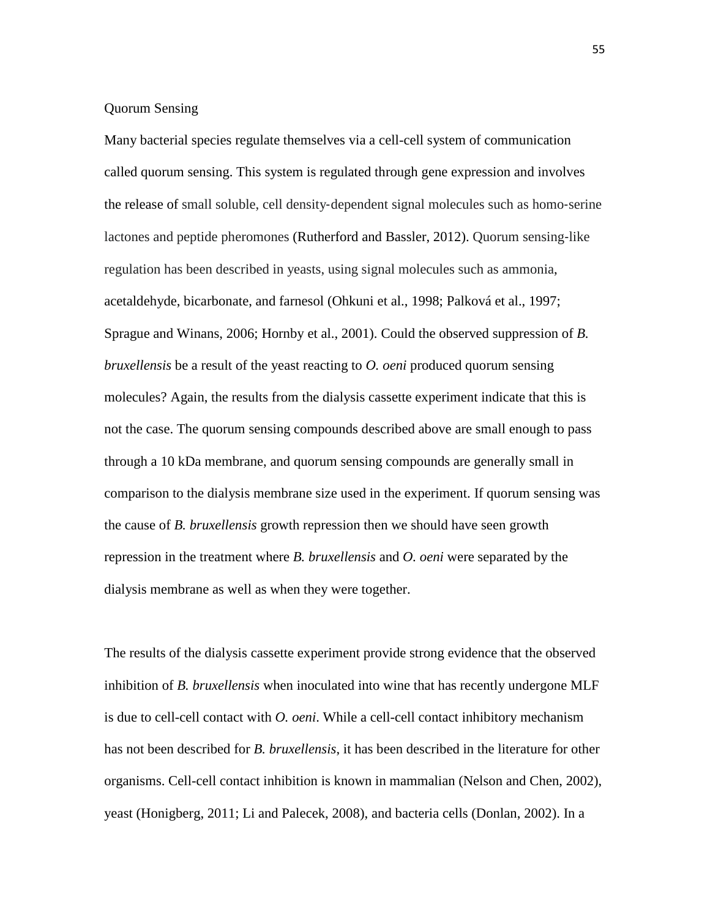## Quorum Sensing

Many bacterial species regulate themselves via a cell-cell system of communication called quorum sensing. This system is regulated through gene expression and involves the release of small soluble, cell density-dependent signal molecules such as homo-serine lactones and peptide pheromones (Rutherford and Bassler, 2012). Quorum sensing-like regulation has been described in yeasts, using signal molecules such as ammonia, acetaldehyde, bicarbonate, and farnesol (Ohkuni et al., 1998; Palková et al., 1997; Sprague and Winans, 2006; Hornby et al., 2001). Could the observed suppression of *B. bruxellensis* be a result of the yeast reacting to *O. oeni* produced quorum sensing molecules? Again, the results from the dialysis cassette experiment indicate that this is not the case. The quorum sensing compounds described above are small enough to pass through a 10 kDa membrane, and quorum sensing compounds are generally small in comparison to the dialysis membrane size used in the experiment. If quorum sensing was the cause of *B. bruxellensis* growth repression then we should have seen growth repression in the treatment where *B. bruxellensis* and *O. oeni* were separated by the dialysis membrane as well as when they were together.

The results of the dialysis cassette experiment provide strong evidence that the observed inhibition of *B. bruxellensis* when inoculated into wine that has recently undergone MLF is due to cell-cell contact with *O. oeni*. While a cell-cell contact inhibitory mechanism has not been described for *B. bruxellensis*, it has been described in the literature for other organisms. Cell-cell contact inhibition is known in mammalian (Nelson and Chen, 2002), yeast (Honigberg, 2011; Li and Palecek, 2008), and bacteria cells (Donlan, 2002). In a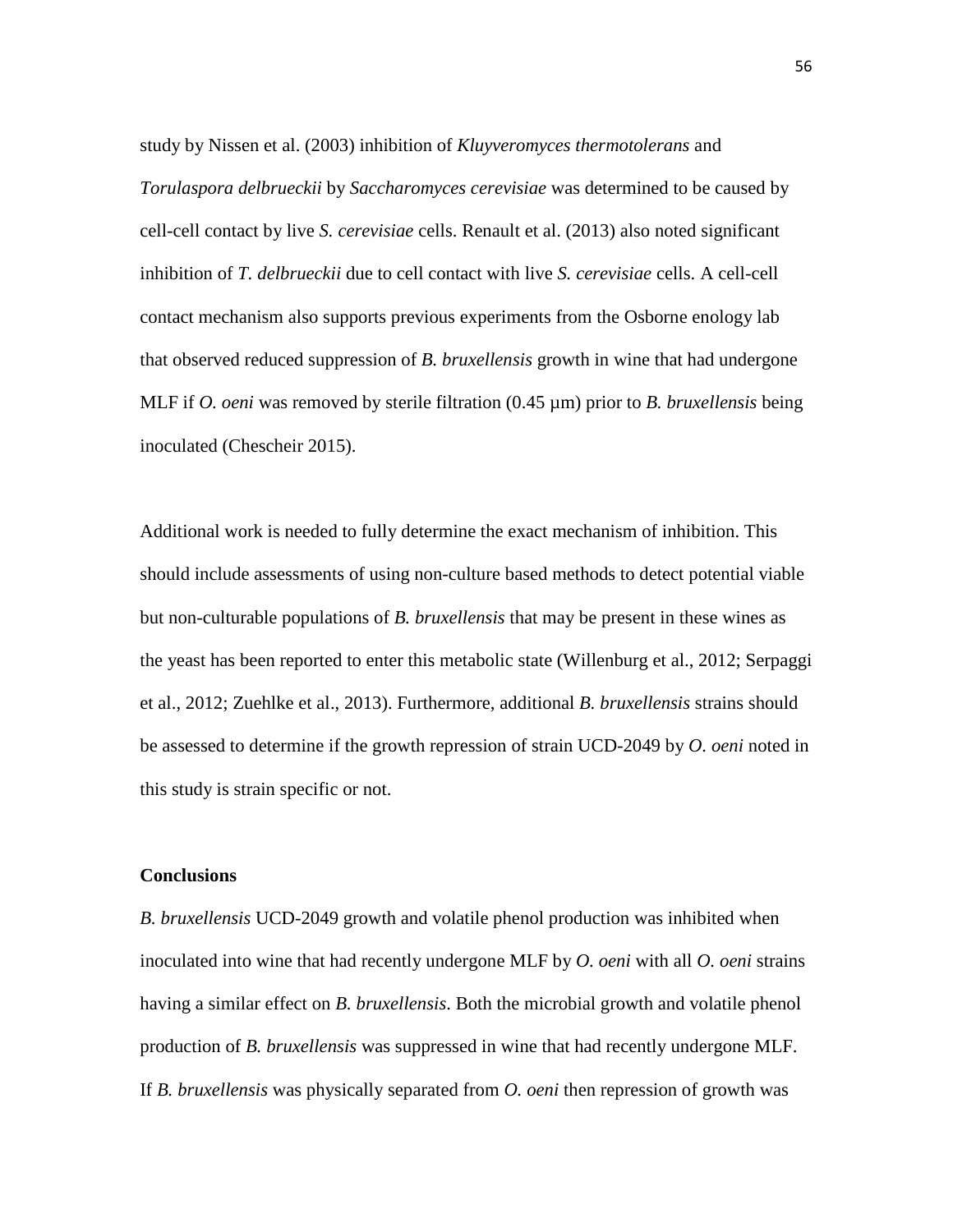study by Nissen et al. (2003) inhibition of *Kluyveromyces thermotolerans* and *Torulaspora delbrueckii* by *Saccharomyces cerevisiae* was determined to be caused by cell-cell contact by live *S. cerevisiae* cells. Renault et al. (2013) also noted significant inhibition of *T. delbrueckii* due to cell contact with live *S. cerevisiae* cells. A cell-cell contact mechanism also supports previous experiments from the Osborne enology lab that observed reduced suppression of *B. bruxellensis* growth in wine that had undergone MLF if *O. oeni* was removed by sterile filtration (0.45 µm) prior to *B. bruxellensis* being inoculated (Chescheir 2015).

Additional work is needed to fully determine the exact mechanism of inhibition. This should include assessments of using non-culture based methods to detect potential viable but non-culturable populations of *B. bruxellensis* that may be present in these wines as the yeast has been reported to enter this metabolic state (Willenburg et al., 2012; Serpaggi et al., 2012; Zuehlke et al., 2013). Furthermore, additional *B. bruxellensis* strains should be assessed to determine if the growth repression of strain UCD-2049 by *O. oeni* noted in this study is strain specific or not.

**Conclusions**

*B. bruxellensis* UCD-2049 growth and volatile phenol production was inhibited when inoculated into wine that had recently undergone MLF by *O. oeni* with all *O. oeni* strains having a similar effect on *B. bruxellensis*. Both the microbial growth and volatile phenol production of *B. bruxellensis* was suppressed in wine that had recently undergone MLF. If *B. bruxellensis* was physically separated from *O. oeni* then repression of growth was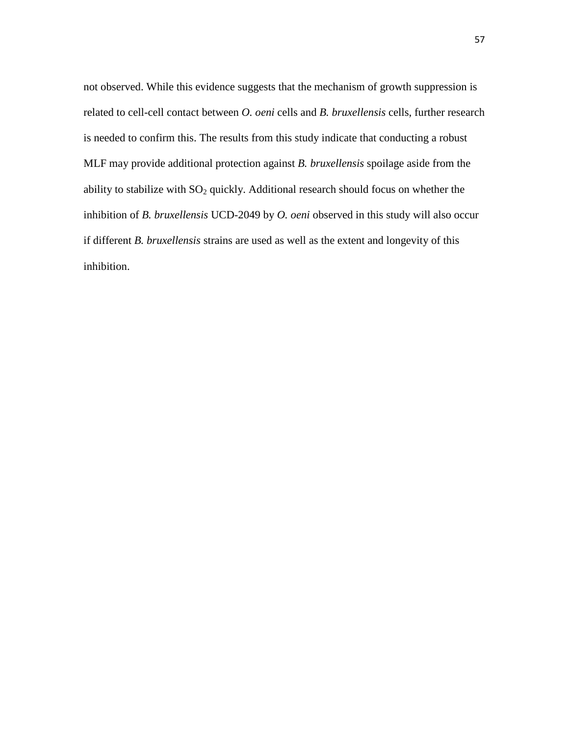not observed. While this evidence suggests that the mechanism of growth suppression is related to cell-cell contact between *O. oeni* cells and *B. bruxellensis* cells, further research is needed to confirm this. The results from this study indicate that conducting a robust MLF may provide additional protection against *B. bruxellensis* spoilage aside from the ability to stabilize with $SO_2$ quickly. Additional research should focus on whether the inhibition of *B. bruxellensis* UCD-2049 by *O. oeni* observed in this study will also occur if different *B. bruxellensis* strains are used as well as the extent and longevity of this inhibition.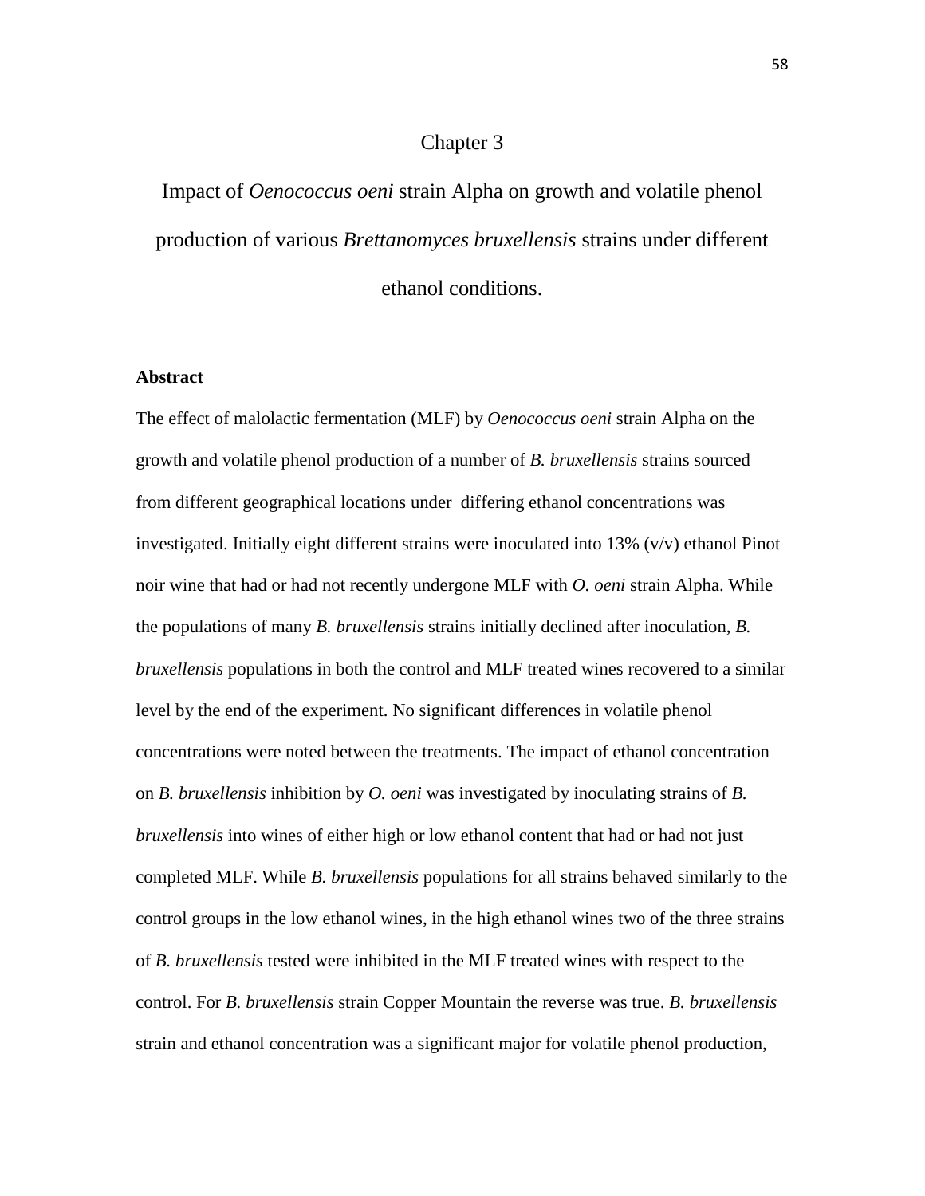# Chapter 3

# Impact of *Oenococcus oeni* strain Alpha on growth and volatile phenol production of various *Brettanomyces bruxellensis* strains under different ethanol conditions.

**Abstract**

The effect of malolactic fermentation (MLF) by *Oenococcus oeni* strain Alpha on the growth and volatile phenol production of a number of *B. bruxellensis* strains sourced from different geographical locations under differing ethanol concentrations was investigated. Initially eight different strains were inoculated into 13% (v/v) ethanol Pinot noir wine that had or had not recently undergone MLF with *O. oeni* strain Alpha. While the populations of many *B. bruxellensis* strains initially declined after inoculation, *B. bruxellensis* populations in both the control and MLF treated wines recovered to a similar level by the end of the experiment. No significant differences in volatile phenol concentrations were noted between the treatments. The impact of ethanol concentration on *B. bruxellensis* inhibition by *O. oeni* was investigated by inoculating strains of *B. bruxellensis* into wines of either high or low ethanol content that had or had not just completed MLF. While *B. bruxellensis* populations for all strains behaved similarly to the control groups in the low ethanol wines, in the high ethanol wines two of the three strains of *B. bruxellensis* tested were inhibited in the MLF treated wines with respect to the control. For *B. bruxellensis* strain Copper Mountain the reverse was true. *B. bruxellensis* strain and ethanol concentration was a significant major for volatile phenol production,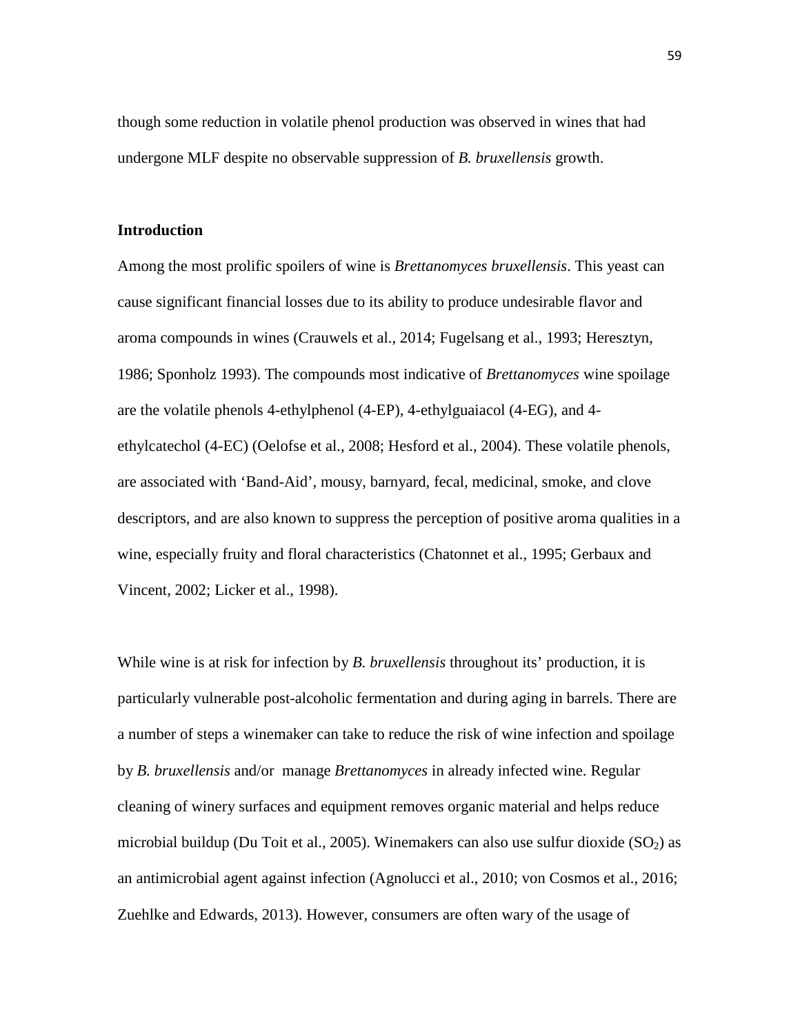though some reduction in volatile phenol production was observed in wines that had undergone MLF despite no observable suppression of *B. bruxellensis* growth.

## Introduction

Among the most prolific spoilers of wine is *Brettanomyces bruxellensis*. This yeast can cause significant financial losses due to its ability to produce undesirable flavor and aroma compounds in wines (Crauwels et al., 2014; Fugelsang et al., 1993; Heresztyn, 1986; Sponholz 1993). The compounds most indicative of *Brettanomyces* wine spoilage are the volatile phenols 4-ethylphenol (4-EP), 4-ethylguaiacol (4-EG), and 4-ethylcatechol (4-EC) (Oelofse et al., 2008; Hesford et al., 2004). These volatile phenols, are associated with 'Band-Aid', mousy, barnyard, fecal, medicinal, smoke, and clove descriptors, and are also known to suppress the perception of positive aroma qualities in a wine, especially fruity and floral characteristics (Chatonnet et al., 1995; Gerbaux and Vincent, 2002; Licker et al., 1998).

While wine is at risk for infection by *B. bruxellensis* throughout its' production, it is particularly vulnerable post-alcoholic fermentation and during aging in barrels. There are a number of steps a winemaker can take to reduce the risk of wine infection and spoilage by *B. bruxellensis* and/or manage *Brettanomyces* in already infected wine. Regular cleaning of winery surfaces and equipment removes organic material and helps reduce microbial buildup (Du Toit et al., 2005). Winemakers can also use sulfur dioxide ($SO_2$) as an antimicrobial agent against infection (Agnolucci et al., 2010; von Cosmos et al., 2016; Zuehlke and Edwards, 2013). However, consumers are often wary of the usage of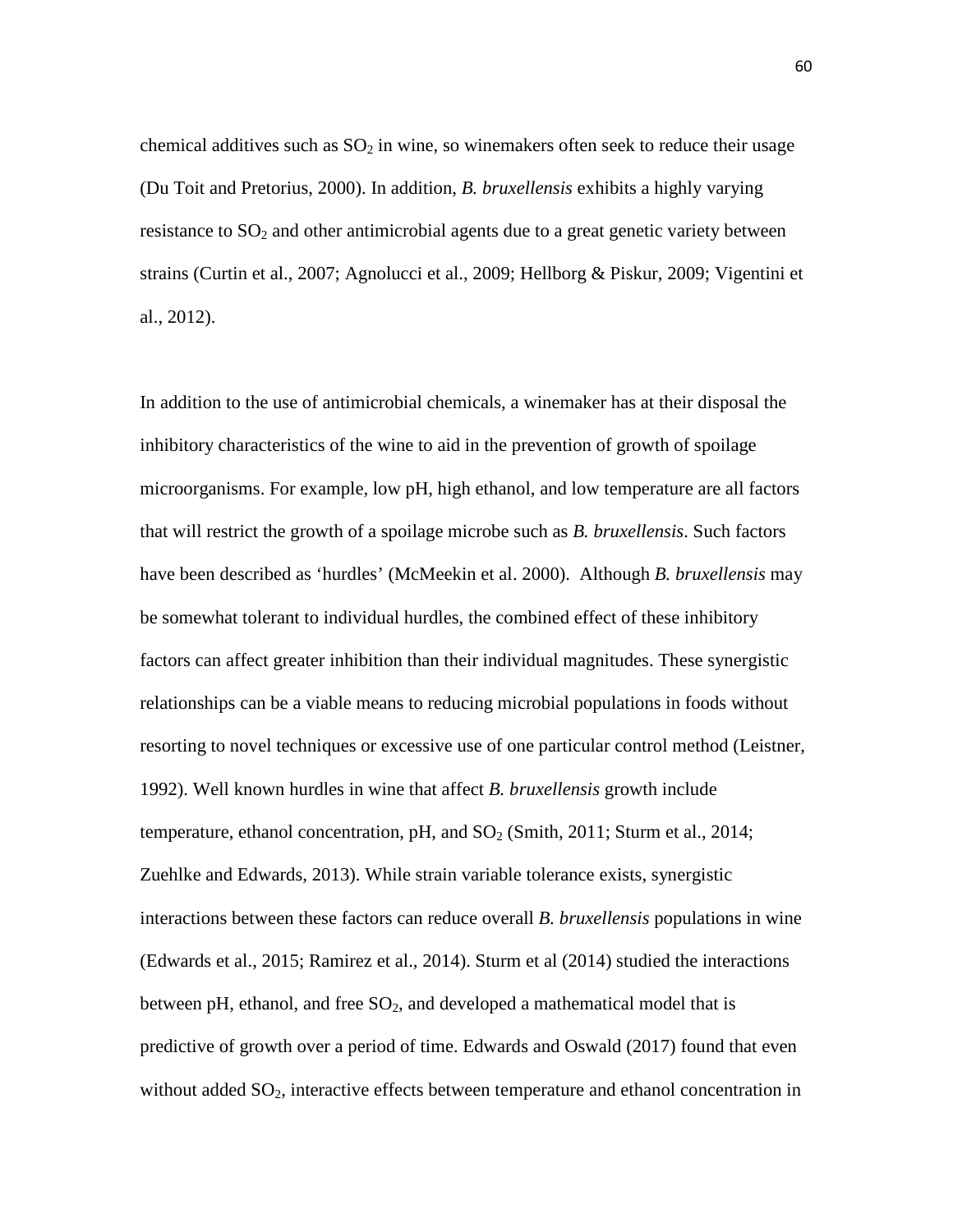chemical additives such as $SO_2$ in wine, so winemakers often seek to reduce their usage (Du Toit and Pretorius, 2000). In addition, *B. bruxellensis* exhibits a highly varying resistance to $SO_2$ and other antimicrobial agents due to a great genetic variety between strains (Curtin et al., 2007; Agnolucci et al., 2009; Hellborg & Piskur, 2009; Vigentini et al., 2012).

In addition to the use of antimicrobial chemicals, a winemaker has at their disposal the inhibitory characteristics of the wine to aid in the prevention of growth of spoilage microorganisms. For example, low pH, high ethanol, and low temperature are all factors that will restrict the growth of a spoilage microbe such as *B. bruxellensis*. Such factors have been described as 'hurdles' (McMeekin et al. 2000). Although *B. bruxellensis* may be somewhat tolerant to individual hurdles, the combined effect of these inhibitory factors can affect greater inhibition than their individual magnitudes. These synergistic relationships can be a viable means to reducing microbial populations in foods without resorting to novel techniques or excessive use of one particular control method (Leistner, 1992). Well known hurdles in wine that affect *B. bruxellensis* growth include temperature, ethanol concentration, pH, and $SO_2$ (Smith, 2011; Sturm et al., 2014; Zuehlke and Edwards, 2013). While strain variable tolerance exists, synergistic interactions between these factors can reduce overall *B. bruxellensis* populations in wine (Edwards et al., 2015; Ramirez et al., 2014). Sturm et al (2014) studied the interactions between pH, ethanol, and free $SO_2$, and developed a mathematical model that is predictive of growth over a period of time. Edwards and Oswald (2017) found that even without added $SO_2$, interactive effects between temperature and ethanol concentration in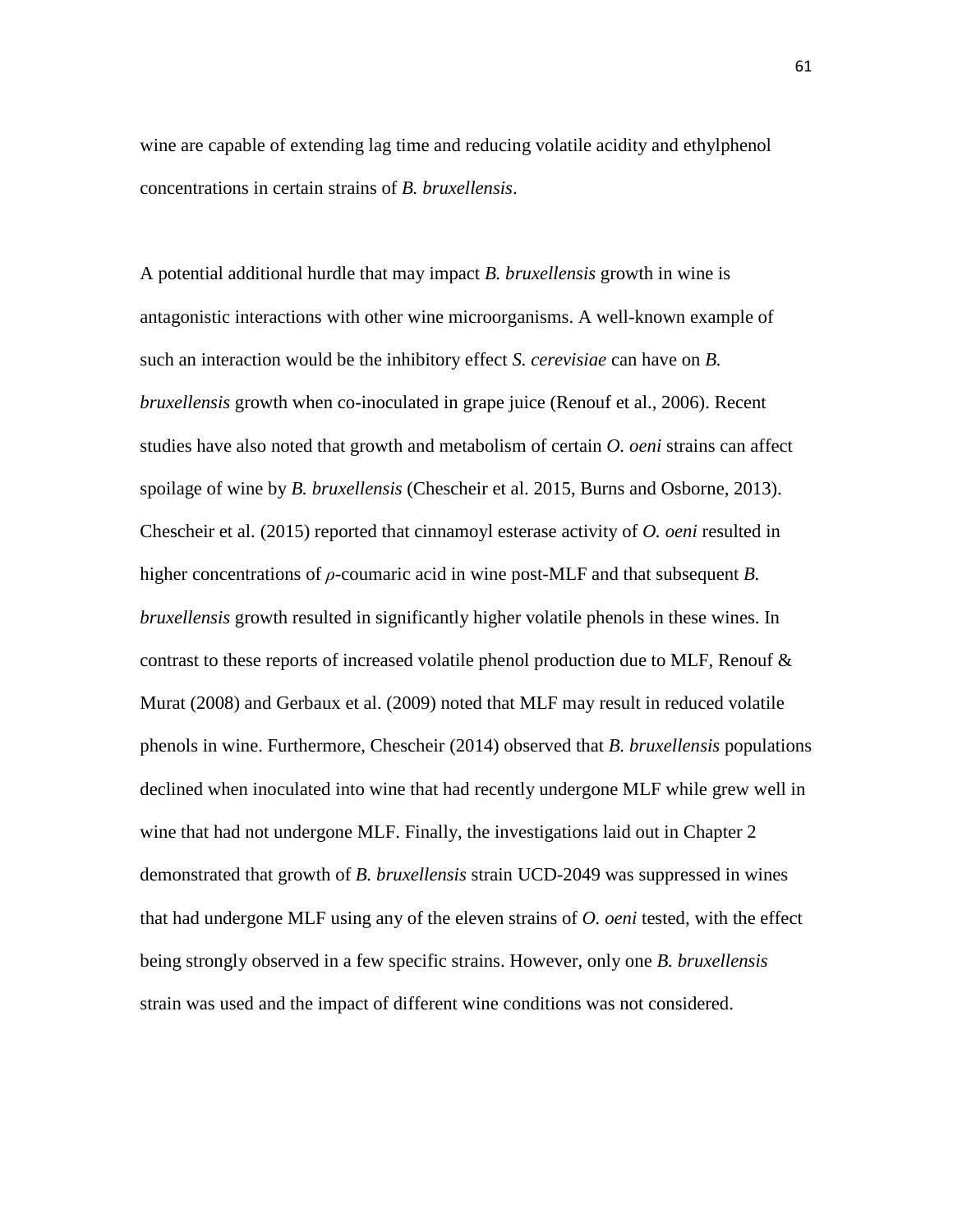wine are capable of extending lag time and reducing volatile acidity and ethylphenol concentrations in certain strains of *B. bruxellensis*.

A potential additional hurdle that may impact *B. bruxellensis* growth in wine is antagonistic interactions with other wine microorganisms. A well-known example of such an interaction would be the inhibitory effect *S. cerevisiae* can have on *B. bruxellensis* growth when co-inoculated in grape juice (Renouf et al., 2006). Recent studies have also noted that growth and metabolism of certain *O. oeni* strains can affect spoilage of wine by *B. bruxellensis* (Chescheir et al. 2015, Burns and Osborne, 2013). Chescheir et al. (2015) reported that cinnamoyl esterase activity of *O. oeni* resulted in higher concentrations of *ρ*-coumaric acid in wine post-MLF and that subsequent *B. bruxellensis* growth resulted in significantly higher volatile phenols in these wines. In contrast to these reports of increased volatile phenol production due to MLF, Renouf & Murat (2008) and Gerbaux et al. (2009) noted that MLF may result in reduced volatile phenols in wine. Furthermore, Chescheir (2014) observed that *B. bruxellensis* populations declined when inoculated into wine that had recently undergone MLF while grew well in wine that had not undergone MLF. Finally, the investigations laid out in Chapter 2 demonstrated that growth of *B. bruxellensis* strain UCD-2049 was suppressed in wines that had undergone MLF using any of the eleven strains of *O. oeni* tested, with the effect being strongly observed in a few specific strains. However, only one *B. bruxellensis* strain was used and the impact of different wine conditions was not considered.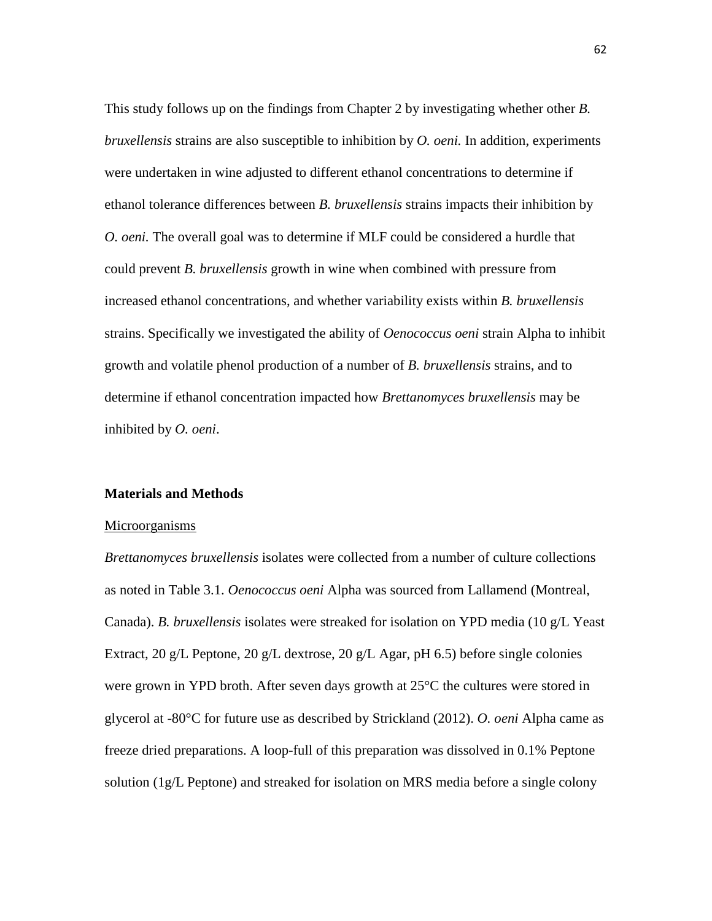This study follows up on the findings from Chapter 2 by investigating whether other *B. bruxellensis* strains are also susceptible to inhibition by *O. oeni.* In addition, experiments were undertaken in wine adjusted to different ethanol concentrations to determine if ethanol tolerance differences between *B. bruxellensis* strains impacts their inhibition by *O. oeni*. The overall goal was to determine if MLF could be considered a hurdle that could prevent *B. bruxellensis* growth in wine when combined with pressure from increased ethanol concentrations, and whether variability exists within *B. bruxellensis* strains. Specifically we investigated the ability of *Oenococcus oeni* strain Alpha to inhibit growth and volatile phenol production of a number of *B. bruxellensis* strains, and to determine if ethanol concentration impacted how *Brettanomyces bruxellensis* may be inhibited by *O. oeni*.

## Materials and Methods

### Microorganisms

*Brettanomyces bruxellensis* isolates were collected from a number of culture collections as noted in Table 3.1. *Oenococcus oeni* Alpha was sourced from Lallamend (Montreal, Canada). *B. bruxellensis* isolates were streaked for isolation on YPD media (10 g/L Yeast Extract, 20 g/L Peptone, 20 g/L dextrose, 20 g/L Agar, pH 6.5) before single colonies were grown in YPD broth. After seven days growth at 25°C the cultures were stored in glycerol at -80°C for future use as described by Strickland (2012). *O. oeni* Alpha came as freeze dried preparations. A loop-full of this preparation was dissolved in 0.1% Peptone solution (1g/L Peptone) and streaked for isolation on MRS media before a single colony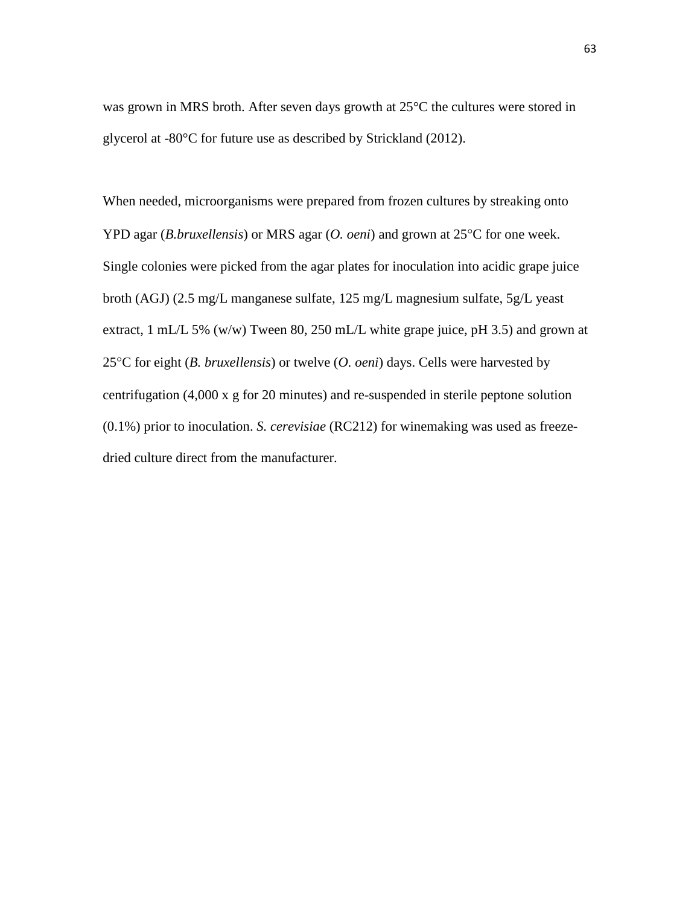was grown in MRS broth. After seven days growth at 25°C the cultures were stored in glycerol at -80°C for future use as described by Strickland (2012).

When needed, microorganisms were prepared from frozen cultures by streaking onto YPD agar (*B.bruxellensis*) or MRS agar (*O. oeni*) and grown at 25°C for one week. Single colonies were picked from the agar plates for inoculation into acidic grape juice broth (AGJ) (2.5 mg/L manganese sulfate, 125 mg/L magnesium sulfate, 5g/L yeast extract, 1 mL/L 5% (w/w) Tween 80, 250 mL/L white grape juice, pH 3.5) and grown at 25°C for eight (*B. bruxellensis*) or twelve (*O. oeni*) days. Cells were harvested by centrifugation (4,000 x g for 20 minutes) and re-suspended in sterile peptone solution (0.1%) prior to inoculation. *S. cerevisiae* (RC212) for winemaking was used as freeze-dried culture direct from the manufacturer.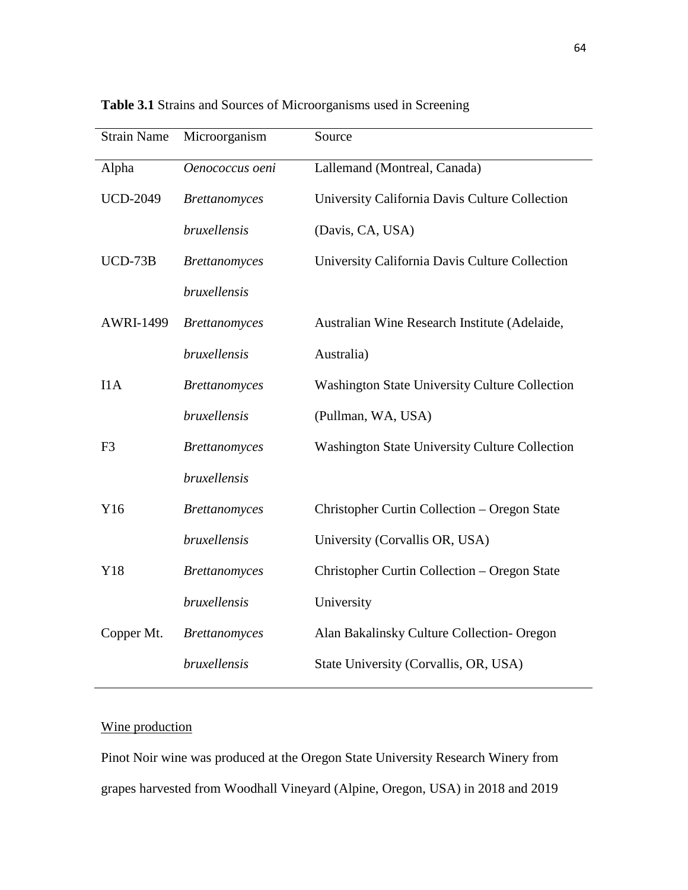**Table 3.1** Strains and Sources of Microorganisms used in Screening

| Strain Name | Microorganism | Source |
|---|---|---|
| Alpha | *Oenococcus oeni* | Lallemand (Montreal, Canada) |
| UCD-2049 | *Brettanomyces bruxellensis* | University California Davis Culture Collection (Davis, CA, USA) |
| UCD-73B | *Brettanomyces bruxellensis* | University California Davis Culture Collection |
| AWRI-1499 | *Brettanomyces bruxellensis* | Australian Wine Research Institute (Adelaide, Australia) |
| I1A | *Brettanomyces bruxellensis* | Washington State University Culture Collection (Pullman, WA, USA) |
| F3 | *Brettanomyces bruxellensis* | Washington State University Culture Collection |
| Y16 | *Brettanomyces bruxellensis* | Christopher Curtin Collection – Oregon State University (Corvallis OR, USA) |
| Y18 | *Brettanomyces bruxellensis* | Christopher Curtin Collection – Oregon State University |
| Copper Mt. | *Brettanomyces bruxellensis* | Alan Bakalinsky Culture Collection- Oregon State University (Corvallis, OR, USA) |

<u>Wine production</u>

Pinot Noir wine was produced at the Oregon State University Research Winery from grapes harvested from Woodhall Vineyard (Alpine, Oregon, USA) in 2018 and 2019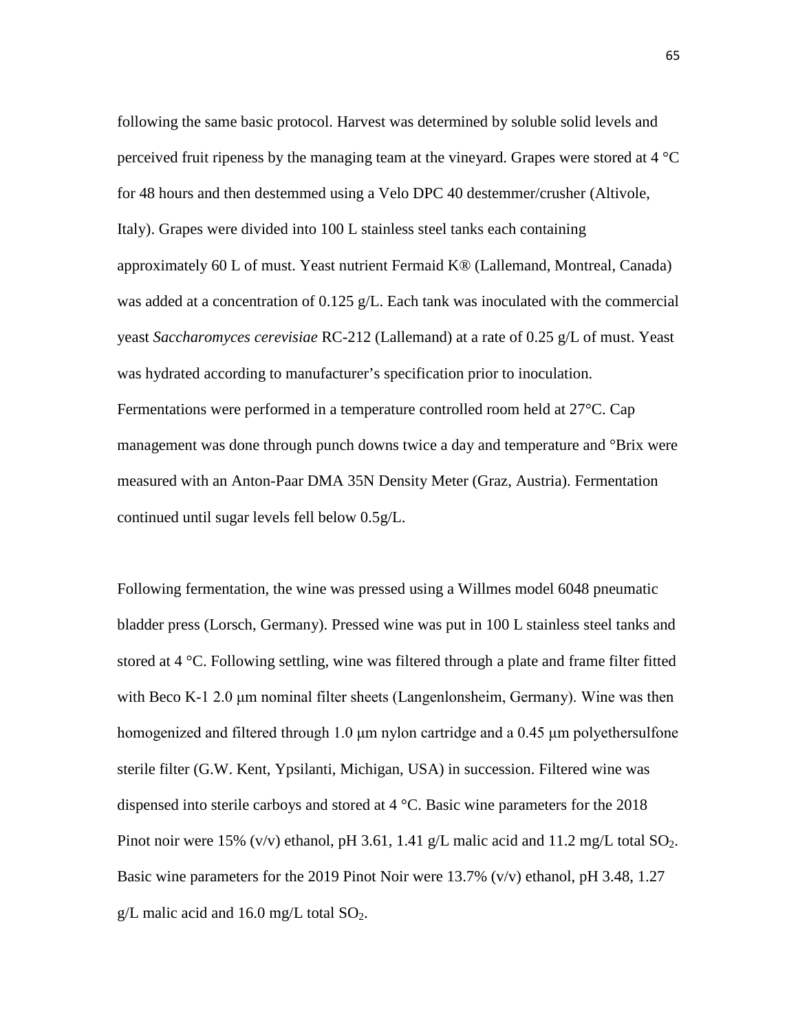following the same basic protocol. Harvest was determined by soluble solid levels and perceived fruit ripeness by the managing team at the vineyard. Grapes were stored at 4 °C for 48 hours and then destemmed using a Velo DPC 40 destemmer/crusher (Altivole, Italy). Grapes were divided into 100 L stainless steel tanks each containing approximately 60 L of must. Yeast nutrient Fermaid K® (Lallemand, Montreal, Canada) was added at a concentration of 0.125 g/L. Each tank was inoculated with the commercial yeast *Saccharomyces cerevisiae* RC-212 (Lallemand) at a rate of 0.25 g/L of must. Yeast was hydrated according to manufacturer's specification prior to inoculation. Fermentations were performed in a temperature controlled room held at 27°C. Cap management was done through punch downs twice a day and temperature and °Brix were measured with an Anton-Paar DMA 35N Density Meter (Graz, Austria). Fermentation continued until sugar levels fell below 0.5g/L.

Following fermentation, the wine was pressed using a Willmes model 6048 pneumatic bladder press (Lorsch, Germany). Pressed wine was put in 100 L stainless steel tanks and stored at 4 °C. Following settling, wine was filtered through a plate and frame filter fitted with Beco K-1 2.0 μm nominal filter sheets (Langenlonsheim, Germany). Wine was then homogenized and filtered through 1.0 μm nylon cartridge and a 0.45 μm polyethersulfone sterile filter (G.W. Kent, Ypsilanti, Michigan, USA) in succession. Filtered wine was dispensed into sterile carboys and stored at 4 °C. Basic wine parameters for the 2018 Pinot noir were 15% (v/v) ethanol, pH 3.61, 1.41 g/L malic acid and 11.2 mg/L total $SO_2$. Basic wine parameters for the 2019 Pinot Noir were 13.7% (v/v) ethanol, pH 3.48, 1.27 g/L malic acid and 16.0 mg/L total $SO_2$.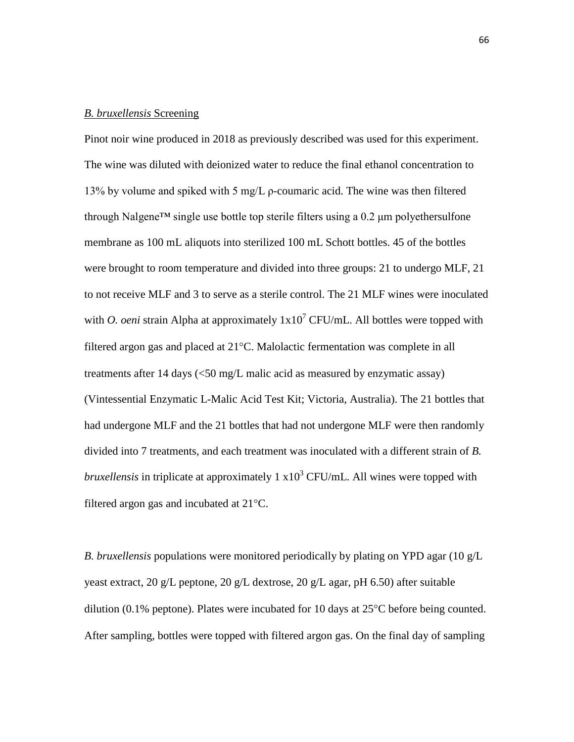*B. bruxellensis* Screening

Pinot noir wine produced in 2018 as previously described was used for this experiment. The wine was diluted with deionized water to reduce the final ethanol concentration to 13% by volume and spiked with 5 mg/L ρ-coumaric acid. The wine was then filtered through Nalgene™ single use bottle top sterile filters using a 0.2 μm polyethersulfone membrane as 100 mL aliquots into sterilized 100 mL Schott bottles. 45 of the bottles were brought to room temperature and divided into three groups: 21 to undergo MLF, 21 to not receive MLF and 3 to serve as a sterile control. The 21 MLF wines were inoculated with *O. oeni* strain Alpha at approximately $1x10^7$ CFU/mL. All bottles were topped with filtered argon gas and placed at 21°C. Malolactic fermentation was complete in all treatments after 14 days (<50 mg/L malic acid as measured by enzymatic assay) (Vintessential Enzymatic L-Malic Acid Test Kit; Victoria, Australia). The 21 bottles that had undergone MLF and the 21 bottles that had not undergone MLF were then randomly divided into 7 treatments, and each treatment was inoculated with a different strain of *B. bruxellensis* in triplicate at approximately $1 x10^3$ CFU/mL. All wines were topped with filtered argon gas and incubated at 21°C.

*B. bruxellensis* populations were monitored periodically by plating on YPD agar (10 g/L yeast extract, 20 g/L peptone, 20 g/L dextrose, 20 g/L agar, pH 6.50) after suitable dilution (0.1% peptone). Plates were incubated for 10 days at 25°C before being counted. After sampling, bottles were topped with filtered argon gas. On the final day of sampling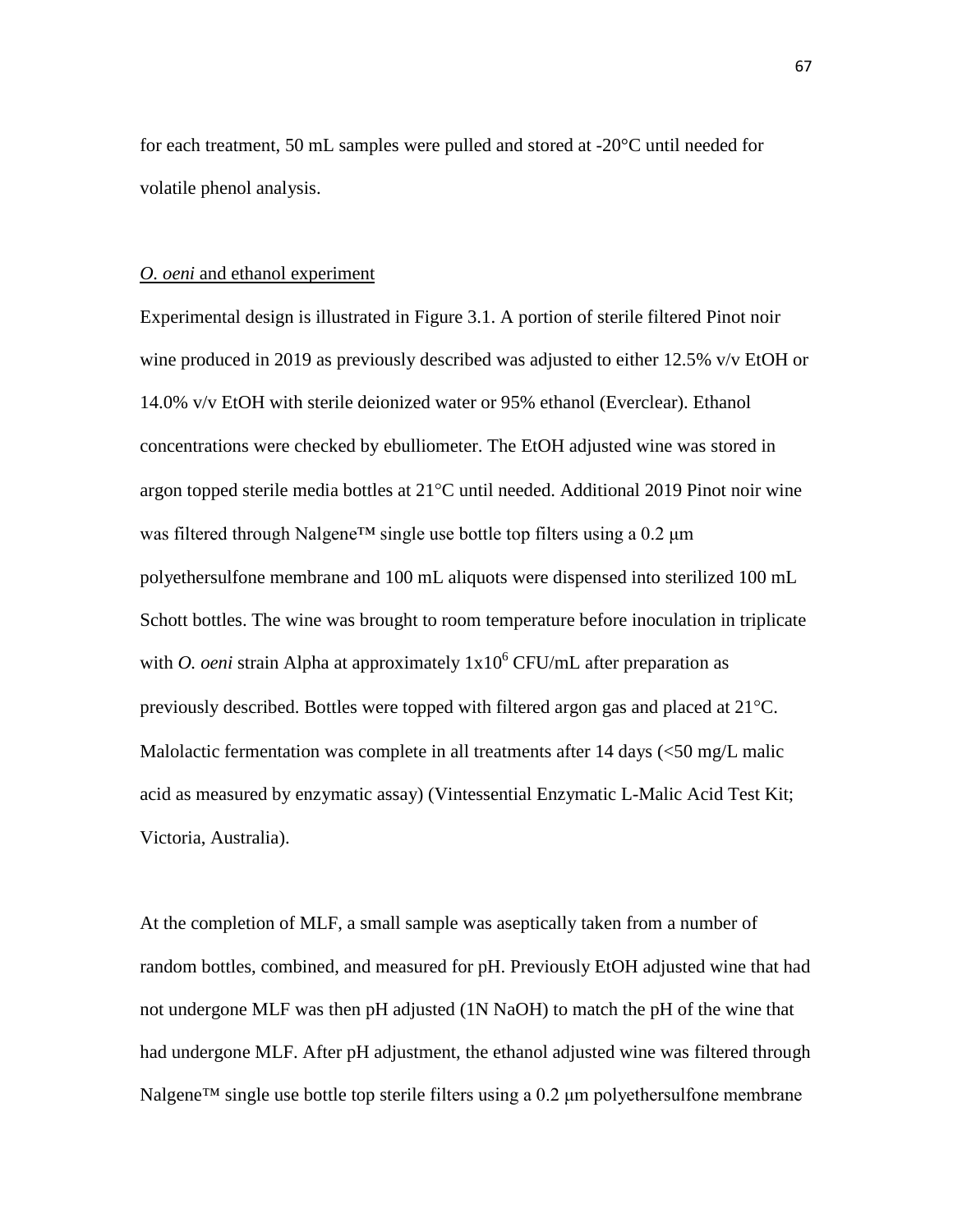for each treatment, 50 mL samples were pulled and stored at -20°C until needed for volatile phenol analysis.

### *O. oeni* and ethanol experiment

Experimental design is illustrated in Figure 3.1. A portion of sterile filtered Pinot noir wine produced in 2019 as previously described was adjusted to either 12.5% v/v EtOH or 14.0% v/v EtOH with sterile deionized water or 95% ethanol (Everclear). Ethanol concentrations were checked by ebulliometer. The EtOH adjusted wine was stored in argon topped sterile media bottles at 21°C until needed. Additional 2019 Pinot noir wine was filtered through Nalgene™ single use bottle top filters using a 0.2 μm polyethersulfone membrane and 100 mL aliquots were dispensed into sterilized 100 mL Schott bottles. The wine was brought to room temperature before inoculation in triplicate with *O. oeni* strain Alpha at approximately $1x10^6$ CFU/mL after preparation as previously described. Bottles were topped with filtered argon gas and placed at 21°C. Malolactic fermentation was complete in all treatments after 14 days (<50 mg/L malic acid as measured by enzymatic assay) (Vintessential Enzymatic L-Malic Acid Test Kit; Victoria, Australia).

At the completion of MLF, a small sample was aseptically taken from a number of random bottles, combined, and measured for pH. Previously EtOH adjusted wine that had not undergone MLF was then pH adjusted (1N NaOH) to match the pH of the wine that had undergone MLF. After pH adjustment, the ethanol adjusted wine was filtered through Nalgene™ single use bottle top sterile filters using a 0.2 μm polyethersulfone membrane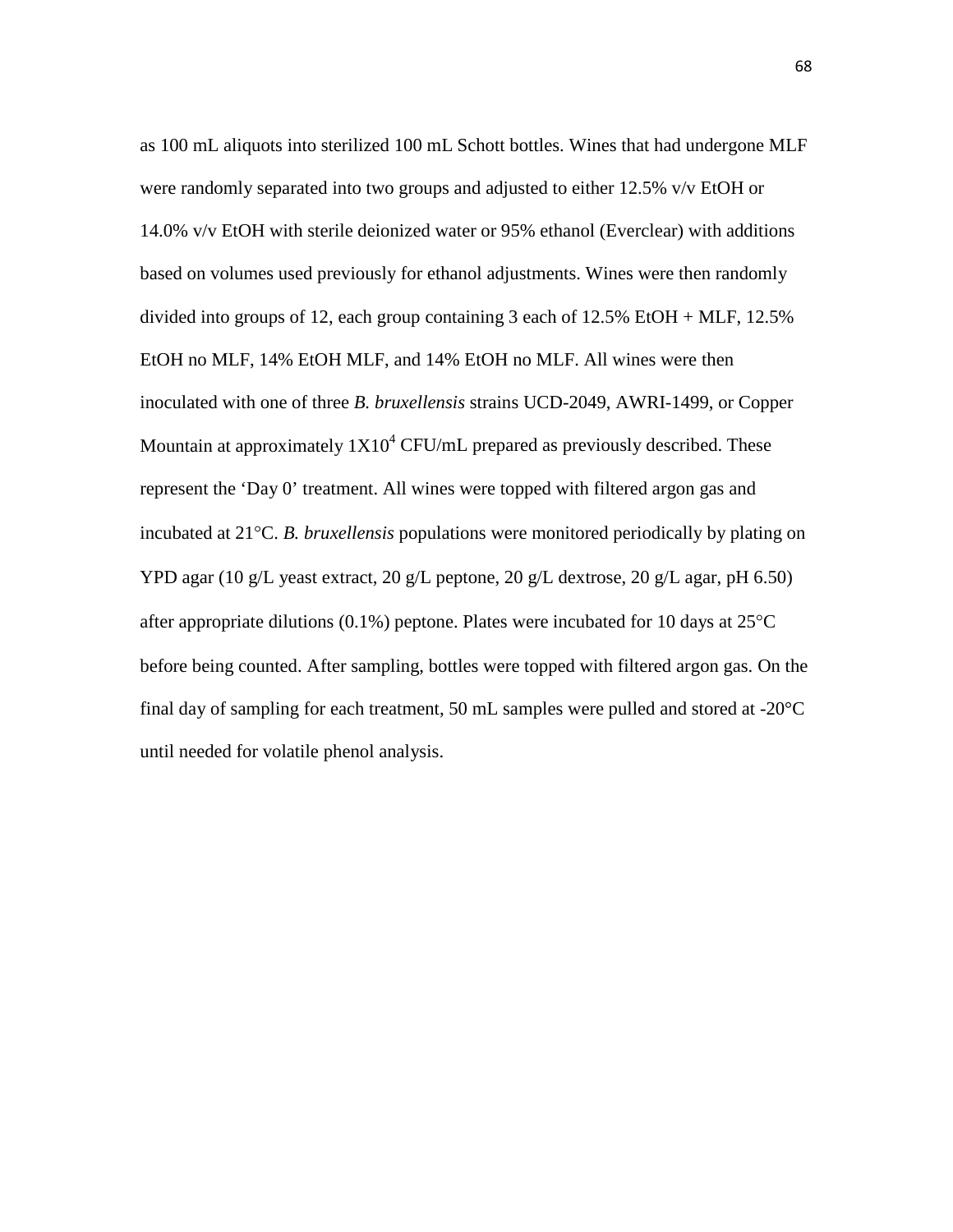as 100 mL aliquots into sterilized 100 mL Schott bottles. Wines that had undergone MLF were randomly separated into two groups and adjusted to either 12.5% v/v EtOH or 14.0% v/v EtOH with sterile deionized water or 95% ethanol (Everclear) with additions based on volumes used previously for ethanol adjustments. Wines were then randomly divided into groups of 12, each group containing 3 each of 12.5% EtOH + MLF, 12.5% EtOH no MLF, 14% EtOH MLF, and 14% EtOH no MLF. All wines were then inoculated with one of three *B. bruxellensis* strains UCD-2049, AWRI-1499, or Copper Mountain at approximately $1X10^4$ CFU/mL prepared as previously described. These represent the 'Day 0' treatment. All wines were topped with filtered argon gas and incubated at 21°C. *B. bruxellensis* populations were monitored periodically by plating on YPD agar (10 g/L yeast extract, 20 g/L peptone, 20 g/L dextrose, 20 g/L agar, pH 6.50) after appropriate dilutions (0.1%) peptone. Plates were incubated for 10 days at 25°C before being counted. After sampling, bottles were topped with filtered argon gas. On the final day of sampling for each treatment, 50 mL samples were pulled and stored at -20°C until needed for volatile phenol analysis.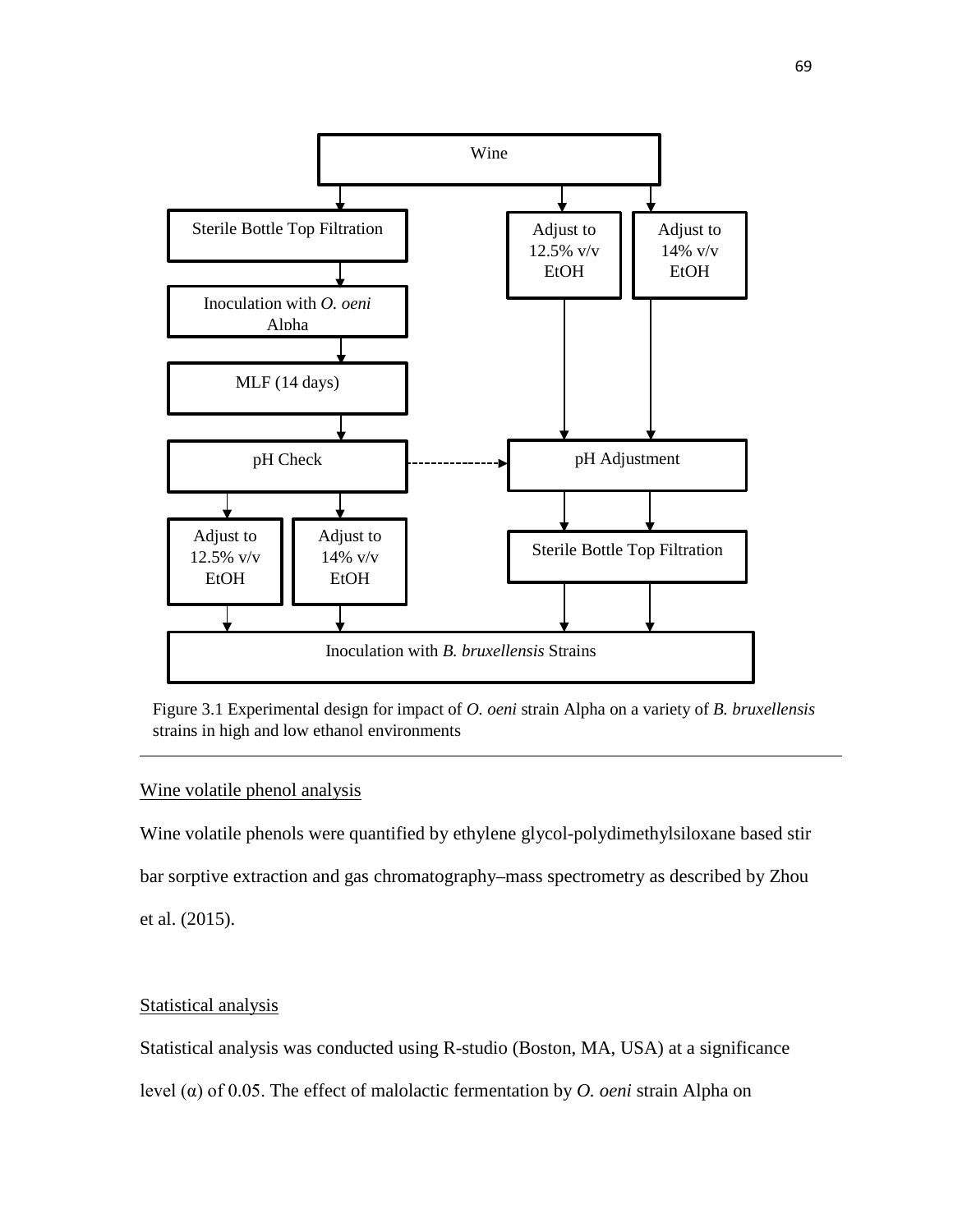Wine

Sterile Bottle Top Filtration

Inoculation with *O. oeni* Alpha

MLF (14 days)

pH Check

Adjust to 12.5% v/v EtOH

Adjust to 14% v/v EtOH

pH Adjustment

Sterile Bottle Top Filtration

Inoculation with *B. bruxellensis* Strains

Figure 3.1 Experimental design for impact of *O. oeni* strain Alpha on a variety of *B. bruxellensis* strains in high and low ethanol environments

---

Wine volatile phenol analysis

Wine volatile phenols were quantified by ethylene glycol-polydimethylsiloxane based stir bar sorptive extraction and gas chromatography–mass spectrometry as described by Zhou et al. (2015).

Statistical analysis

Statistical analysis was conducted using R-studio (Boston, MA, USA) at a significance level ($\alpha$) of 0.05. The effect of malolactic fermentation by *O. oeni* strain Alpha on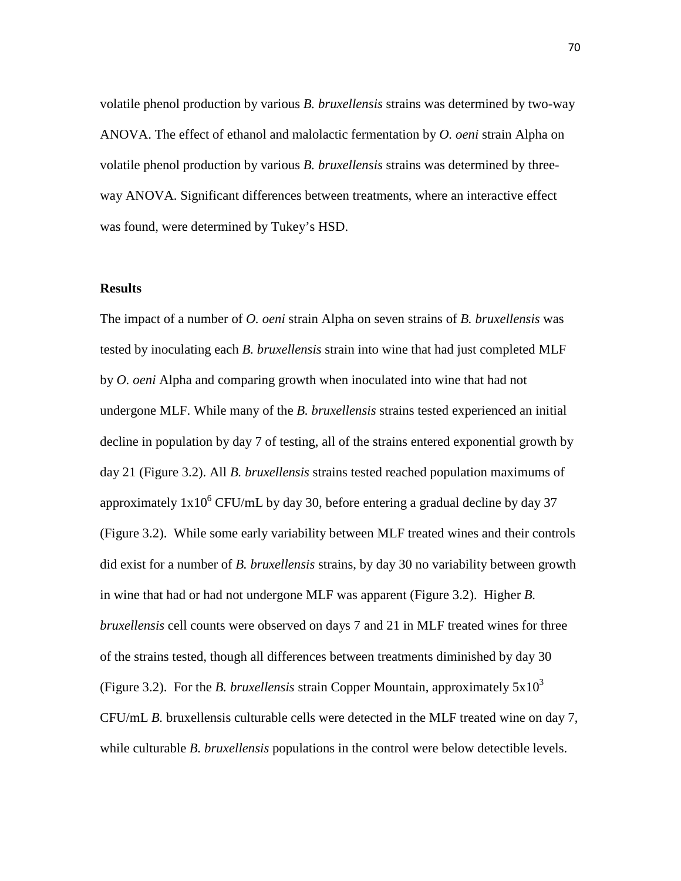volatile phenol production by various *B. bruxellensis* strains was determined by two-way ANOVA. The effect of ethanol and malolactic fermentation by *O. oeni* strain Alpha on volatile phenol production by various *B. bruxellensis* strains was determined by three-way ANOVA. Significant differences between treatments, where an interactive effect was found, were determined by Tukey's HSD.

**Results**

The impact of a number of *O. oeni* strain Alpha on seven strains of *B. bruxellensis* was tested by inoculating each *B. bruxellensis* strain into wine that had just completed MLF by *O. oeni* Alpha and comparing growth when inoculated into wine that had not undergone MLF. While many of the *B. bruxellensis* strains tested experienced an initial decline in population by day 7 of testing, all of the strains entered exponential growth by day 21 (Figure 3.2). All *B. bruxellensis* strains tested reached population maximums of approximately $1x10^6$ CFU/mL by day 30, before entering a gradual decline by day 37 (Figure 3.2). While some early variability between MLF treated wines and their controls did exist for a number of *B. bruxellensis* strains, by day 30 no variability between growth in wine that had or had not undergone MLF was apparent (Figure 3.2). Higher *B. bruxellensis* cell counts were observed on days 7 and 21 in MLF treated wines for three of the strains tested, though all differences between treatments diminished by day 30 (Figure 3.2). For the *B. bruxellensis* strain Copper Mountain, approximately $5x10^3$ CFU/mL *B.* bruxellensis culturable cells were detected in the MLF treated wine on day 7, while culturable *B. bruxellensis* populations in the control were below detectible levels.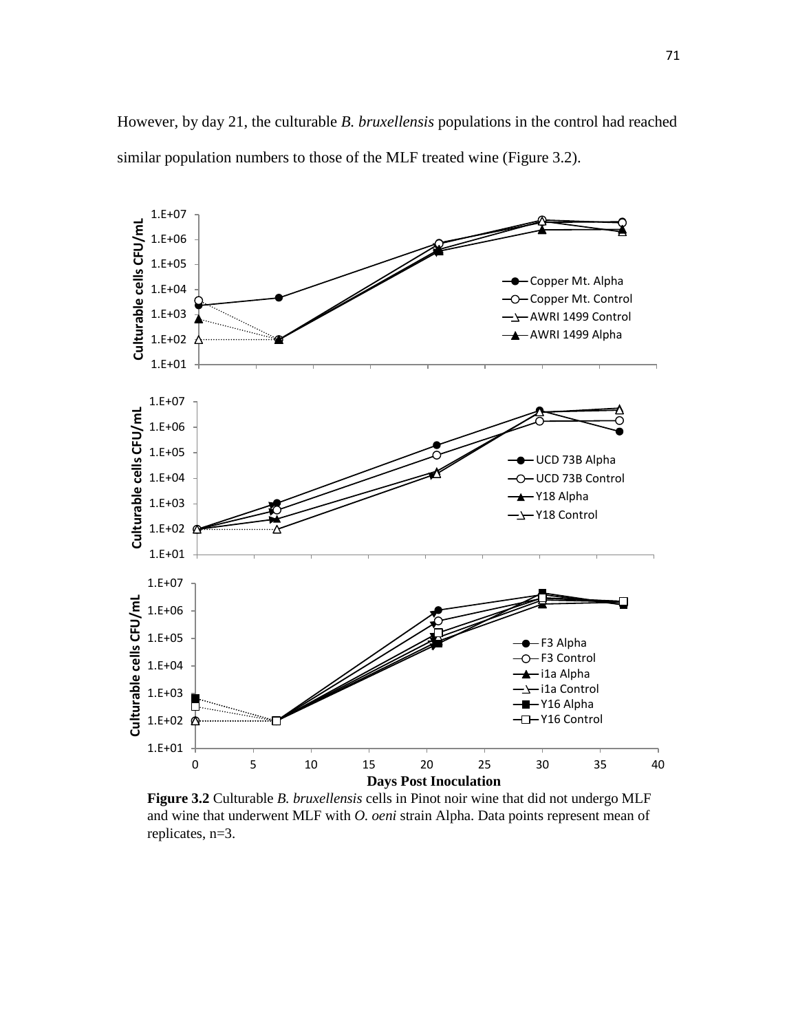However, by day 21, the culturable *B. bruxellensis* populations in the control had reached similar population numbers to those of the MLF treated wine (Figure 3.2).

**Figure 3.2** Culturable *B. bruxellensis* cells in Pinot noir wine that did not undergo MLF and wine that underwent MLF with *O. oeni* strain Alpha. Data points represent mean of replicates, n=3.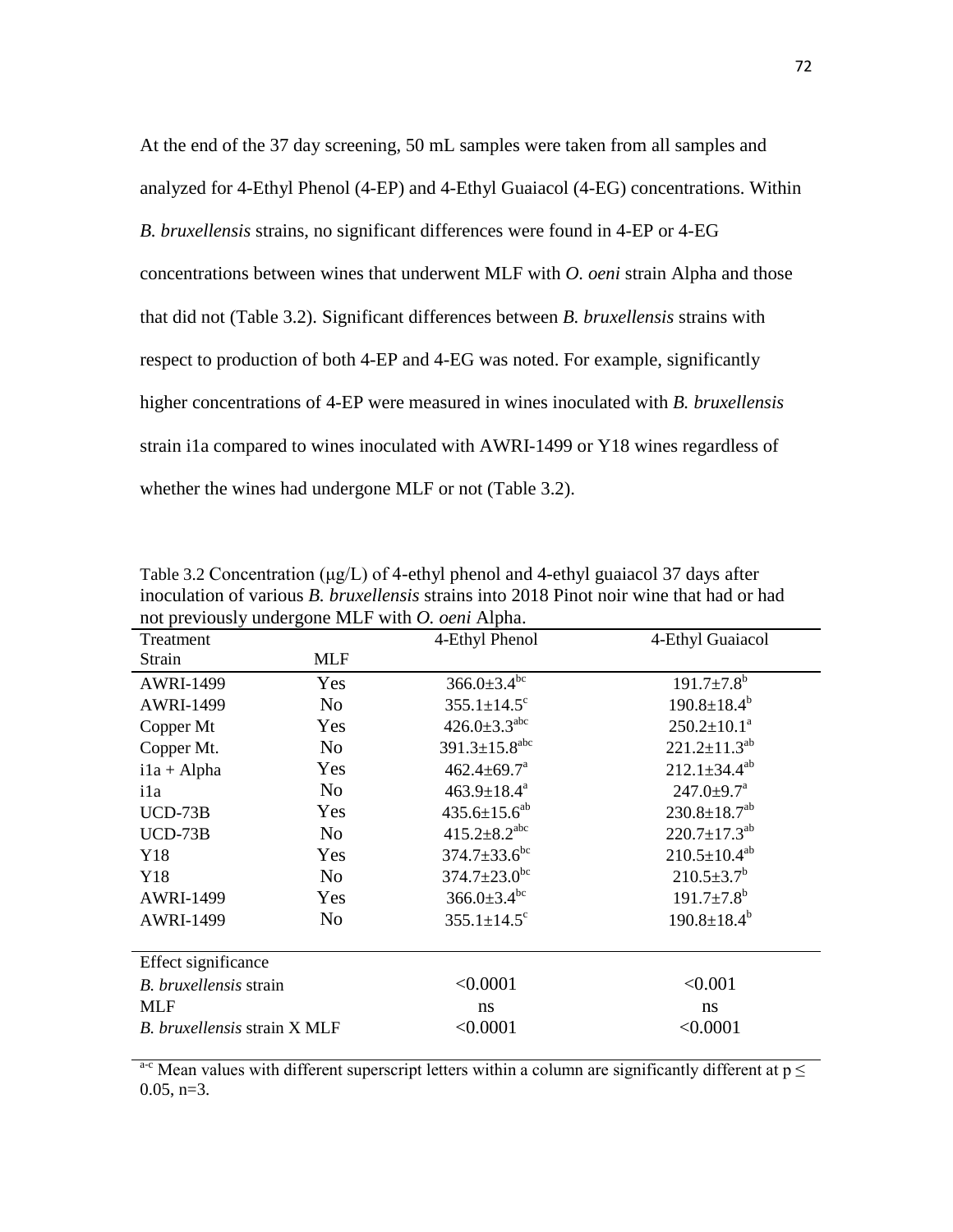At the end of the 37 day screening, 50 mL samples were taken from all samples and analyzed for 4-Ethyl Phenol (4-EP) and 4-Ethyl Guaiacol (4-EG) concentrations. Within *B. bruxellensis* strains, no significant differences were found in 4-EP or 4-EG concentrations between wines that underwent MLF with *O. oeni* strain Alpha and those that did not (Table 3.2). Significant differences between *B. bruxellensis* strains with respect to production of both 4-EP and 4-EG was noted. For example, significantly higher concentrations of 4-EP were measured in wines inoculated with *B. bruxellensis* strain i1a compared to wines inoculated with AWRI-1499 or Y18 wines regardless of whether the wines had undergone MLF or not (Table 3.2).

Table 3.2 Concentration (μg/L) of 4-ethyl phenol and 4-ethyl guaiacol 37 days after inoculation of various *B. bruxellensis* strains into 2018 Pinot noir wine that had or had not previously undergone MLF with *O. oeni* Alpha.

| Treatment | | 4-Ethyl Phenol | 4-Ethyl Guaiacol |
|---|---|---|---|
| Strain | MLF | | |
| AWRI-1499 | Yes | $366.0 \pm 3.4^{bc}$ | $191.7 \pm 7.8^{b}$ |
| AWRI-1499 | No | $355.1 \pm 14.5^{c}$ | $190.8 \pm 18.4^{b}$ |
| Copper Mt | Yes | $426.0 \pm 3.3^{abc}$ | $250.2 \pm 10.1^{a}$ |
| Copper Mt. | No | $391.3 \pm 15.8^{abc}$ | $221.2 \pm 11.3^{ab}$ |
| i1a + Alpha | Yes | $462.4 \pm 69.7^{a}$ | $212.1 \pm 34.4^{ab}$ |
| i1a | No | $463.9 \pm 18.4^{a}$ | $247.0 \pm 9.7^{a}$ |
| UCD-73B | Yes | $435.6 \pm 15.6^{ab}$ | $230.8 \pm 18.7^{ab}$ |
| UCD-73B | No | $415.2 \pm 8.2^{abc}$ | $220.7 \pm 17.3^{ab}$ |
| Y18 | Yes | $374.7 \pm 33.6^{bc}$ | $210.5 \pm 10.4^{ab}$ |
| Y18 | No | $374.7 \pm 23.0^{bc}$ | $210.5 \pm 3.7^{b}$ |
| AWRI-1499 | Yes | $366.0 \pm 3.4^{bc}$ | $191.7 \pm 7.8^{b}$ |
| AWRI-1499 | No | $355.1 \pm 14.5^{c}$ | $190.8 \pm 18.4^{b}$ |
| Effect significance | | | |
| *B. bruxellensis* strain | | <0.0001 | <0.001 |
| MLF | | ns | ns |
| *B. bruxellensis* strain X MLF | | <0.0001 | <0.0001 |

[a-c] Mean values with different superscript letters within a column are significantly different at $p \leq 0.05$, n=3.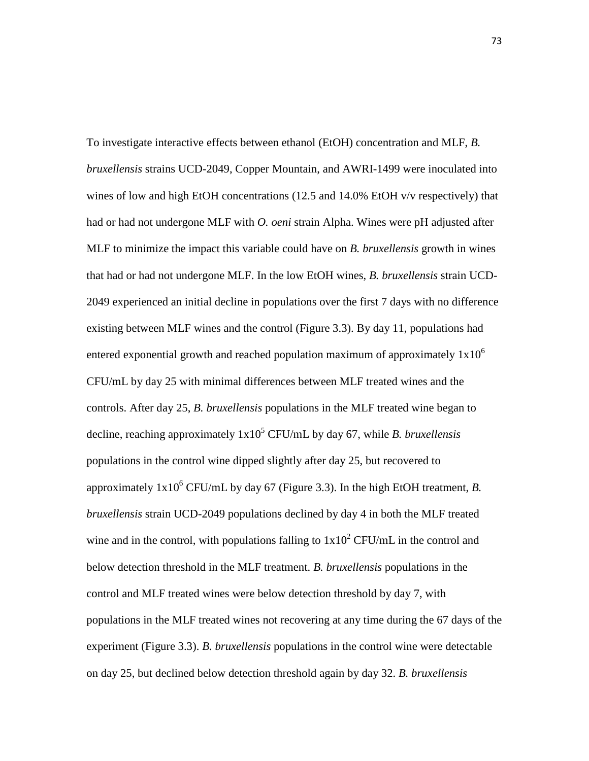To investigate interactive effects between ethanol (EtOH) concentration and MLF, *B. bruxellensis* strains UCD-2049, Copper Mountain, and AWRI-1499 were inoculated into wines of low and high EtOH concentrations (12.5 and 14.0% EtOH v/v respectively) that had or had not undergone MLF with *O. oeni* strain Alpha. Wines were pH adjusted after MLF to minimize the impact this variable could have on *B. bruxellensis* growth in wines that had or had not undergone MLF. In the low EtOH wines, *B. bruxellensis* strain UCD-2049 experienced an initial decline in populations over the first 7 days with no difference existing between MLF wines and the control (Figure 3.3). By day 11, populations had entered exponential growth and reached population maximum of approximately $1x10^6$ CFU/mL by day 25 with minimal differences between MLF treated wines and the controls. After day 25, *B. bruxellensis* populations in the MLF treated wine began to decline, reaching approximately $1x10^5$ CFU/mL by day 67, while *B. bruxellensis* populations in the control wine dipped slightly after day 25, but recovered to approximately $1x10^6$ CFU/mL by day 67 (Figure 3.3). In the high EtOH treatment, *B. bruxellensis* strain UCD-2049 populations declined by day 4 in both the MLF treated wine and in the control, with populations falling to $1x10^2$ CFU/mL in the control and below detection threshold in the MLF treatment. *B. bruxellensis* populations in the control and MLF treated wines were below detection threshold by day 7, with populations in the MLF treated wines not recovering at any time during the 67 days of the experiment (Figure 3.3). *B. bruxellensis* populations in the control wine were detectable on day 25, but declined below detection threshold again by day 32. *B. bruxellensis*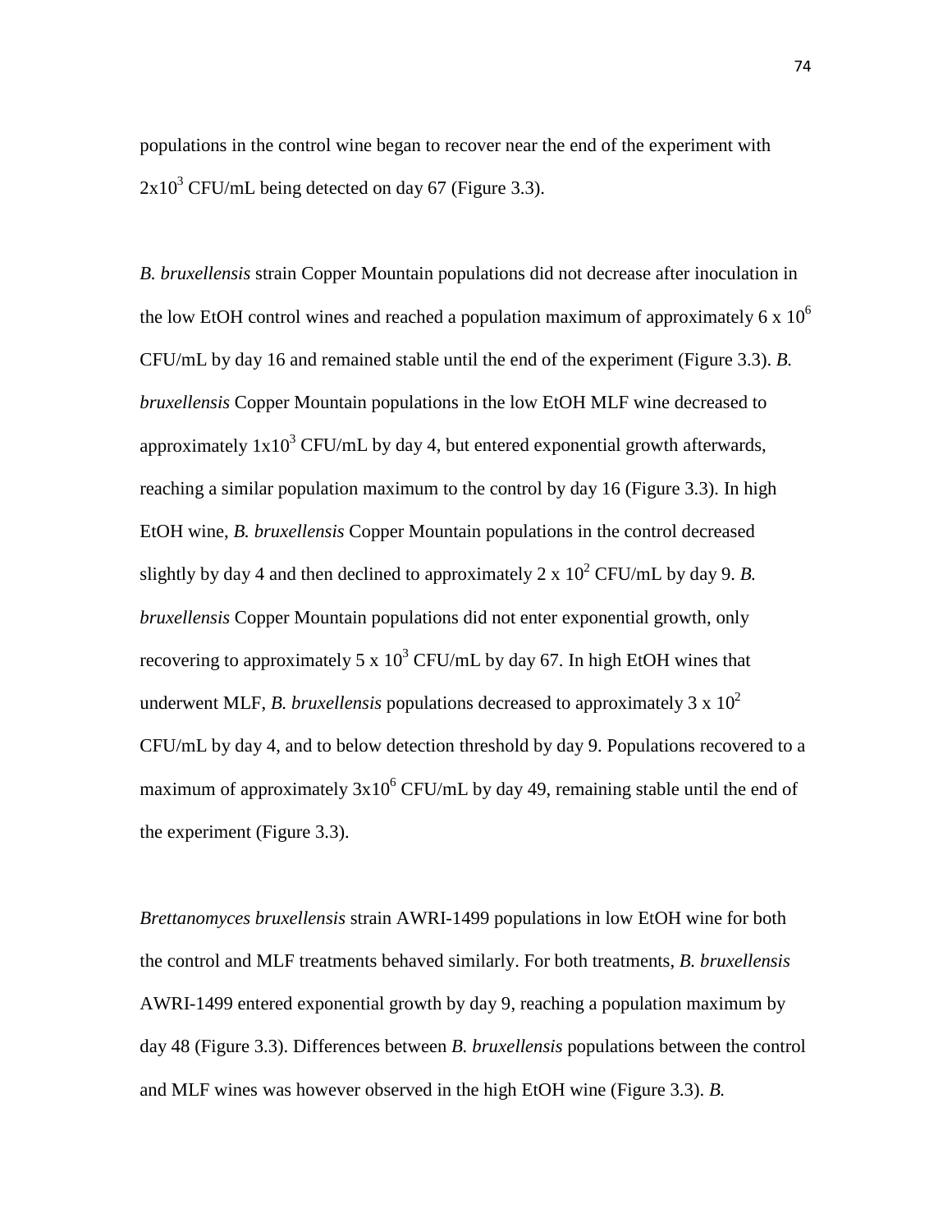populations in the control wine began to recover near the end of the experiment with $2x10^3$ CFU/mL being detected on day 67 (Figure 3.3).

*B. bruxellensis* strain Copper Mountain populations did not decrease after inoculation in the low EtOH control wines and reached a population maximum of approximately 6 x $10^6$ CFU/mL by day 16 and remained stable until the end of the experiment (Figure 3.3). *B. bruxellensis* Copper Mountain populations in the low EtOH MLF wine decreased to approximately $1x10^3$ CFU/mL by day 4, but entered exponential growth afterwards, reaching a similar population maximum to the control by day 16 (Figure 3.3). In high EtOH wine, *B. bruxellensis* Copper Mountain populations in the control decreased slightly by day 4 and then declined to approximately 2 x $10^2$ CFU/mL by day 9. *B. bruxellensis* Copper Mountain populations did not enter exponential growth, only recovering to approximately 5 x $10^3$ CFU/mL by day 67. In high EtOH wines that underwent MLF, *B. bruxellensis* populations decreased to approximately 3 x $10^2$ CFU/mL by day 4, and to below detection threshold by day 9. Populations recovered to a maximum of approximately $3x10^6$ CFU/mL by day 49, remaining stable until the end of the experiment (Figure 3.3).

*Brettanomyces bruxellensis* strain AWRI-1499 populations in low EtOH wine for both the control and MLF treatments behaved similarly. For both treatments, *B. bruxellensis* AWRI-1499 entered exponential growth by day 9, reaching a population maximum by day 48 (Figure 3.3). Differences between *B. bruxellensis* populations between the control and MLF wines was however observed in the high EtOH wine (Figure 3.3). *B.*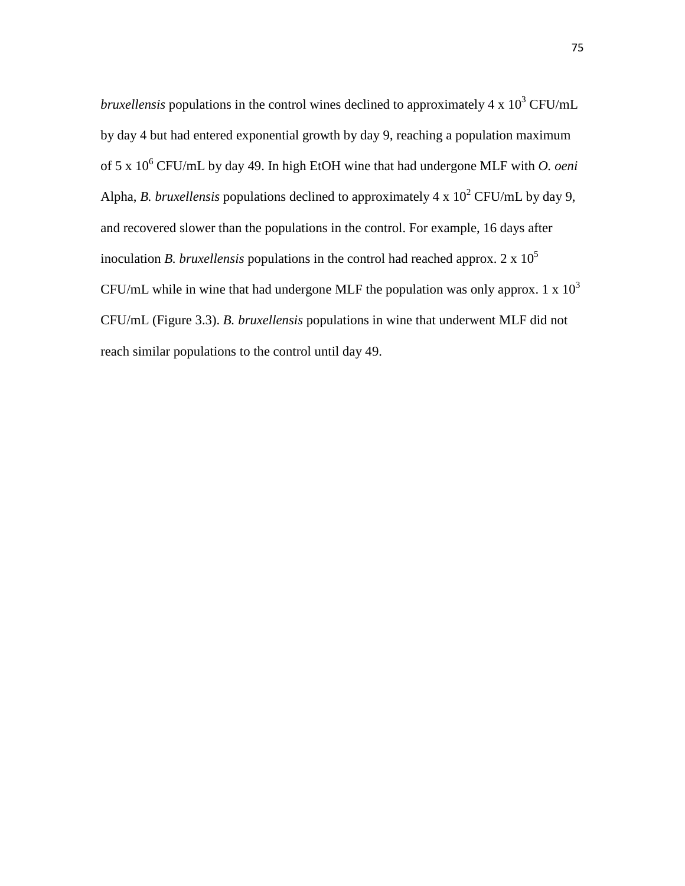*bruxellensis* populations in the control wines declined to approximately 4 x $10^3$ CFU/mL by day 4 but had entered exponential growth by day 9, reaching a population maximum of 5 x $10^6$ CFU/mL by day 49. In high EtOH wine that had undergone MLF with *O. oeni* Alpha, *B. bruxellensis* populations declined to approximately 4 x $10^2$ CFU/mL by day 9, and recovered slower than the populations in the control. For example, 16 days after inoculation *B. bruxellensis* populations in the control had reached approx. 2 x $10^5$ CFU/mL while in wine that had undergone MLF the population was only approx. 1 x $10^3$ CFU/mL (Figure 3.3). *B. bruxellensis* populations in wine that underwent MLF did not reach similar populations to the control until day 49.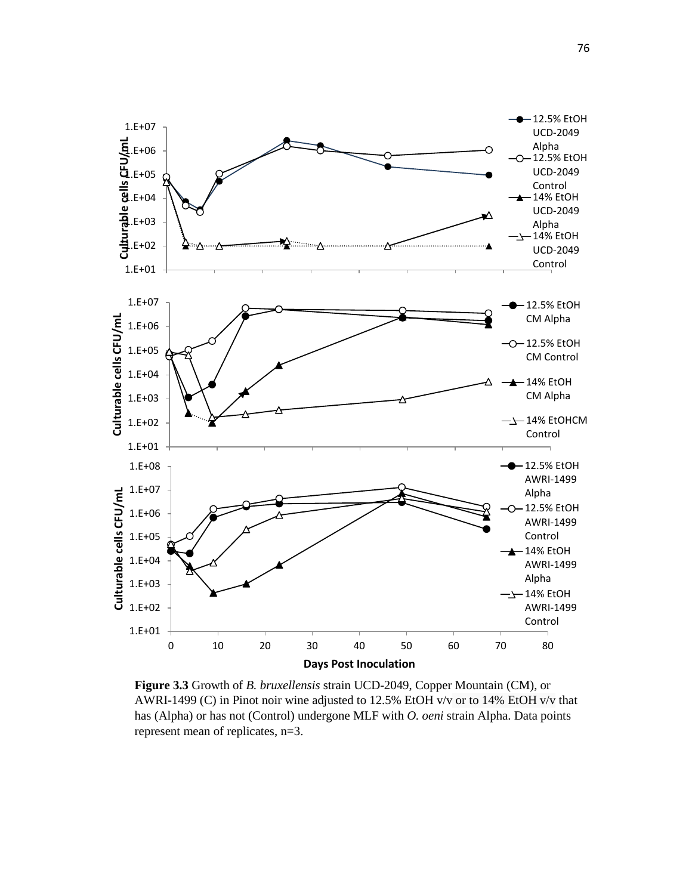**Figure 3.3** Growth of *B. bruxellensis* strain UCD-2049, Copper Mountain (CM), or AWRI-1499 (C) in Pinot noir wine adjusted to 12.5% EtOH v/v or to 14% EtOH v/v that has (Alpha) or has not (Control) undergone MLF with *O. oeni* strain Alpha. Data points represent mean of replicates, n=3.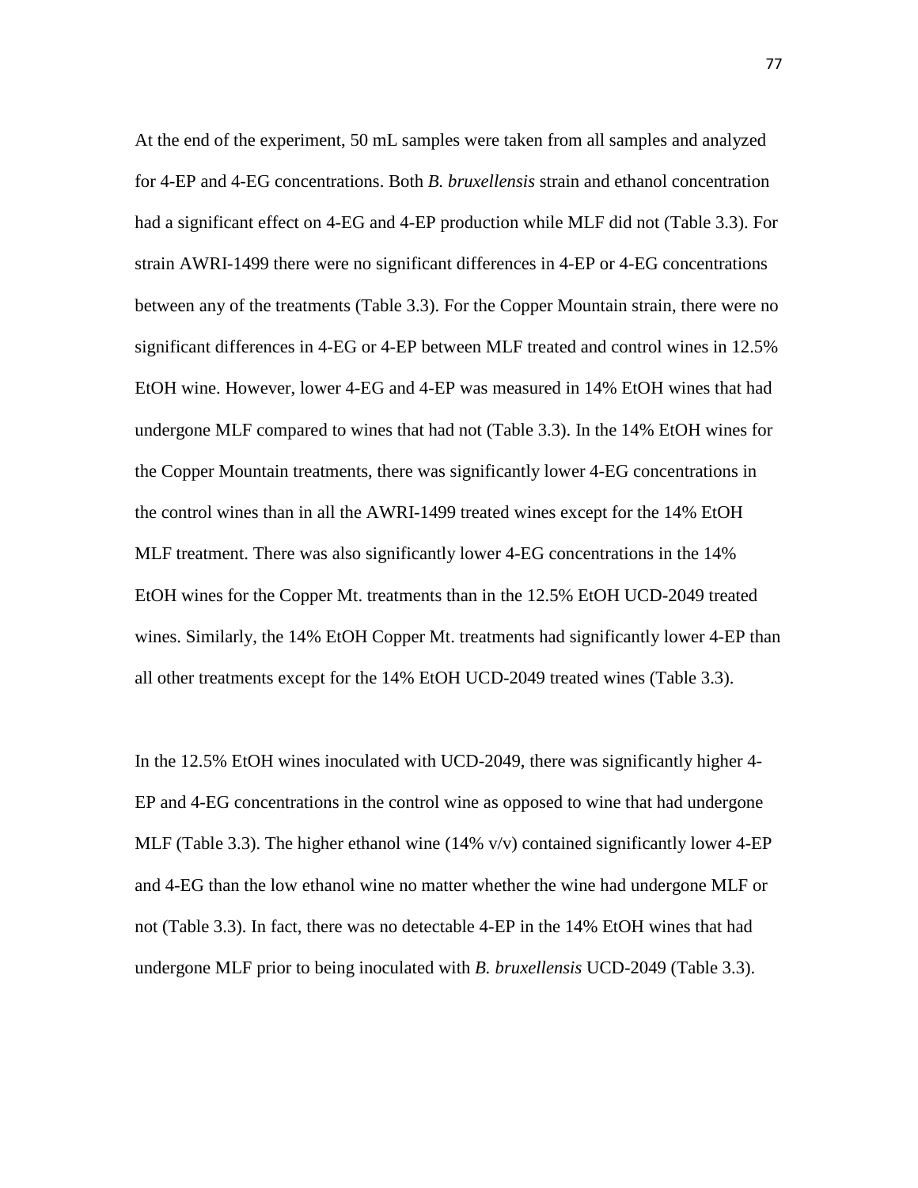At the end of the experiment, 50 mL samples were taken from all samples and analyzed for 4-EP and 4-EG concentrations. Both *B. bruxellensis* strain and ethanol concentration had a significant effect on 4-EG and 4-EP production while MLF did not (Table 3.3). For strain AWRI-1499 there were no significant differences in 4-EP or 4-EG concentrations between any of the treatments (Table 3.3). For the Copper Mountain strain, there were no significant differences in 4-EG or 4-EP between MLF treated and control wines in 12.5% EtOH wine. However, lower 4-EG and 4-EP was measured in 14% EtOH wines that had undergone MLF compared to wines that had not (Table 3.3). In the 14% EtOH wines for the Copper Mountain treatments, there was significantly lower 4-EG concentrations in the control wines than in all the AWRI-1499 treated wines except for the 14% EtOH MLF treatment. There was also significantly lower 4-EG concentrations in the 14% EtOH wines for the Copper Mt. treatments than in the 12.5% EtOH UCD-2049 treated wines. Similarly, the 14% EtOH Copper Mt. treatments had significantly lower 4-EP than all other treatments except for the 14% EtOH UCD-2049 treated wines (Table 3.3).

In the 12.5% EtOH wines inoculated with UCD-2049, there was significantly higher 4-EP and 4-EG concentrations in the control wine as opposed to wine that had undergone MLF (Table 3.3). The higher ethanol wine (14% v/v) contained significantly lower 4-EP and 4-EG than the low ethanol wine no matter whether the wine had undergone MLF or not (Table 3.3). In fact, there was no detectable 4-EP in the 14% EtOH wines that had undergone MLF prior to being inoculated with *B. bruxellensis* UCD-2049 (Table 3.3).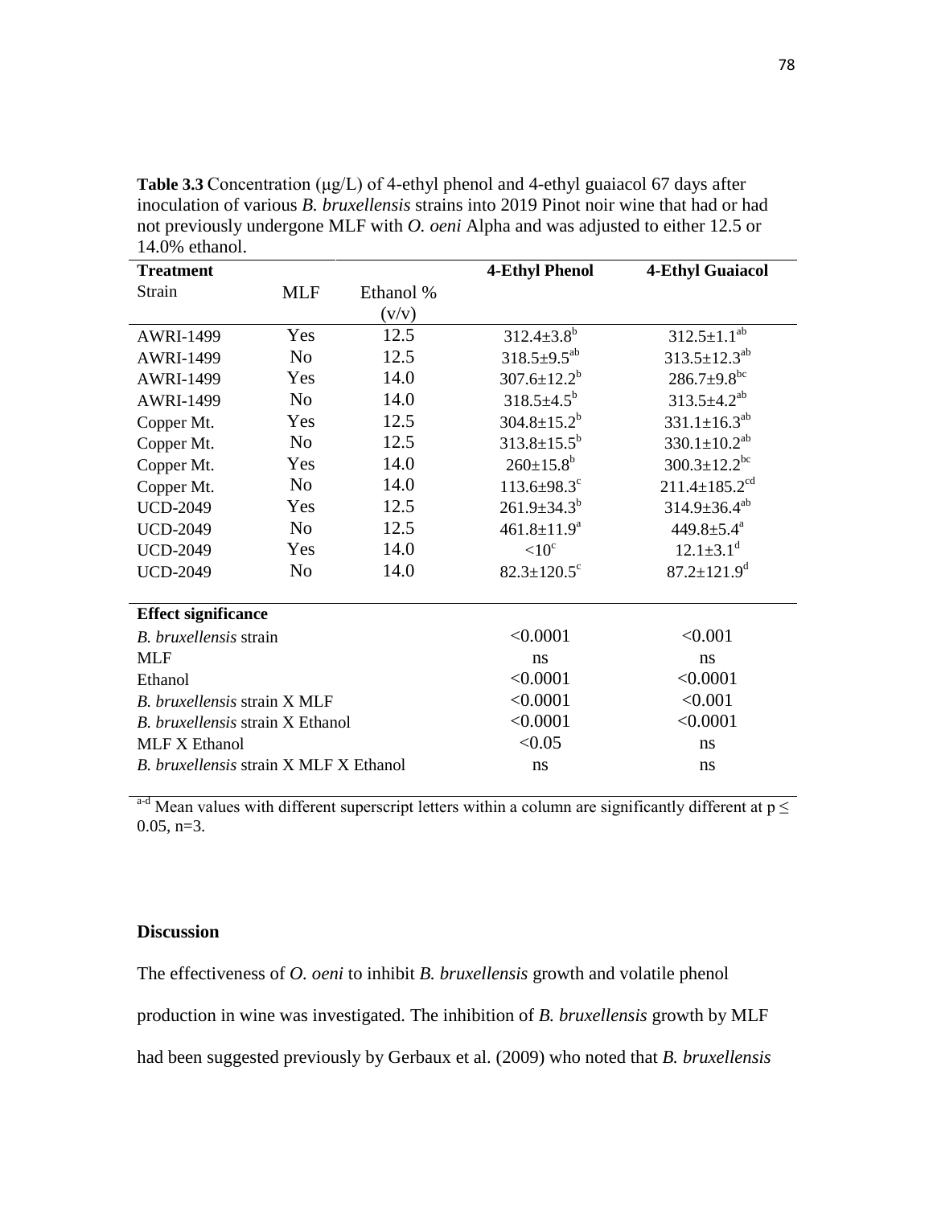**Table 3.3** Concentration (μg/L) of 4-ethyl phenol and 4-ethyl guaiacol 67 days after inoculation of various *B. bruxellensis* strains into 2019 Pinot noir wine that had or had not previously undergone MLF with *O. oeni* Alpha and was adjusted to either 12.5 or 14.0% ethanol.

| **Treatment** | | | **4-Ethyl Phenol** | **4-Ethyl Guaiacol** |
|---|---|---|---|---|
| Strain | MLF | Ethanol % (v/v) | | |
| AWRI-1499 | Yes | 12.5 | $312.4\pm3.8^{b}$ | $312.5\pm1.1^{ab}$ |
| AWRI-1499 | No | 12.5 | $318.5\pm9.5^{ab}$ | $313.5\pm12.3^{ab}$ |
| AWRI-1499 | Yes | 14.0 | $307.6\pm12.2^{b}$ | $286.7\pm9.8^{bc}$ |
| AWRI-1499 | No | 14.0 | $318.5\pm4.5^{b}$ | $313.5\pm4.2^{ab}$ |
| Copper Mt. | Yes | 12.5 | $304.8\pm15.2^{b}$ | $331.1\pm16.3^{ab}$ |
| Copper Mt. | No | 12.5 | $313.8\pm15.5^{b}$ | $330.1\pm10.2^{ab}$ |
| Copper Mt. | Yes | 14.0 | $260\pm15.8^{b}$ | $300.3\pm12.2^{bc}$ |
| Copper Mt. | No | 14.0 | $113.6\pm98.3^{c}$ | $211.4\pm185.2^{cd}$ |
| UCD-2049 | Yes | 12.5 | $261.9\pm34.3^{b}$ | $314.9\pm36.4^{ab}$ |
| UCD-2049 | No | 12.5 | $461.8\pm11.9^{a}$ | $449.8\pm5.4^{a}$ |
| UCD-2049 | Yes | 14.0 | $<10^{c}$ | $12.1\pm3.1^{d}$ |
| UCD-2049 | No | 14.0 | $82.3\pm120.5^{c}$ | $87.2\pm121.9^{d}$ |
| **Effect significance** | | | | |
| *B. bruxellensis* strain | | | <0.0001 | <0.001 |
| MLF | | | ns | ns |
| Ethanol | | | <0.0001 | <0.0001 |
| *B. bruxellensis* strain X MLF | | | <0.0001 | <0.001 |
| *B. bruxellensis* strain X Ethanol | | | <0.0001 | <0.0001 |
| MLF X Ethanol | | | <0.05 | ns |
| *B. bruxellensis* strain X MLF X Ethanol | | | ns | ns |

[a-d] Mean values with different superscript letters within a column are significantly different at $p \leq 0.05$, n=3.

## Discussion

The effectiveness of *O. oeni* to inhibit *B. bruxellensis* growth and volatile phenol production in wine was investigated. The inhibition of *B. bruxellensis* growth by MLF had been suggested previously by Gerbaux et al. (2009) who noted that *B. bruxellensis*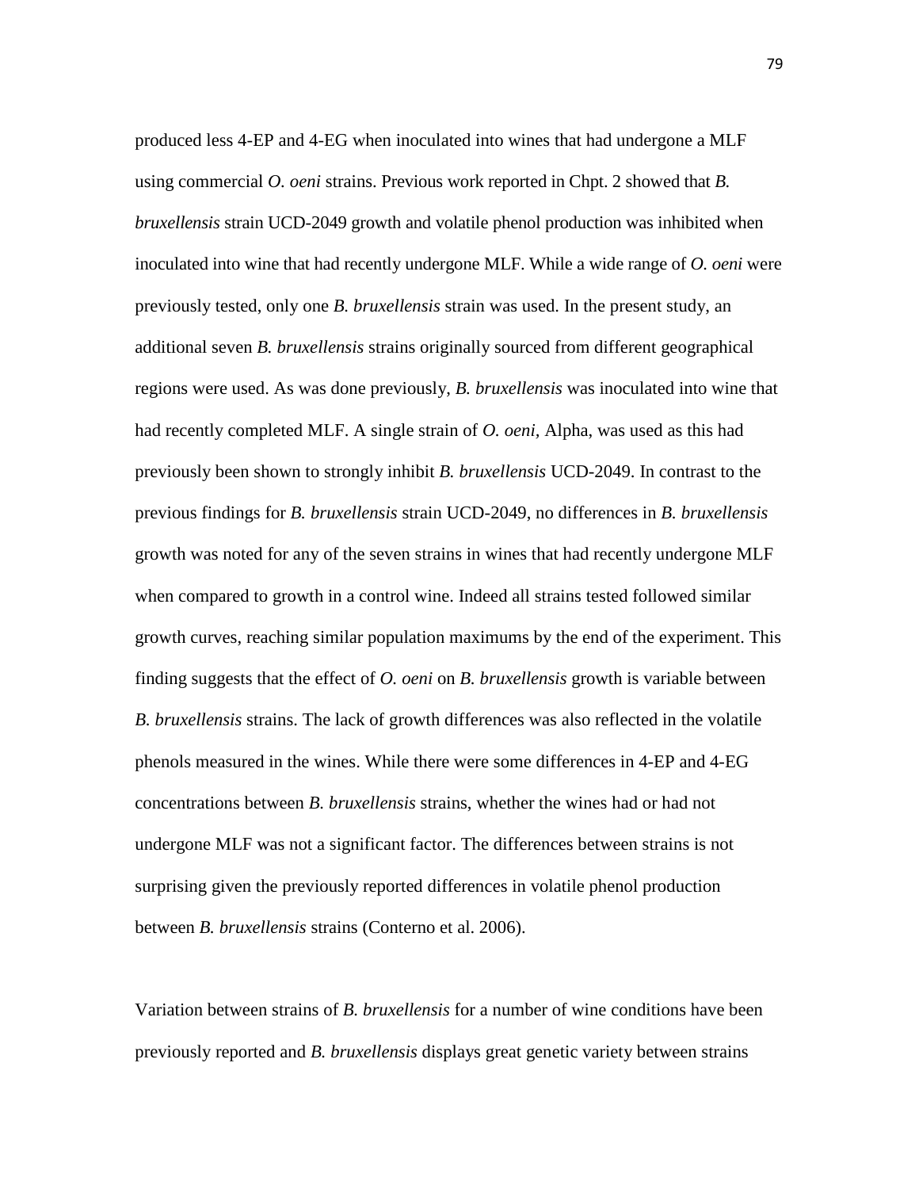produced less 4-EP and 4-EG when inoculated into wines that had undergone a MLF using commercial *O. oeni* strains. Previous work reported in Chpt. 2 showed that *B. bruxellensis* strain UCD-2049 growth and volatile phenol production was inhibited when inoculated into wine that had recently undergone MLF. While a wide range of *O. oeni* were previously tested, only one *B. bruxellensis* strain was used. In the present study, an additional seven *B. bruxellensis* strains originally sourced from different geographical regions were used. As was done previously, *B. bruxellensis* was inoculated into wine that had recently completed MLF. A single strain of *O. oeni*, Alpha, was used as this had previously been shown to strongly inhibit *B. bruxellensis* UCD-2049. In contrast to the previous findings for *B. bruxellensis* strain UCD-2049, no differences in *B. bruxellensis* growth was noted for any of the seven strains in wines that had recently undergone MLF when compared to growth in a control wine. Indeed all strains tested followed similar growth curves, reaching similar population maximums by the end of the experiment. This finding suggests that the effect of *O. oeni* on *B. bruxellensis* growth is variable between *B. bruxellensis* strains. The lack of growth differences was also reflected in the volatile phenols measured in the wines. While there were some differences in 4-EP and 4-EG concentrations between *B. bruxellensis* strains, whether the wines had or had not undergone MLF was not a significant factor. The differences between strains is not surprising given the previously reported differences in volatile phenol production between *B. bruxellensis* strains (Conterno et al. 2006).

Variation between strains of *B. bruxellensis* for a number of wine conditions have been previously reported and *B. bruxellensis* displays great genetic variety between strains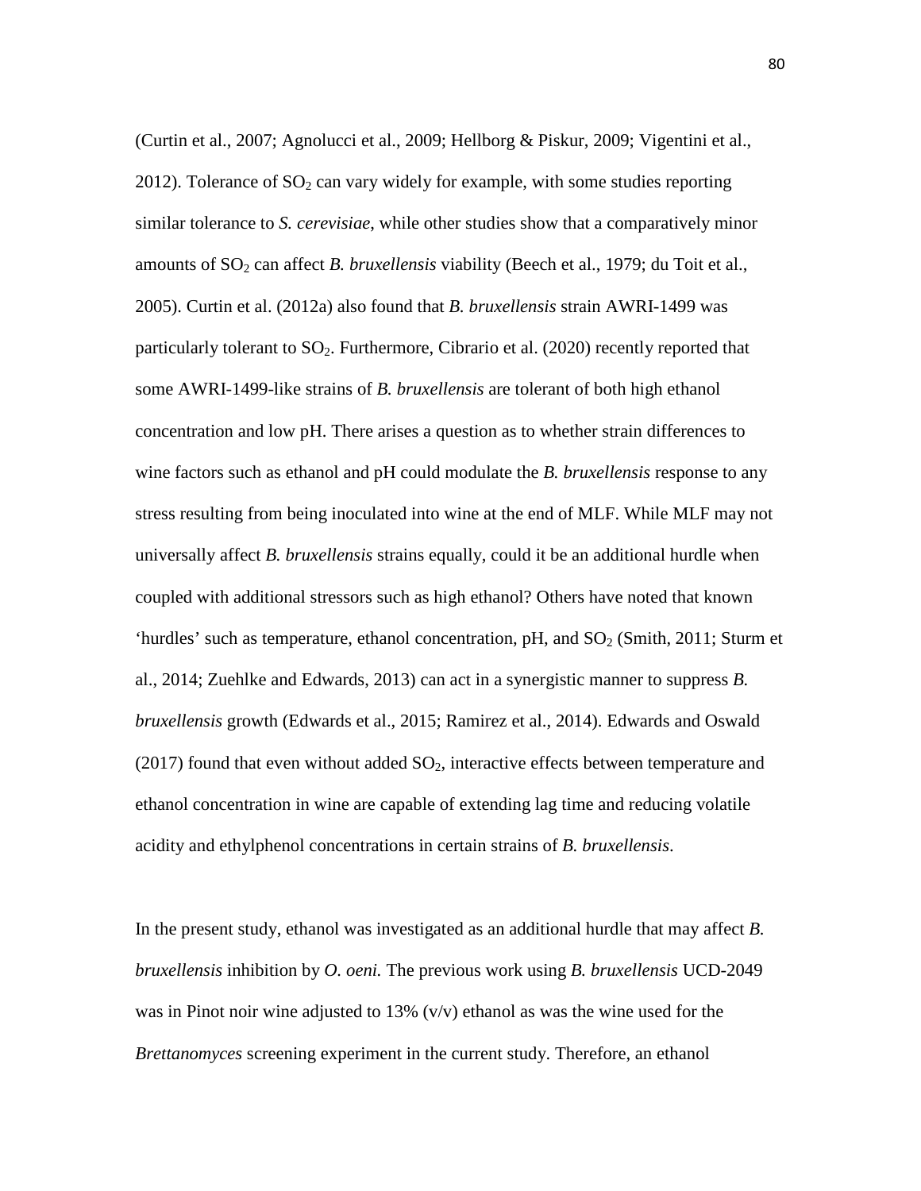(Curtin et al., 2007; Agnolucci et al., 2009; Hellborg & Piskur, 2009; Vigentini et al., 2012). Tolerance of $SO_2$ can vary widely for example, with some studies reporting similar tolerance to *S. cerevisiae*, while other studies show that a comparatively minor amounts of $SO_2$ can affect *B. bruxellensis* viability (Beech et al., 1979; du Toit et al., 2005). Curtin et al. (2012a) also found that *B. bruxellensis* strain AWRI-1499 was particularly tolerant to $SO_2$. Furthermore, Cibrario et al. (2020) recently reported that some AWRI-1499-like strains of *B. bruxellensis* are tolerant of both high ethanol concentration and low pH. There arises a question as to whether strain differences to wine factors such as ethanol and pH could modulate the *B. bruxellensis* response to any stress resulting from being inoculated into wine at the end of MLF. While MLF may not universally affect *B. bruxellensis* strains equally, could it be an additional hurdle when coupled with additional stressors such as high ethanol? Others have noted that known 'hurdles' such as temperature, ethanol concentration, pH, and $SO_2$ (Smith, 2011; Sturm et al., 2014; Zuehlke and Edwards, 2013) can act in a synergistic manner to suppress *B. bruxellensis* growth (Edwards et al., 2015; Ramirez et al., 2014). Edwards and Oswald (2017) found that even without added $SO_2$, interactive effects between temperature and ethanol concentration in wine are capable of extending lag time and reducing volatile acidity and ethylphenol concentrations in certain strains of *B. bruxellensis*.

In the present study, ethanol was investigated as an additional hurdle that may affect *B. bruxellensis* inhibition by *O. oeni.* The previous work using *B. bruxellensis* UCD-2049 was in Pinot noir wine adjusted to 13% (v/v) ethanol as was the wine used for the *Brettanomyces* screening experiment in the current study. Therefore, an ethanol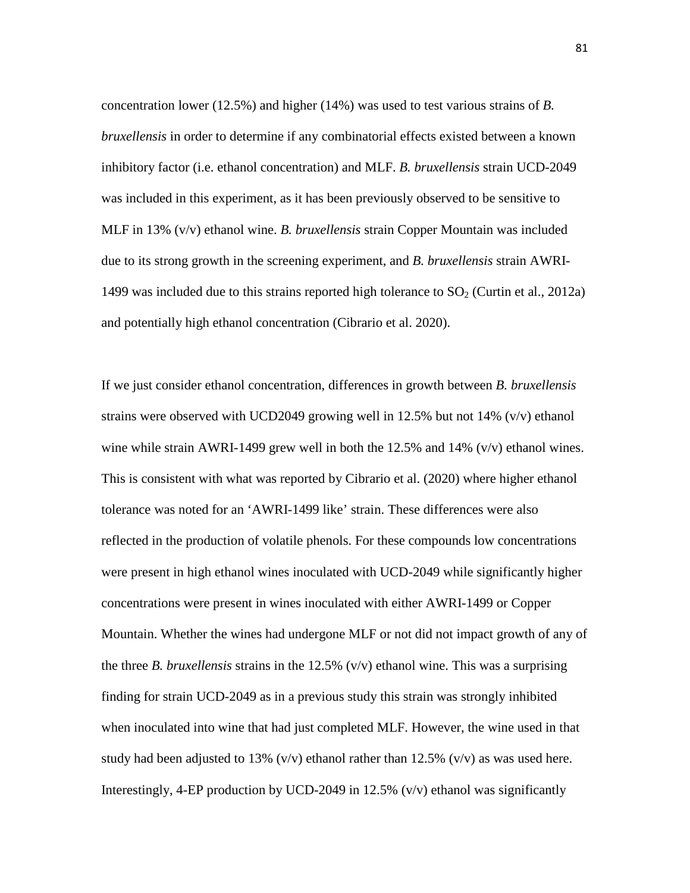concentration lower (12.5%) and higher (14%) was used to test various strains of *B. bruxellensis* in order to determine if any combinatorial effects existed between a known inhibitory factor (i.e. ethanol concentration) and MLF. *B. bruxellensis* strain UCD-2049 was included in this experiment, as it has been previously observed to be sensitive to MLF in 13% (v/v) ethanol wine. *B. bruxellensis* strain Copper Mountain was included due to its strong growth in the screening experiment, and *B. bruxellensis* strain AWRI-1499 was included due to this strains reported high tolerance to $SO_2$ (Curtin et al., 2012a) and potentially high ethanol concentration (Cibrario et al. 2020).

If we just consider ethanol concentration, differences in growth between *B. bruxellensis* strains were observed with UCD2049 growing well in 12.5% but not 14% (v/v) ethanol wine while strain AWRI-1499 grew well in both the 12.5% and 14% (v/v) ethanol wines. This is consistent with what was reported by Cibrario et al. (2020) where higher ethanol tolerance was noted for an 'AWRI-1499 like' strain. These differences were also reflected in the production of volatile phenols. For these compounds low concentrations were present in high ethanol wines inoculated with UCD-2049 while significantly higher concentrations were present in wines inoculated with either AWRI-1499 or Copper Mountain. Whether the wines had undergone MLF or not did not impact growth of any of the three *B. bruxellensis* strains in the 12.5% (v/v) ethanol wine. This was a surprising finding for strain UCD-2049 as in a previous study this strain was strongly inhibited when inoculated into wine that had just completed MLF. However, the wine used in that study had been adjusted to 13% (v/v) ethanol rather than 12.5% (v/v) as was used here. Interestingly, 4-EP production by UCD-2049 in 12.5% (v/v) ethanol was significantly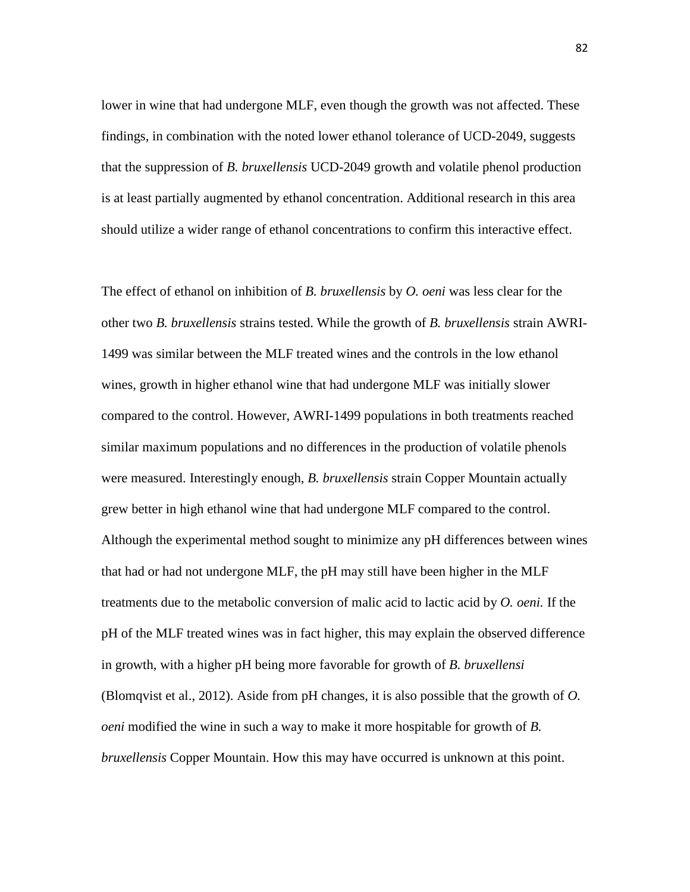lower in wine that had undergone MLF, even though the growth was not affected. These findings, in combination with the noted lower ethanol tolerance of UCD-2049, suggests that the suppression of *B. bruxellensis* UCD-2049 growth and volatile phenol production is at least partially augmented by ethanol concentration. Additional research in this area should utilize a wider range of ethanol concentrations to confirm this interactive effect.

The effect of ethanol on inhibition of *B. bruxellensis* by *O. oeni* was less clear for the other two *B. bruxellensis* strains tested. While the growth of *B. bruxellensis* strain AWRI-1499 was similar between the MLF treated wines and the controls in the low ethanol wines, growth in higher ethanol wine that had undergone MLF was initially slower compared to the control. However, AWRI-1499 populations in both treatments reached similar maximum populations and no differences in the production of volatile phenols were measured. Interestingly enough, *B. bruxellensis* strain Copper Mountain actually grew better in high ethanol wine that had undergone MLF compared to the control. Although the experimental method sought to minimize any pH differences between wines that had or had not undergone MLF, the pH may still have been higher in the MLF treatments due to the metabolic conversion of malic acid to lactic acid by *O. oeni.* If the pH of the MLF treated wines was in fact higher, this may explain the observed difference in growth, with a higher pH being more favorable for growth of *B. bruxellensi* (Blomqvist et al., 2012). Aside from pH changes, it is also possible that the growth of *O. oeni* modified the wine in such a way to make it more hospitable for growth of *B. bruxellensis* Copper Mountain. How this may have occurred is unknown at this point.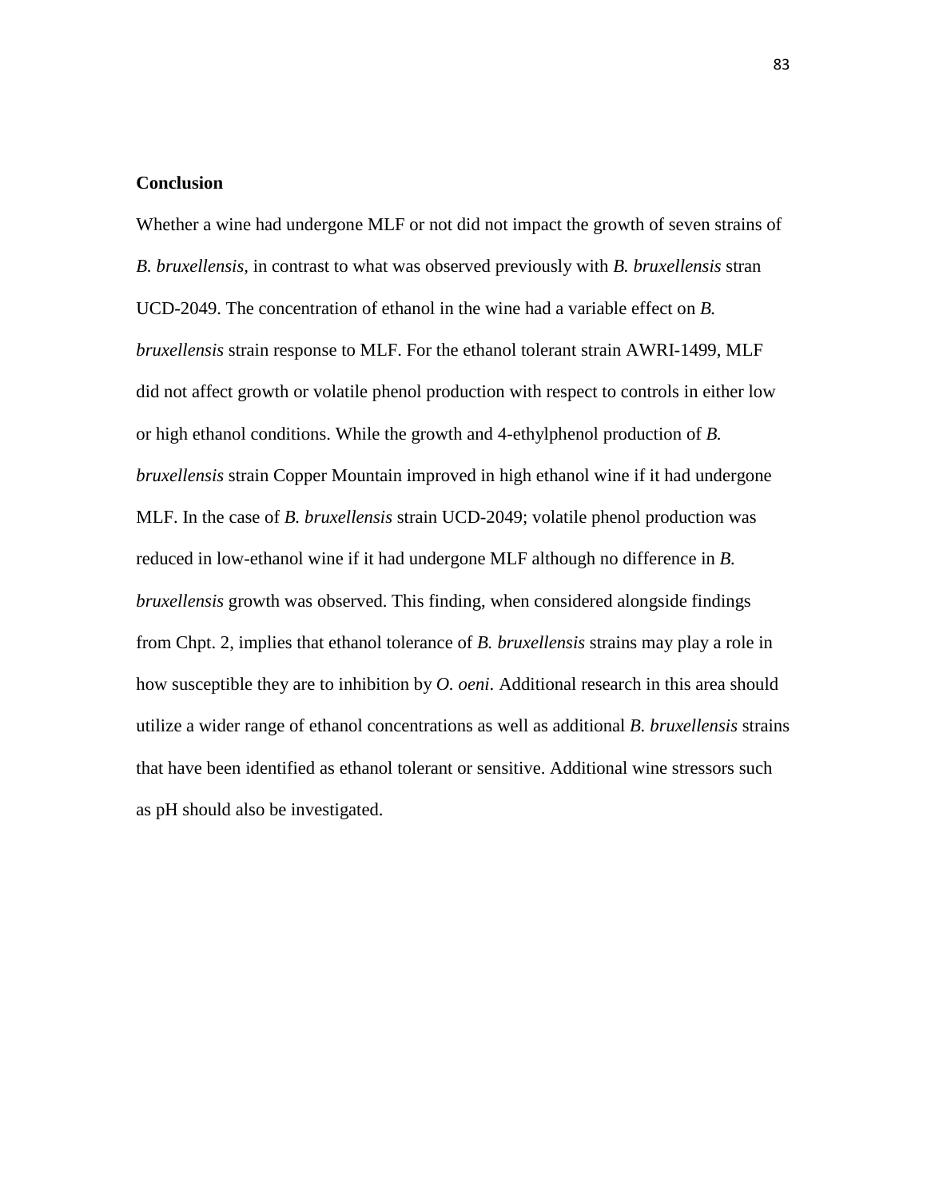**Conclusion**

Whether a wine had undergone MLF or not did not impact the growth of seven strains of *B. bruxellensis,* in contrast to what was observed previously with *B. bruxellensis* stran UCD-2049. The concentration of ethanol in the wine had a variable effect on *B. bruxellensis* strain response to MLF. For the ethanol tolerant strain AWRI-1499, MLF did not affect growth or volatile phenol production with respect to controls in either low or high ethanol conditions. While the growth and 4-ethylphenol production of *B. bruxellensis* strain Copper Mountain improved in high ethanol wine if it had undergone MLF. In the case of *B. bruxellensis* strain UCD-2049; volatile phenol production was reduced in low-ethanol wine if it had undergone MLF although no difference in *B. bruxellensis* growth was observed. This finding, when considered alongside findings from Chpt. 2, implies that ethanol tolerance of *B. bruxellensis* strains may play a role in how susceptible they are to inhibition by *O. oeni*. Additional research in this area should utilize a wider range of ethanol concentrations as well as additional *B. bruxellensis* strains that have been identified as ethanol tolerant or sensitive. Additional wine stressors such as pH should also be investigated.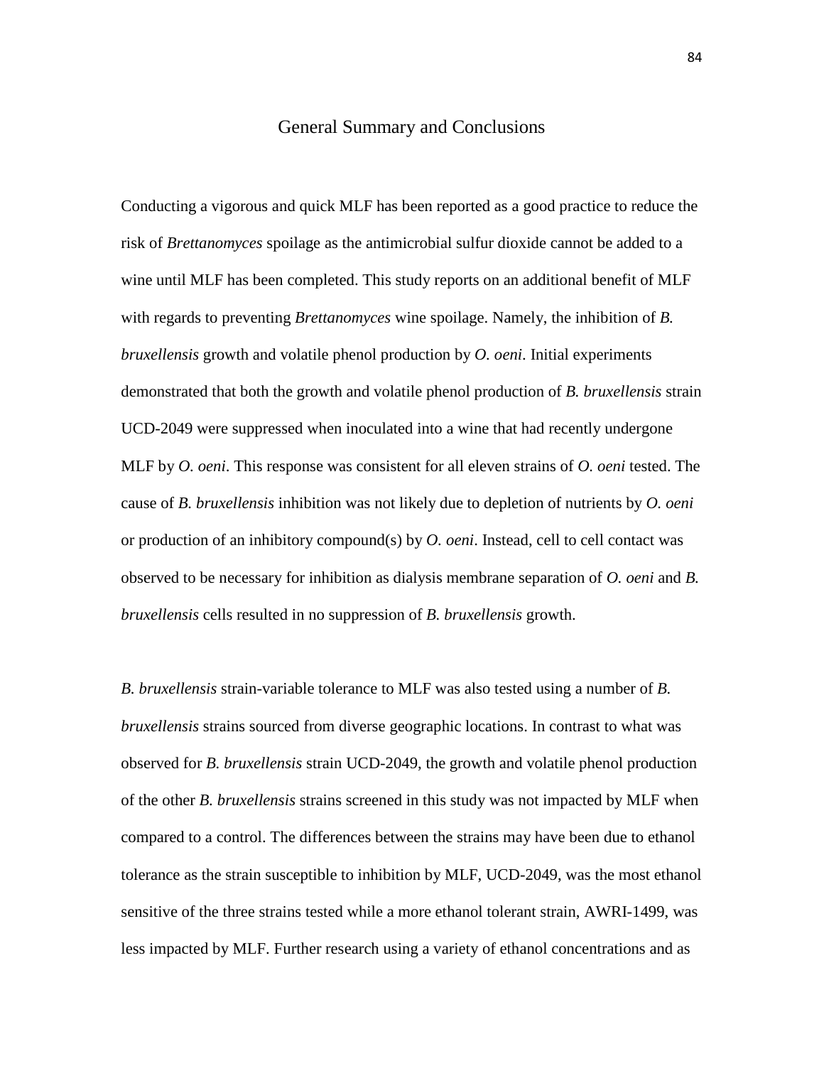# General Summary and Conclusions

Conducting a vigorous and quick MLF has been reported as a good practice to reduce the risk of *Brettanomyces* spoilage as the antimicrobial sulfur dioxide cannot be added to a wine until MLF has been completed. This study reports on an additional benefit of MLF with regards to preventing *Brettanomyces* wine spoilage. Namely, the inhibition of *B. bruxellensis* growth and volatile phenol production by *O. oeni*. Initial experiments demonstrated that both the growth and volatile phenol production of *B. bruxellensis* strain UCD-2049 were suppressed when inoculated into a wine that had recently undergone MLF by *O. oeni*. This response was consistent for all eleven strains of *O. oeni* tested. The cause of *B. bruxellensis* inhibition was not likely due to depletion of nutrients by *O. oeni* or production of an inhibitory compound(s) by *O. oeni*. Instead, cell to cell contact was observed to be necessary for inhibition as dialysis membrane separation of *O. oeni* and *B. bruxellensis* cells resulted in no suppression of *B. bruxellensis* growth.

*B. bruxellensis* strain-variable tolerance to MLF was also tested using a number of *B. bruxellensis* strains sourced from diverse geographic locations. In contrast to what was observed for *B. bruxellensis* strain UCD-2049, the growth and volatile phenol production of the other *B. bruxellensis* strains screened in this study was not impacted by MLF when compared to a control. The differences between the strains may have been due to ethanol tolerance as the strain susceptible to inhibition by MLF, UCD-2049, was the most ethanol sensitive of the three strains tested while a more ethanol tolerant strain, AWRI-1499, was less impacted by MLF. Further research using a variety of ethanol concentrations and as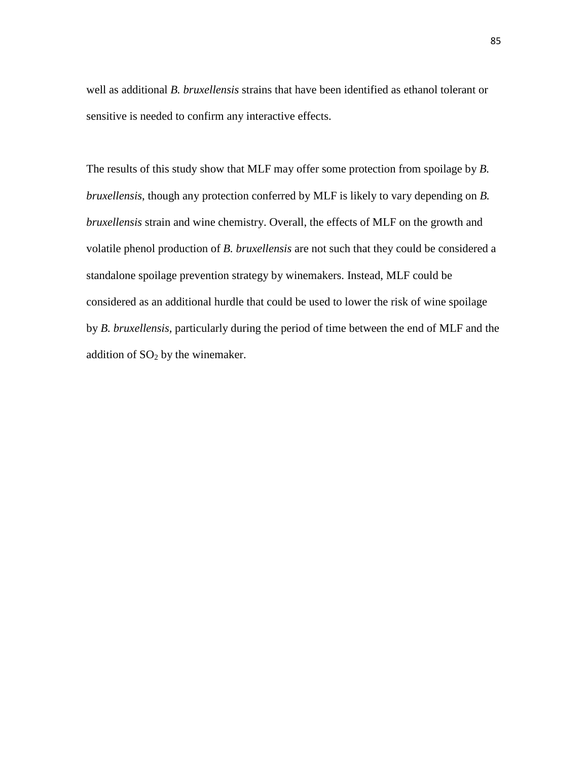well as additional *B. bruxellensis* strains that have been identified as ethanol tolerant or sensitive is needed to confirm any interactive effects.

The results of this study show that MLF may offer some protection from spoilage by *B. bruxellensis*, though any protection conferred by MLF is likely to vary depending on *B. bruxellensis* strain and wine chemistry. Overall, the effects of MLF on the growth and volatile phenol production of *B. bruxellensis* are not such that they could be considered a standalone spoilage prevention strategy by winemakers. Instead, MLF could be considered as an additional hurdle that could be used to lower the risk of wine spoilage by *B. bruxellensis*, particularly during the period of time between the end of MLF and the addition of $SO_2$ by the winemaker.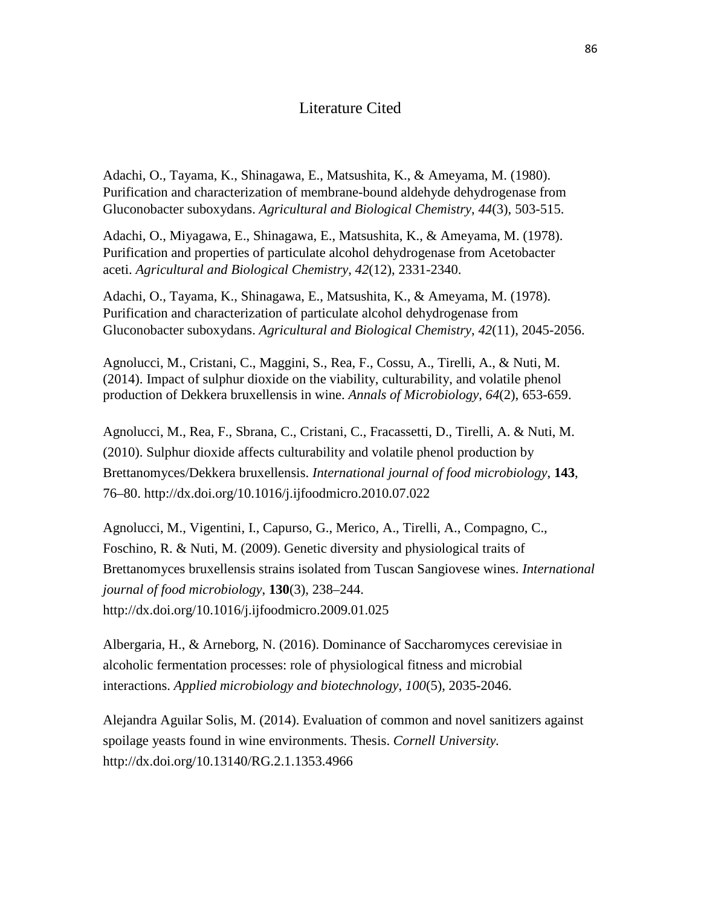# Literature Cited

Adachi, O., Tayama, K., Shinagawa, E., Matsushita, K., & Ameyama, M. (1980). Purification and characterization of membrane-bound aldehyde dehydrogenase from Gluconobacter suboxydans. *Agricultural and Biological Chemistry*, *44*(3), 503-515.

Adachi, O., Miyagawa, E., Shinagawa, E., Matsushita, K., & Ameyama, M. (1978). Purification and properties of particulate alcohol dehydrogenase from Acetobacter aceti. *Agricultural and Biological Chemistry*, *42*(12), 2331-2340.

Adachi, O., Tayama, K., Shinagawa, E., Matsushita, K., & Ameyama, M. (1978). Purification and characterization of particulate alcohol dehydrogenase from Gluconobacter suboxydans. *Agricultural and Biological Chemistry*, *42*(11), 2045-2056.

Agnolucci, M., Cristani, C., Maggini, S., Rea, F., Cossu, A., Tirelli, A., & Nuti, M. (2014). Impact of sulphur dioxide on the viability, culturability, and volatile phenol production of Dekkera bruxellensis in wine. *Annals of Microbiology*, *64*(2), 653-659.

Agnolucci, M., Rea, F., Sbrana, C., Cristani, C., Fracassetti, D., Tirelli, A. & Nuti, M. (2010). Sulphur dioxide affects culturability and volatile phenol production by Brettanomyces/Dekkera bruxellensis. *International journal of food microbiology*, **143**, 76–80. http://dx.doi.org/10.1016/j.ijfoodmicro.2010.07.022

Agnolucci, M., Vigentini, I., Capurso, G., Merico, A., Tirelli, A., Compagno, C., Foschino, R. & Nuti, M. (2009). Genetic diversity and physiological traits of Brettanomyces bruxellensis strains isolated from Tuscan Sangiovese wines. *International journal of food microbiology*, **130**(3), 238–244. http://dx.doi.org/10.1016/j.ijfoodmicro.2009.01.025

Albergaria, H., & Arneborg, N. (2016). Dominance of Saccharomyces cerevisiae in alcoholic fermentation processes: role of physiological fitness and microbial interactions. *Applied microbiology and biotechnology*, *100*(5), 2035-2046.

Alejandra Aguilar Solis, M. (2014). Evaluation of common and novel sanitizers against spoilage yeasts found in wine environments. Thesis. *Cornell University.* http://dx.doi.org/10.13140/RG.2.1.1353.4966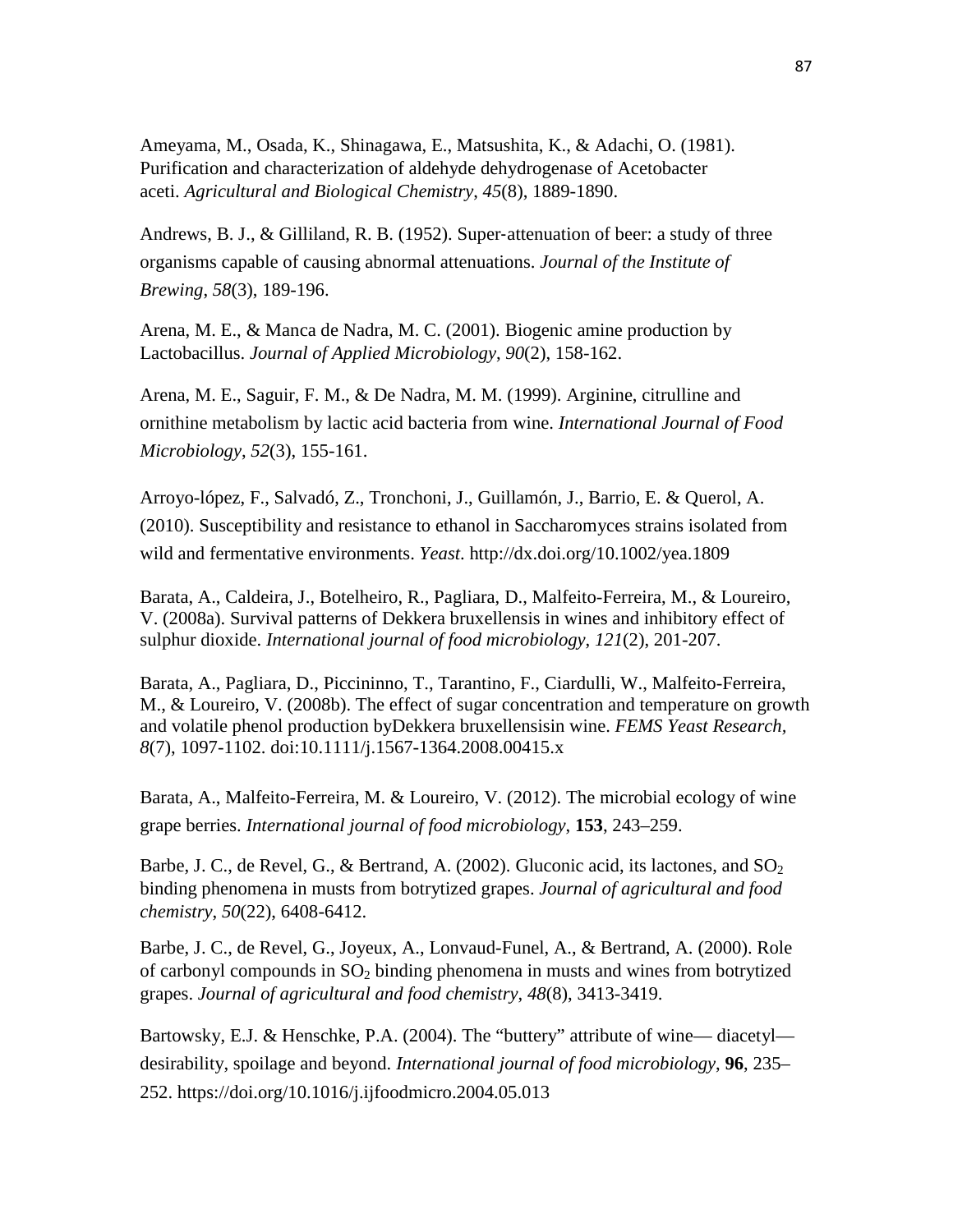Ameyama, M., Osada, K., Shinagawa, E., Matsushita, K., & Adachi, O. (1981). Purification and characterization of aldehyde dehydrogenase of Acetobacter aceti. *Agricultural and Biological Chemistry*, *45*(8), 1889-1890.

Andrews, B. J., & Gilliland, R. B. (1952). Super‐attenuation of beer: a study of three organisms capable of causing abnormal attenuations. *Journal of the Institute of Brewing*, *58*(3), 189-196.

Arena, M. E., & Manca de Nadra, M. C. (2001). Biogenic amine production by Lactobacillus. *Journal of Applied Microbiology*, *90*(2), 158-162.

Arena, M. E., Saguir, F. M., & De Nadra, M. M. (1999). Arginine, citrulline and ornithine metabolism by lactic acid bacteria from wine. *International Journal of Food Microbiology*, *52*(3), 155-161.

Arroyo-lópez, F., Salvadó, Z., Tronchoni, J., Guillamón, J., Barrio, E. & Querol, A. (2010). Susceptibility and resistance to ethanol in Saccharomyces strains isolated from wild and fermentative environments. *Yeast*. http://dx.doi.org/10.1002/yea.1809

Barata, A., Caldeira, J., Botelheiro, R., Pagliara, D., Malfeito-Ferreira, M., & Loureiro, V. (2008a). Survival patterns of Dekkera bruxellensis in wines and inhibitory effect of sulphur dioxide. *International journal of food microbiology*, *121*(2), 201-207.

Barata, A., Pagliara, D., Piccininno, T., Tarantino, F., Ciardulli, W., Malfeito-Ferreira, M., & Loureiro, V. (2008b). The effect of sugar concentration and temperature on growth and volatile phenol production byDekkera bruxellensisin wine. *FEMS Yeast Research, 8*(7), 1097-1102. doi:10.1111/j.1567-1364.2008.00415.x

Barata, A., Malfeito-Ferreira, M. & Loureiro, V. (2012). The microbial ecology of wine grape berries. *International journal of food microbiology*, **153**, 243–259.

Barbe, J. C., de Revel, G., & Bertrand, A. (2002). Gluconic acid, its lactones, and $SO_2$ binding phenomena in musts from botrytized grapes. *Journal of agricultural and food chemistry*, *50*(22), 6408-6412.

Barbe, J. C., de Revel, G., Joyeux, A., Lonvaud-Funel, A., & Bertrand, A. (2000). Role of carbonyl compounds in $SO_2$ binding phenomena in musts and wines from botrytized grapes. *Journal of agricultural and food chemistry*, *48*(8), 3413-3419.

Bartowsky, E.J. & Henschke, P.A. (2004). The "buttery" attribute of wine— diacetyl— desirability, spoilage and beyond. *International journal of food microbiology*, **96**, 235–252. https://doi.org/10.1016/j.ijfoodmicro.2004.05.013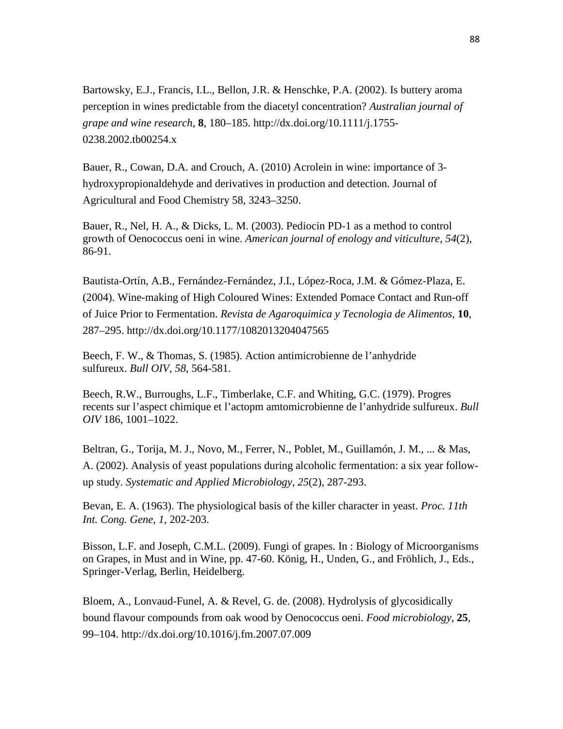Bartowsky, E.J., Francis, I.L., Bellon, J.R. & Henschke, P.A. (2002). Is buttery aroma perception in wines predictable from the diacetyl concentration? *Australian journal of grape and wine research*, **8**, 180–185. http://dx.doi.org/10.1111/j.1755-0238.2002.tb00254.x

Bauer, R., Cowan, D.A. and Crouch, A. (2010) Acrolein in wine: importance of 3-hydroxypropionaldehyde and derivatives in production and detection. Journal of Agricultural and Food Chemistry 58, 3243–3250.

Bauer, R., Nel, H. A., & Dicks, L. M. (2003). Pediocin PD-1 as a method to control growth of Oenococcus oeni in wine. *American journal of enology and viticulture*, *54*(2), 86-91.

Bautista-Ortín, A.B., Fernández-Fernández, J.I., López-Roca, J.M. & Gómez-Plaza, E. (2004). Wine-making of High Coloured Wines: Extended Pomace Contact and Run-off of Juice Prior to Fermentation. *Revista de Agaroquimica y Tecnologia de Alimentos*, **10**, 287–295. http://dx.doi.org/10.1177/1082013204047565

Beech, F. W., & Thomas, S. (1985). Action antimicrobienne de l'anhydride sulfureux. *Bull OIV*, *58*, 564-581.

Beech, R.W., Burroughs, L.F., Timberlake, C.F. and Whiting, G.C. (1979). Progres recents sur l'aspect chimique et l'actopm amtomicrobienne de l'anhydride sulfureux. *Bull OIV* 186, 1001–1022.

Beltran, G., Torija, M. J., Novo, M., Ferrer, N., Poblet, M., Guillamón, J. M., ... & Mas, A. (2002). Analysis of yeast populations during alcoholic fermentation: a six year follow-up study. *Systematic and Applied Microbiology*, *25*(2), 287-293.

Bevan, E. A. (1963). The physiological basis of the killer character in yeast. *Proc. 11th Int. Cong. Gene*, *1*, 202-203.

Bisson, L.F. and Joseph, C.M.L. (2009). Fungi of grapes. In : Biology of Microorganisms on Grapes, in Must and in Wine, pp. 47-60. König, H., Unden, G., and Fröhlich, J., Eds., Springer-Verlag, Berlin, Heidelberg.

Bloem, A., Lonvaud-Funel, A. & Revel, G. de. (2008). Hydrolysis of glycosidically bound flavour compounds from oak wood by Oenococcus oeni. *Food microbiology*, **25**, 99–104. http://dx.doi.org/10.1016/j.fm.2007.07.009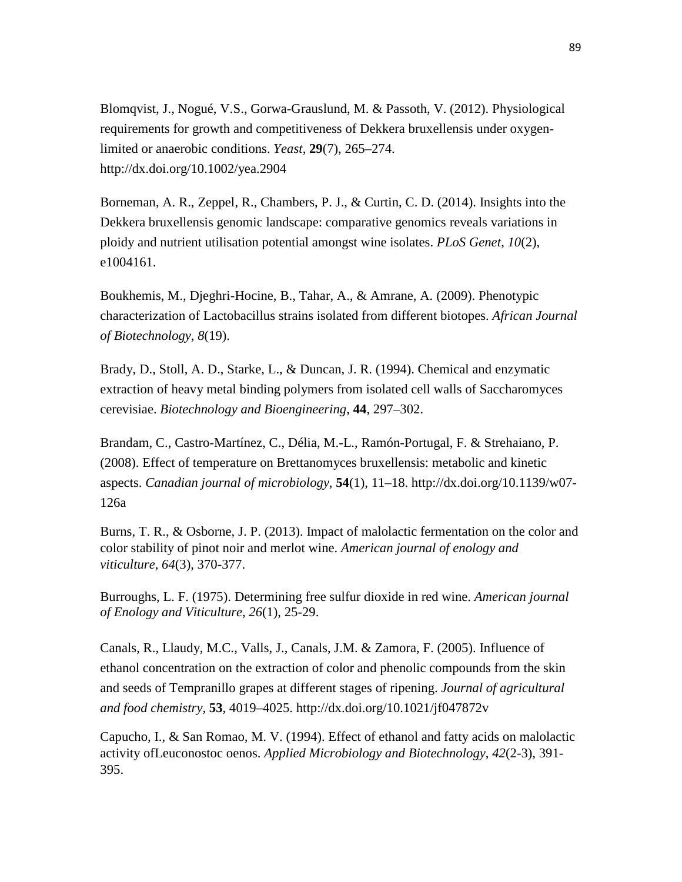Blomqvist, J., Nogué, V.S., Gorwa-Grauslund, M. & Passoth, V. (2012). Physiological requirements for growth and competitiveness of Dekkera bruxellensis under oxygen-limited or anaerobic conditions. *Yeast*, **29**(7), 265–274. http://dx.doi.org/10.1002/yea.2904

Borneman, A. R., Zeppel, R., Chambers, P. J., & Curtin, C. D. (2014). Insights into the Dekkera bruxellensis genomic landscape: comparative genomics reveals variations in ploidy and nutrient utilisation potential amongst wine isolates. *PLoS Genet*, *10*(2), e1004161.

Boukhemis, M., Djeghri-Hocine, B., Tahar, A., & Amrane, A. (2009). Phenotypic characterization of Lactobacillus strains isolated from different biotopes. *African Journal of Biotechnology*, *8*(19).

Brady, D., Stoll, A. D., Starke, L., & Duncan, J. R. (1994). Chemical and enzymatic extraction of heavy metal binding polymers from isolated cell walls of Saccharomyces cerevisiae. *Biotechnology and Bioengineering*, **44**, 297–302.

Brandam, C., Castro-Martínez, C., Délia, M.-L., Ramón-Portugal, F. & Strehaiano, P. (2008). Effect of temperature on Brettanomyces bruxellensis: metabolic and kinetic aspects. *Canadian journal of microbiology*, **54**(1), 11–18. http://dx.doi.org/10.1139/w07-126a

Burns, T. R., & Osborne, J. P. (2013). Impact of malolactic fermentation on the color and color stability of pinot noir and merlot wine. *American journal of enology and viticulture*, *64*(3), 370-377.

Burroughs, L. F. (1975). Determining free sulfur dioxide in red wine. *American journal of Enology and Viticulture*, *26*(1), 25-29.

Canals, R., Llaudy, M.C., Valls, J., Canals, J.M. & Zamora, F. (2005). Influence of ethanol concentration on the extraction of color and phenolic compounds from the skin and seeds of Tempranillo grapes at different stages of ripening. *Journal of agricultural and food chemistry*, **53**, 4019–4025. http://dx.doi.org/10.1021/jf047872v

Capucho, I., & San Romao, M. V. (1994). Effect of ethanol and fatty acids on malolactic activity ofLeuconostoc oenos. *Applied Microbiology and Biotechnology*, *42*(2-3), 391-395.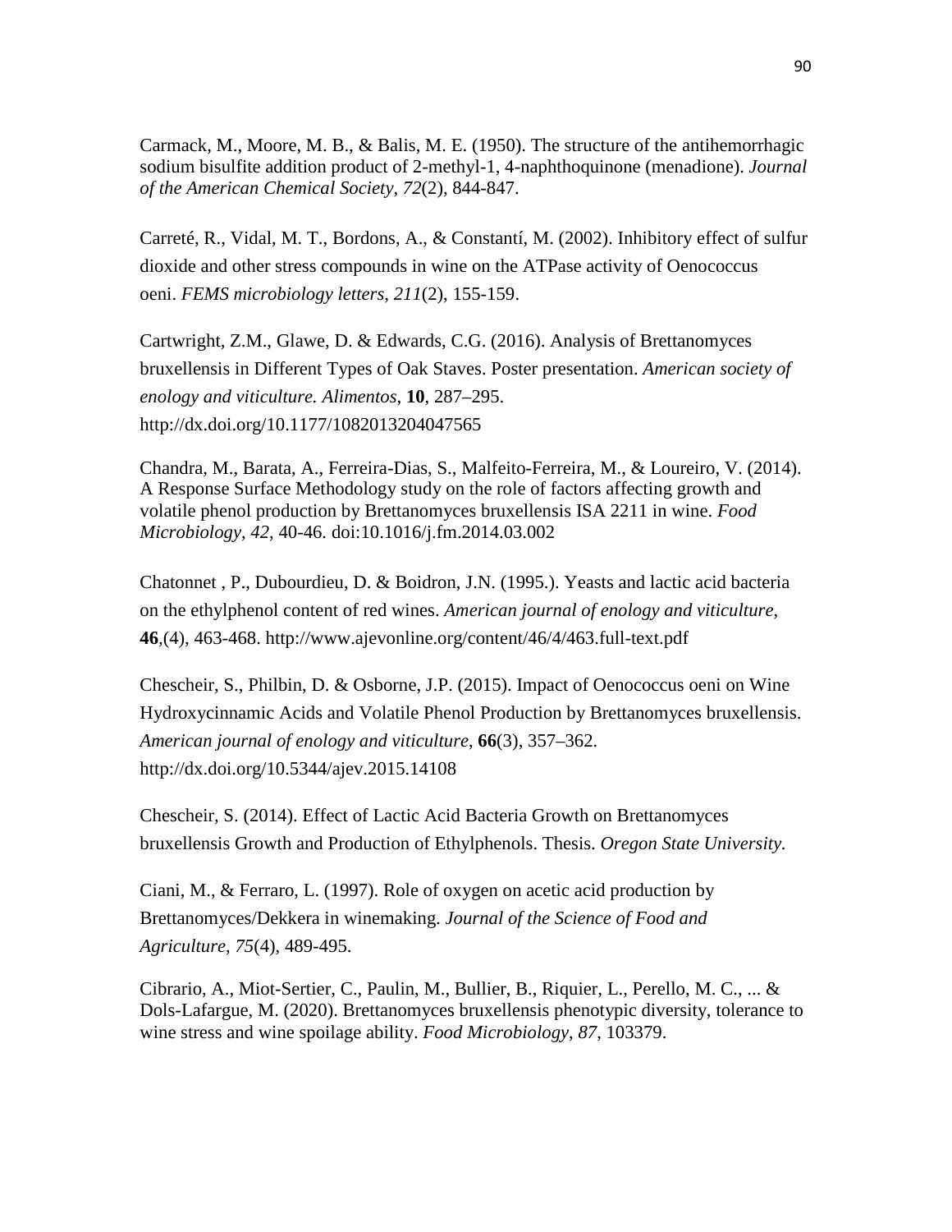Carmack, M., Moore, M. B., & Balis, M. E. (1950). The structure of the antihemorrhagic sodium bisulfite addition product of 2-methyl-1, 4-naphthoquinone (menadione). *Journal of the American Chemical Society*, *72*(2), 844-847.

Carreté, R., Vidal, M. T., Bordons, A., & Constantí, M. (2002). Inhibitory effect of sulfur dioxide and other stress compounds in wine on the ATPase activity of Oenococcus oeni. *FEMS microbiology letters*, *211*(2), 155-159.

Cartwright, Z.M., Glawe, D. & Edwards, C.G. (2016). Analysis of Brettanomyces bruxellensis in Different Types of Oak Staves. Poster presentation. *American society of enology and viticulture. Alimentos*, **10**, 287–295. http://dx.doi.org/10.1177/1082013204047565

Chandra, M., Barata, A., Ferreira-Dias, S., Malfeito-Ferreira, M., & Loureiro, V. (2014). A Response Surface Methodology study on the role of factors affecting growth and volatile phenol production by Brettanomyces bruxellensis ISA 2211 in wine. *Food Microbiology, 42*, 40-46. doi:10.1016/j.fm.2014.03.002

Chatonnet , P., Dubourdieu, D. & Boidron, J.N. (1995.). Yeasts and lactic acid bacteria on the ethylphenol content of red wines. *American journal of enology and viticulture*, **46**,(4), 463-468. http://www.ajevonline.org/content/46/4/463.full-text.pdf

Chescheir, S., Philbin, D. & Osborne, J.P. (2015). Impact of Oenococcus oeni on Wine Hydroxycinnamic Acids and Volatile Phenol Production by Brettanomyces bruxellensis. *American journal of enology and viticulture*, **66**(3), 357–362. http://dx.doi.org/10.5344/ajev.2015.14108

Chescheir, S. (2014). Effect of Lactic Acid Bacteria Growth on Brettanomyces bruxellensis Growth and Production of Ethylphenols. Thesis. *Oregon State University.*

Ciani, M., & Ferraro, L. (1997). Role of oxygen on acetic acid production by Brettanomyces/Dekkera in winemaking. *Journal of the Science of Food and Agriculture*, *75*(4), 489-495.

Cibrario, A., Miot-Sertier, C., Paulin, M., Bullier, B., Riquier, L., Perello, M. C., ... & Dols-Lafargue, M. (2020). Brettanomyces bruxellensis phenotypic diversity, tolerance to wine stress and wine spoilage ability. *Food Microbiology*, *87*, 103379.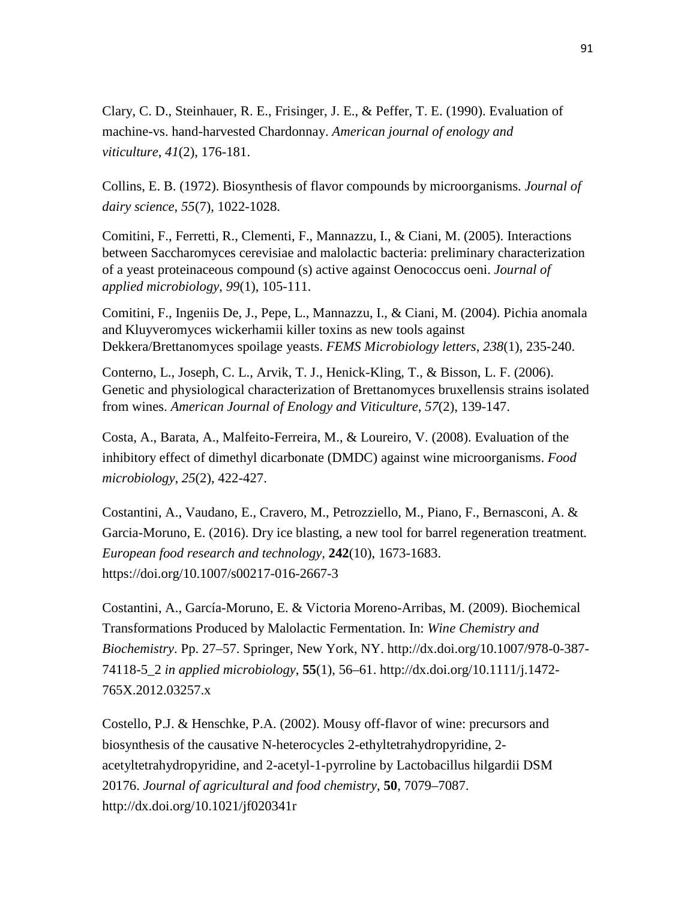Clary, C. D., Steinhauer, R. E., Frisinger, J. E., & Peffer, T. E. (1990). Evaluation of machine-vs. hand-harvested Chardonnay. *American journal of enology and viticulture*, *41*(2), 176-181.

Collins, E. B. (1972). Biosynthesis of flavor compounds by microorganisms. *Journal of dairy science*, *55*(7), 1022-1028.

Comitini, F., Ferretti, R., Clementi, F., Mannazzu, I., & Ciani, M. (2005). Interactions between Saccharomyces cerevisiae and malolactic bacteria: preliminary characterization of a yeast proteinaceous compound (s) active against Oenococcus oeni. *Journal of applied microbiology*, *99*(1), 105-111.

Comitini, F., Ingeniis De, J., Pepe, L., Mannazzu, I., & Ciani, M. (2004). Pichia anomala and Kluyveromyces wickerhamii killer toxins as new tools against Dekkera/Brettanomyces spoilage yeasts. *FEMS Microbiology letters*, *238*(1), 235-240.

Conterno, L., Joseph, C. L., Arvik, T. J., Henick-Kling, T., & Bisson, L. F. (2006). Genetic and physiological characterization of Brettanomyces bruxellensis strains isolated from wines. *American Journal of Enology and Viticulture*, *57*(2), 139-147.

Costa, A., Barata, A., Malfeito-Ferreira, M., & Loureiro, V. (2008). Evaluation of the inhibitory effect of dimethyl dicarbonate (DMDC) against wine microorganisms. *Food microbiology*, *25*(2), 422-427.

Costantini, A., Vaudano, E., Cravero, M., Petrozziello, M., Piano, F., Bernasconi, A. & Garcia-Moruno, E. (2016). Dry ice blasting, a new tool for barrel regeneration treatment. *European food research and technology,* **242**(10), 1673-1683. https://doi.org/10.1007/s00217-016-2667-3

Costantini, A., García-Moruno, E. & Victoria Moreno-Arribas, M. (2009). Biochemical Transformations Produced by Malolactic Fermentation. In: *Wine Chemistry and Biochemistry*. Pp. 27–57. Springer, New York, NY. http://dx.doi.org/10.1007/978-0-387-74118-5_2 *in applied microbiology*, **55**(1), 56–61. http://dx.doi.org/10.1111/j.1472-765X.2012.03257.x

Costello, P.J. & Henschke, P.A. (2002). Mousy off-flavor of wine: precursors and biosynthesis of the causative N-heterocycles 2-ethyltetrahydropyridine, 2-acetyltetrahydropyridine, and 2-acetyl-1-pyrroline by Lactobacillus hilgardii DSM 20176. *Journal of agricultural and food chemistry*, **50**, 7079–7087. http://dx.doi.org/10.1021/jf020341r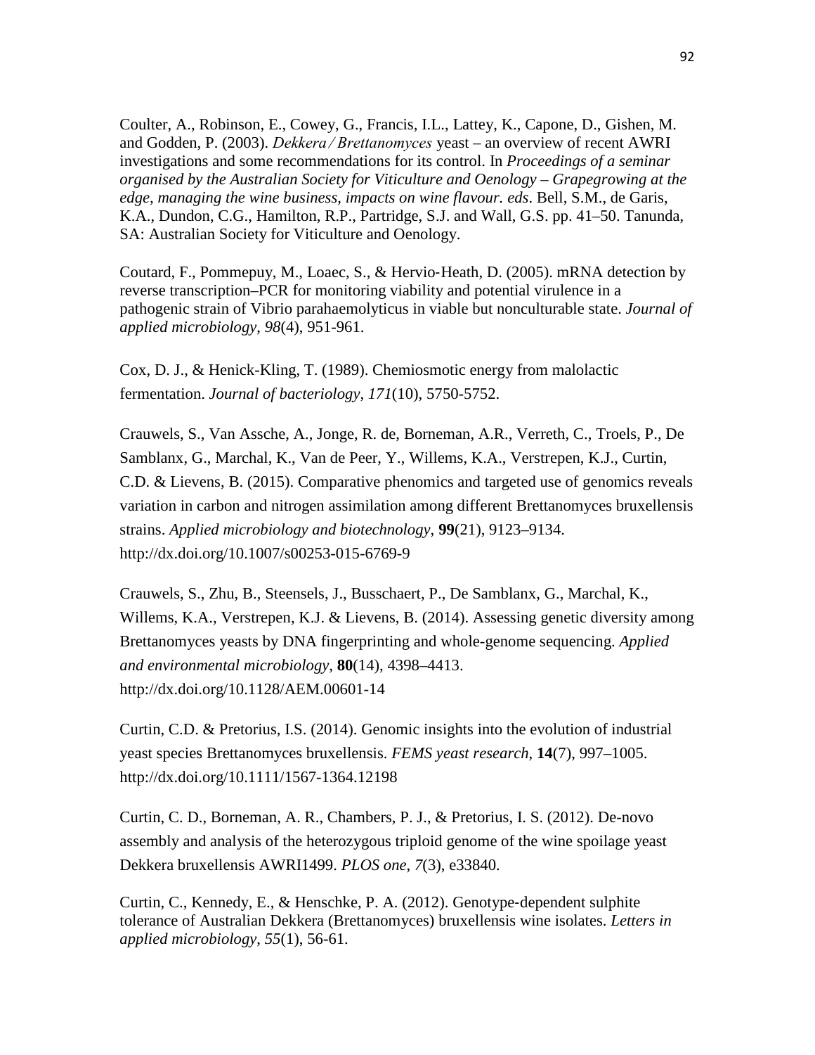Coulter, A., Robinson, E., Cowey, G., Francis, I.L., Lattey, K., Capone, D., Gishen, M. and Godden, P. (2003). *Dekkera / Brettanomyces* yeast – an overview of recent AWRI investigations and some recommendations for its control. In *Proceedings of a seminar organised by the Australian Society for Viticulture and Oenology – Grapegrowing at the edge, managing the wine business, impacts on wine flavour. eds*. Bell, S.M., de Garis, K.A., Dundon, C.G., Hamilton, R.P., Partridge, S.J. and Wall, G.S. pp. 41–50. Tanunda, SA: Australian Society for Viticulture and Oenology.

Coutard, F., Pommepuy, M., Loaec, S., & Hervio‐Heath, D. (2005). mRNA detection by reverse transcription–PCR for monitoring viability and potential virulence in a pathogenic strain of Vibrio parahaemolyticus in viable but nonculturable state. *Journal of applied microbiology*, *98*(4), 951-961.

Cox, D. J., & Henick-Kling, T. (1989). Chemiosmotic energy from malolactic fermentation. *Journal of bacteriology*, *171*(10), 5750-5752.

Crauwels, S., Van Assche, A., Jonge, R. de, Borneman, A.R., Verreth, C., Troels, P., De Samblanx, G., Marchal, K., Van de Peer, Y., Willems, K.A., Verstrepen, K.J., Curtin, C.D. & Lievens, B. (2015). Comparative phenomics and targeted use of genomics reveals variation in carbon and nitrogen assimilation among different Brettanomyces bruxellensis strains. *Applied microbiology and biotechnology*, **99**(21), 9123–9134. http://dx.doi.org/10.1007/s00253-015-6769-9

Crauwels, S., Zhu, B., Steensels, J., Busschaert, P., De Samblanx, G., Marchal, K., Willems, K.A., Verstrepen, K.J. & Lievens, B. (2014). Assessing genetic diversity among Brettanomyces yeasts by DNA fingerprinting and whole-genome sequencing. *Applied and environmental microbiology*, **80**(14), 4398–4413. http://dx.doi.org/10.1128/AEM.00601-14

Curtin, C.D. & Pretorius, I.S. (2014). Genomic insights into the evolution of industrial yeast species Brettanomyces bruxellensis. *FEMS yeast research*, **14**(7), 997–1005. http://dx.doi.org/10.1111/1567-1364.12198

Curtin, C. D., Borneman, A. R., Chambers, P. J., & Pretorius, I. S. (2012). De-novo assembly and analysis of the heterozygous triploid genome of the wine spoilage yeast Dekkera bruxellensis AWRI1499. *PLOS one*, *7*(3), e33840.

Curtin, C., Kennedy, E., & Henschke, P. A. (2012). Genotype‐dependent sulphite tolerance of Australian Dekkera (Brettanomyces) bruxellensis wine isolates. *Letters in applied microbiology*, *55*(1), 56-61.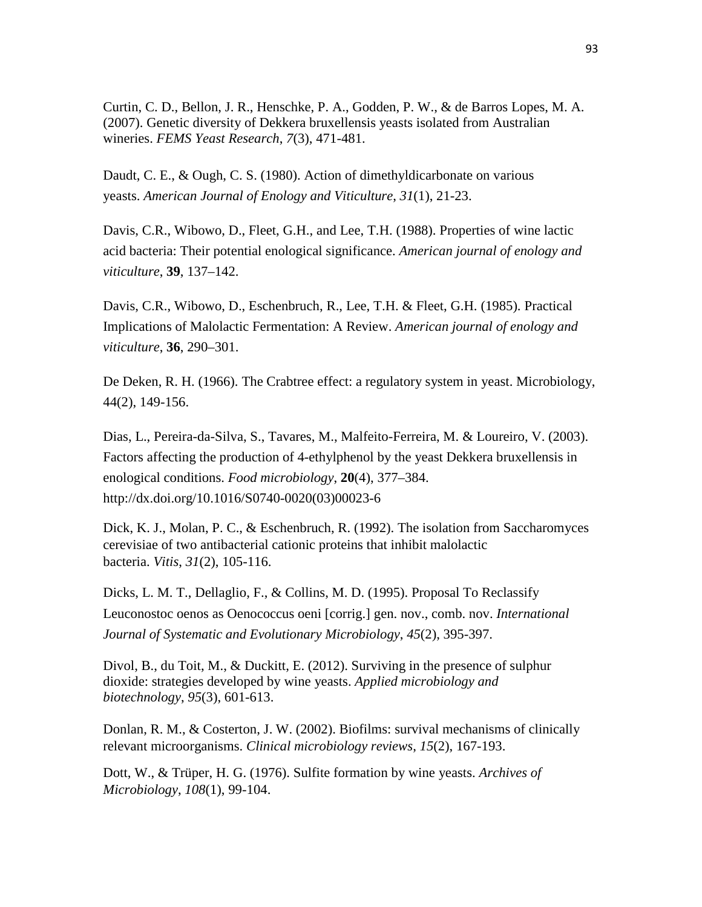Curtin, C. D., Bellon, J. R., Henschke, P. A., Godden, P. W., & de Barros Lopes, M. A. (2007). Genetic diversity of Dekkera bruxellensis yeasts isolated from Australian wineries. *FEMS Yeast Research*, *7*(3), 471-481.

Daudt, C. E., & Ough, C. S. (1980). Action of dimethyldicarbonate on various yeasts. *American Journal of Enology and Viticulture*, *31*(1), 21-23.

Davis, C.R., Wibowo, D., Fleet, G.H., and Lee, T.H. (1988). Properties of wine lactic acid bacteria: Their potential enological significance. *American journal of enology and viticulture*, **39**, 137–142.

Davis, C.R., Wibowo, D., Eschenbruch, R., Lee, T.H. & Fleet, G.H. (1985). Practical Implications of Malolactic Fermentation: A Review. *American journal of enology and viticulture*, **36**, 290–301.

De Deken, R. H. (1966). The Crabtree effect: a regulatory system in yeast. Microbiology, 44(2), 149-156.

Dias, L., Pereira-da-Silva, S., Tavares, M., Malfeito-Ferreira, M. & Loureiro, V. (2003). Factors affecting the production of 4-ethylphenol by the yeast Dekkera bruxellensis in enological conditions. *Food microbiology*, **20**(4), 377–384. http://dx.doi.org/10.1016/S0740-0020(03)00023-6

Dick, K. J., Molan, P. C., & Eschenbruch, R. (1992). The isolation from Saccharomyces cerevisiae of two antibacterial cationic proteins that inhibit malolactic bacteria. *Vitis*, *31*(2), 105-116.

Dicks, L. M. T., Dellaglio, F., & Collins, M. D. (1995). Proposal To Reclassify Leuconostoc oenos as Oenococcus oeni [corrig.] gen. nov., comb. nov. *International Journal of Systematic and Evolutionary Microbiology*, *45*(2), 395-397.

Divol, B., du Toit, M., & Duckitt, E. (2012). Surviving in the presence of sulphur dioxide: strategies developed by wine yeasts. *Applied microbiology and biotechnology*, *95*(3), 601-613.

Donlan, R. M., & Costerton, J. W. (2002). Biofilms: survival mechanisms of clinically relevant microorganisms. *Clinical microbiology reviews*, *15*(2), 167-193.

Dott, W., & Trüper, H. G. (1976). Sulfite formation by wine yeasts. *Archives of Microbiology*, *108*(1), 99-104.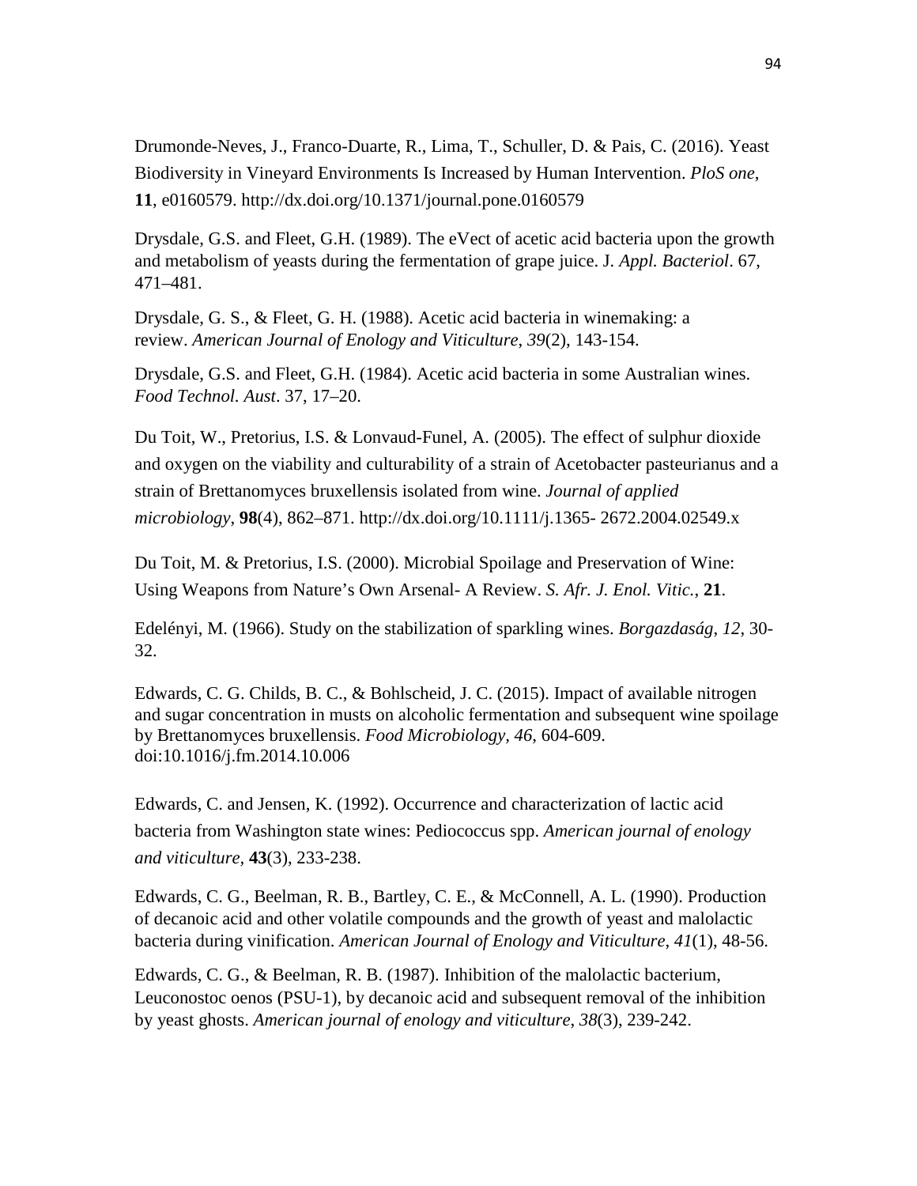Drumonde-Neves, J., Franco-Duarte, R., Lima, T., Schuller, D. & Pais, C. (2016). Yeast Biodiversity in Vineyard Environments Is Increased by Human Intervention. *PloS one*, **11**, e0160579. http://dx.doi.org/10.1371/journal.pone.0160579

Drysdale, G.S. and Fleet, G.H. (1989). The eVect of acetic acid bacteria upon the growth and metabolism of yeasts during the fermentation of grape juice. J. *Appl. Bacteriol*. 67, 471–481.

Drysdale, G. S., & Fleet, G. H. (1988). Acetic acid bacteria in winemaking: a review. *American Journal of Enology and Viticulture*, *39*(2), 143-154.

Drysdale, G.S. and Fleet, G.H. (1984). Acetic acid bacteria in some Australian wines. *Food Technol. Aust*. 37, 17–20.

Du Toit, W., Pretorius, I.S. & Lonvaud-Funel, A. (2005). The effect of sulphur dioxide and oxygen on the viability and culturability of a strain of Acetobacter pasteurianus and a strain of Brettanomyces bruxellensis isolated from wine. *Journal of applied microbiology*, **98**(4), 862–871. http://dx.doi.org/10.1111/j.1365- 2672.2004.02549.x

Du Toit, M. & Pretorius, I.S. (2000). Microbial Spoilage and Preservation of Wine: Using Weapons from Nature's Own Arsenal- A Review. *S. Afr. J. Enol. Vitic.*, **21**.

Edelényi, M. (1966). Study on the stabilization of sparkling wines. *Borgazdaság*, *12*, 30-32.

Edwards, C. G. Childs, B. C., & Bohlscheid, J. C. (2015). Impact of available nitrogen and sugar concentration in musts on alcoholic fermentation and subsequent wine spoilage by Brettanomyces bruxellensis. *Food Microbiology*, *46*, 604-609. doi:10.1016/j.fm.2014.10.006

Edwards, C. and Jensen, K. (1992). Occurrence and characterization of lactic acid bacteria from Washington state wines: Pediococcus spp. *American journal of enology and viticulture*, **43**(3), 233-238.

Edwards, C. G., Beelman, R. B., Bartley, C. E., & McConnell, A. L. (1990). Production of decanoic acid and other volatile compounds and the growth of yeast and malolactic bacteria during vinification. *American Journal of Enology and Viticulture*, *41*(1), 48-56.

Edwards, C. G., & Beelman, R. B. (1987). Inhibition of the malolactic bacterium, Leuconostoc oenos (PSU-1), by decanoic acid and subsequent removal of the inhibition by yeast ghosts. *American journal of enology and viticulture*, *38*(3), 239-242.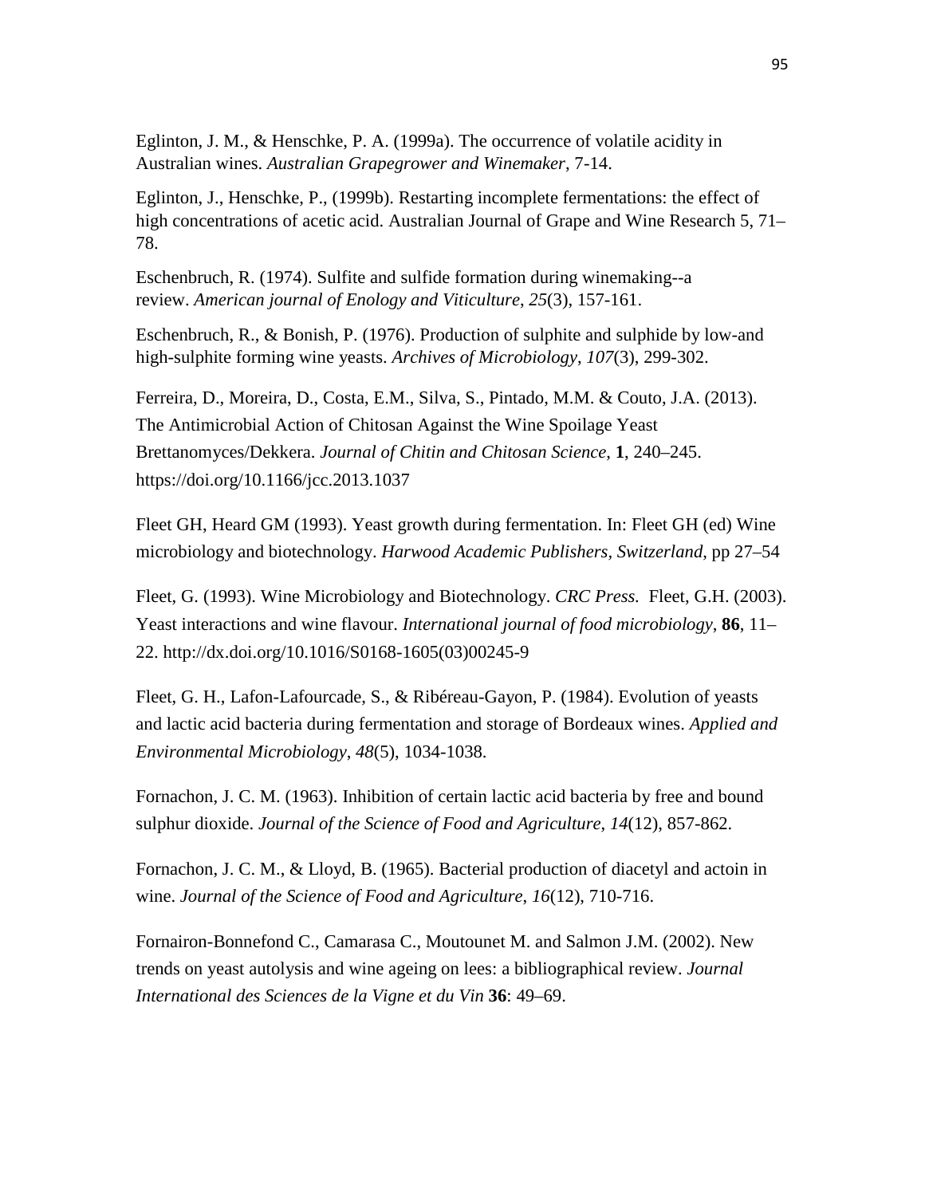Eglinton, J. M., & Henschke, P. A. (1999a). The occurrence of volatile acidity in Australian wines. *Australian Grapegrower and Winemaker*, 7-14.

Eglinton, J., Henschke, P., (1999b). Restarting incomplete fermentations: the effect of high concentrations of acetic acid. Australian Journal of Grape and Wine Research 5, 71–78.

Eschenbruch, R. (1974). Sulfite and sulfide formation during winemaking--a review. *American journal of Enology and Viticulture*, *25*(3), 157-161.

Eschenbruch, R., & Bonish, P. (1976). Production of sulphite and sulphide by low-and high-sulphite forming wine yeasts. *Archives of Microbiology*, *107*(3), 299-302.

Ferreira, D., Moreira, D., Costa, E.M., Silva, S., Pintado, M.M. & Couto, J.A. (2013). The Antimicrobial Action of Chitosan Against the Wine Spoilage Yeast Brettanomyces/Dekkera. *Journal of Chitin and Chitosan Science*, **1**, 240–245. https://doi.org/10.1166/jcc.2013.1037

Fleet GH, Heard GM (1993). Yeast growth during fermentation. In: Fleet GH (ed) Wine microbiology and biotechnology. *Harwood Academic Publishers, Switzerland*, pp 27–54

Fleet, G. (1993). Wine Microbiology and Biotechnology. *CRC Press.* Fleet, G.H. (2003). Yeast interactions and wine flavour. *International journal of food microbiology*, **86**, 11–22. http://dx.doi.org/10.1016/S0168-1605(03)00245-9

Fleet, G. H., Lafon-Lafourcade, S., & Ribéreau-Gayon, P. (1984). Evolution of yeasts and lactic acid bacteria during fermentation and storage of Bordeaux wines. *Applied and Environmental Microbiology*, *48*(5), 1034-1038.

Fornachon, J. C. M. (1963). Inhibition of certain lactic acid bacteria by free and bound sulphur dioxide. *Journal of the Science of Food and Agriculture*, *14*(12), 857-862.

Fornachon, J. C. M., & Lloyd, B. (1965). Bacterial production of diacetyl and actoin in wine. *Journal of the Science of Food and Agriculture*, *16*(12), 710-716.

Fornairon-Bonnefond C., Camarasa C., Moutounet M. and Salmon J.M. (2002). New trends on yeast autolysis and wine ageing on lees: a bibliographical review. *Journal International des Sciences de la Vigne et du Vin* **36**: 49–69.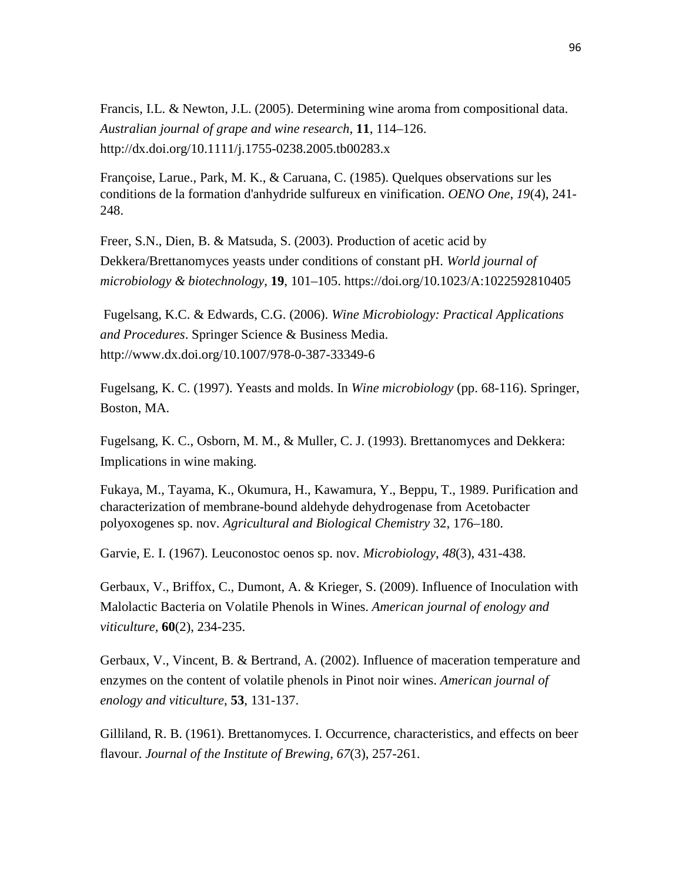Francis, I.L. & Newton, J.L. (2005). Determining wine aroma from compositional data. *Australian journal of grape and wine research*, **11**, 114–126. http://dx.doi.org/10.1111/j.1755-0238.2005.tb00283.x

Françoise, Larue., Park, M. K., & Caruana, C. (1985). Quelques observations sur les conditions de la formation d'anhydride sulfureux en vinification. *OENO One*, *19*(4), 241-248.

Freer, S.N., Dien, B. & Matsuda, S. (2003). Production of acetic acid by Dekkera/Brettanomyces yeasts under conditions of constant pH. *World journal of microbiology & biotechnology*, **19**, 101–105. https://doi.org/10.1023/A:1022592810405

Fugelsang, K.C. & Edwards, C.G. (2006). *Wine Microbiology: Practical Applications and Procedures*. Springer Science & Business Media. http://www.dx.doi.org/10.1007/978-0-387-33349-6

Fugelsang, K. C. (1997). Yeasts and molds. In *Wine microbiology* (pp. 68-116). Springer, Boston, MA.

Fugelsang, K. C., Osborn, M. M., & Muller, C. J. (1993). Brettanomyces and Dekkera: Implications in wine making.

Fukaya, M., Tayama, K., Okumura, H., Kawamura, Y., Beppu, T., 1989. Purification and characterization of membrane-bound aldehyde dehydrogenase from Acetobacter polyoxogenes sp. nov. *Agricultural and Biological Chemistry* 32, 176–180.

Garvie, E. I. (1967). Leuconostoc oenos sp. nov. *Microbiology*, *48*(3), 431-438.

Gerbaux, V., Briffox, C., Dumont, A. & Krieger, S. (2009). Influence of Inoculation with Malolactic Bacteria on Volatile Phenols in Wines. *American journal of enology and viticulture*, **60**(2), 234-235.

Gerbaux, V., Vincent, B. & Bertrand, A. (2002). Influence of maceration temperature and enzymes on the content of volatile phenols in Pinot noir wines. *American journal of enology and viticulture*, **53**, 131-137.

Gilliland, R. B. (1961). Brettanomyces. I. Occurrence, characteristics, and effects on beer flavour. *Journal of the Institute of Brewing*, *67*(3), 257-261.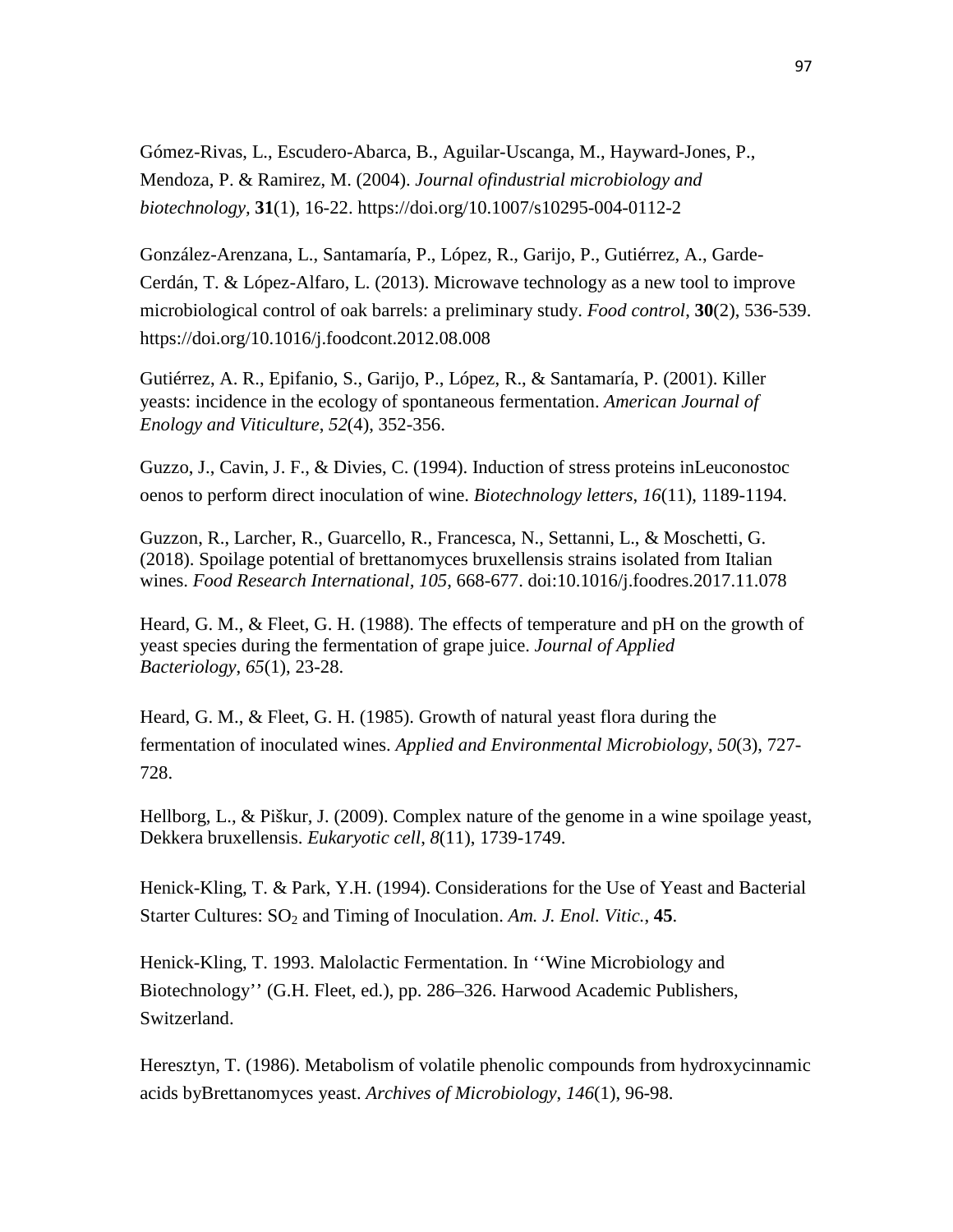Gómez-Rivas, L., Escudero-Abarca, B., Aguilar-Uscanga, M., Hayward-Jones, P., Mendoza, P. & Ramirez, M. (2004). *Journal ofindustrial microbiology and biotechnology*, **31**(1), 16-22. https://doi.org/10.1007/s10295-004-0112-2

González-Arenzana, L., Santamaría, P., López, R., Garijo, P., Gutiérrez, A., Garde-Cerdán, T. & López-Alfaro, L. (2013). Microwave technology as a new tool to improve microbiological control of oak barrels: a preliminary study. *Food control*, **30**(2), 536-539. https://doi.org/10.1016/j.foodcont.2012.08.008

Gutiérrez, A. R., Epifanio, S., Garijo, P., López, R., & Santamaría, P. (2001). Killer yeasts: incidence in the ecology of spontaneous fermentation. *American Journal of Enology and Viticulture*, *52*(4), 352-356.

Guzzo, J., Cavin, J. F., & Divies, C. (1994). Induction of stress proteins inLeuconostoc oenos to perform direct inoculation of wine. *Biotechnology letters*, *16*(11), 1189-1194.

Guzzon, R., Larcher, R., Guarcello, R., Francesca, N., Settanni, L., & Moschetti, G. (2018). Spoilage potential of brettanomyces bruxellensis strains isolated from Italian wines. *Food Research International*, *105*, 668-677. doi:10.1016/j.foodres.2017.11.078

Heard, G. M., & Fleet, G. H. (1988). The effects of temperature and pH on the growth of yeast species during the fermentation of grape juice. *Journal of Applied Bacteriology*, *65*(1), 23-28.

Heard, G. M., & Fleet, G. H. (1985). Growth of natural yeast flora during the fermentation of inoculated wines. *Applied and Environmental Microbiology*, *50*(3), 727-728.

Hellborg, L., & Piškur, J. (2009). Complex nature of the genome in a wine spoilage yeast, Dekkera bruxellensis. *Eukaryotic cell*, *8*(11), 1739-1749.

Henick-Kling, T. & Park, Y.H. (1994). Considerations for the Use of Yeast and Bacterial Starter Cultures: $SO_2$ and Timing of Inoculation. *Am. J. Enol. Vitic.*, **45**.

Henick-Kling, T. 1993. Malolactic Fermentation. In ''Wine Microbiology and Biotechnology'' (G.H. Fleet, ed.), pp. 286–326. Harwood Academic Publishers, Switzerland.

Heresztyn, T. (1986). Metabolism of volatile phenolic compounds from hydroxycinnamic acids byBrettanomyces yeast. *Archives of Microbiology*, *146*(1), 96-98.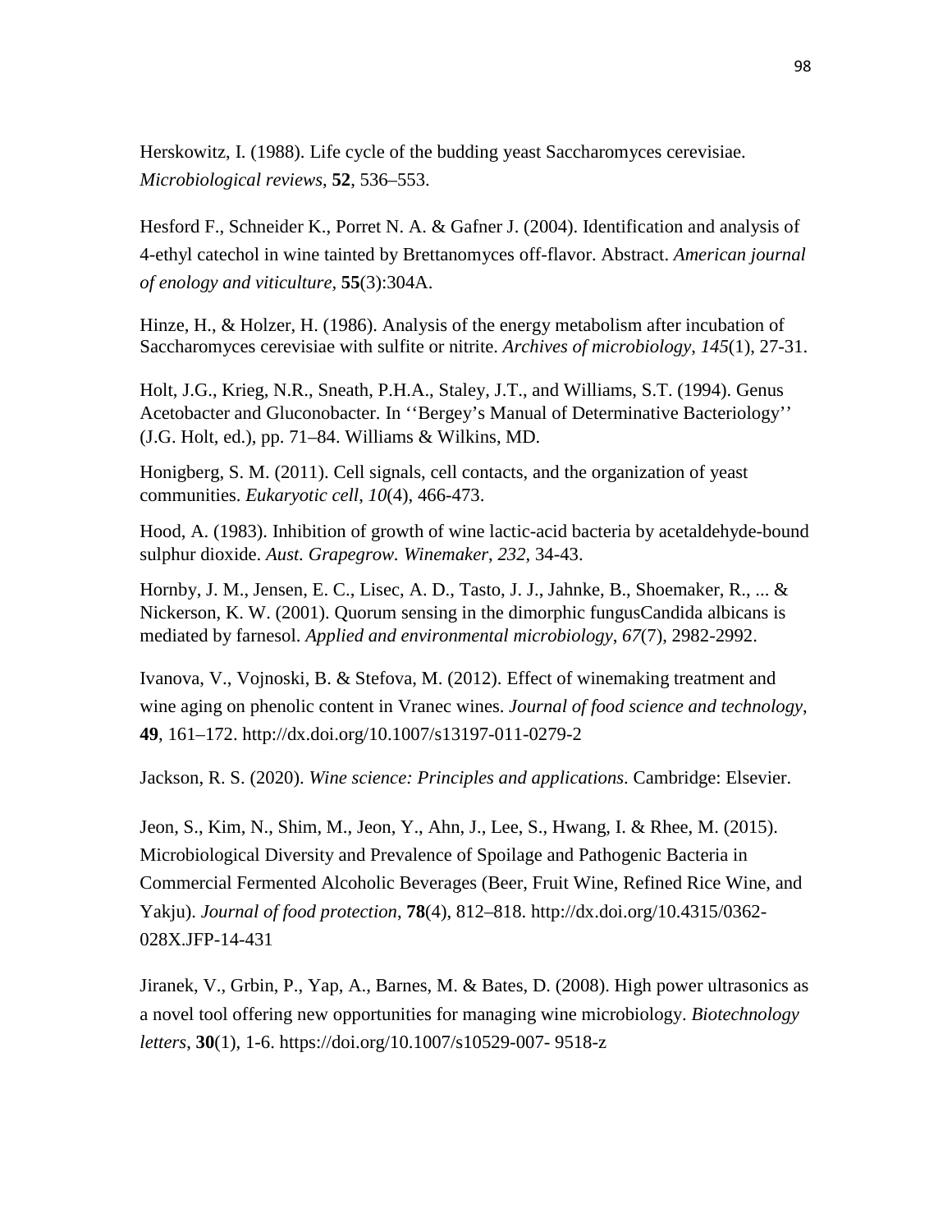Herskowitz, I. (1988). Life cycle of the budding yeast Saccharomyces cerevisiae. *Microbiological reviews*, **52**, 536–553.

Hesford F., Schneider K., Porret N. A. & Gafner J. (2004). Identification and analysis of 4-ethyl catechol in wine tainted by Brettanomyces off-flavor. Abstract. *American journal of enology and viticulture*, **55**(3):304A.

Hinze, H., & Holzer, H. (1986). Analysis of the energy metabolism after incubation of Saccharomyces cerevisiae with sulfite or nitrite. *Archives of microbiology*, *145*(1), 27-31.

Holt, J.G., Krieg, N.R., Sneath, P.H.A., Staley, J.T., and Williams, S.T. (1994). Genus Acetobacter and Gluconobacter. In ''Bergey's Manual of Determinative Bacteriology'' (J.G. Holt, ed.), pp. 71–84. Williams & Wilkins, MD.

Honigberg, S. M. (2011). Cell signals, cell contacts, and the organization of yeast communities. *Eukaryotic cell*, *10*(4), 466-473.

Hood, A. (1983). Inhibition of growth of wine lactic-acid bacteria by acetaldehyde-bound sulphur dioxide. *Aust. Grapegrow. Winemaker*, *232*, 34-43.

Hornby, J. M., Jensen, E. C., Lisec, A. D., Tasto, J. J., Jahnke, B., Shoemaker, R., ... & Nickerson, K. W. (2001). Quorum sensing in the dimorphic fungusCandida albicans is mediated by farnesol. *Applied and environmental microbiology*, *67*(7), 2982-2992.

Ivanova, V., Vojnoski, B. & Stefova, M. (2012). Effect of winemaking treatment and wine aging on phenolic content in Vranec wines. *Journal of food science and technology*, **49**, 161–172. http://dx.doi.org/10.1007/s13197-011-0279-2

Jackson, R. S. (2020). *Wine science: Principles and applications*. Cambridge: Elsevier.

Jeon, S., Kim, N., Shim, M., Jeon, Y., Ahn, J., Lee, S., Hwang, I. & Rhee, M. (2015). Microbiological Diversity and Prevalence of Spoilage and Pathogenic Bacteria in Commercial Fermented Alcoholic Beverages (Beer, Fruit Wine, Refined Rice Wine, and Yakju). *Journal of food protection*, **78**(4), 812–818. http://dx.doi.org/10.4315/0362-028X.JFP-14-431

Jiranek, V., Grbin, P., Yap, A., Barnes, M. & Bates, D. (2008). High power ultrasonics as a novel tool offering new opportunities for managing wine microbiology. *Biotechnology letters*, **30**(1), 1-6. https://doi.org/10.1007/s10529-007- 9518-z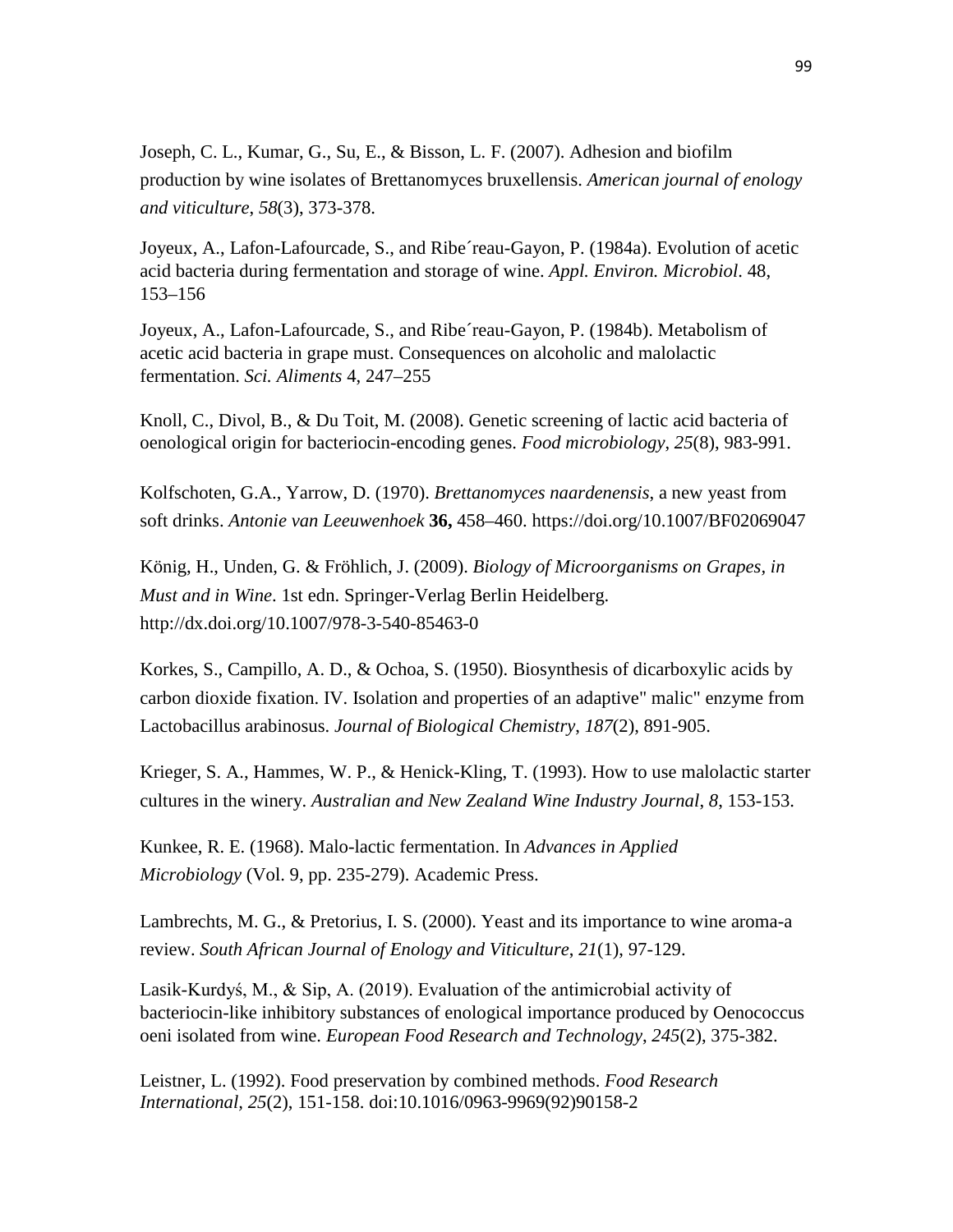Joseph, C. L., Kumar, G., Su, E., & Bisson, L. F. (2007). Adhesion and biofilm production by wine isolates of Brettanomyces bruxellensis. *American journal of enology and viticulture*, *58*(3), 373-378.

Joyeux, A., Lafon-Lafourcade, S., and Ribe´reau-Gayon, P. (1984a). Evolution of acetic acid bacteria during fermentation and storage of wine. *Appl. Environ. Microbiol*. 48, 153–156

Joyeux, A., Lafon-Lafourcade, S., and Ribe´reau-Gayon, P. (1984b). Metabolism of acetic acid bacteria in grape must. Consequences on alcoholic and malolactic fermentation. *Sci. Aliments* 4, 247–255

Knoll, C., Divol, B., & Du Toit, M. (2008). Genetic screening of lactic acid bacteria of oenological origin for bacteriocin-encoding genes. *Food microbiology*, *25*(8), 983-991.

Kolfschoten, G.A., Yarrow, D. (1970). *Brettanomyces naardenensis*, a new yeast from soft drinks. *Antonie van Leeuwenhoek* **36,** 458–460. https://doi.org/10.1007/BF02069047

König, H., Unden, G. & Fröhlich, J. (2009). *Biology of Microorganisms on Grapes, in Must and in Wine*. 1st edn. Springer-Verlag Berlin Heidelberg. http://dx.doi.org/10.1007/978-3-540-85463-0

Korkes, S., Campillo, A. D., & Ochoa, S. (1950). Biosynthesis of dicarboxylic acids by carbon dioxide fixation. IV. Isolation and properties of an adaptive" malic" enzyme from Lactobacillus arabinosus. *Journal of Biological Chemistry*, *187*(2), 891-905.

Krieger, S. A., Hammes, W. P., & Henick-Kling, T. (1993). How to use malolactic starter cultures in the winery. *Australian and New Zealand Wine Industry Journal*, *8*, 153-153.

Kunkee, R. E. (1968). Malo-lactic fermentation. In *Advances in Applied Microbiology* (Vol. 9, pp. 235-279). Academic Press.

Lambrechts, M. G., & Pretorius, I. S. (2000). Yeast and its importance to wine aroma-a review. *South African Journal of Enology and Viticulture*, *21*(1), 97-129.

Lasik-Kurdyś, M., & Sip, A. (2019). Evaluation of the antimicrobial activity of bacteriocin-like inhibitory substances of enological importance produced by Oenococcus oeni isolated from wine. *European Food Research and Technology*, *245*(2), 375-382.

Leistner, L. (1992). Food preservation by combined methods. *Food Research International*, *25*(2), 151-158. doi:10.1016/0963-9969(92)90158-2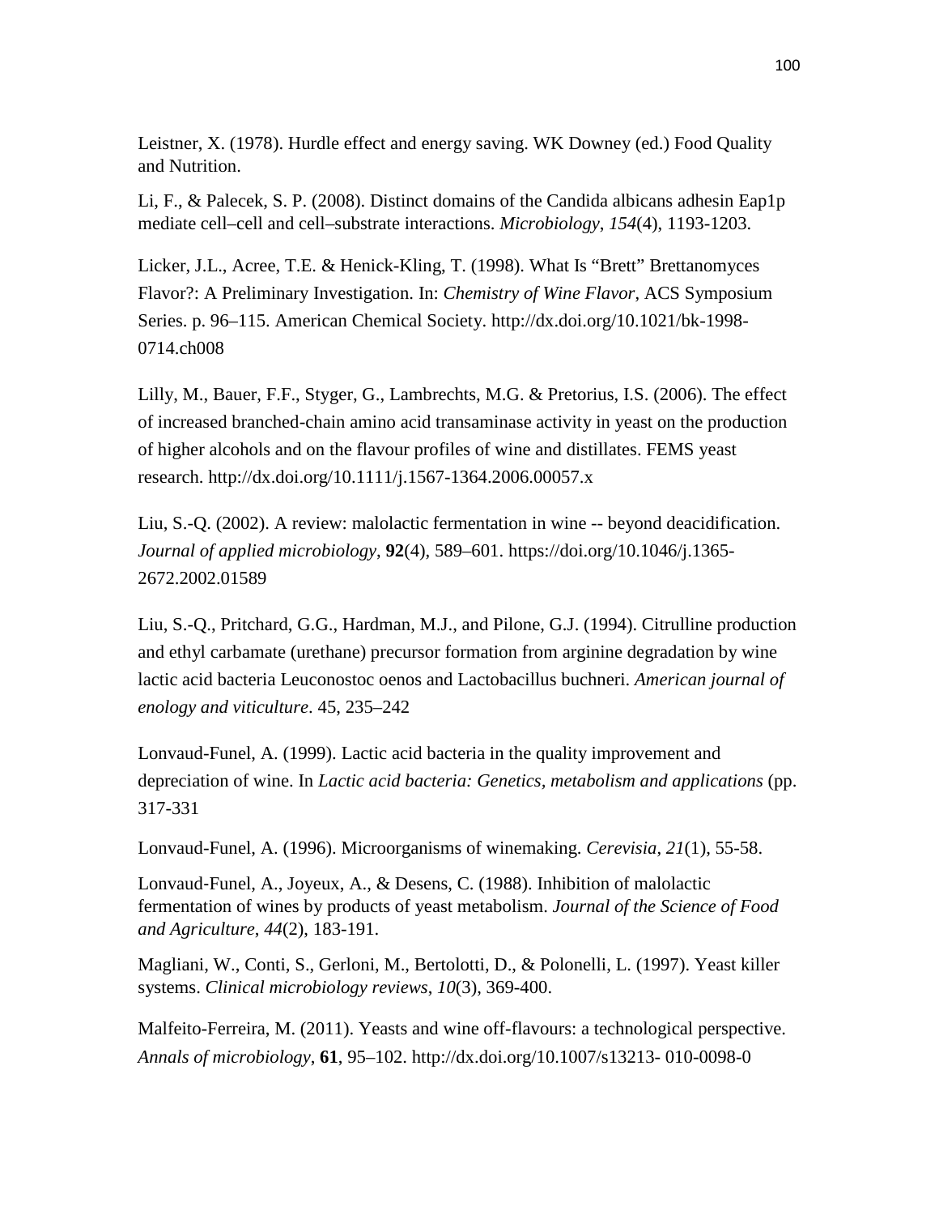Leistner, X. (1978). Hurdle effect and energy saving. WK Downey (ed.) Food Quality and Nutrition.

Li, F., & Palecek, S. P. (2008). Distinct domains of the Candida albicans adhesin Eap1p mediate cell–cell and cell–substrate interactions. *Microbiology*, *154*(4), 1193-1203.

Licker, J.L., Acree, T.E. & Henick-Kling, T. (1998). What Is "Brett" Brettanomyces Flavor?: A Preliminary Investigation. In: *Chemistry of Wine Flavor*, ACS Symposium Series. p. 96–115. American Chemical Society. http://dx.doi.org/10.1021/bk-1998-0714.ch008

Lilly, M., Bauer, F.F., Styger, G., Lambrechts, M.G. & Pretorius, I.S. (2006). The effect of increased branched-chain amino acid transaminase activity in yeast on the production of higher alcohols and on the flavour profiles of wine and distillates. FEMS yeast research. http://dx.doi.org/10.1111/j.1567-1364.2006.00057.x

Liu, S.-Q. (2002). A review: malolactic fermentation in wine -- beyond deacidification. *Journal of applied microbiology*, **92**(4), 589–601. https://doi.org/10.1046/j.1365-2672.2002.01589

Liu, S.-Q., Pritchard, G.G., Hardman, M.J., and Pilone, G.J. (1994). Citrulline production and ethyl carbamate (urethane) precursor formation from arginine degradation by wine lactic acid bacteria Leuconostoc oenos and Lactobacillus buchneri. *American journal of enology and viticulture*. 45, 235–242

Lonvaud-Funel, A. (1999). Lactic acid bacteria in the quality improvement and depreciation of wine. In *Lactic acid bacteria: Genetics, metabolism and applications* (pp. 317-331

Lonvaud-Funel, A. (1996). Microorganisms of winemaking. *Cerevisia*, *21*(1), 55-58.

Lonvaud-Funel, A., Joyeux, A., & Desens, C. (1988). Inhibition of malolactic fermentation of wines by products of yeast metabolism. *Journal of the Science of Food and Agriculture*, *44*(2), 183-191.

Magliani, W., Conti, S., Gerloni, M., Bertolotti, D., & Polonelli, L. (1997). Yeast killer systems. *Clinical microbiology reviews*, *10*(3), 369-400.

Malfeito-Ferreira, M. (2011). Yeasts and wine off-flavours: a technological perspective. *Annals of microbiology*, **61**, 95–102. http://dx.doi.org/10.1007/s13213- 010-0098-0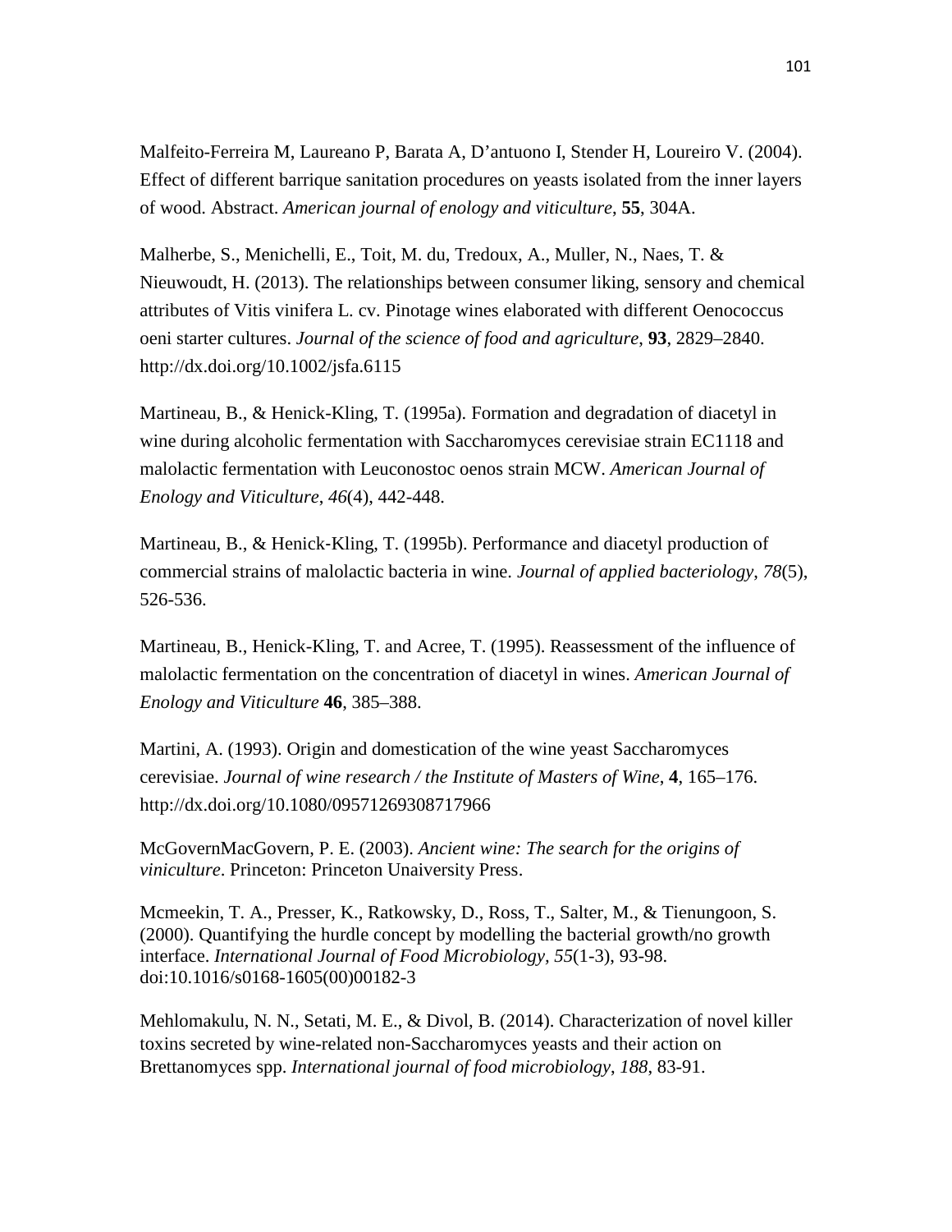Malfeito-Ferreira M, Laureano P, Barata A, D'antuono I, Stender H, Loureiro V. (2004). Effect of different barrique sanitation procedures on yeasts isolated from the inner layers of wood. Abstract. *American journal of enology and viticulture*, **55**, 304A.

Malherbe, S., Menichelli, E., Toit, M. du, Tredoux, A., Muller, N., Naes, T. & Nieuwoudt, H. (2013). The relationships between consumer liking, sensory and chemical attributes of Vitis vinifera L. cv. Pinotage wines elaborated with different Oenococcus oeni starter cultures. *Journal of the science of food and agriculture*, **93**, 2829–2840. http://dx.doi.org/10.1002/jsfa.6115

Martineau, B., & Henick-Kling, T. (1995a). Formation and degradation of diacetyl in wine during alcoholic fermentation with Saccharomyces cerevisiae strain EC1118 and malolactic fermentation with Leuconostoc oenos strain MCW. *American Journal of Enology and Viticulture*, *46*(4), 442-448.

Martineau, B., & Henick-Kling, T. (1995b). Performance and diacetyl production of commercial strains of malolactic bacteria in wine. *Journal of applied bacteriology*, *78*(5), 526-536.

Martineau, B., Henick-Kling, T. and Acree, T. (1995). Reassessment of the influence of malolactic fermentation on the concentration of diacetyl in wines. *American Journal of Enology and Viticulture* **46**, 385–388.

Martini, A. (1993). Origin and domestication of the wine yeast Saccharomyces cerevisiae. *Journal of wine research / the Institute of Masters of Wine*, **4**, 165–176. http://dx.doi.org/10.1080/09571269308717966

McGovernMacGovern, P. E. (2003). *Ancient wine: The search for the origins of viniculture*. Princeton: Princeton Unaiversity Press.

Mcmeekin, T. A., Presser, K., Ratkowsky, D., Ross, T., Salter, M., & Tienungoon, S. (2000). Quantifying the hurdle concept by modelling the bacterial growth/no growth interface. *International Journal of Food Microbiology, 55*(1-3), 93-98. doi:10.1016/s0168-1605(00)00182-3

Mehlomakulu, N. N., Setati, M. E., & Divol, B. (2014). Characterization of novel killer toxins secreted by wine-related non-Saccharomyces yeasts and their action on Brettanomyces spp. *International journal of food microbiology*, *188*, 83-91.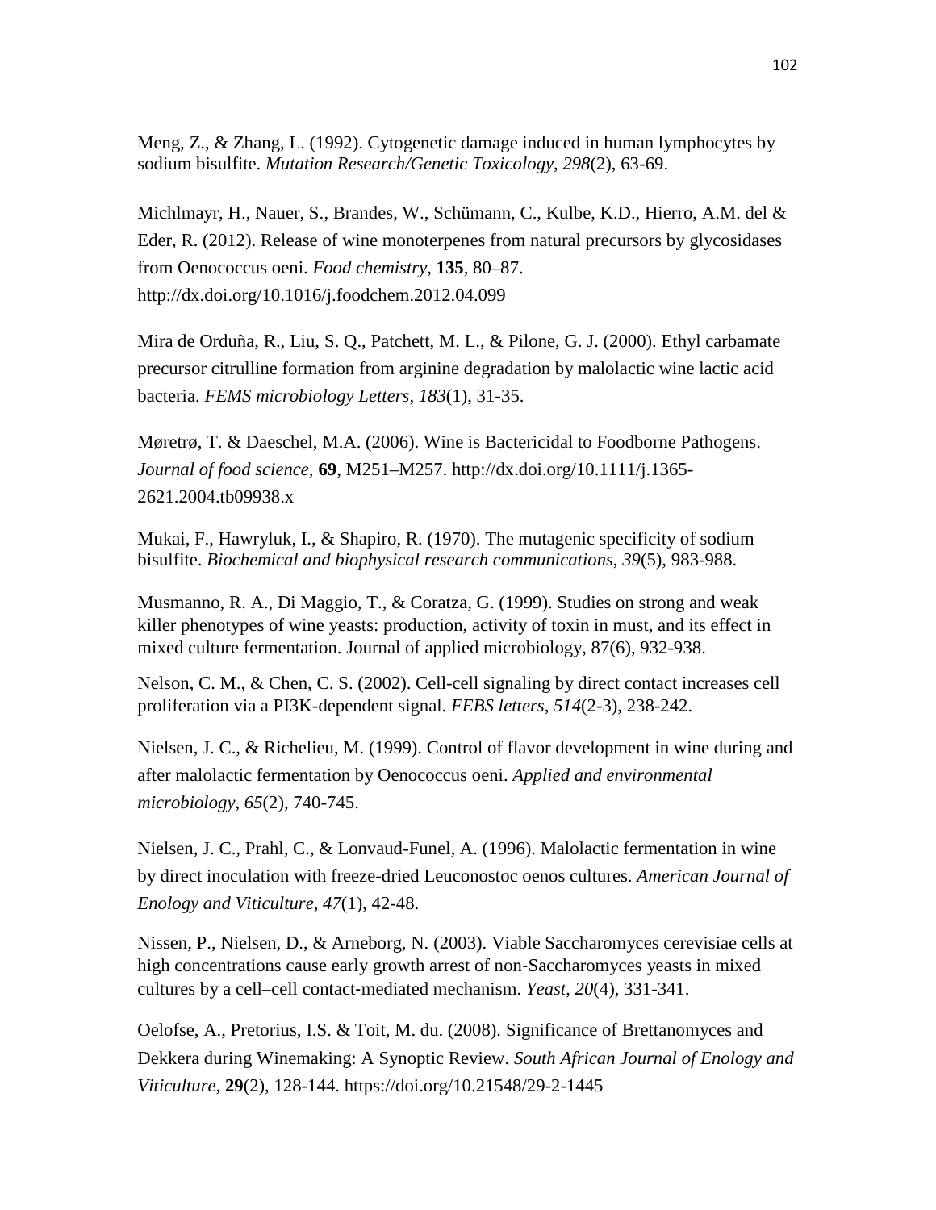Meng, Z., & Zhang, L. (1992). Cytogenetic damage induced in human lymphocytes by sodium bisulfite. *Mutation Research/Genetic Toxicology*, *298*(2), 63-69.

Michlmayr, H., Nauer, S., Brandes, W., Schümann, C., Kulbe, K.D., Hierro, A.M. del & Eder, R. (2012). Release of wine monoterpenes from natural precursors by glycosidases from Oenococcus oeni. *Food chemistry*, **135**, 80–87. http://dx.doi.org/10.1016/j.foodchem.2012.04.099

Mira de Orduña, R., Liu, S. Q., Patchett, M. L., & Pilone, G. J. (2000). Ethyl carbamate precursor citrulline formation from arginine degradation by malolactic wine lactic acid bacteria. *FEMS microbiology Letters*, *183*(1), 31-35.

Møretrø, T. & Daeschel, M.A. (2006). Wine is Bactericidal to Foodborne Pathogens. *Journal of food science*, **69**, M251–M257. http://dx.doi.org/10.1111/j.1365-2621.2004.tb09938.x

Mukai, F., Hawryluk, I., & Shapiro, R. (1970). The mutagenic specificity of sodium bisulfite. *Biochemical and biophysical research communications*, *39*(5), 983-988.

Musmanno, R. A., Di Maggio, T., & Coratza, G. (1999). Studies on strong and weak killer phenotypes of wine yeasts: production, activity of toxin in must, and its effect in mixed culture fermentation. Journal of applied microbiology, 87(6), 932-938.

Nelson, C. M., & Chen, C. S. (2002). Cell-cell signaling by direct contact increases cell proliferation via a PI3K-dependent signal. *FEBS letters*, *514*(2-3), 238-242.

Nielsen, J. C., & Richelieu, M. (1999). Control of flavor development in wine during and after malolactic fermentation by Oenococcus oeni. *Applied and environmental microbiology*, *65*(2), 740-745.

Nielsen, J. C., Prahl, C., & Lonvaud-Funel, A. (1996). Malolactic fermentation in wine by direct inoculation with freeze-dried Leuconostoc oenos cultures. *American Journal of Enology and Viticulture*, *47*(1), 42-48.

Nissen, P., Nielsen, D., & Arneborg, N. (2003). Viable Saccharomyces cerevisiae cells at high concentrations cause early growth arrest of non‐Saccharomyces yeasts in mixed cultures by a cell–cell contact‐mediated mechanism. *Yeast*, *20*(4), 331-341.

Oelofse, A., Pretorius, I.S. & Toit, M. du. (2008). Significance of Brettanomyces and Dekkera during Winemaking: A Synoptic Review. *South African Journal of Enology and Viticulture*, **29**(2), 128-144. https://doi.org/10.21548/29-2-1445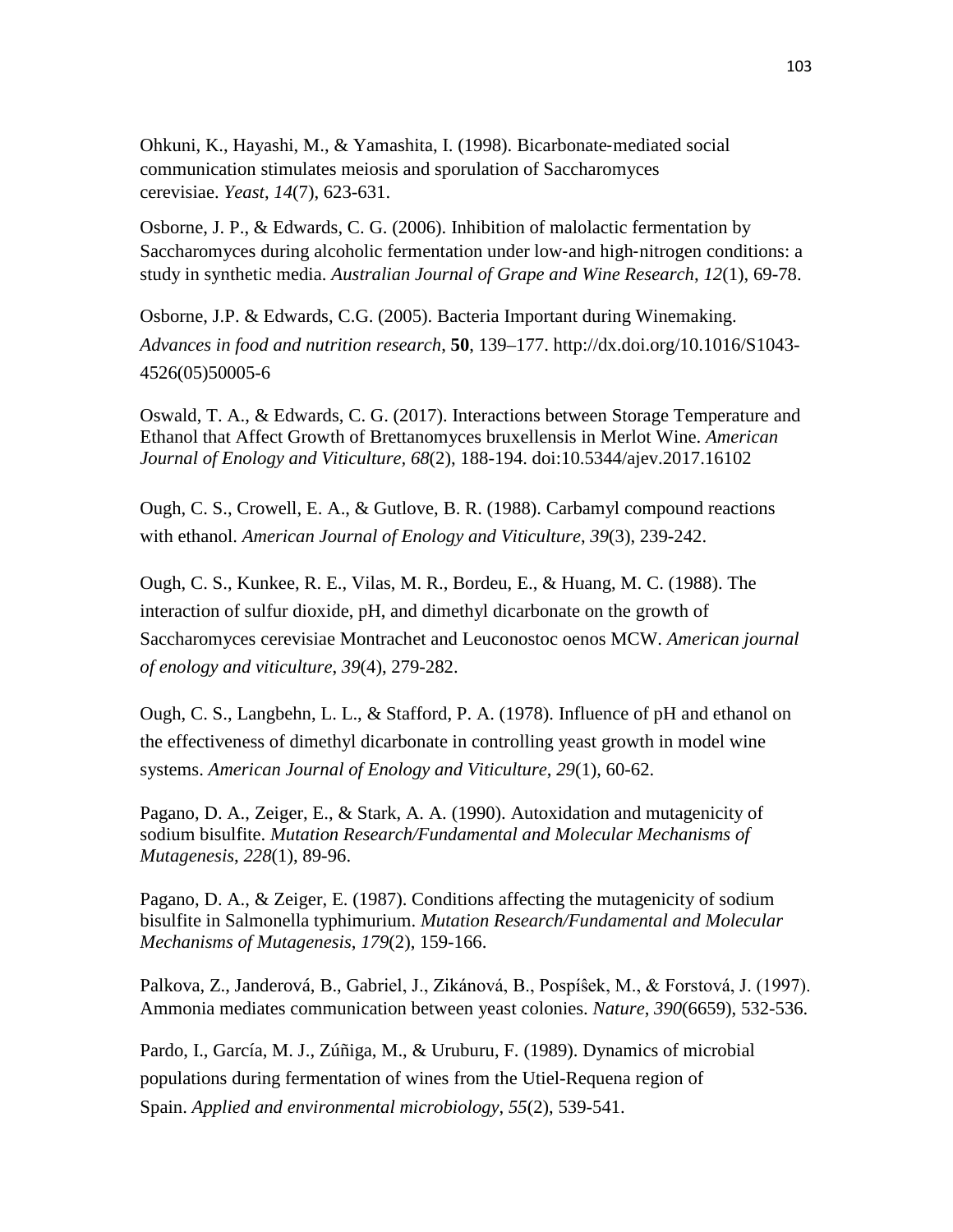Ohkuni, K., Hayashi, M., & Yamashita, I. (1998). Bicarbonate‐mediated social communication stimulates meiosis and sporulation of Saccharomyces cerevisiae. *Yeast*, *14*(7), 623-631.

Osborne, J. P., & Edwards, C. G. (2006). Inhibition of malolactic fermentation by Saccharomyces during alcoholic fermentation under low‐and high‐nitrogen conditions: a study in synthetic media. *Australian Journal of Grape and Wine Research*, *12*(1), 69-78.

Osborne, J.P. & Edwards, C.G. (2005). Bacteria Important during Winemaking. *Advances in food and nutrition research*, **50**, 139–177. http://dx.doi.org/10.1016/S1043-4526(05)50005-6

Oswald, T. A., & Edwards, C. G. (2017). Interactions between Storage Temperature and Ethanol that Affect Growth of Brettanomyces bruxellensis in Merlot Wine. *American Journal of Enology and Viticulture, 68*(2), 188-194. doi:10.5344/ajev.2017.16102

Ough, C. S., Crowell, E. A., & Gutlove, B. R. (1988). Carbamyl compound reactions with ethanol. *American Journal of Enology and Viticulture*, *39*(3), 239-242.

Ough, C. S., Kunkee, R. E., Vilas, M. R., Bordeu, E., & Huang, M. C. (1988). The interaction of sulfur dioxide, pH, and dimethyl dicarbonate on the growth of Saccharomyces cerevisiae Montrachet and Leuconostoc oenos MCW. *American journal of enology and viticulture*, *39*(4), 279-282.

Ough, C. S., Langbehn, L. L., & Stafford, P. A. (1978). Influence of pH and ethanol on the effectiveness of dimethyl dicarbonate in controlling yeast growth in model wine systems. *American Journal of Enology and Viticulture*, *29*(1), 60-62.

Pagano, D. A., Zeiger, E., & Stark, A. A. (1990). Autoxidation and mutagenicity of sodium bisulfite. *Mutation Research/Fundamental and Molecular Mechanisms of Mutagenesis*, *228*(1), 89-96.

Pagano, D. A., & Zeiger, E. (1987). Conditions affecting the mutagenicity of sodium bisulfite in Salmonella typhimurium. *Mutation Research/Fundamental and Molecular Mechanisms of Mutagenesis*, *179*(2), 159-166.

Palkova, Z., Janderová, B., Gabriel, J., Zikánová, B., Pospíŝek, M., & Forstová, J. (1997). Ammonia mediates communication between yeast colonies. *Nature*, *390*(6659), 532-536.

Pardo, I., García, M. J., Zúñiga, M., & Uruburu, F. (1989). Dynamics of microbial populations during fermentation of wines from the Utiel-Requena region of Spain. *Applied and environmental microbiology*, *55*(2), 539-541.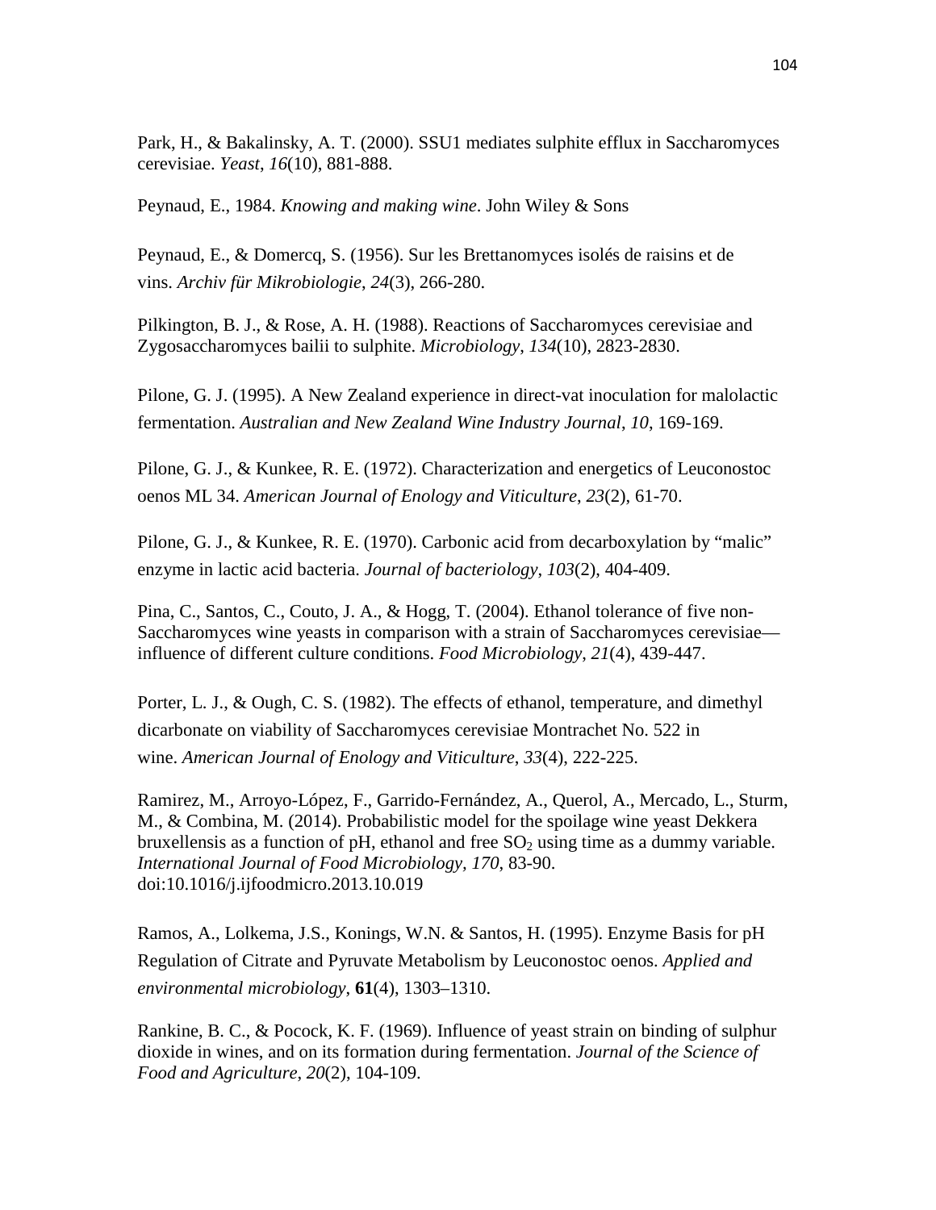Park, H., & Bakalinsky, A. T. (2000). SSU1 mediates sulphite efflux in Saccharomyces cerevisiae. *Yeast*, *16*(10), 881-888.

Peynaud, E., 1984. *Knowing and making wine*. John Wiley & Sons

Peynaud, E., & Domercq, S. (1956). Sur les Brettanomyces isolés de raisins et de vins. *Archiv für Mikrobiologie*, *24*(3), 266-280.

Pilkington, B. J., & Rose, A. H. (1988). Reactions of Saccharomyces cerevisiae and Zygosaccharomyces bailii to sulphite. *Microbiology*, *134*(10), 2823-2830.

Pilone, G. J. (1995). A New Zealand experience in direct-vat inoculation for malolactic fermentation. *Australian and New Zealand Wine Industry Journal*, *10*, 169-169.

Pilone, G. J., & Kunkee, R. E. (1972). Characterization and energetics of Leuconostoc oenos ML 34. *American Journal of Enology and Viticulture*, *23*(2), 61-70.

Pilone, G. J., & Kunkee, R. E. (1970). Carbonic acid from decarboxylation by "malic" enzyme in lactic acid bacteria. *Journal of bacteriology*, *103*(2), 404-409.

Pina, C., Santos, C., Couto, J. A., & Hogg, T. (2004). Ethanol tolerance of five non-Saccharomyces wine yeasts in comparison with a strain of Saccharomyces cerevisiae—influence of different culture conditions. *Food Microbiology*, *21*(4), 439-447.

Porter, L. J., & Ough, C. S. (1982). The effects of ethanol, temperature, and dimethyl dicarbonate on viability of Saccharomyces cerevisiae Montrachet No. 522 in wine. *American Journal of Enology and Viticulture*, *33*(4), 222-225.

Ramirez, M., Arroyo-López, F., Garrido-Fernández, A., Querol, A., Mercado, L., Sturm, M., & Combina, M. (2014). Probabilistic model for the spoilage wine yeast Dekkera bruxellensis as a function of pH, ethanol and free $SO_2$ using time as a dummy variable. *International Journal of Food Microbiology*, *170*, 83-90. doi:10.1016/j.ijfoodmicro.2013.10.019

Ramos, A., Lolkema, J.S., Konings, W.N. & Santos, H. (1995). Enzyme Basis for pH Regulation of Citrate and Pyruvate Metabolism by Leuconostoc oenos. *Applied and environmental microbiology*, **61**(4), 1303–1310.

Rankine, B. C., & Pocock, K. F. (1969). Influence of yeast strain on binding of sulphur dioxide in wines, and on its formation during fermentation. *Journal of the Science of Food and Agriculture*, *20*(2), 104-109.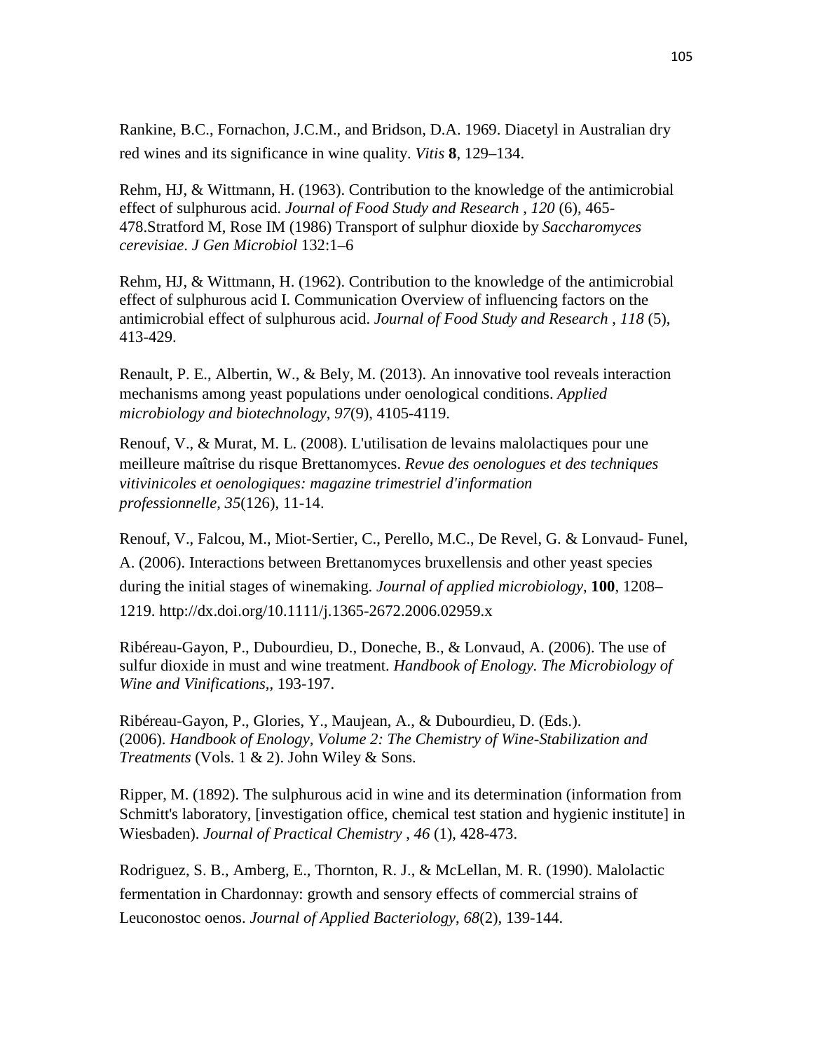Rankine, B.C., Fornachon, J.C.M., and Bridson, D.A. 1969. Diacetyl in Australian dry red wines and its significance in wine quality. *Vitis* **8**, 129–134.

Rehm, HJ, & Wittmann, H. (1963). Contribution to the knowledge of the antimicrobial effect of sulphurous acid. *Journal of Food Study and Research* , *120* (6), 465-478.Stratford M, Rose IM (1986) Transport of sulphur dioxide by *Saccharomyces cerevisiae*. *J Gen Microbiol* 132:1–6

Rehm, HJ, & Wittmann, H. (1962). Contribution to the knowledge of the antimicrobial effect of sulphurous acid I. Communication Overview of influencing factors on the antimicrobial effect of sulphurous acid. *Journal of Food Study and Research* , *118* (5), 413-429.

Renault, P. E., Albertin, W., & Bely, M. (2013). An innovative tool reveals interaction mechanisms among yeast populations under oenological conditions. *Applied microbiology and biotechnology*, *97*(9), 4105-4119.

Renouf, V., & Murat, M. L. (2008). L'utilisation de levains malolactiques pour une meilleure maîtrise du risque Brettanomyces. *Revue des oenologues et des techniques vitivinicoles et oenologiques: magazine trimestriel d'information professionnelle*, *35*(126), 11-14.

Renouf, V., Falcou, M., Miot-Sertier, C., Perello, M.C., De Revel, G. & Lonvaud- Funel, A. (2006). Interactions between Brettanomyces bruxellensis and other yeast species during the initial stages of winemaking. *Journal of applied microbiology*, **100**, 1208–1219. http://dx.doi.org/10.1111/j.1365-2672.2006.02959.x

Ribéreau-Gayon, P., Dubourdieu, D., Doneche, B., & Lonvaud, A. (2006). The use of sulfur dioxide in must and wine treatment. *Handbook of Enology. The Microbiology of Wine and Vinifications*,, 193-197.

Ribéreau-Gayon, P., Glories, Y., Maujean, A., & Dubourdieu, D. (Eds.). (2006). *Handbook of Enology, Volume 2: The Chemistry of Wine-Stabilization and Treatments* (Vols. 1 & 2). John Wiley & Sons.

Ripper, M. (1892). The sulphurous acid in wine and its determination (information from Schmitt's laboratory, [investigation office, chemical test station and hygienic institute] in Wiesbaden). *Journal of Practical Chemistry* , *46* (1), 428-473.

Rodriguez, S. B., Amberg, E., Thornton, R. J., & McLellan, M. R. (1990). Malolactic fermentation in Chardonnay: growth and sensory effects of commercial strains of Leuconostoc oenos. *Journal of Applied Bacteriology*, *68*(2), 139-144.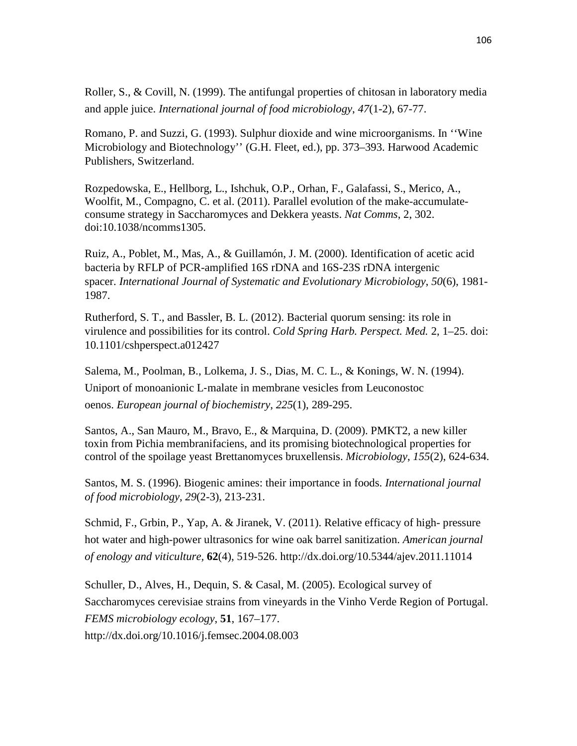Roller, S., & Covill, N. (1999). The antifungal properties of chitosan in laboratory media and apple juice. *International journal of food microbiology*, *47*(1-2), 67-77.

Romano, P. and Suzzi, G. (1993). Sulphur dioxide and wine microorganisms. In ''Wine Microbiology and Biotechnology'' (G.H. Fleet, ed.), pp. 373–393. Harwood Academic Publishers, Switzerland.

Rozpedowska, E., Hellborg, L., Ishchuk, O.P., Orhan, F., Galafassi, S., Merico, A., Woolfit, M., Compagno, C. et al. (2011). Parallel evolution of the make-accumulate-consume strategy in Saccharomyces and Dekkera yeasts. *Nat Comms*, 2, 302. doi:10.1038/ncomms1305.

Ruiz, A., Poblet, M., Mas, A., & Guillamón, J. M. (2000). Identification of acetic acid bacteria by RFLP of PCR-amplified 16S rDNA and 16S-23S rDNA intergenic spacer. *International Journal of Systematic and Evolutionary Microbiology*, *50*(6), 1981-1987.

Rutherford, S. T., and Bassler, B. L. (2012). Bacterial quorum sensing: its role in virulence and possibilities for its control. *Cold Spring Harb. Perspect. Med.* 2, 1–25. doi: 10.1101/cshperspect.a012427

Salema, M., Poolman, B., Lolkema, J. S., Dias, M. C. L., & Konings, W. N. (1994). Uniport of monoanionic L‐malate in membrane vesicles from Leuconostoc oenos. *European journal of biochemistry*, *225*(1), 289-295.

Santos, A., San Mauro, M., Bravo, E., & Marquina, D. (2009). PMKT2, a new killer toxin from Pichia membranifaciens, and its promising biotechnological properties for control of the spoilage yeast Brettanomyces bruxellensis. *Microbiology*, *155*(2), 624-634.

Santos, M. S. (1996). Biogenic amines: their importance in foods. *International journal of food microbiology*, *29*(2-3), 213-231.

Schmid, F., Grbin, P., Yap, A. & Jiranek, V. (2011). Relative efficacy of high- pressure hot water and high-power ultrasonics for wine oak barrel sanitization. *American journal of enology and viticulture*, **62**(4), 519-526. http://dx.doi.org/10.5344/ajev.2011.11014

Schuller, D., Alves, H., Dequin, S. & Casal, M. (2005). Ecological survey of Saccharomyces cerevisiae strains from vineyards in the Vinho Verde Region of Portugal. *FEMS microbiology ecology*, **51**, 167–177. http://dx.doi.org/10.1016/j.femsec.2004.08.003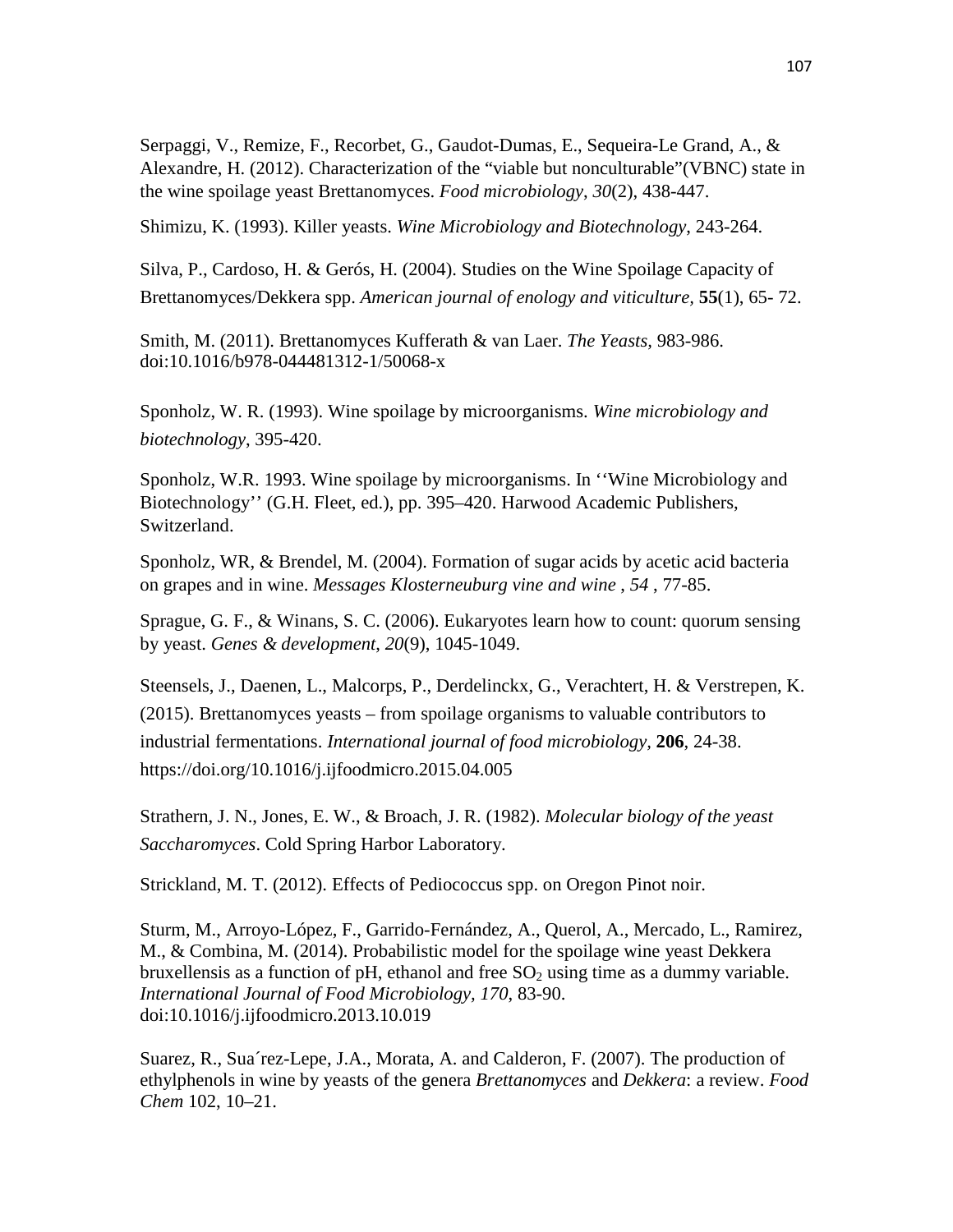Serpaggi, V., Remize, F., Recorbet, G., Gaudot-Dumas, E., Sequeira-Le Grand, A., & Alexandre, H. (2012). Characterization of the "viable but nonculturable"(VBNC) state in the wine spoilage yeast Brettanomyces. *Food microbiology*, *30*(2), 438-447.

Shimizu, K. (1993). Killer yeasts. *Wine Microbiology and Biotechnology*, 243-264.

Silva, P., Cardoso, H. & Gerós, H. (2004). Studies on the Wine Spoilage Capacity of Brettanomyces/Dekkera spp. *American journal of enology and viticulture*, **55**(1), 65- 72.

Smith, M. (2011). Brettanomyces Kufferath & van Laer. *The Yeasts,* 983-986. doi:10.1016/b978-044481312-1/50068-x

Sponholz, W. R. (1993). Wine spoilage by microorganisms. *Wine microbiology and biotechnology*, 395-420.

Sponholz, W.R. 1993. Wine spoilage by microorganisms. In ''Wine Microbiology and Biotechnology'' (G.H. Fleet, ed.), pp. 395–420. Harwood Academic Publishers, Switzerland.

Sponholz, WR, & Brendel, M. (2004). Formation of sugar acids by acetic acid bacteria on grapes and in wine. *Messages Klosterneuburg vine and wine* , *54* , 77-85.

Sprague, G. F., & Winans, S. C. (2006). Eukaryotes learn how to count: quorum sensing by yeast. *Genes & development*, *20*(9), 1045-1049.

Steensels, J., Daenen, L., Malcorps, P., Derdelinckx, G., Verachtert, H. & Verstrepen, K. (2015). Brettanomyces yeasts – from spoilage organisms to valuable contributors to industrial fermentations. *International journal of food microbiology*, **206**, 24-38. https://doi.org/10.1016/j.ijfoodmicro.2015.04.005

Strathern, J. N., Jones, E. W., & Broach, J. R. (1982). *Molecular biology of the yeast Saccharomyces*. Cold Spring Harbor Laboratory.

Strickland, M. T. (2012). Effects of Pediococcus spp. on Oregon Pinot noir.

Sturm, M., Arroyo-López, F., Garrido-Fernández, A., Querol, A., Mercado, L., Ramirez, M., & Combina, M. (2014). Probabilistic model for the spoilage wine yeast Dekkera bruxellensis as a function of pH, ethanol and free $SO_2$ using time as a dummy variable. *International Journal of Food Microbiology*, *170*, 83-90. doi:10.1016/j.ijfoodmicro.2013.10.019

Suarez, R., Sua´rez-Lepe, J.A., Morata, A. and Calderon, F. (2007). The production of ethylphenols in wine by yeasts of the genera *Brettanomyces* and *Dekkera*: a review. *Food Chem* 102, 10–21.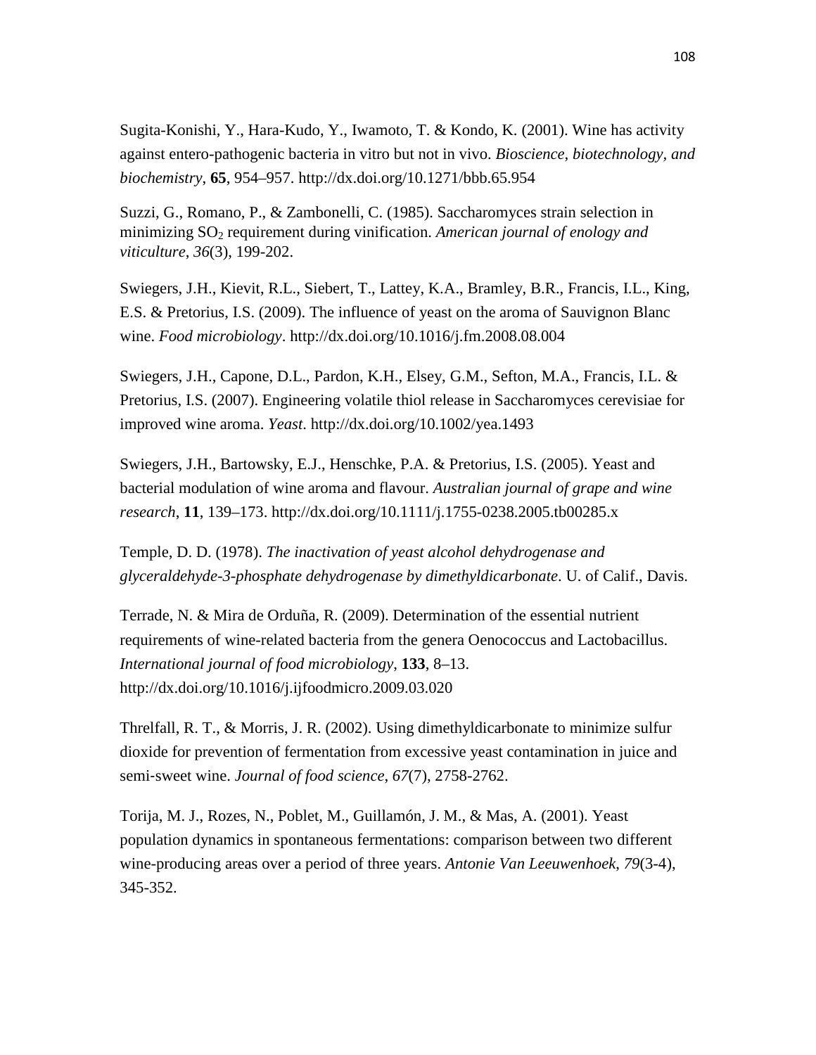Sugita-Konishi, Y., Hara-Kudo, Y., Iwamoto, T. & Kondo, K. (2001). Wine has activity against entero-pathogenic bacteria in vitro but not in vivo. *Bioscience, biotechnology, and biochemistry*, **65**, 954–957. http://dx.doi.org/10.1271/bbb.65.954

Suzzi, G., Romano, P., & Zambonelli, C. (1985). Saccharomyces strain selection in minimizing $SO_2$ requirement during vinification. *American journal of enology and viticulture*, *36*(3), 199-202.

Swiegers, J.H., Kievit, R.L., Siebert, T., Lattey, K.A., Bramley, B.R., Francis, I.L., King, E.S. & Pretorius, I.S. (2009). The influence of yeast on the aroma of Sauvignon Blanc wine. *Food microbiology*. http://dx.doi.org/10.1016/j.fm.2008.08.004

Swiegers, J.H., Capone, D.L., Pardon, K.H., Elsey, G.M., Sefton, M.A., Francis, I.L. & Pretorius, I.S. (2007). Engineering volatile thiol release in Saccharomyces cerevisiae for improved wine aroma. *Yeast*. http://dx.doi.org/10.1002/yea.1493

Swiegers, J.H., Bartowsky, E.J., Henschke, P.A. & Pretorius, I.S. (2005). Yeast and bacterial modulation of wine aroma and flavour. *Australian journal of grape and wine research*, **11**, 139–173. http://dx.doi.org/10.1111/j.1755-0238.2005.tb00285.x

Temple, D. D. (1978). *The inactivation of yeast alcohol dehydrogenase and glyceraldehyde-3-phosphate dehydrogenase by dimethyldicarbonate*. U. of Calif., Davis.

Terrade, N. & Mira de Orduña, R. (2009). Determination of the essential nutrient requirements of wine-related bacteria from the genera Oenococcus and Lactobacillus. *International journal of food microbiology*, **133**, 8–13. http://dx.doi.org/10.1016/j.ijfoodmicro.2009.03.020

Threlfall, R. T., & Morris, J. R. (2002). Using dimethyldicarbonate to minimize sulfur dioxide for prevention of fermentation from excessive yeast contamination in juice and semi-sweet wine. *Journal of food science*, *67*(7), 2758-2762.

Torija, M. J., Rozes, N., Poblet, M., Guillamón, J. M., & Mas, A. (2001). Yeast population dynamics in spontaneous fermentations: comparison between two different wine-producing areas over a period of three years. *Antonie Van Leeuwenhoek*, *79*(3-4), 345-352.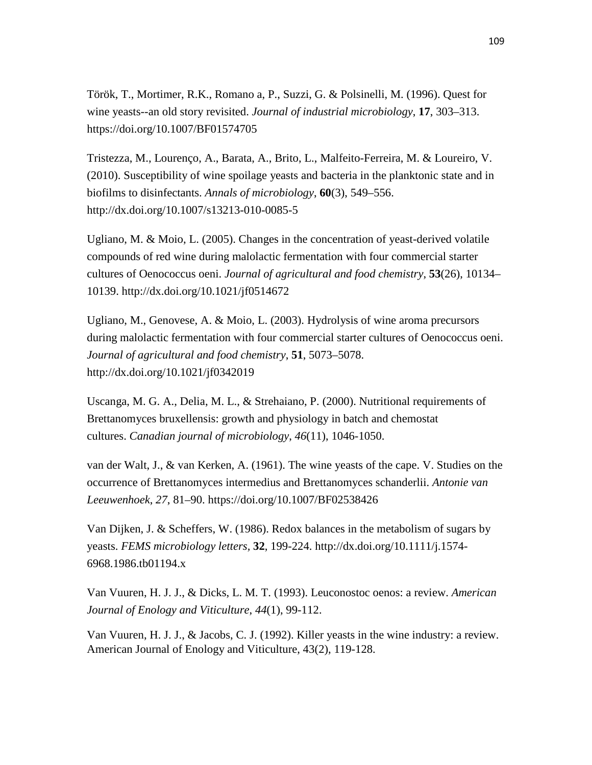Török, T., Mortimer, R.K., Romano a, P., Suzzi, G. & Polsinelli, M. (1996). Quest for wine yeasts--an old story revisited. *Journal of industrial microbiology*, **17**, 303–313. https://doi.org/10.1007/BF01574705

Tristezza, M., Lourenço, A., Barata, A., Brito, L., Malfeito-Ferreira, M. & Loureiro, V. (2010). Susceptibility of wine spoilage yeasts and bacteria in the planktonic state and in biofilms to disinfectants. *Annals of microbiology*, **60**(3), 549–556. http://dx.doi.org/10.1007/s13213-010-0085-5

Ugliano, M. & Moio, L. (2005). Changes in the concentration of yeast-derived volatile compounds of red wine during malolactic fermentation with four commercial starter cultures of Oenococcus oeni. *Journal of agricultural and food chemistry*, **53**(26), 10134–10139. http://dx.doi.org/10.1021/jf0514672

Ugliano, M., Genovese, A. & Moio, L. (2003). Hydrolysis of wine aroma precursors during malolactic fermentation with four commercial starter cultures of Oenococcus oeni. *Journal of agricultural and food chemistry*, **51**, 5073–5078. http://dx.doi.org/10.1021/jf0342019

Uscanga, M. G. A., Delia, M. L., & Strehaiano, P. (2000). Nutritional requirements of Brettanomyces bruxellensis: growth and physiology in batch and chemostat cultures. *Canadian journal of microbiology*, *46*(11), 1046-1050.

van der Walt, J., & van Kerken, A. (1961). The wine yeasts of the cape. V. Studies on the occurrence of Brettanomyces intermedius and Brettanomyces schanderlii. *Antonie van Leeuwenhoek*, *27*, 81–90. https://doi.org/10.1007/BF02538426

Van Dijken, J. & Scheffers, W. (1986). Redox balances in the metabolism of sugars by yeasts. *FEMS microbiology letters*, **32**, 199-224. http://dx.doi.org/10.1111/j.1574-6968.1986.tb01194.x

Van Vuuren, H. J. J., & Dicks, L. M. T. (1993). Leuconostoc oenos: a review. *American Journal of Enology and Viticulture*, *44*(1), 99-112.

Van Vuuren, H. J. J., & Jacobs, C. J. (1992). Killer yeasts in the wine industry: a review. American Journal of Enology and Viticulture, 43(2), 119-128.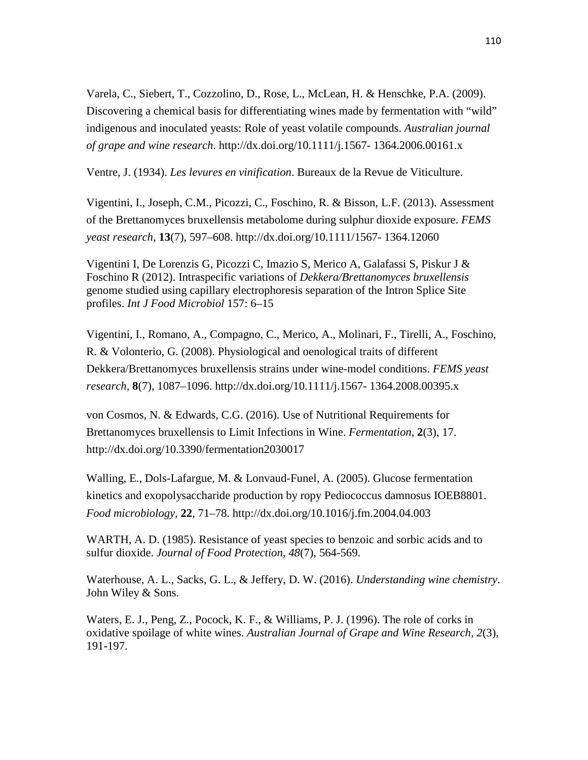Varela, C., Siebert, T., Cozzolino, D., Rose, L., McLean, H. & Henschke, P.A. (2009). Discovering a chemical basis for differentiating wines made by fermentation with "wild" indigenous and inoculated yeasts: Role of yeast volatile compounds. *Australian journal of grape and wine research*. http://dx.doi.org/10.1111/j.1567- 1364.2006.00161.x

Ventre, J. (1934). *Les levures en vinification*. Bureaux de la Revue de Viticulture.

Vigentini, I., Joseph, C.M., Picozzi, C., Foschino, R. & Bisson, L.F. (2013). Assessment of the Brettanomyces bruxellensis metabolome during sulphur dioxide exposure. *FEMS yeast research*, **13**(7), 597–608. http://dx.doi.org/10.1111/1567- 1364.12060

Vigentini I, De Lorenzis G, Picozzi C, Imazio S, Merico A, Galafassi S, Piskur J & Foschino R (2012). Intraspecific variations of *Dekkera/Brettanomyces bruxellensis* genome studied using capillary electrophoresis separation of the Intron Splice Site profiles. *Int J Food Microbiol* 157: 6–15

Vigentini, I., Romano, A., Compagno, C., Merico, A., Molinari, F., Tirelli, A., Foschino, R. & Volonterio, G. (2008). Physiological and oenological traits of different Dekkera/Brettanomyces bruxellensis strains under wine-model conditions. *FEMS yeast research*, **8**(7), 1087–1096. http://dx.doi.org/10.1111/j.1567- 1364.2008.00395.x

von Cosmos, N. & Edwards, C.G. (2016). Use of Nutritional Requirements for Brettanomyces bruxellensis to Limit Infections in Wine. *Fermentation*, **2**(3), 17. http://dx.doi.org/10.3390/fermentation2030017

Walling, E., Dols-Lafargue, M. & Lonvaud-Funel, A. (2005). Glucose fermentation kinetics and exopolysaccharide production by ropy Pediococcus damnosus IOEB8801. *Food microbiology*, **22**, 71–78. http://dx.doi.org/10.1016/j.fm.2004.04.003

WARTH, A. D. (1985). Resistance of yeast species to benzoic and sorbic acids and to sulfur dioxide. *Journal of Food Protection*, *48*(7), 564-569.

Waterhouse, A. L., Sacks, G. L., & Jeffery, D. W. (2016). *Understanding wine chemistry*. John Wiley & Sons.

Waters, E. J., Peng, Z., Pocock, K. F., & Williams, P. J. (1996). The role of corks in oxidative spoilage of white wines. *Australian Journal of Grape and Wine Research*, *2*(3), 191-197.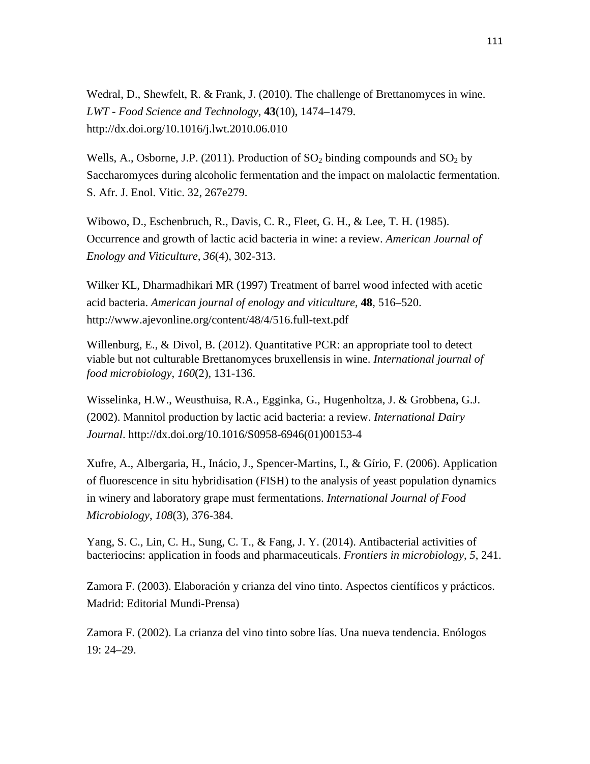Wedral, D., Shewfelt, R. & Frank, J. (2010). The challenge of Brettanomyces in wine. *LWT - Food Science and Technology*, **43**(10), 1474–1479. http://dx.doi.org/10.1016/j.lwt.2010.06.010

Wells, A., Osborne, J.P. (2011). Production of $SO_2$ binding compounds and $SO_2$ by Saccharomyces during alcoholic fermentation and the impact on malolactic fermentation. S. Afr. J. Enol. Vitic. 32, 267e279.

Wibowo, D., Eschenbruch, R., Davis, C. R., Fleet, G. H., & Lee, T. H. (1985). Occurrence and growth of lactic acid bacteria in wine: a review. *American Journal of Enology and Viticulture*, *36*(4), 302-313.

Wilker KL, Dharmadhikari MR (1997) Treatment of barrel wood infected with acetic acid bacteria. *American journal of enology and viticulture*, **48**, 516–520. http://www.ajevonline.org/content/48/4/516.full-text.pdf

Willenburg, E., & Divol, B. (2012). Quantitative PCR: an appropriate tool to detect viable but not culturable Brettanomyces bruxellensis in wine. *International journal of food microbiology*, *160*(2), 131-136.

Wisselinka, H.W., Weusthuisa, R.A., Egginka, G., Hugenholtza, J. & Grobbena, G.J. (2002). Mannitol production by lactic acid bacteria: a review. *International Dairy Journal*. http://dx.doi.org/10.1016/S0958-6946(01)00153-4

Xufre, A., Albergaria, H., Inácio, J., Spencer-Martins, I., & Gírio, F. (2006). Application of fluorescence in situ hybridisation (FISH) to the analysis of yeast population dynamics in winery and laboratory grape must fermentations. *International Journal of Food Microbiology*, *108*(3), 376-384.

Yang, S. C., Lin, C. H., Sung, C. T., & Fang, J. Y. (2014). Antibacterial activities of bacteriocins: application in foods and pharmaceuticals. *Frontiers in microbiology*, *5*, 241.

Zamora F. (2003). Elaboración y crianza del vino tinto. Aspectos científicos y prácticos. Madrid: Editorial Mundi-Prensa)

Zamora F. (2002). La crianza del vino tinto sobre lías. Una nueva tendencia. Enólogos 19: 24–29.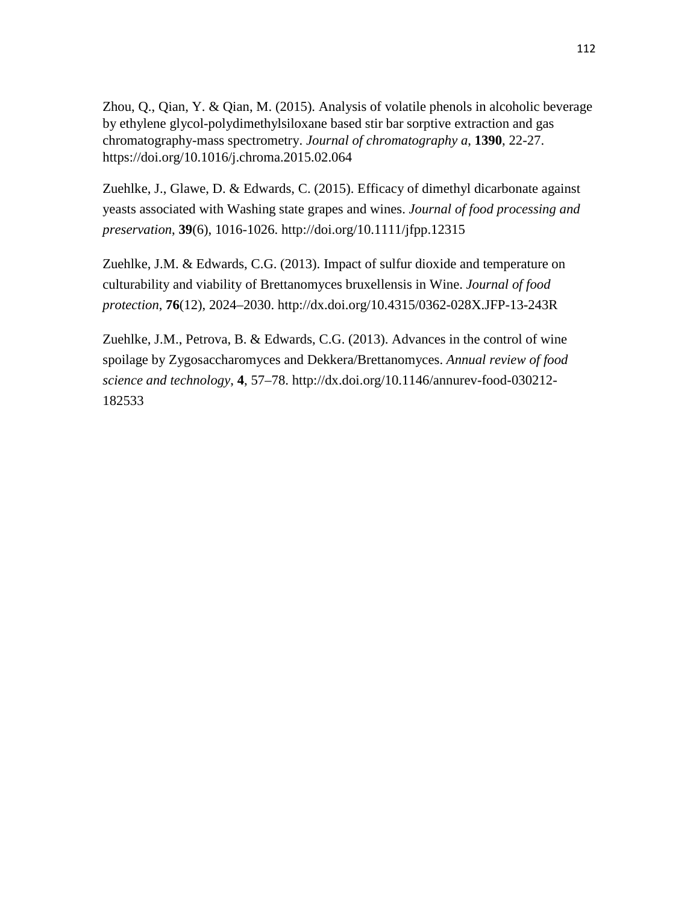Zhou, Q., Qian, Y. & Qian, M. (2015). Analysis of volatile phenols in alcoholic beverage by ethylene glycol-polydimethylsiloxane based stir bar sorptive extraction and gas chromatography-mass spectrometry. *Journal of chromatography a*, **1390**, 22-27. https://doi.org/10.1016/j.chroma.2015.02.064

Zuehlke, J., Glawe, D. & Edwards, C. (2015). Efficacy of dimethyl dicarbonate against yeasts associated with Washing state grapes and wines. *Journal of food processing and preservation*, **39**(6), 1016-1026. http://doi.org/10.1111/jfpp.12315

Zuehlke, J.M. & Edwards, C.G. (2013). Impact of sulfur dioxide and temperature on culturability and viability of Brettanomyces bruxellensis in Wine. *Journal of food protection*, **76**(12), 2024–2030. http://dx.doi.org/10.4315/0362-028X.JFP-13-243R

Zuehlke, J.M., Petrova, B. & Edwards, C.G. (2013). Advances in the control of wine spoilage by Zygosaccharomyces and Dekkera/Brettanomyces. *Annual review of food science and technology*, **4**, 57–78. http://dx.doi.org/10.1146/annurev-food-030212-182533